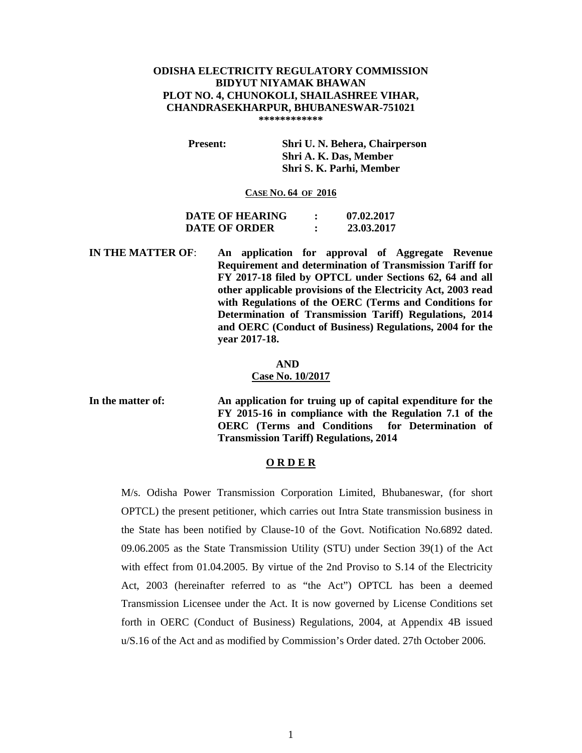# ODISHA ELECTRICITY REGULATORY COMMISSION
## BIDYUT NIYAMAK BHAWAN
## PLOT NO. 4, CHUNOKOLI, SHAILASHREE VIHAR, CHANDRASEKHARPUR, BHUBANESWAR-751021

************

**Present:** **Shri U. N. Behera, Chairperson**
**Shri A. K. Das, Member**
**Shri S. K. Parhi, Member**

**CASE NO. 64 OF 2016**

| | | |
|---|---|---|
| **DATE OF HEARING** | **:** | **07.02.2017** |
| **DATE OF ORDER** | **:** | **23.03.2017** |

**IN THE MATTER OF**: **An application for approval of Aggregate Revenue Requirement and determination of Transmission Tariff for FY 2017-18 filed by OPTCL under Sections 62, 64 and all other applicable provisions of the Electricity Act, 2003 read with Regulations of the OERC (Terms and Conditions for Determination of Transmission Tariff) Regulations, 2014 and OERC (Conduct of Business) Regulations, 2004 for the year 2017-18.**

**AND**

**Case No. 10/2017**

**In the matter of:** **An application for truing up of capital expenditure for the FY 2015-16 in compliance with the Regulation 7.1 of the OERC (Terms and Conditions for Determination of Transmission Tariff) Regulations, 2014**

## ORDER

M/s. Odisha Power Transmission Corporation Limited, Bhubaneswar, (for short OPTCL) the present petitioner, which carries out Intra State transmission business in the State has been notified by Clause-10 of the Govt. Notification No.6892 dated. 09.06.2005 as the State Transmission Utility (STU) under Section 39(1) of the Act with effect from 01.04.2005. By virtue of the 2nd Proviso to S.14 of the Electricity Act, 2003 (hereinafter referred to as "the Act") OPTCL has been a deemed Transmission Licensee under the Act. It is now governed by License Conditions set forth in OERC (Conduct of Business) Regulations, 2004, at Appendix 4B issued u/S.16 of the Act and as modified by Commission's Order dated. 27th October 2006.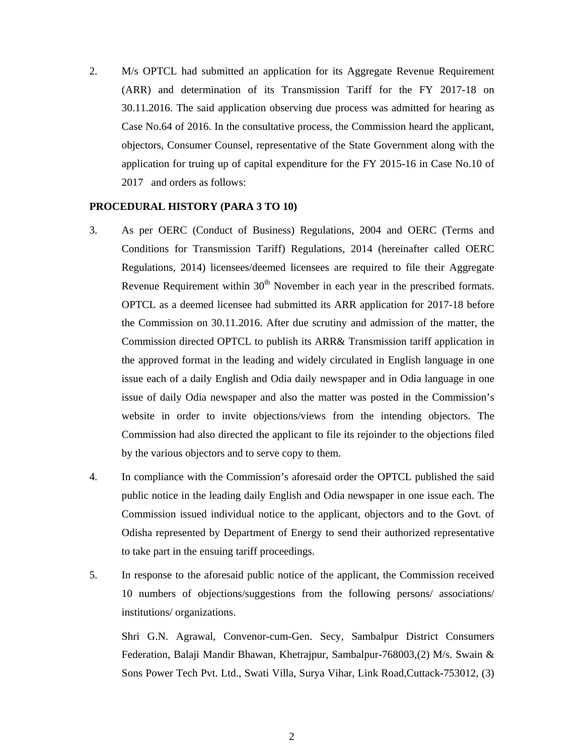2. M/s OPTCL had submitted an application for its Aggregate Revenue Requirement (ARR) and determination of its Transmission Tariff for the FY 2017-18 on 30.11.2016. The said application observing due process was admitted for hearing as Case No.64 of 2016. In the consultative process, the Commission heard the applicant, objectors, Consumer Counsel, representative of the State Government along with the application for truing up of capital expenditure for the FY 2015-16 in Case No.10 of 2017 and orders as follows:

**PROCEDURAL HISTORY (PARA 3 TO 10)**

3. As per OERC (Conduct of Business) Regulations, 2004 and OERC (Terms and Conditions for Transmission Tariff) Regulations, 2014 (hereinafter called OERC Regulations, 2014) licensees/deemed licensees are required to file their Aggregate Revenue Requirement within 30th November in each year in the prescribed formats. OPTCL as a deemed licensee had submitted its ARR application for 2017-18 before the Commission on 30.11.2016. After due scrutiny and admission of the matter, the Commission directed OPTCL to publish its ARR& Transmission tariff application in the approved format in the leading and widely circulated in English language in one issue each of a daily English and Odia daily newspaper and in Odia language in one issue of daily Odia newspaper and also the matter was posted in the Commission's website in order to invite objections/views from the intending objectors. The Commission had also directed the applicant to file its rejoinder to the objections filed by the various objectors and to serve copy to them.

4. In compliance with the Commission's aforesaid order the OPTCL published the said public notice in the leading daily English and Odia newspaper in one issue each. The Commission issued individual notice to the applicant, objectors and to the Govt. of Odisha represented by Department of Energy to send their authorized representative to take part in the ensuing tariff proceedings.

5. In response to the aforesaid public notice of the applicant, the Commission received 10 numbers of objections/suggestions from the following persons/ associations/ institutions/ organizations.

   Shri G.N. Agrawal, Convenor-cum-Gen. Secy, Sambalpur District Consumers Federation, Balaji Mandir Bhawan, Khetrajpur, Sambalpur-768003,(2) M/s. Swain & Sons Power Tech Pvt. Ltd., Swati Villa, Surya Vihar, Link Road,Cuttack-753012, (3)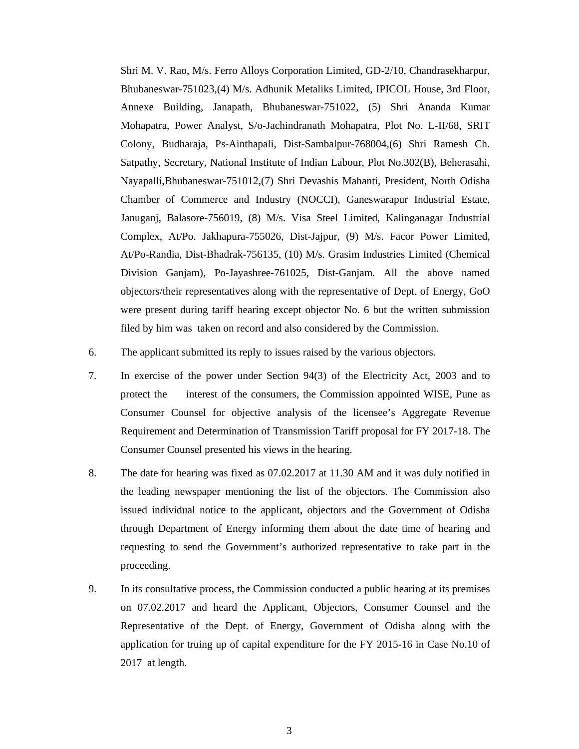Shri M. V. Rao, M/s. Ferro Alloys Corporation Limited, GD-2/10, Chandrasekharpur, Bhubaneswar-751023,(4) M/s. Adhunik Metaliks Limited, IPICOL House, 3rd Floor, Annexe Building, Janapath, Bhubaneswar-751022, (5) Shri Ananda Kumar Mohapatra, Power Analyst, S/o-Jachindranath Mohapatra, Plot No. L-II/68, SRIT Colony, Budharaja, Ps-Ainthapali, Dist-Sambalpur-768004,(6) Shri Ramesh Ch. Satpathy, Secretary, National Institute of Indian Labour, Plot No.302(B), Beherasahi, Nayapalli,Bhubaneswar-751012,(7) Shri Devashis Mahanti, President, North Odisha Chamber of Commerce and Industry (NOCCI), Ganeswarapur Industrial Estate, Januganj, Balasore-756019, (8) M/s. Visa Steel Limited, Kalinganagar Industrial Complex, At/Po. Jakhapura-755026, Dist-Jajpur, (9) M/s. Facor Power Limited, At/Po-Randia, Dist-Bhadrak-756135, (10) M/s. Grasim Industries Limited (Chemical Division Ganjam), Po-Jayashree-761025, Dist-Ganjam. All the above named objectors/their representatives along with the representative of Dept. of Energy, GoO were present during tariff hearing except objector No. 6 but the written submission filed by him was taken on record and also considered by the Commission.

6. The applicant submitted its reply to issues raised by the various objectors.

7. In exercise of the power under Section 94(3) of the Electricity Act, 2003 and to protect the interest of the consumers, the Commission appointed WISE, Pune as Consumer Counsel for objective analysis of the licensee's Aggregate Revenue Requirement and Determination of Transmission Tariff proposal for FY 2017-18. The Consumer Counsel presented his views in the hearing.

8. The date for hearing was fixed as 07.02.2017 at 11.30 AM and it was duly notified in the leading newspaper mentioning the list of the objectors. The Commission also issued individual notice to the applicant, objectors and the Government of Odisha through Department of Energy informing them about the date time of hearing and requesting to send the Government's authorized representative to take part in the proceeding.

9. In its consultative process, the Commission conducted a public hearing at its premises on 07.02.2017 and heard the Applicant, Objectors, Consumer Counsel and the Representative of the Dept. of Energy, Government of Odisha along with the application for truing up of capital expenditure for the FY 2015-16 in Case No.10 of 2017 at length.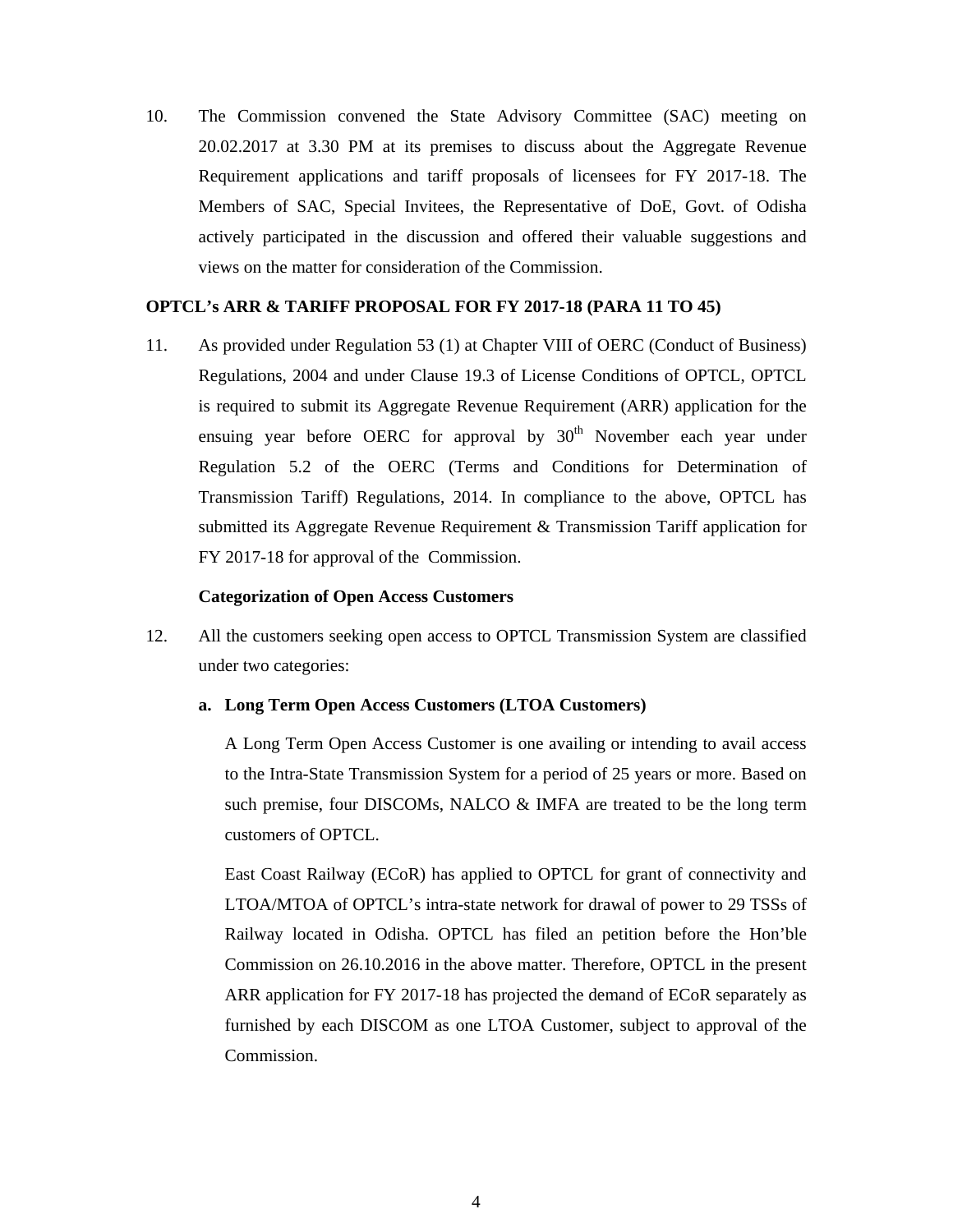10. The Commission convened the State Advisory Committee (SAC) meeting on 20.02.2017 at 3.30 PM at its premises to discuss about the Aggregate Revenue Requirement applications and tariff proposals of licensees for FY 2017-18. The Members of SAC, Special Invitees, the Representative of DoE, Govt. of Odisha actively participated in the discussion and offered their valuable suggestions and views on the matter for consideration of the Commission.

**OPTCL's ARR & TARIFF PROPOSAL FOR FY 2017-18 (PARA 11 TO 45)**

11. As provided under Regulation 53 (1) at Chapter VIII of OERC (Conduct of Business) Regulations, 2004 and under Clause 19.3 of License Conditions of OPTCL, OPTCL is required to submit its Aggregate Revenue Requirement (ARR) application for the ensuing year before OERC for approval by 30th November each year under Regulation 5.2 of the OERC (Terms and Conditions for Determination of Transmission Tariff) Regulations, 2014. In compliance to the above, OPTCL has submitted its Aggregate Revenue Requirement & Transmission Tariff application for FY 2017-18 for approval of the Commission.

**Categorization of Open Access Customers**

12. All the customers seeking open access to OPTCL Transmission System are classified under two categories:

    a. **Long Term Open Access Customers (LTOA Customers)**

    A Long Term Open Access Customer is one availing or intending to avail access to the Intra-State Transmission System for a period of 25 years or more. Based on such premise, four DISCOMs, NALCO & IMFA are treated to be the long term customers of OPTCL.

    East Coast Railway (ECoR) has applied to OPTCL for grant of connectivity and LTOA/MTOA of OPTCL's intra-state network for drawal of power to 29 TSSs of Railway located in Odisha. OPTCL has filed an petition before the Hon'ble Commission on 26.10.2016 in the above matter. Therefore, OPTCL in the present ARR application for FY 2017-18 has projected the demand of ECoR separately as furnished by each DISCOM as one LTOA Customer, subject to approval of the Commission.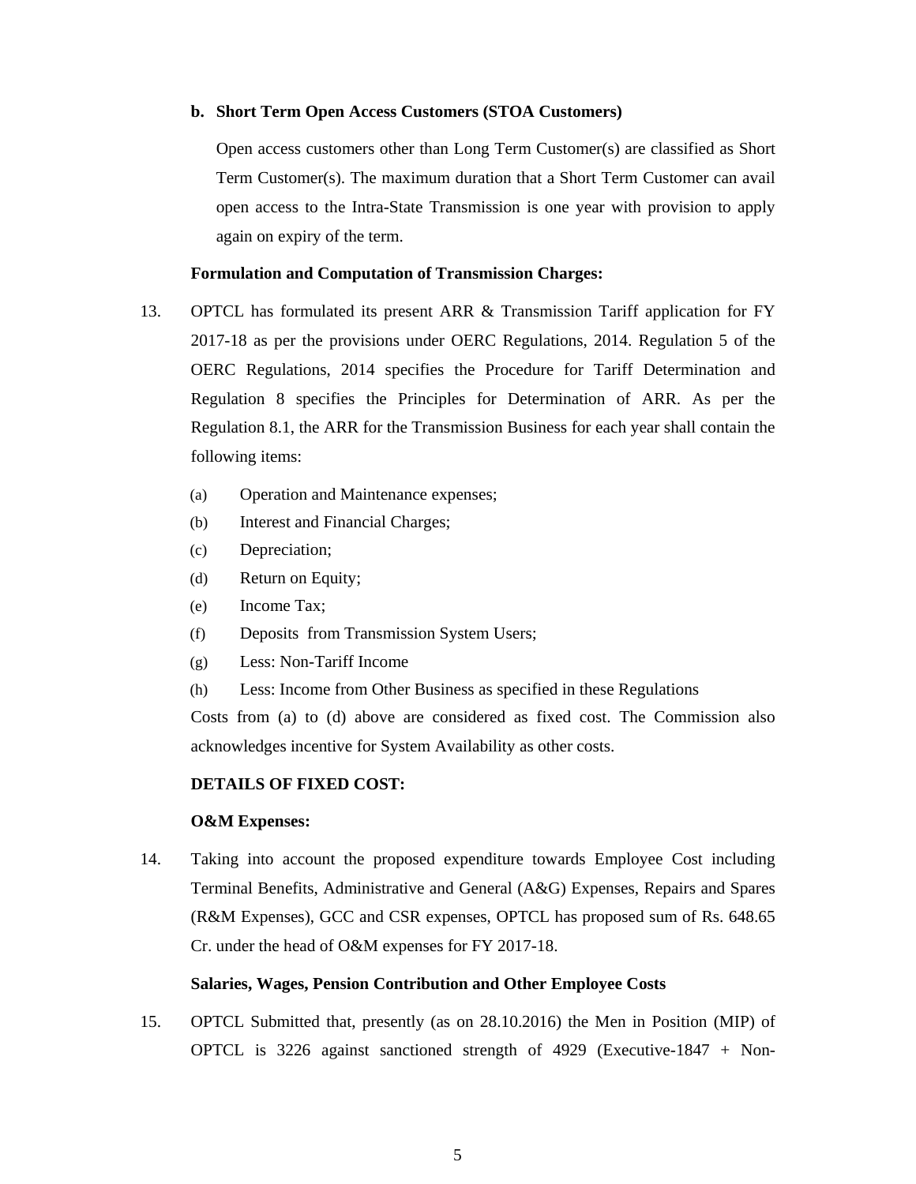**b. Short Term Open Access Customers (STOA Customers)**

Open access customers other than Long Term Customer(s) are classified as Short Term Customer(s). The maximum duration that a Short Term Customer can avail open access to the Intra-State Transmission is one year with provision to apply again on expiry of the term.

**Formulation and Computation of Transmission Charges:**

13. OPTCL has formulated its present ARR & Transmission Tariff application for FY 2017-18 as per the provisions under OERC Regulations, 2014. Regulation 5 of the OERC Regulations, 2014 specifies the Procedure for Tariff Determination and Regulation 8 specifies the Principles for Determination of ARR. As per the Regulation 8.1, the ARR for the Transmission Business for each year shall contain the following items:

    (a) Operation and Maintenance expenses;
    (b) Interest and Financial Charges;
    (c) Depreciation;
    (d) Return on Equity;
    (e) Income Tax;
    (f) Deposits from Transmission System Users;
    (g) Less: Non-Tariff Income
    (h) Less: Income from Other Business as specified in these Regulations

    Costs from (a) to (d) above are considered as fixed cost. The Commission also acknowledges incentive for System Availability as other costs.

**DETAILS OF FIXED COST:**

**O&M Expenses:**

14. Taking into account the proposed expenditure towards Employee Cost including Terminal Benefits, Administrative and General (A&G) Expenses, Repairs and Spares (R&M Expenses), GCC and CSR expenses, OPTCL has proposed sum of Rs. 648.65 Cr. under the head of O&M expenses for FY 2017-18.

**Salaries, Wages, Pension Contribution and Other Employee Costs**

15. OPTCL Submitted that, presently (as on 28.10.2016) the Men in Position (MIP) of OPTCL is 3226 against sanctioned strength of 4929 (Executive-1847 + Non-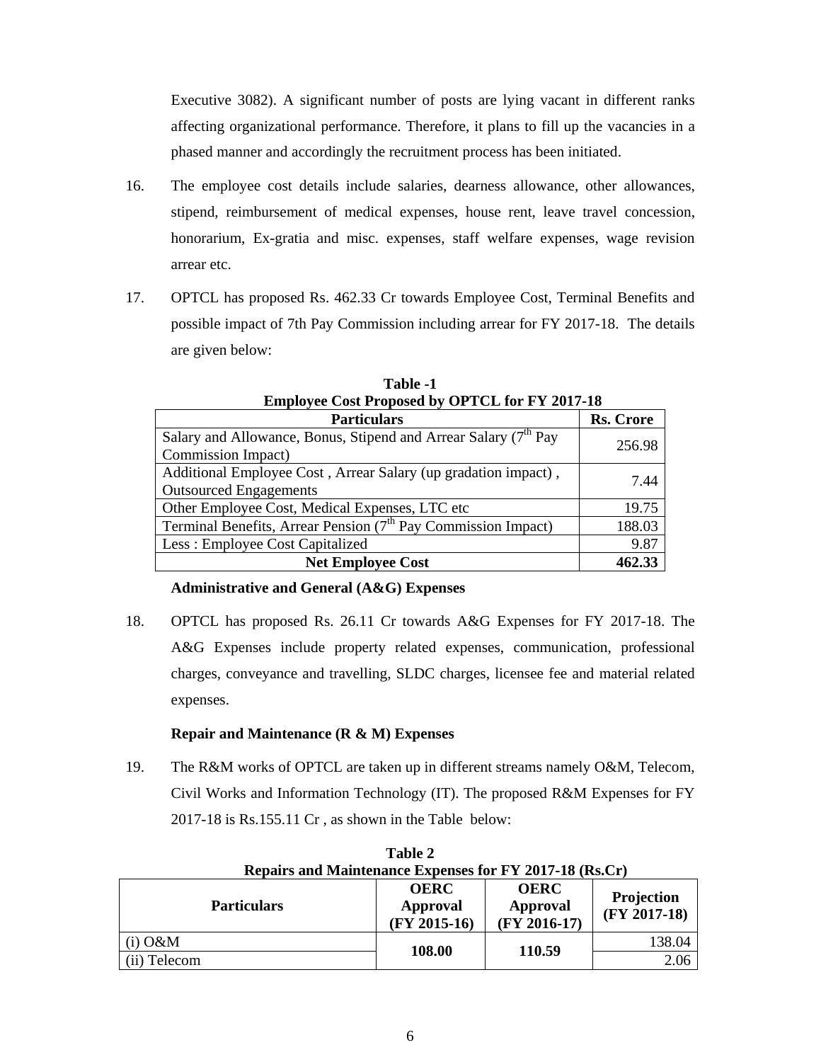Executive 3082). A significant number of posts are lying vacant in different ranks affecting organizational performance. Therefore, it plans to fill up the vacancies in a phased manner and accordingly the recruitment process has been initiated.

16. The employee cost details include salaries, dearness allowance, other allowances, stipend, reimbursement of medical expenses, house rent, leave travel concession, honorarium, Ex-gratia and misc. expenses, staff welfare expenses, wage revision arrear etc.

17. OPTCL has proposed Rs. 462.33 Cr towards Employee Cost, Terminal Benefits and possible impact of 7th Pay Commission including arrear for FY 2017-18. The details are given below:

**Table -1**
**Employee Cost Proposed by OPTCL for FY 2017-18**

| Particulars | Rs. Crore |
|---|---|
| Salary and Allowance, Bonus, Stipend and Arrear Salary (7th Pay Commission Impact) | 256.98 |
| Additional Employee Cost , Arrear Salary (up gradation impact) , Outsourced Engagements | 7.44 |
| Other Employee Cost, Medical Expenses, LTC etc | 19.75 |
| Terminal Benefits, Arrear Pension (7th Pay Commission Impact) | 188.03 |
| Less : Employee Cost Capitalized | 9.87 |
| **Net Employee Cost** | **462.33** |

**Administrative and General (A&G) Expenses**

18. OPTCL has proposed Rs. 26.11 Cr towards A&G Expenses for FY 2017-18. The A&G Expenses include property related expenses, communication, professional charges, conveyance and travelling, SLDC charges, licensee fee and material related expenses.

**Repair and Maintenance (R & M) Expenses**

19. The R&M works of OPTCL are taken up in different streams namely O&M, Telecom, Civil Works and Information Technology (IT). The proposed R&M Expenses for FY 2017-18 is Rs.155.11 Cr , as shown in the Table below:

**Table 2**
**Repairs and Maintenance Expenses for FY 2017-18 (Rs.Cr)**

| Particulars | OERC Approval (FY 2015-16) | OERC Approval (FY 2016-17) | Projection (FY 2017-18) |
|---|---|---|---|
| (i) O&M | **108.00** | **110.59** | 138.04 |
| (ii) Telecom | | | 2.06 |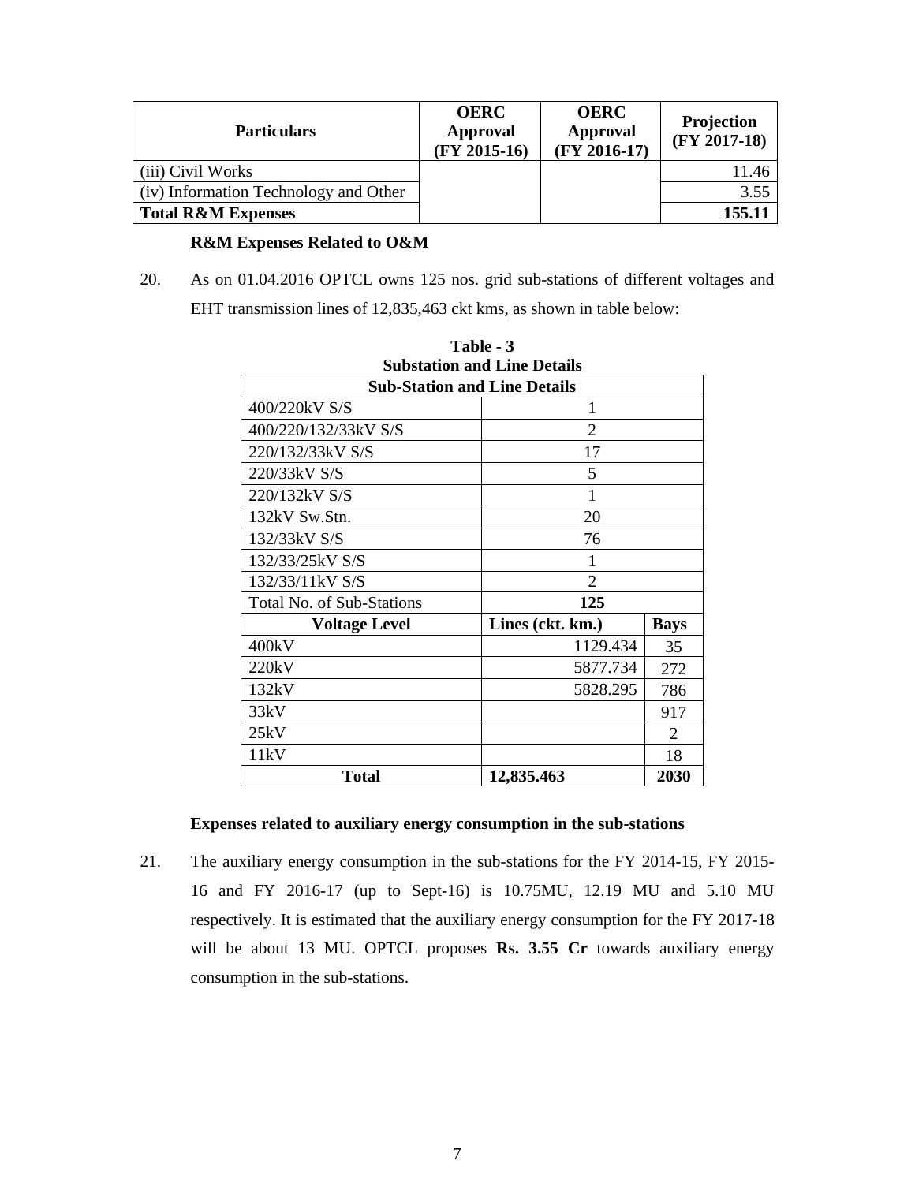| Particulars | OERC Approval (FY 2015-16) | OERC Approval (FY 2016-17) | Projection (FY 2017-18) |
|---|---|---|---|
| (iii) Civil Works | | | 11.46 |
| (iv) Information Technology and Other | | | 3.55 |
| **Total R&M Expenses** | | | **155.11** |

**R&M Expenses Related to O&M**

20. As on 01.04.2016 OPTCL owns 125 nos. grid sub-stations of different voltages and EHT transmission lines of 12,835,463 ckt kms, as shown in table below:

**Table - 3**
**Substation and Line Details**

| **Sub-Station and Line Details** | | |
|---|---|---|
| 400/220kV S/S | 1 | |
| 400/220/132/33kV S/S | 2 | |
| 220/132/33kV S/S | 17 | |
| 220/33kV S/S | 5 | |
| 220/132kV S/S | 1 | |
| 132kV Sw.Stn. | 20 | |
| 132/33kV S/S | 76 | |
| 132/33/25kV S/S | 1 | |
| 132/33/11kV S/S | 2 | |
| Total No. of Sub-Stations | **125** | |
| **Voltage Level** | **Lines (ckt. km.)** | **Bays** |
| 400kV | 1129.434 | 35 |
| 220kV | 5877.734 | 272 |
| 132kV | 5828.295 | 786 |
| 33kV | | 917 |
| 25kV | | 2 |
| 11kV | | 18 |
| **Total** | **12,835.463** | **2030** |

**Expenses related to auxiliary energy consumption in the sub-stations**

21. The auxiliary energy consumption in the sub-stations for the FY 2014-15, FY 2015-16 and FY 2016-17 (up to Sept-16) is 10.75MU, 12.19 MU and 5.10 MU respectively. It is estimated that the auxiliary energy consumption for the FY 2017-18 will be about 13 MU. OPTCL proposes **Rs. 3.55 Cr** towards auxiliary energy consumption in the sub-stations.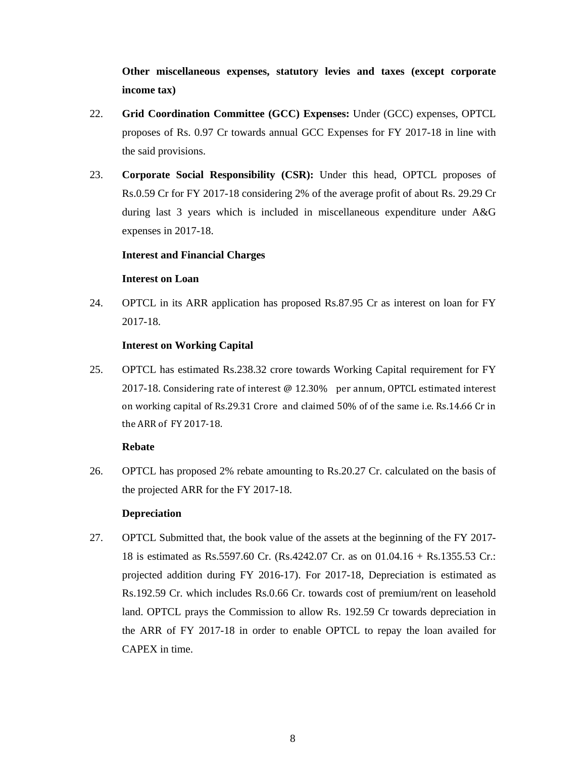**Other miscellaneous expenses, statutory levies and taxes (except corporate income tax)**

22. **Grid Coordination Committee (GCC) Expenses:** Under (GCC) expenses, OPTCL proposes of Rs. 0.97 Cr towards annual GCC Expenses for FY 2017-18 in line with the said provisions.

23. **Corporate Social Responsibility (CSR):** Under this head, OPTCL proposes of Rs.0.59 Cr for FY 2017-18 considering 2% of the average profit of about Rs. 29.29 Cr during last 3 years which is included in miscellaneous expenditure under A&G expenses in 2017-18.

**Interest and Financial Charges**

**Interest on Loan**

24. OPTCL in its ARR application has proposed Rs.87.95 Cr as interest on loan for FY 2017-18.

**Interest on Working Capital**

25. OPTCL has estimated Rs.238.32 crore towards Working Capital requirement for FY 2017-18. Considering rate of interest @ 12.30% per annum, OPTCL estimated interest on working capital of Rs.29.31 Crore and claimed 50% of of the same i.e. Rs.14.66 Cr in the ARR of FY 2017-18.

**Rebate**

26. OPTCL has proposed 2% rebate amounting to Rs.20.27 Cr. calculated on the basis of the projected ARR for the FY 2017-18.

**Depreciation**

27. OPTCL Submitted that, the book value of the assets at the beginning of the FY 2017-18 is estimated as Rs.5597.60 Cr. (Rs.4242.07 Cr. as on 01.04.16 + Rs.1355.53 Cr.: projected addition during FY 2016-17). For 2017-18, Depreciation is estimated as Rs.192.59 Cr. which includes Rs.0.66 Cr. towards cost of premium/rent on leasehold land. OPTCL prays the Commission to allow Rs. 192.59 Cr towards depreciation in the ARR of FY 2017-18 in order to enable OPTCL to repay the loan availed for CAPEX in time.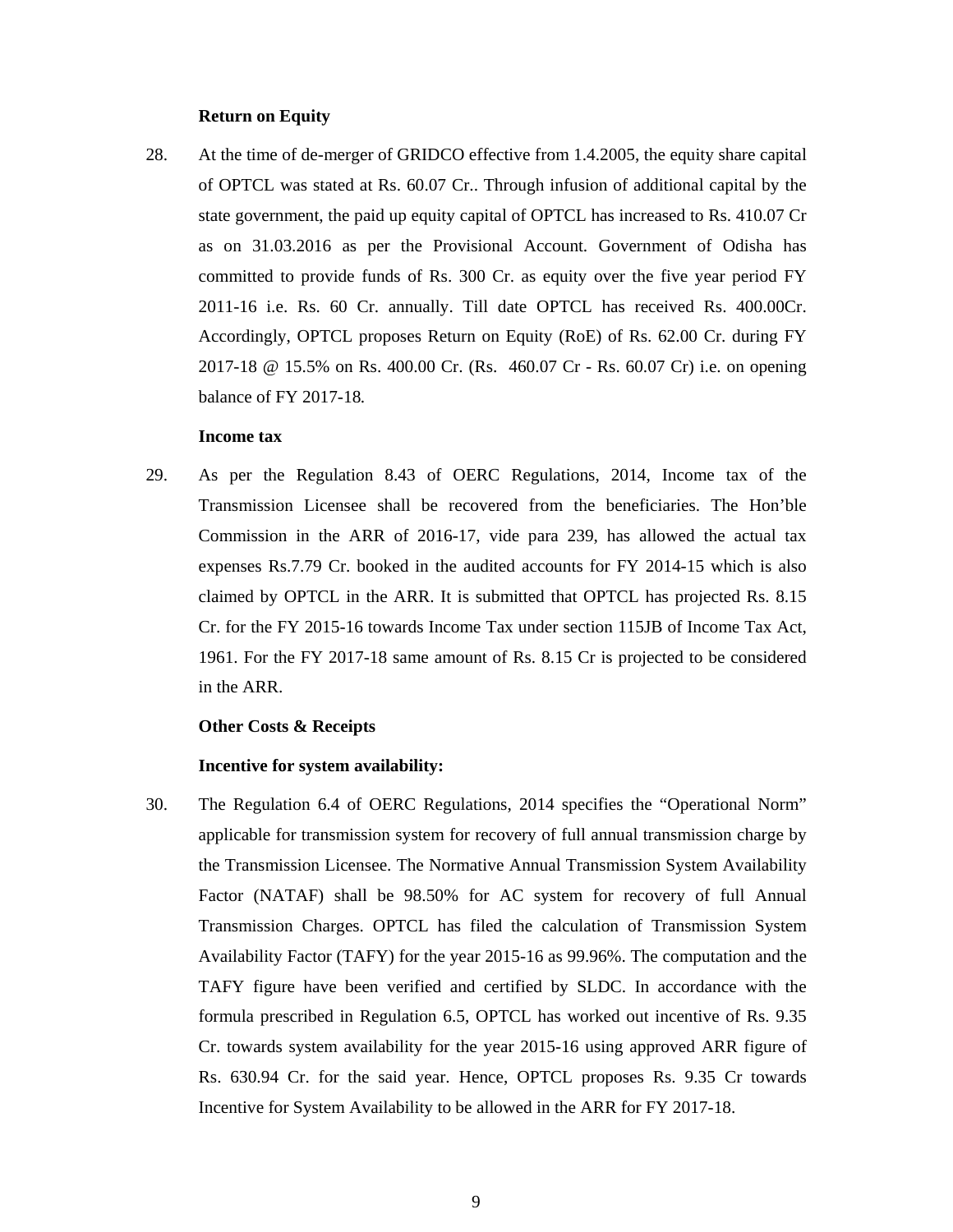**Return on Equity**

28. At the time of de-merger of GRIDCO effective from 1.4.2005, the equity share capital of OPTCL was stated at Rs. 60.07 Cr.. Through infusion of additional capital by the state government, the paid up equity capital of OPTCL has increased to Rs. 410.07 Cr as on 31.03.2016 as per the Provisional Account. Government of Odisha has committed to provide funds of Rs. 300 Cr. as equity over the five year period FY 2011-16 i.e. Rs. 60 Cr. annually. Till date OPTCL has received Rs. 400.00Cr. Accordingly, OPTCL proposes Return on Equity (RoE) of Rs. 62.00 Cr. during FY 2017-18 @ 15.5% on Rs. 400.00 Cr. (Rs. 460.07 Cr - Rs. 60.07 Cr) i.e. on opening balance of FY 2017-18.

**Income tax**

29. As per the Regulation 8.43 of OERC Regulations, 2014, Income tax of the Transmission Licensee shall be recovered from the beneficiaries. The Hon'ble Commission in the ARR of 2016-17, vide para 239, has allowed the actual tax expenses Rs.7.79 Cr. booked in the audited accounts for FY 2014-15 which is also claimed by OPTCL in the ARR. It is submitted that OPTCL has projected Rs. 8.15 Cr. for the FY 2015-16 towards Income Tax under section 115JB of Income Tax Act, 1961. For the FY 2017-18 same amount of Rs. 8.15 Cr is projected to be considered in the ARR.

**Other Costs & Receipts**

**Incentive for system availability:**

30. The Regulation 6.4 of OERC Regulations, 2014 specifies the "Operational Norm" applicable for transmission system for recovery of full annual transmission charge by the Transmission Licensee. The Normative Annual Transmission System Availability Factor (NATAF) shall be 98.50% for AC system for recovery of full Annual Transmission Charges. OPTCL has filed the calculation of Transmission System Availability Factor (TAFY) for the year 2015-16 as 99.96%. The computation and the TAFY figure have been verified and certified by SLDC. In accordance with the formula prescribed in Regulation 6.5, OPTCL has worked out incentive of Rs. 9.35 Cr. towards system availability for the year 2015-16 using approved ARR figure of Rs. 630.94 Cr. for the said year. Hence, OPTCL proposes Rs. 9.35 Cr towards Incentive for System Availability to be allowed in the ARR for FY 2017-18.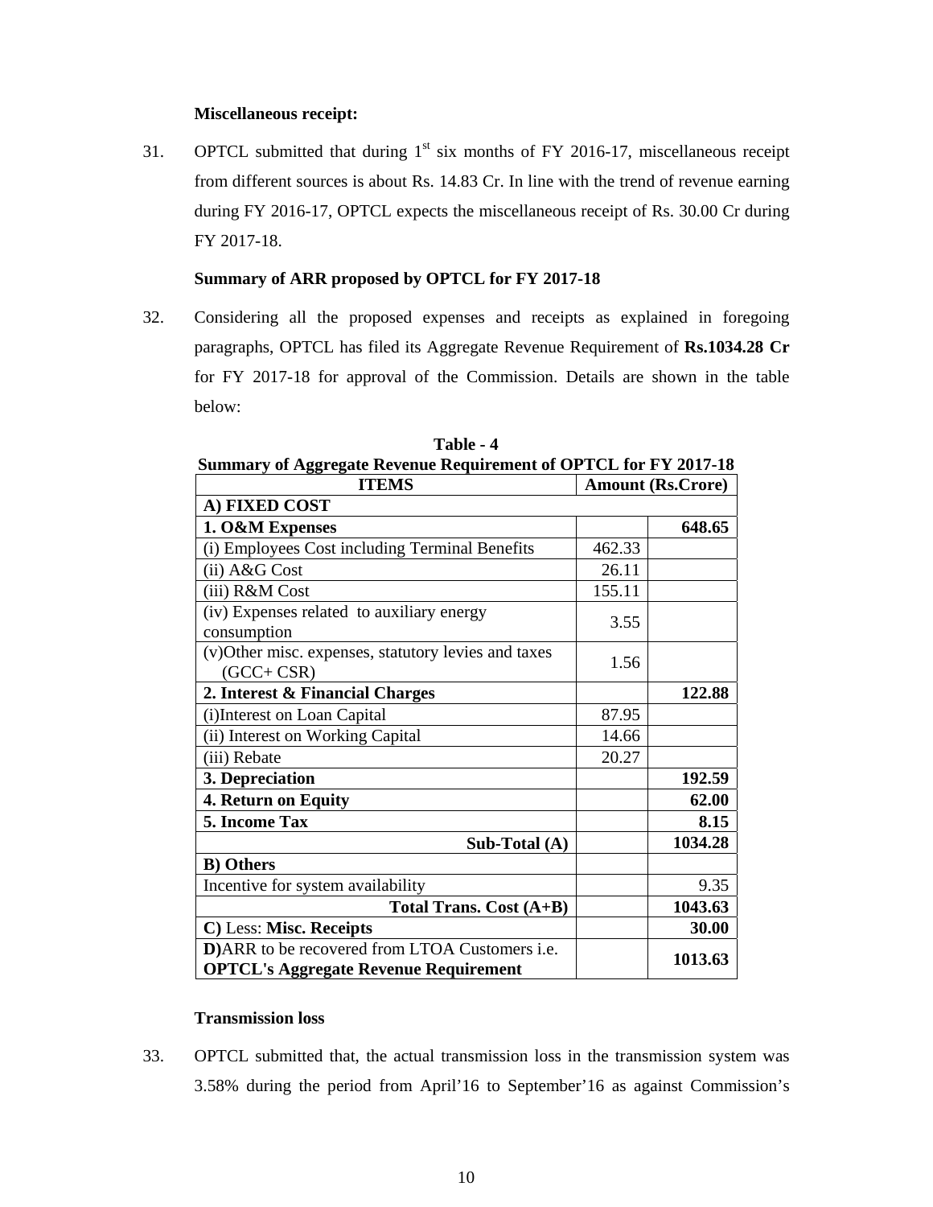**Miscellaneous receipt:**

31. OPTCL submitted that during 1st six months of FY 2016-17, miscellaneous receipt from different sources is about Rs. 14.83 Cr. In line with the trend of revenue earning during FY 2016-17, OPTCL expects the miscellaneous receipt of Rs. 30.00 Cr during FY 2017-18.

**Summary of ARR proposed by OPTCL for FY 2017-18**

32. Considering all the proposed expenses and receipts as explained in foregoing paragraphs, OPTCL has filed its Aggregate Revenue Requirement of **Rs.1034.28 Cr** for FY 2017-18 for approval of the Commission. Details are shown in the table below:

**Table - 4**
**Summary of Aggregate Revenue Requirement of OPTCL for FY 2017-18**

| ITEMS | Amount (Rs.Crore) | |
|---|---|---|
| **A) FIXED COST** | | |
| **1. O&M Expenses** | | **648.65** |
| (i) Employees Cost including Terminal Benefits | 462.33 | |
| (ii) A&G Cost | 26.11 | |
| (iii) R&M Cost | 155.11 | |
| (iv) Expenses related to auxiliary energy consumption | 3.55 | |
| (v)Other misc. expenses, statutory levies and taxes (GCC+ CSR) | 1.56 | |
| **2. Interest & Financial Charges** | | **122.88** |
| (i)Interest on Loan Capital | 87.95 | |
| (ii) Interest on Working Capital | 14.66 | |
| (iii) Rebate | 20.27 | |
| **3. Depreciation** | | **192.59** |
| **4. Return on Equity** | | **62.00** |
| **5. Income Tax** | | **8.15** |
| **Sub-Total (A)** | | **1034.28** |
| **B) Others** | | |
| Incentive for system availability | | 9.35 |
| **Total Trans. Cost (A+B)** | | **1043.63** |
| **C)** Less: **Misc. Receipts** | | **30.00** |
| **D)**ARR to be recovered from LTOA Customers i.e. **OPTCL's Aggregate Revenue Requirement** | | **1013.63** |

**Transmission loss**

33. OPTCL submitted that, the actual transmission loss in the transmission system was 3.58% during the period from April'16 to September'16 as against Commission's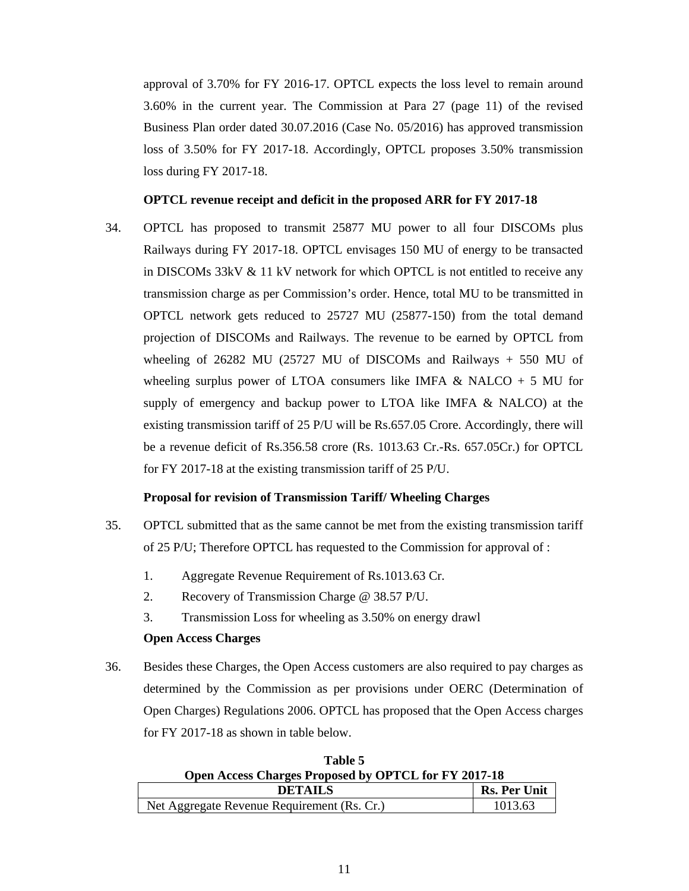approval of 3.70% for FY 2016-17. OPTCL expects the loss level to remain around 3.60% in the current year. The Commission at Para 27 (page 11) of the revised Business Plan order dated 30.07.2016 (Case No. 05/2016) has approved transmission loss of 3.50% for FY 2017-18. Accordingly, OPTCL proposes 3.50% transmission loss during FY 2017-18.

**OPTCL revenue receipt and deficit in the proposed ARR for FY 2017-18**

34. OPTCL has proposed to transmit 25877 MU power to all four DISCOMs plus Railways during FY 2017-18. OPTCL envisages 150 MU of energy to be transacted in DISCOMs 33kV & 11 kV network for which OPTCL is not entitled to receive any transmission charge as per Commission's order. Hence, total MU to be transmitted in OPTCL network gets reduced to 25727 MU (25877-150) from the total demand projection of DISCOMs and Railways. The revenue to be earned by OPTCL from wheeling of 26282 MU (25727 MU of DISCOMs and Railways + 550 MU of wheeling surplus power of LTOA consumers like IMFA & NALCO + 5 MU for supply of emergency and backup power to LTOA like IMFA & NALCO) at the existing transmission tariff of 25 P/U will be Rs.657.05 Crore. Accordingly, there will be a revenue deficit of Rs.356.58 crore (Rs. 1013.63 Cr.-Rs. 657.05Cr.) for OPTCL for FY 2017-18 at the existing transmission tariff of 25 P/U.

**Proposal for revision of Transmission Tariff/ Wheeling Charges**

35. OPTCL submitted that as the same cannot be met from the existing transmission tariff of 25 P/U; Therefore OPTCL has requested to the Commission for approval of :

    1. Aggregate Revenue Requirement of Rs.1013.63 Cr.
    2. Recovery of Transmission Charge @ 38.57 P/U.
    3. Transmission Loss for wheeling as 3.50% on energy drawl

**Open Access Charges**

36. Besides these Charges, the Open Access customers are also required to pay charges as determined by the Commission as per provisions under OERC (Determination of Open Charges) Regulations 2006. OPTCL has proposed that the Open Access charges for FY 2017-18 as shown in table below.

**Table 5**
**Open Access Charges Proposed by OPTCL for FY 2017-18**

| DETAILS | Rs. Per Unit |
|---|---|
| Net Aggregate Revenue Requirement (Rs. Cr.) | 1013.63 |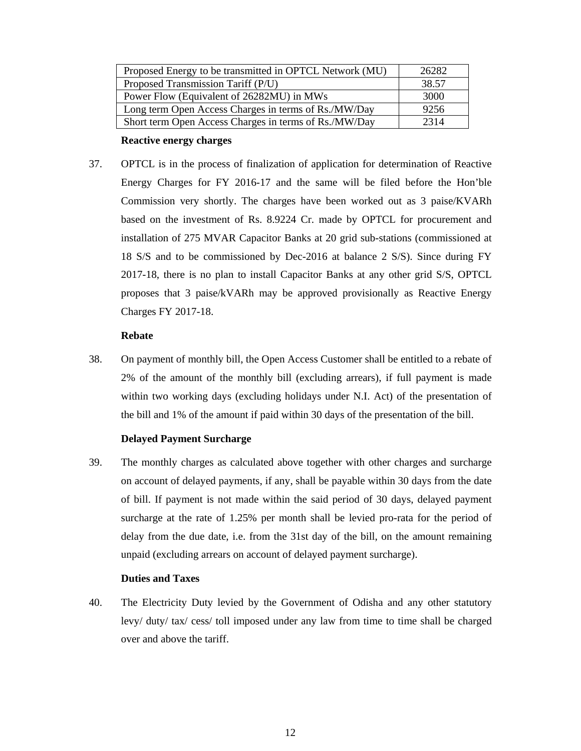| Proposed Energy to be transmitted in OPTCL Network (MU) | 26282 |
|---|---|
| Proposed Transmission Tariff (P/U) | 38.57 |
| Power Flow (Equivalent of 26282MU) in MWs | 3000 |
| Long term Open Access Charges in terms of Rs./MW/Day | 9256 |
| Short term Open Access Charges in terms of Rs./MW/Day | 2314 |

**Reactive energy charges**

37. OPTCL is in the process of finalization of application for determination of Reactive Energy Charges for FY 2016-17 and the same will be filed before the Hon'ble Commission very shortly. The charges have been worked out as 3 paise/KVARh based on the investment of Rs. 8.9224 Cr. made by OPTCL for procurement and installation of 275 MVAR Capacitor Banks at 20 grid sub-stations (commissioned at 18 S/S and to be commissioned by Dec-2016 at balance 2 S/S). Since during FY 2017-18, there is no plan to install Capacitor Banks at any other grid S/S, OPTCL proposes that 3 paise/kVARh may be approved provisionally as Reactive Energy Charges FY 2017-18.

**Rebate**

38. On payment of monthly bill, the Open Access Customer shall be entitled to a rebate of 2% of the amount of the monthly bill (excluding arrears), if full payment is made within two working days (excluding holidays under N.I. Act) of the presentation of the bill and 1% of the amount if paid within 30 days of the presentation of the bill.

**Delayed Payment Surcharge**

39. The monthly charges as calculated above together with other charges and surcharge on account of delayed payments, if any, shall be payable within 30 days from the date of bill. If payment is not made within the said period of 30 days, delayed payment surcharge at the rate of 1.25% per month shall be levied pro-rata for the period of delay from the due date, i.e. from the 31st day of the bill, on the amount remaining unpaid (excluding arrears on account of delayed payment surcharge).

**Duties and Taxes**

40. The Electricity Duty levied by the Government of Odisha and any other statutory levy/ duty/ tax/ cess/ toll imposed under any law from time to time shall be charged over and above the tariff.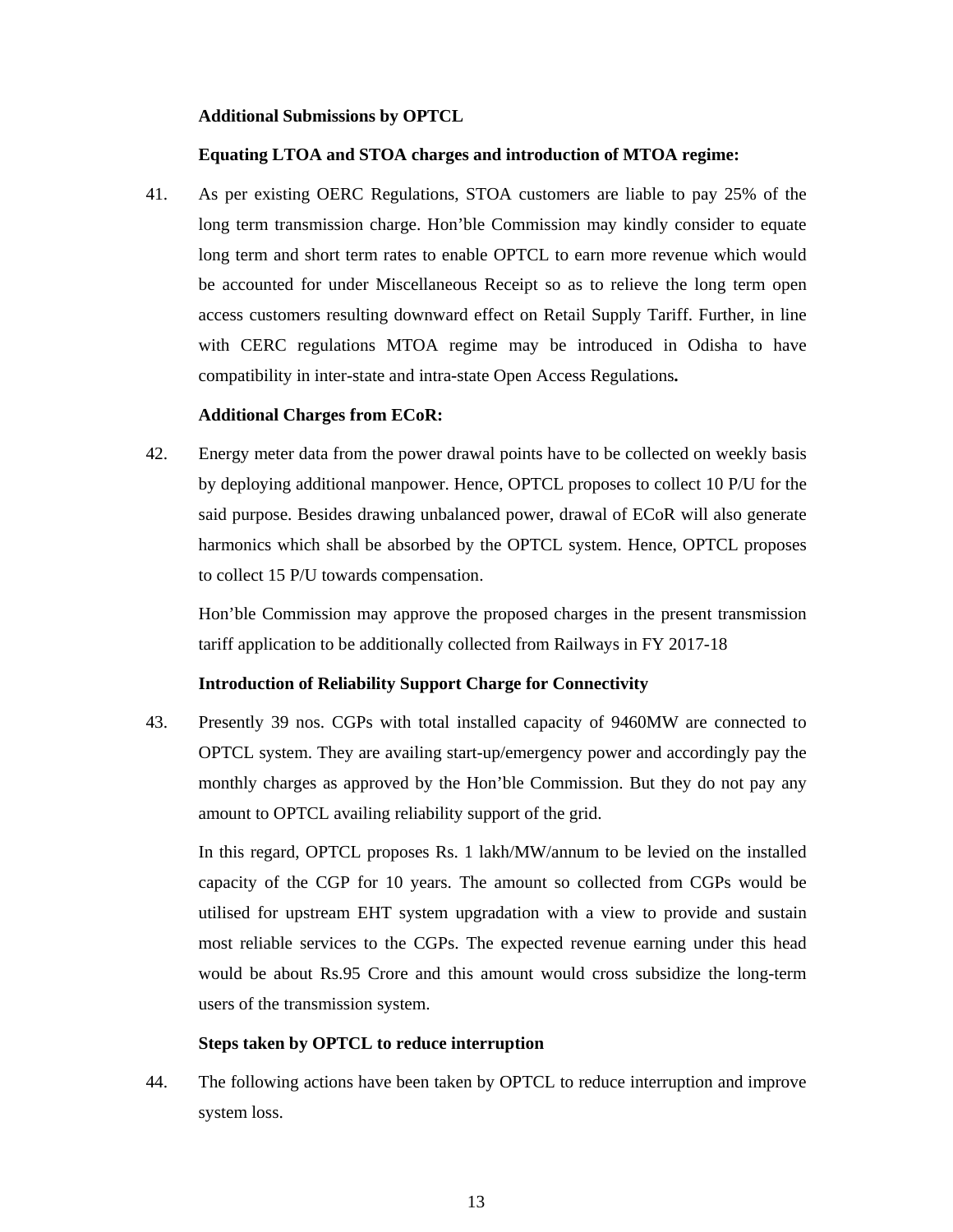**Additional Submissions by OPTCL**

**Equating LTOA and STOA charges and introduction of MTOA regime:**

41. As per existing OERC Regulations, STOA customers are liable to pay 25% of the long term transmission charge. Hon'ble Commission may kindly consider to equate long term and short term rates to enable OPTCL to earn more revenue which would be accounted for under Miscellaneous Receipt so as to relieve the long term open access customers resulting downward effect on Retail Supply Tariff. Further, in line with CERC regulations MTOA regime may be introduced in Odisha to have compatibility in inter-state and intra-state Open Access Regulations**.**

**Additional Charges from ECoR:**

42. Energy meter data from the power drawal points have to be collected on weekly basis by deploying additional manpower. Hence, OPTCL proposes to collect 10 P/U for the said purpose. Besides drawing unbalanced power, drawal of ECoR will also generate harmonics which shall be absorbed by the OPTCL system. Hence, OPTCL proposes to collect 15 P/U towards compensation.

    Hon'ble Commission may approve the proposed charges in the present transmission tariff application to be additionally collected from Railways in FY 2017-18

**Introduction of Reliability Support Charge for Connectivity**

43. Presently 39 nos. CGPs with total installed capacity of 9460MW are connected to OPTCL system. They are availing start-up/emergency power and accordingly pay the monthly charges as approved by the Hon'ble Commission. But they do not pay any amount to OPTCL availing reliability support of the grid.

    In this regard, OPTCL proposes Rs. 1 lakh/MW/annum to be levied on the installed capacity of the CGP for 10 years. The amount so collected from CGPs would be utilised for upstream EHT system upgradation with a view to provide and sustain most reliable services to the CGPs. The expected revenue earning under this head would be about Rs.95 Crore and this amount would cross subsidize the long-term users of the transmission system.

**Steps taken by OPTCL to reduce interruption**

44. The following actions have been taken by OPTCL to reduce interruption and improve system loss.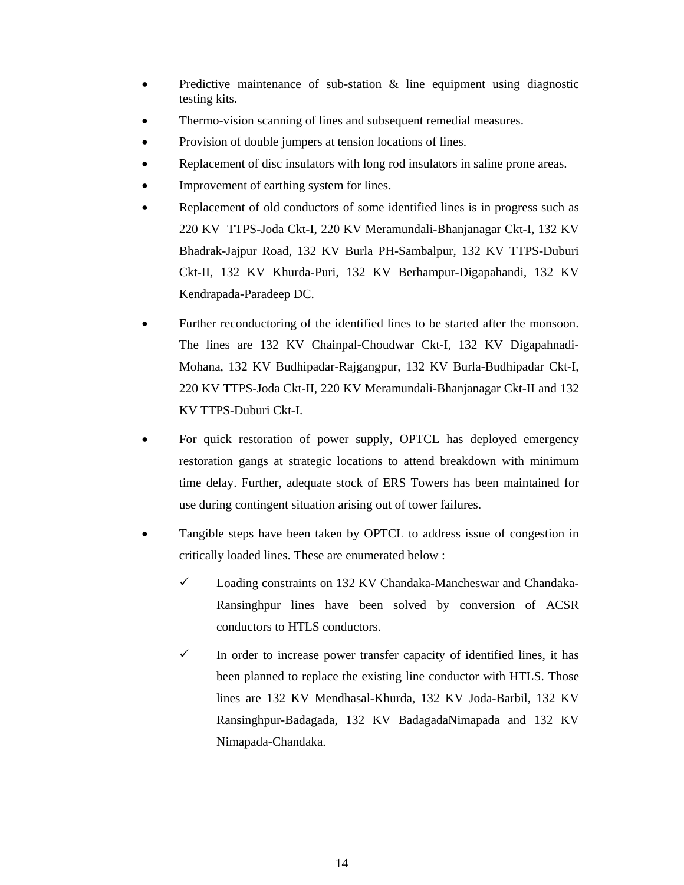- Predictive maintenance of sub-station & line equipment using diagnostic testing kits.
- Thermo-vision scanning of lines and subsequent remedial measures.
- Provision of double jumpers at tension locations of lines.
- Replacement of disc insulators with long rod insulators in saline prone areas.
- Improvement of earthing system for lines.
- Replacement of old conductors of some identified lines is in progress such as 220 KV TTPS-Joda Ckt-I, 220 KV Meramundali-Bhanjanagar Ckt-I, 132 KV Bhadrak-Jajpur Road, 132 KV Burla PH-Sambalpur, 132 KV TTPS-Duburi Ckt-II, 132 KV Khurda-Puri, 132 KV Berhampur-Digapahandi, 132 KV Kendrapada-Paradeep DC.
- Further reconductoring of the identified lines to be started after the monsoon. The lines are 132 KV Chainpal-Choudwar Ckt-I, 132 KV Digapahnadi-Mohana, 132 KV Budhipadar-Rajgangpur, 132 KV Burla-Budhipadar Ckt-I, 220 KV TTPS-Joda Ckt-II, 220 KV Meramundali-Bhanjanagar Ckt-II and 132 KV TTPS-Duburi Ckt-I.
- For quick restoration of power supply, OPTCL has deployed emergency restoration gangs at strategic locations to attend breakdown with minimum time delay. Further, adequate stock of ERS Towers has been maintained for use during contingent situation arising out of tower failures.
- Tangible steps have been taken by OPTCL to address issue of congestion in critically loaded lines. These are enumerated below :
  - ✓ Loading constraints on 132 KV Chandaka-Mancheswar and Chandaka-Ransinghpur lines have been solved by conversion of ACSR conductors to HTLS conductors.
  - ✓ In order to increase power transfer capacity of identified lines, it has been planned to replace the existing line conductor with HTLS. Those lines are 132 KV Mendhasal-Khurda, 132 KV Joda-Barbil, 132 KV Ransinghpur-Badagada, 132 KV BadagadaNimapada and 132 KV Nimapada-Chandaka.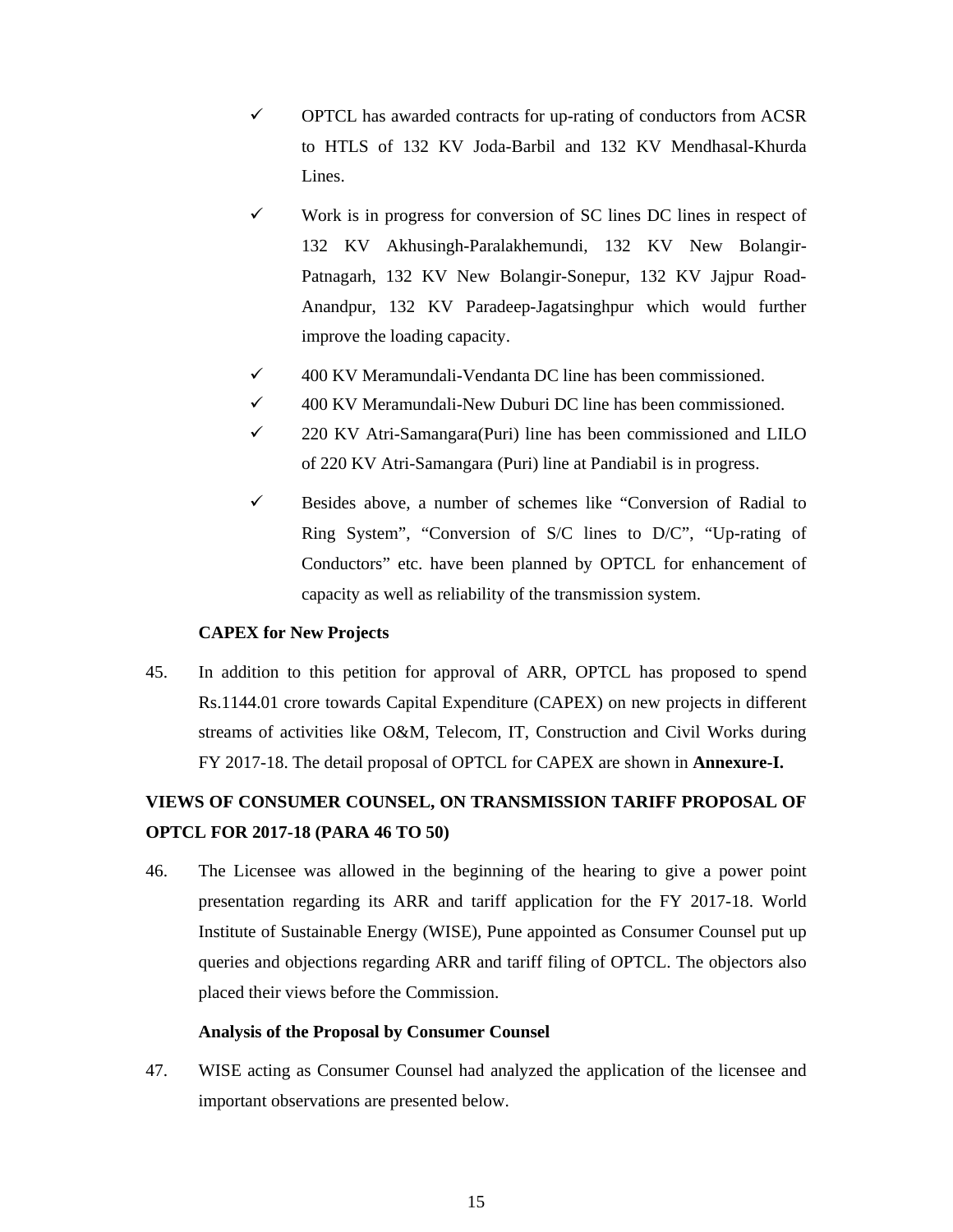- ✓ OPTCL has awarded contracts for up-rating of conductors from ACSR to HTLS of 132 KV Joda-Barbil and 132 KV Mendhasal-Khurda Lines.
- ✓ Work is in progress for conversion of SC lines DC lines in respect of 132 KV Akhusingh-Paralakhemundi, 132 KV New Bolangir-Patnagarh, 132 KV New Bolangir-Sonepur, 132 KV Jajpur Road-Anandpur, 132 KV Paradeep-Jagatsinghpur which would further improve the loading capacity.
- ✓ 400 KV Meramundali-Vendanta DC line has been commissioned.
- ✓ 400 KV Meramundali-New Duburi DC line has been commissioned.
- ✓ 220 KV Atri-Samangara(Puri) line has been commissioned and LILO of 220 KV Atri-Samangara (Puri) line at Pandiabil is in progress.
- ✓ Besides above, a number of schemes like "Conversion of Radial to Ring System", "Conversion of S/C lines to D/C", "Up-rating of Conductors" etc. have been planned by OPTCL for enhancement of capacity as well as reliability of the transmission system.

**CAPEX for New Projects**

45. In addition to this petition for approval of ARR, OPTCL has proposed to spend Rs.1144.01 crore towards Capital Expenditure (CAPEX) on new projects in different streams of activities like O&M, Telecom, IT, Construction and Civil Works during FY 2017-18. The detail proposal of OPTCL for CAPEX are shown in **Annexure-I.**

## VIEWS OF CONSUMER COUNSEL, ON TRANSMISSION TARIFF PROPOSAL OF OPTCL FOR 2017-18 (PARA 46 TO 50)

46. The Licensee was allowed in the beginning of the hearing to give a power point presentation regarding its ARR and tariff application for the FY 2017-18. World Institute of Sustainable Energy (WISE), Pune appointed as Consumer Counsel put up queries and objections regarding ARR and tariff filing of OPTCL. The objectors also placed their views before the Commission.

**Analysis of the Proposal by Consumer Counsel**

47. WISE acting as Consumer Counsel had analyzed the application of the licensee and important observations are presented below.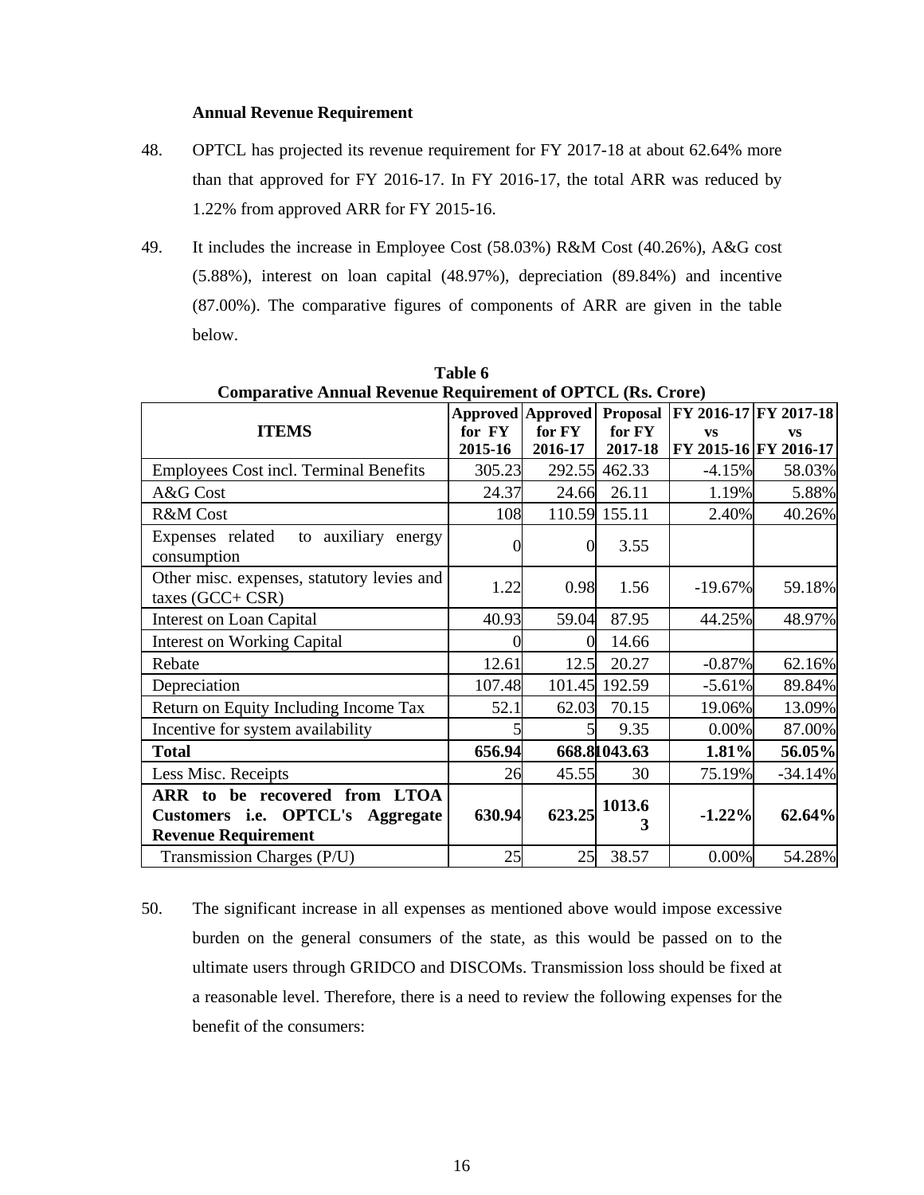**Annual Revenue Requirement**

48. OPTCL has projected its revenue requirement for FY 2017-18 at about 62.64% more than that approved for FY 2016-17. In FY 2016-17, the total ARR was reduced by 1.22% from approved ARR for FY 2015-16.

49. It includes the increase in Employee Cost (58.03%) R&M Cost (40.26%), A&G cost (5.88%), interest on loan capital (48.97%), depreciation (89.84%) and incentive (87.00%). The comparative figures of components of ARR are given in the table below.

**Table 6**
**Comparative Annual Revenue Requirement of OPTCL (Rs. Crore)**

| ITEMS | Approved for FY 2015-16 | Approved for FY 2016-17 | Proposal for FY 2017-18 | FY 2016-17 vs FY 2015-16 | FY 2017-18 vs FY 2016-17 |
|---|---|---|---|---|---|
| Employees Cost incl. Terminal Benefits | 305.23 | 292.55 | 462.33 | -4.15% | 58.03% |
| A&G Cost | 24.37 | 24.66 | 26.11 | 1.19% | 5.88% |
| R&M Cost | 108 | 110.59 | 155.11 | 2.40% | 40.26% |
| Expenses related to auxiliary energy consumption | 0 | 0 | 3.55 | | |
| Other misc. expenses, statutory levies and taxes (GCC+ CSR) | 1.22 | 0.98 | 1.56 | -19.67% | 59.18% |
| Interest on Loan Capital | 40.93 | 59.04 | 87.95 | 44.25% | 48.97% |
| Interest on Working Capital | 0 | 0 | 14.66 | | |
| Rebate | 12.61 | 12.5 | 20.27 | -0.87% | 62.16% |
| Depreciation | 107.48 | 101.45 | 192.59 | -5.61% | 89.84% |
| Return on Equity Including Income Tax | 52.1 | 62.03 | 70.15 | 19.06% | 13.09% |
| Incentive for system availability | 5 | 5 | 9.35 | 0.00% | 87.00% |
| **Total** | **656.94** | **668.81** | **1043.63** | **1.81%** | **56.05%** |
| Less Misc. Receipts | 26 | 45.55 | 30 | 75.19% | -34.14% |
| **ARR to be recovered from LTOA Customers i.e. OPTCL's Aggregate Revenue Requirement** | **630.94** | **623.25** | **1013.63** | **-1.22%** | **62.64%** |
| Transmission Charges (P/U) | 25 | 25 | 38.57 | 0.00% | 54.28% |

50. The significant increase in all expenses as mentioned above would impose excessive burden on the general consumers of the state, as this would be passed on to the ultimate users through GRIDCO and DISCOMs. Transmission loss should be fixed at a reasonable level. Therefore, there is a need to review the following expenses for the benefit of the consumers: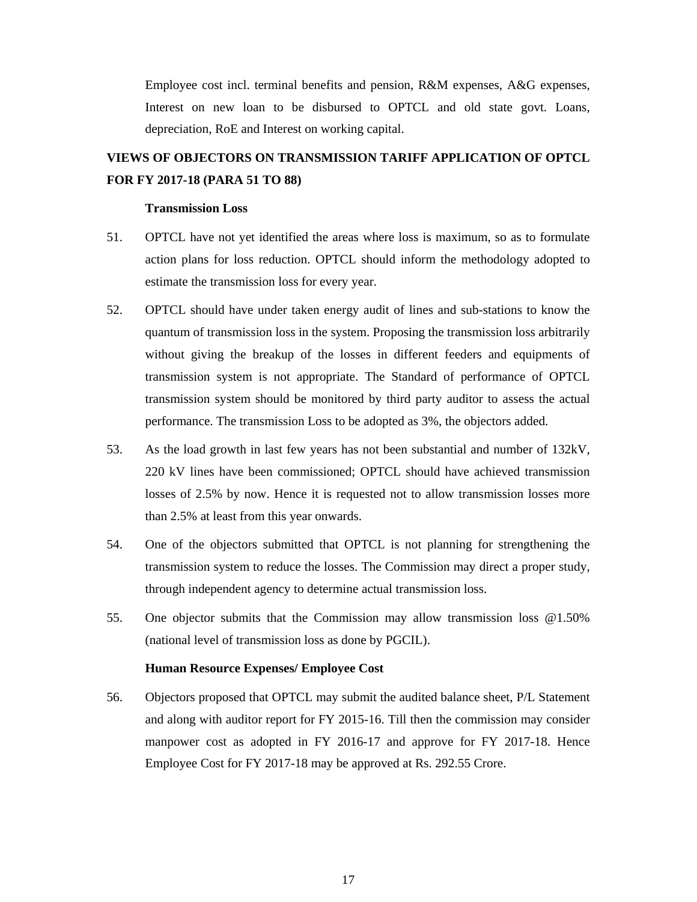Employee cost incl. terminal benefits and pension, R&M expenses, A&G expenses, Interest on new loan to be disbursed to OPTCL and old state govt. Loans, depreciation, RoE and Interest on working capital.

## VIEWS OF OBJECTORS ON TRANSMISSION TARIFF APPLICATION OF OPTCL FOR FY 2017-18 (PARA 51 TO 88)

**Transmission Loss**

51. OPTCL have not yet identified the areas where loss is maximum, so as to formulate action plans for loss reduction. OPTCL should inform the methodology adopted to estimate the transmission loss for every year.

52. OPTCL should have under taken energy audit of lines and sub-stations to know the quantum of transmission loss in the system. Proposing the transmission loss arbitrarily without giving the breakup of the losses in different feeders and equipments of transmission system is not appropriate. The Standard of performance of OPTCL transmission system should be monitored by third party auditor to assess the actual performance. The transmission Loss to be adopted as 3%, the objectors added.

53. As the load growth in last few years has not been substantial and number of 132kV, 220 kV lines have been commissioned; OPTCL should have achieved transmission losses of 2.5% by now. Hence it is requested not to allow transmission losses more than 2.5% at least from this year onwards.

54. One of the objectors submitted that OPTCL is not planning for strengthening the transmission system to reduce the losses. The Commission may direct a proper study, through independent agency to determine actual transmission loss.

55. One objector submits that the Commission may allow transmission loss @1.50% (national level of transmission loss as done by PGCIL).

**Human Resource Expenses/ Employee Cost**

56. Objectors proposed that OPTCL may submit the audited balance sheet, P/L Statement and along with auditor report for FY 2015-16. Till then the commission may consider manpower cost as adopted in FY 2016-17 and approve for FY 2017-18. Hence Employee Cost for FY 2017-18 may be approved at Rs. 292.55 Crore.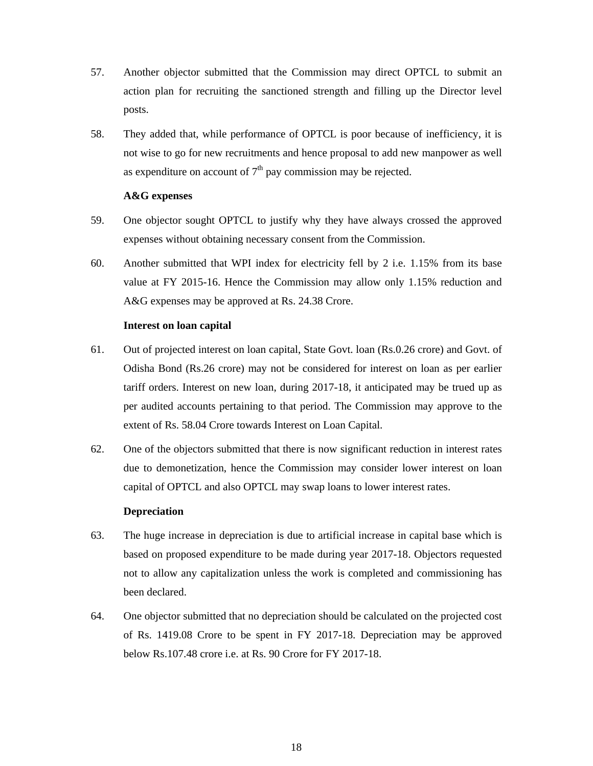57. Another objector submitted that the Commission may direct OPTCL to submit an action plan for recruiting the sanctioned strength and filling up the Director level posts.

58. They added that, while performance of OPTCL is poor because of inefficiency, it is not wise to go for new recruitments and hence proposal to add new manpower as well as expenditure on account of 7th pay commission may be rejected.

**A&G expenses**

59. One objector sought OPTCL to justify why they have always crossed the approved expenses without obtaining necessary consent from the Commission.

60. Another submitted that WPI index for electricity fell by 2 i.e. 1.15% from its base value at FY 2015-16. Hence the Commission may allow only 1.15% reduction and A&G expenses may be approved at Rs. 24.38 Crore.

**Interest on loan capital**

61. Out of projected interest on loan capital, State Govt. loan (Rs.0.26 crore) and Govt. of Odisha Bond (Rs.26 crore) may not be considered for interest on loan as per earlier tariff orders. Interest on new loan, during 2017-18, it anticipated may be trued up as per audited accounts pertaining to that period. The Commission may approve to the extent of Rs. 58.04 Crore towards Interest on Loan Capital.

62. One of the objectors submitted that there is now significant reduction in interest rates due to demonetization, hence the Commission may consider lower interest on loan capital of OPTCL and also OPTCL may swap loans to lower interest rates.

**Depreciation**

63. The huge increase in depreciation is due to artificial increase in capital base which is based on proposed expenditure to be made during year 2017-18. Objectors requested not to allow any capitalization unless the work is completed and commissioning has been declared.

64. One objector submitted that no depreciation should be calculated on the projected cost of Rs. 1419.08 Crore to be spent in FY 2017-18. Depreciation may be approved below Rs.107.48 crore i.e. at Rs. 90 Crore for FY 2017-18.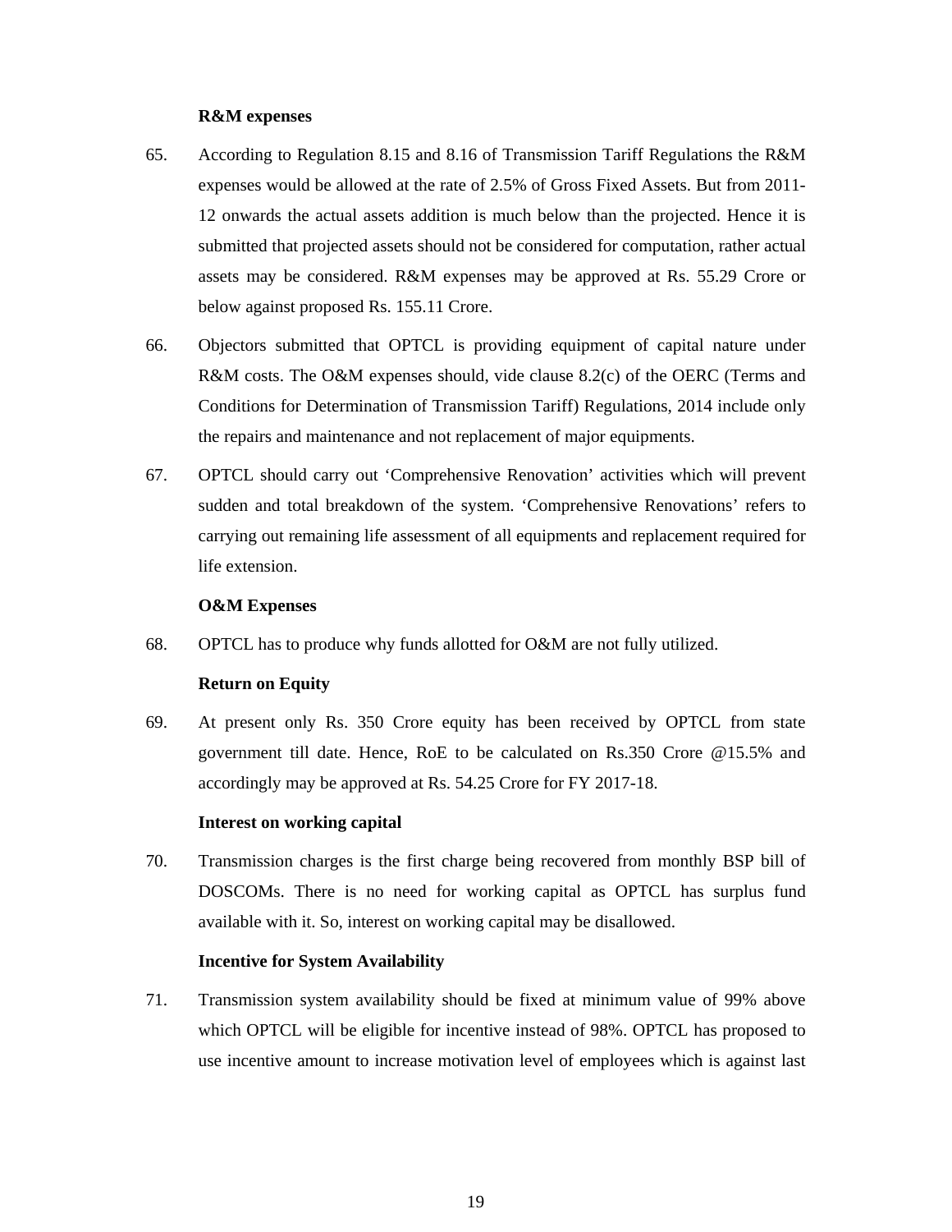**R&M expenses**

65. According to Regulation 8.15 and 8.16 of Transmission Tariff Regulations the R&M expenses would be allowed at the rate of 2.5% of Gross Fixed Assets. But from 2011-12 onwards the actual assets addition is much below than the projected. Hence it is submitted that projected assets should not be considered for computation, rather actual assets may be considered. R&M expenses may be approved at Rs. 55.29 Crore or below against proposed Rs. 155.11 Crore.

66. Objectors submitted that OPTCL is providing equipment of capital nature under R&M costs. The O&M expenses should, vide clause 8.2(c) of the OERC (Terms and Conditions for Determination of Transmission Tariff) Regulations, 2014 include only the repairs and maintenance and not replacement of major equipments.

67. OPTCL should carry out 'Comprehensive Renovation' activities which will prevent sudden and total breakdown of the system. 'Comprehensive Renovations' refers to carrying out remaining life assessment of all equipments and replacement required for life extension.

**O&M Expenses**

68. OPTCL has to produce why funds allotted for O&M are not fully utilized.

**Return on Equity**

69. At present only Rs. 350 Crore equity has been received by OPTCL from state government till date. Hence, RoE to be calculated on Rs.350 Crore @15.5% and accordingly may be approved at Rs. 54.25 Crore for FY 2017-18.

**Interest on working capital**

70. Transmission charges is the first charge being recovered from monthly BSP bill of DOSCOMs. There is no need for working capital as OPTCL has surplus fund available with it. So, interest on working capital may be disallowed.

**Incentive for System Availability**

71. Transmission system availability should be fixed at minimum value of 99% above which OPTCL will be eligible for incentive instead of 98%. OPTCL has proposed to use incentive amount to increase motivation level of employees which is against last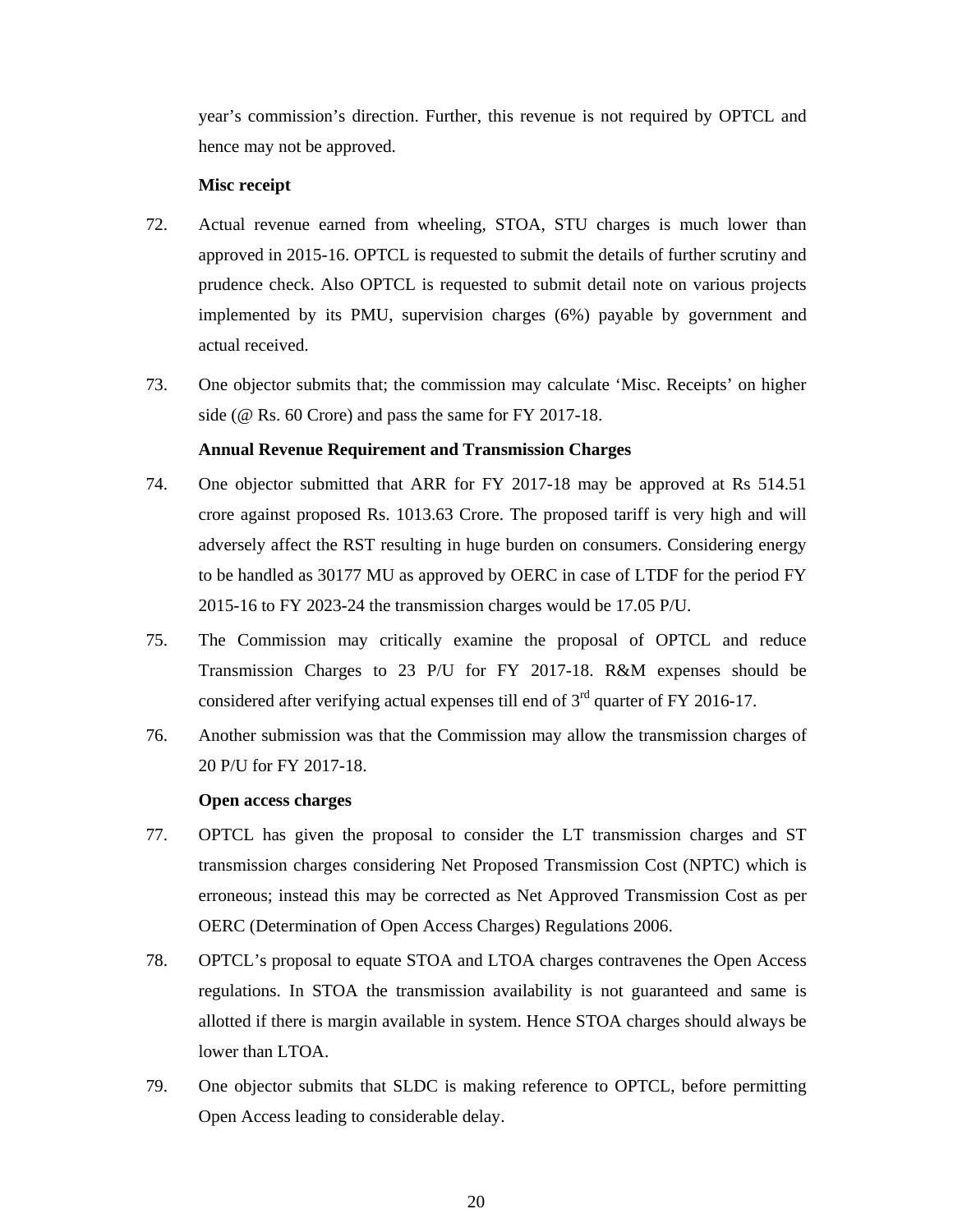year's commission's direction. Further, this revenue is not required by OPTCL and hence may not be approved.

**Misc receipt**

72. Actual revenue earned from wheeling, STOA, STU charges is much lower than approved in 2015-16. OPTCL is requested to submit the details of further scrutiny and prudence check. Also OPTCL is requested to submit detail note on various projects implemented by its PMU, supervision charges (6%) payable by government and actual received.

73. One objector submits that; the commission may calculate 'Misc. Receipts' on higher side (@ Rs. 60 Crore) and pass the same for FY 2017-18.

**Annual Revenue Requirement and Transmission Charges**

74. One objector submitted that ARR for FY 2017-18 may be approved at Rs 514.51 crore against proposed Rs. 1013.63 Crore. The proposed tariff is very high and will adversely affect the RST resulting in huge burden on consumers. Considering energy to be handled as 30177 MU as approved by OERC in case of LTDF for the period FY 2015-16 to FY 2023-24 the transmission charges would be 17.05 P/U.

75. The Commission may critically examine the proposal of OPTCL and reduce Transmission Charges to 23 P/U for FY 2017-18. R&M expenses should be considered after verifying actual expenses till end of 3rd quarter of FY 2016-17.

76. Another submission was that the Commission may allow the transmission charges of 20 P/U for FY 2017-18.

**Open access charges**

77. OPTCL has given the proposal to consider the LT transmission charges and ST transmission charges considering Net Proposed Transmission Cost (NPTC) which is erroneous; instead this may be corrected as Net Approved Transmission Cost as per OERC (Determination of Open Access Charges) Regulations 2006.

78. OPTCL's proposal to equate STOA and LTOA charges contravenes the Open Access regulations. In STOA the transmission availability is not guaranteed and same is allotted if there is margin available in system. Hence STOA charges should always be lower than LTOA.

79. One objector submits that SLDC is making reference to OPTCL, before permitting Open Access leading to considerable delay.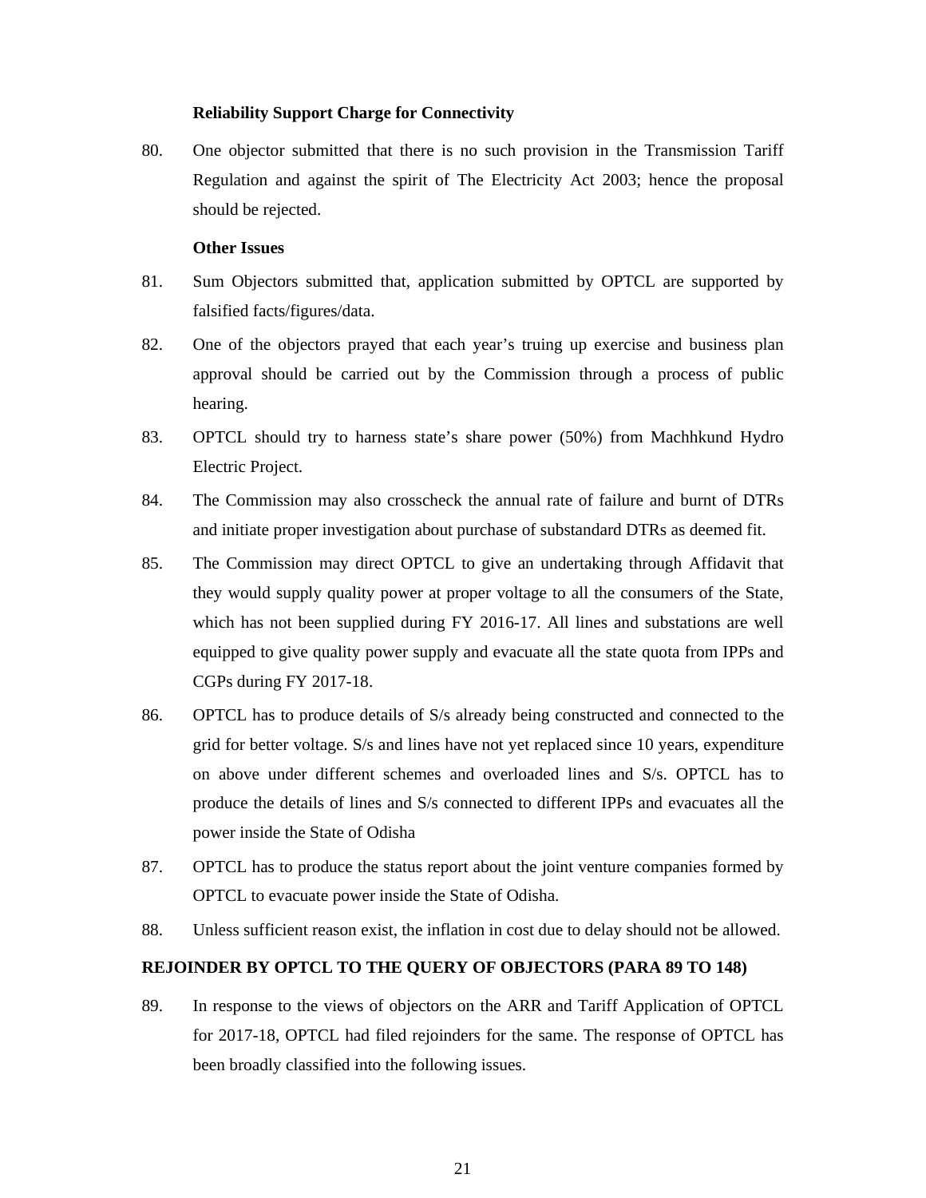**Reliability Support Charge for Connectivity**

80. One objector submitted that there is no such provision in the Transmission Tariff Regulation and against the spirit of The Electricity Act 2003; hence the proposal should be rejected.

**Other Issues**

81. Sum Objectors submitted that, application submitted by OPTCL are supported by falsified facts/figures/data.

82. One of the objectors prayed that each year's truing up exercise and business plan approval should be carried out by the Commission through a process of public hearing.

83. OPTCL should try to harness state's share power (50%) from Machhkund Hydro Electric Project.

84. The Commission may also crosscheck the annual rate of failure and burnt of DTRs and initiate proper investigation about purchase of substandard DTRs as deemed fit.

85. The Commission may direct OPTCL to give an undertaking through Affidavit that they would supply quality power at proper voltage to all the consumers of the State, which has not been supplied during FY 2016-17. All lines and substations are well equipped to give quality power supply and evacuate all the state quota from IPPs and CGPs during FY 2017-18.

86. OPTCL has to produce details of S/s already being constructed and connected to the grid for better voltage. S/s and lines have not yet replaced since 10 years, expenditure on above under different schemes and overloaded lines and S/s. OPTCL has to produce the details of lines and S/s connected to different IPPs and evacuates all the power inside the State of Odisha

87. OPTCL has to produce the status report about the joint venture companies formed by OPTCL to evacuate power inside the State of Odisha.

88. Unless sufficient reason exist, the inflation in cost due to delay should not be allowed.

**REJOINDER BY OPTCL TO THE QUERY OF OBJECTORS (PARA 89 TO 148)**

89. In response to the views of objectors on the ARR and Tariff Application of OPTCL for 2017-18, OPTCL had filed rejoinders for the same. The response of OPTCL has been broadly classified into the following issues.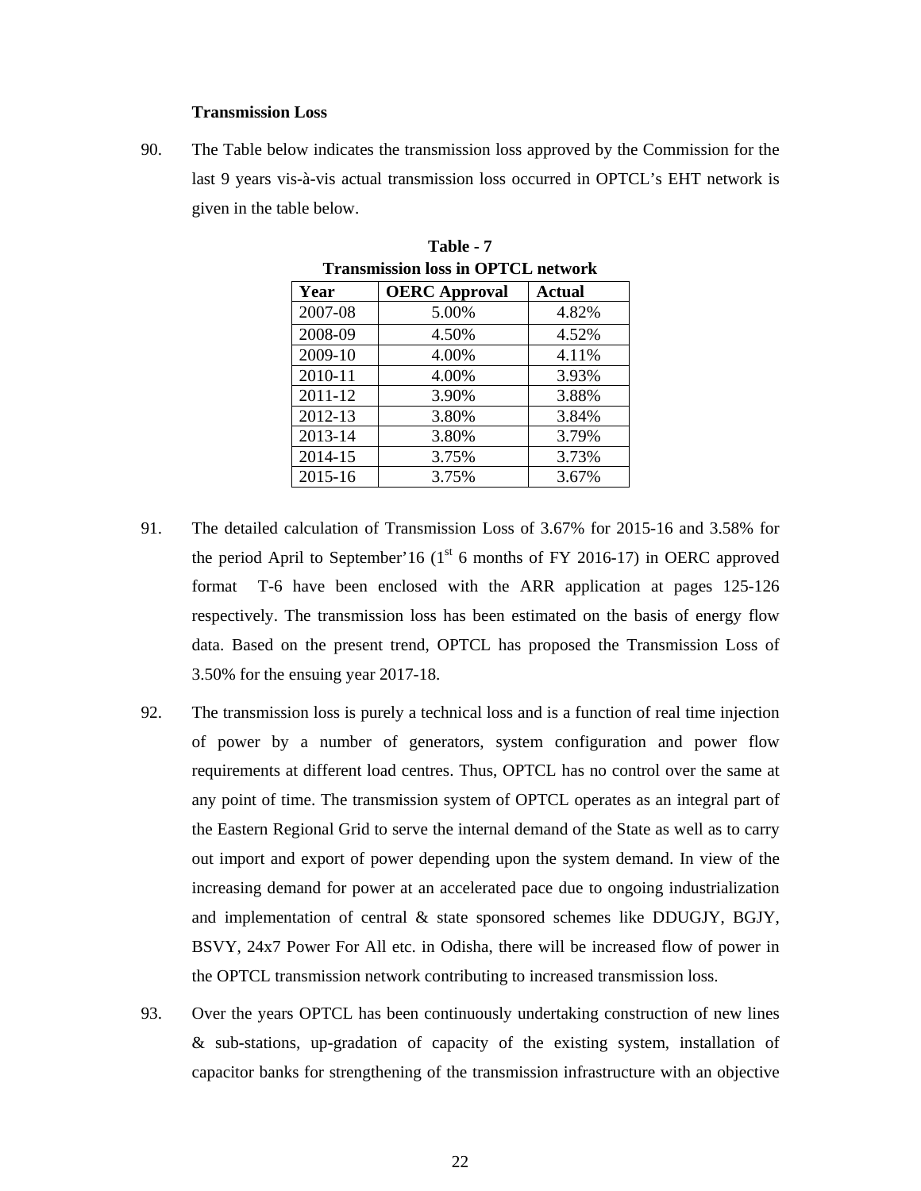### Transmission Loss

90. The Table below indicates the transmission loss approved by the Commission for the last 9 years vis-à-vis actual transmission loss occurred in OPTCL's EHT network is given in the table below.

**Table - 7**
**Transmission loss in OPTCL network**

| Year | OERC Approval | Actual |
|---|---|---|
| 2007-08 | 5.00% | 4.82% |
| 2008-09 | 4.50% | 4.52% |
| 2009-10 | 4.00% | 4.11% |
| 2010-11 | 4.00% | 3.93% |
| 2011-12 | 3.90% | 3.88% |
| 2012-13 | 3.80% | 3.84% |
| 2013-14 | 3.80% | 3.79% |
| 2014-15 | 3.75% | 3.73% |
| 2015-16 | 3.75% | 3.67% |

91. The detailed calculation of Transmission Loss of 3.67% for 2015-16 and 3.58% for the period April to September'16 (1st 6 months of FY 2016-17) in OERC approved format T-6 have been enclosed with the ARR application at pages 125-126 respectively. The transmission loss has been estimated on the basis of energy flow data. Based on the present trend, OPTCL has proposed the Transmission Loss of 3.50% for the ensuing year 2017-18.

92. The transmission loss is purely a technical loss and is a function of real time injection of power by a number of generators, system configuration and power flow requirements at different load centres. Thus, OPTCL has no control over the same at any point of time. The transmission system of OPTCL operates as an integral part of the Eastern Regional Grid to serve the internal demand of the State as well as to carry out import and export of power depending upon the system demand. In view of the increasing demand for power at an accelerated pace due to ongoing industrialization and implementation of central & state sponsored schemes like DDUGJY, BGJY, BSVY, 24x7 Power For All etc. in Odisha, there will be increased flow of power in the OPTCL transmission network contributing to increased transmission loss.

93. Over the years OPTCL has been continuously undertaking construction of new lines & sub-stations, up-gradation of capacity of the existing system, installation of capacitor banks for strengthening of the transmission infrastructure with an objective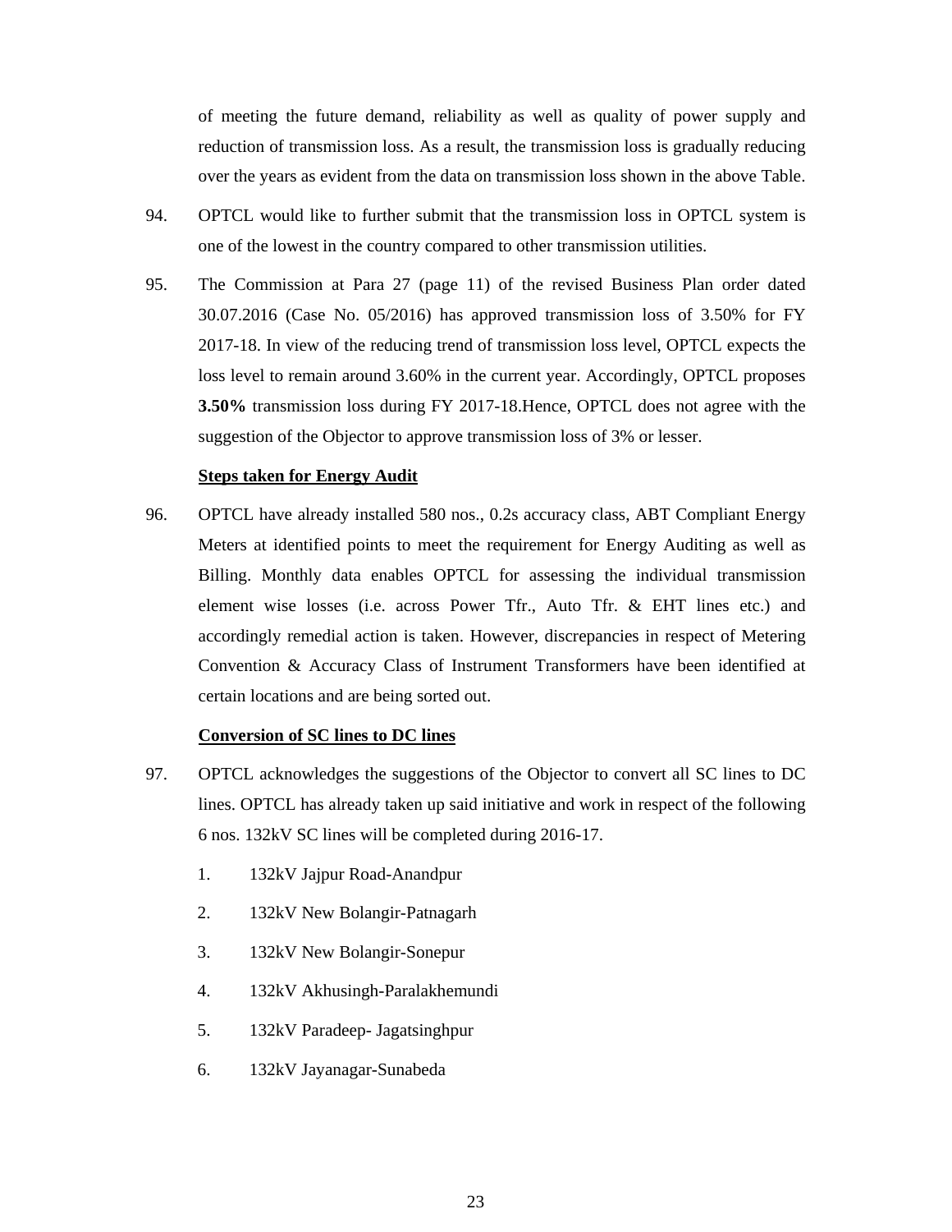of meeting the future demand, reliability as well as quality of power supply and reduction of transmission loss. As a result, the transmission loss is gradually reducing over the years as evident from the data on transmission loss shown in the above Table.

94. OPTCL would like to further submit that the transmission loss in OPTCL system is one of the lowest in the country compared to other transmission utilities.

95. The Commission at Para 27 (page 11) of the revised Business Plan order dated 30.07.2016 (Case No. 05/2016) has approved transmission loss of 3.50% for FY 2017-18. In view of the reducing trend of transmission loss level, OPTCL expects the loss level to remain around 3.60% in the current year. Accordingly, OPTCL proposes **3.50%** transmission loss during FY 2017-18.Hence, OPTCL does not agree with the suggestion of the Objector to approve transmission loss of 3% or lesser.

**Steps taken for Energy Audit**

96. OPTCL have already installed 580 nos., 0.2s accuracy class, ABT Compliant Energy Meters at identified points to meet the requirement for Energy Auditing as well as Billing. Monthly data enables OPTCL for assessing the individual transmission element wise losses (i.e. across Power Tfr., Auto Tfr. & EHT lines etc.) and accordingly remedial action is taken. However, discrepancies in respect of Metering Convention & Accuracy Class of Instrument Transformers have been identified at certain locations and are being sorted out.

**Conversion of SC lines to DC lines**

97. OPTCL acknowledges the suggestions of the Objector to convert all SC lines to DC lines. OPTCL has already taken up said initiative and work in respect of the following 6 nos. 132kV SC lines will be completed during 2016-17.

    1. 132kV Jajpur Road-Anandpur
    2. 132kV New Bolangir-Patnagarh
    3. 132kV New Bolangir-Sonepur
    4. 132kV Akhusingh-Paralakhemundi
    5. 132kV Paradeep- Jagatsinghpur
    6. 132kV Jayanagar-Sunabeda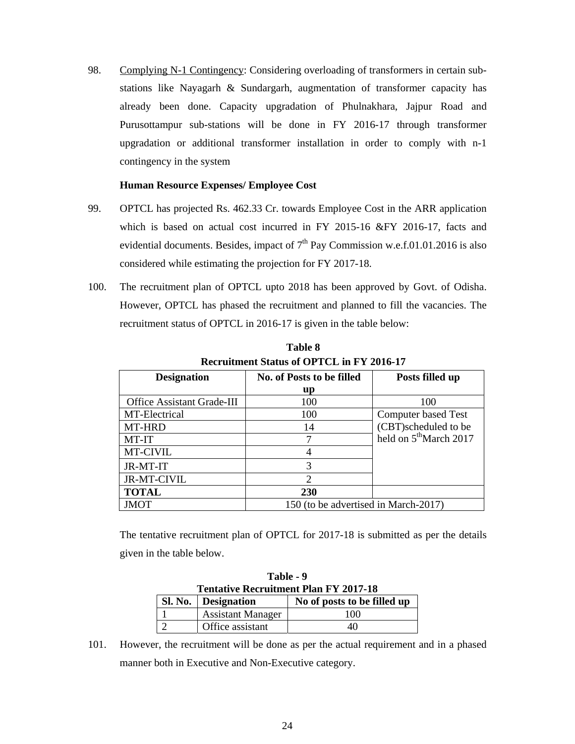98. Complying N-1 Contingency: Considering overloading of transformers in certain sub-stations like Nayagarh & Sundargarh, augmentation of transformer capacity has already been done. Capacity upgradation of Phulnakhara, Jajpur Road and Purusottampur sub-stations will be done in FY 2016-17 through transformer upgradation or additional transformer installation in order to comply with n-1 contingency in the system

**Human Resource Expenses/ Employee Cost**

99. OPTCL has projected Rs. 462.33 Cr. towards Employee Cost in the ARR application which is based on actual cost incurred in FY 2015-16 &FY 2016-17, facts and evidential documents. Besides, impact of 7th Pay Commission w.e.f.01.01.2016 is also considered while estimating the projection for FY 2017-18.

100. The recruitment plan of OPTCL upto 2018 has been approved by Govt. of Odisha. However, OPTCL has phased the recruitment and planned to fill the vacancies. The recruitment status of OPTCL in 2016-17 is given in the table below:

**Table 8**
**Recruitment Status of OPTCL in FY 2016-17**

| Designation | No. of Posts to be filled up | Posts filled up |
|---|---|---|
| Office Assistant Grade-III | 100 | 100 |
| MT-Electrical | 100 | Computer based Test (CBT)scheduled to be held on 5th March 2017 |
| MT-HRD | 14 | |
| MT-IT | 7 | |
| MT-CIVIL | 4 | |
| JR-MT-IT | 3 | |
| JR-MT-CIVIL | 2 | |
| **TOTAL** | **230** | |
| JMOT | 150 (to be advertised in March-2017) | |

The tentative recruitment plan of OPTCL for 2017-18 is submitted as per the details given in the table below.

**Table - 9**
**Tentative Recruitment Plan FY 2017-18**

| Sl. No. | Designation | No of posts to be filled up |
|---|---|---|
| 1 | Assistant Manager | 100 |
| 2 | Office assistant | 40 |

101. However, the recruitment will be done as per the actual requirement and in a phased manner both in Executive and Non-Executive category.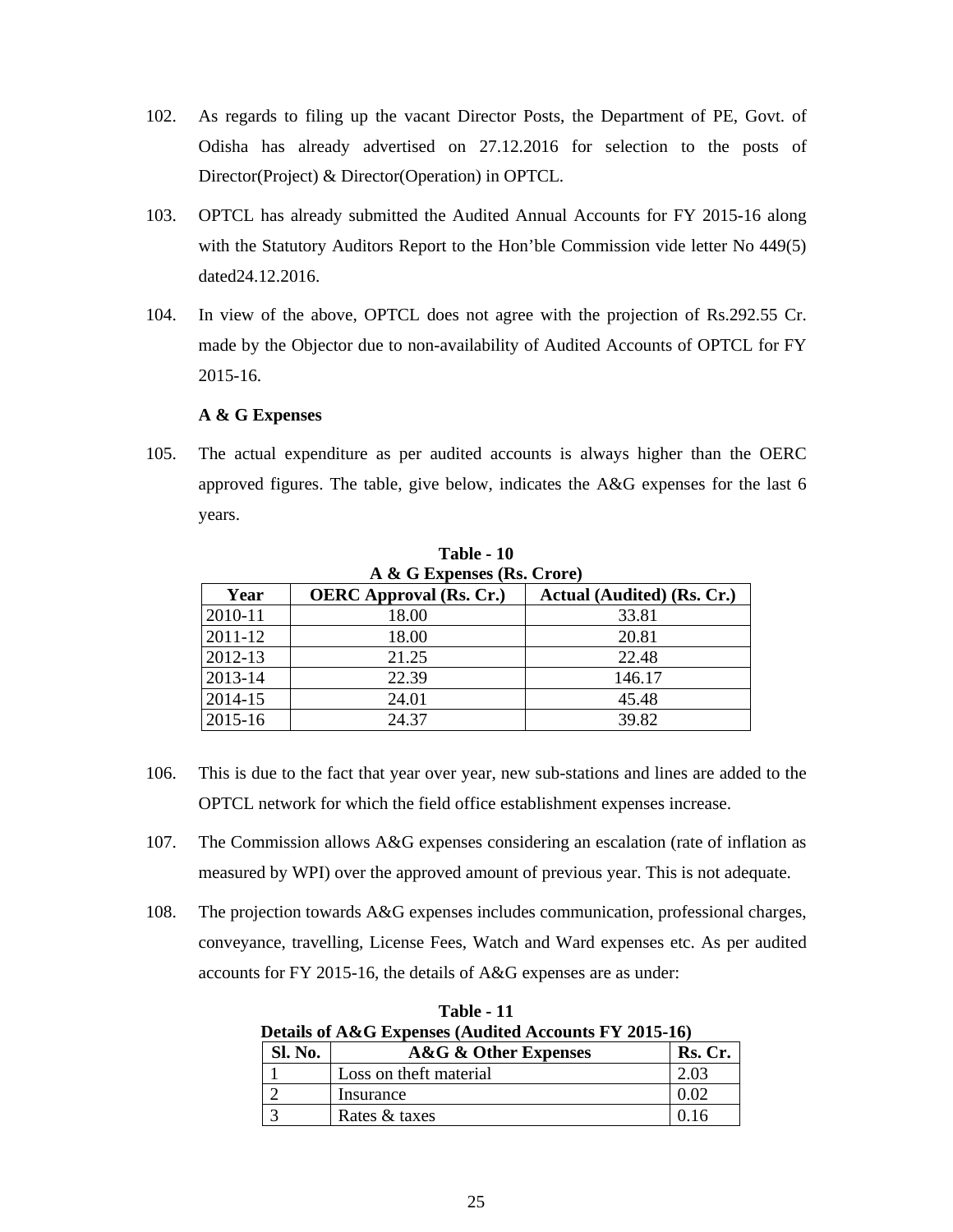102. As regards to filing up the vacant Director Posts, the Department of PE, Govt. of Odisha has already advertised on 27.12.2016 for selection to the posts of Director(Project) & Director(Operation) in OPTCL.

103. OPTCL has already submitted the Audited Annual Accounts for FY 2015-16 along with the Statutory Auditors Report to the Hon'ble Commission vide letter No 449(5) dated24.12.2016.

104. In view of the above, OPTCL does not agree with the projection of Rs.292.55 Cr. made by the Objector due to non-availability of Audited Accounts of OPTCL for FY 2015-16.

**A & G Expenses**

105. The actual expenditure as per audited accounts is always higher than the OERC approved figures. The table, give below, indicates the A&G expenses for the last 6 years.

**Table - 10**
**A & G Expenses (Rs. Crore)**

| Year | OERC Approval (Rs. Cr.) | Actual (Audited) (Rs. Cr.) |
|---|---|---|
| 2010-11 | 18.00 | 33.81 |
| 2011-12 | 18.00 | 20.81 |
| 2012-13 | 21.25 | 22.48 |
| 2013-14 | 22.39 | 146.17 |
| 2014-15 | 24.01 | 45.48 |
| 2015-16 | 24.37 | 39.82 |

106. This is due to the fact that year over year, new sub-stations and lines are added to the OPTCL network for which the field office establishment expenses increase.

107. The Commission allows A&G expenses considering an escalation (rate of inflation as measured by WPI) over the approved amount of previous year. This is not adequate.

108. The projection towards A&G expenses includes communication, professional charges, conveyance, travelling, License Fees, Watch and Ward expenses etc. As per audited accounts for FY 2015-16, the details of A&G expenses are as under:

**Table - 11**
**Details of A&G Expenses (Audited Accounts FY 2015-16)**

| Sl. No. | A&G & Other Expenses | Rs. Cr. |
|---|---|---|
| 1 | Loss on theft material | 2.03 |
| 2 | Insurance | 0.02 |
| 3 | Rates & taxes | 0.16 |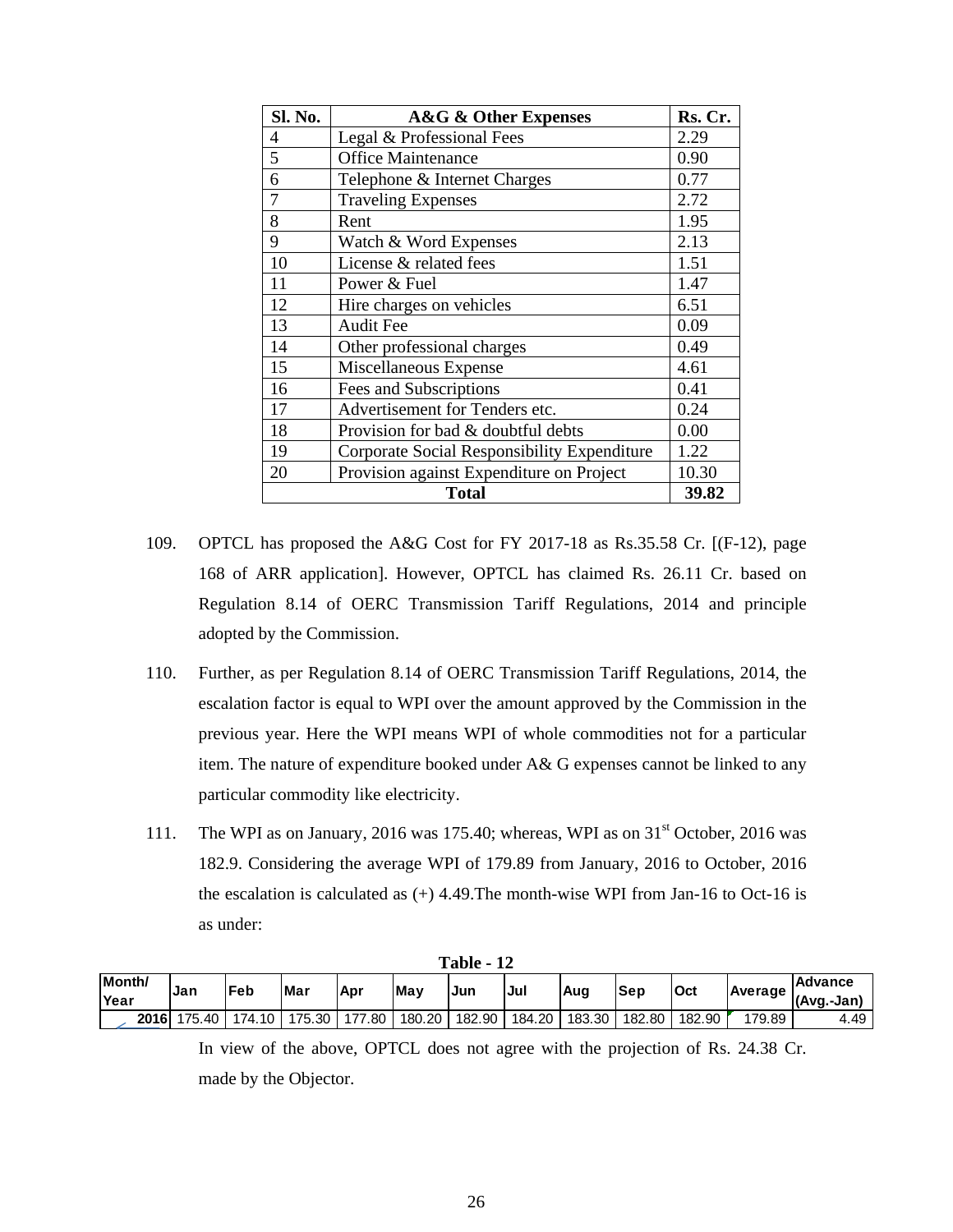| Sl. No. | A&G & Other Expenses | Rs. Cr. |
|---|---|---|
| 4 | Legal & Professional Fees | 2.29 |
| 5 | Office Maintenance | 0.90 |
| 6 | Telephone & Internet Charges | 0.77 |
| 7 | Traveling Expenses | 2.72 |
| 8 | Rent | 1.95 |
| 9 | Watch & Word Expenses | 2.13 |
| 10 | License & related fees | 1.51 |
| 11 | Power & Fuel | 1.47 |
| 12 | Hire charges on vehicles | 6.51 |
| 13 | Audit Fee | 0.09 |
| 14 | Other professional charges | 0.49 |
| 15 | Miscellaneous Expense | 4.61 |
| 16 | Fees and Subscriptions | 0.41 |
| 17 | Advertisement for Tenders etc. | 0.24 |
| 18 | Provision for bad & doubtful debts | 0.00 |
| 19 | Corporate Social Responsibility Expenditure | 1.22 |
| 20 | Provision against Expenditure on Project | 10.30 |
| **Total** | | **39.82** |

109. OPTCL has proposed the A&G Cost for FY 2017-18 as Rs.35.58 Cr. [(F-12), page 168 of ARR application]. However, OPTCL has claimed Rs. 26.11 Cr. based on Regulation 8.14 of OERC Transmission Tariff Regulations, 2014 and principle adopted by the Commission.

110. Further, as per Regulation 8.14 of OERC Transmission Tariff Regulations, 2014, the escalation factor is equal to WPI over the amount approved by the Commission in the previous year. Here the WPI means WPI of whole commodities not for a particular item. The nature of expenditure booked under A& G expenses cannot be linked to any particular commodity like electricity.

111. The WPI as on January, 2016 was 175.40; whereas, WPI as on 31st October, 2016 was 182.9. Considering the average WPI of 179.89 from January, 2016 to October, 2016 the escalation is calculated as (+) 4.49.The month-wise WPI from Jan-16 to Oct-16 is as under:

**Table - 12**

| Month/ Year | Jan | Feb | Mar | Apr | May | Jun | Jul | Aug | Sep | Oct | Average | Advance (Avg.-Jan) |
|---|---|---|---|---|---|---|---|---|---|---|---|---|
| 2016 | 175.40 | 174.10 | 175.30 | 177.80 | 180.20 | 182.90 | 184.20 | 183.30 | 182.80 | 182.90 | 179.89 | 4.49 |

In view of the above, OPTCL does not agree with the projection of Rs. 24.38 Cr. made by the Objector.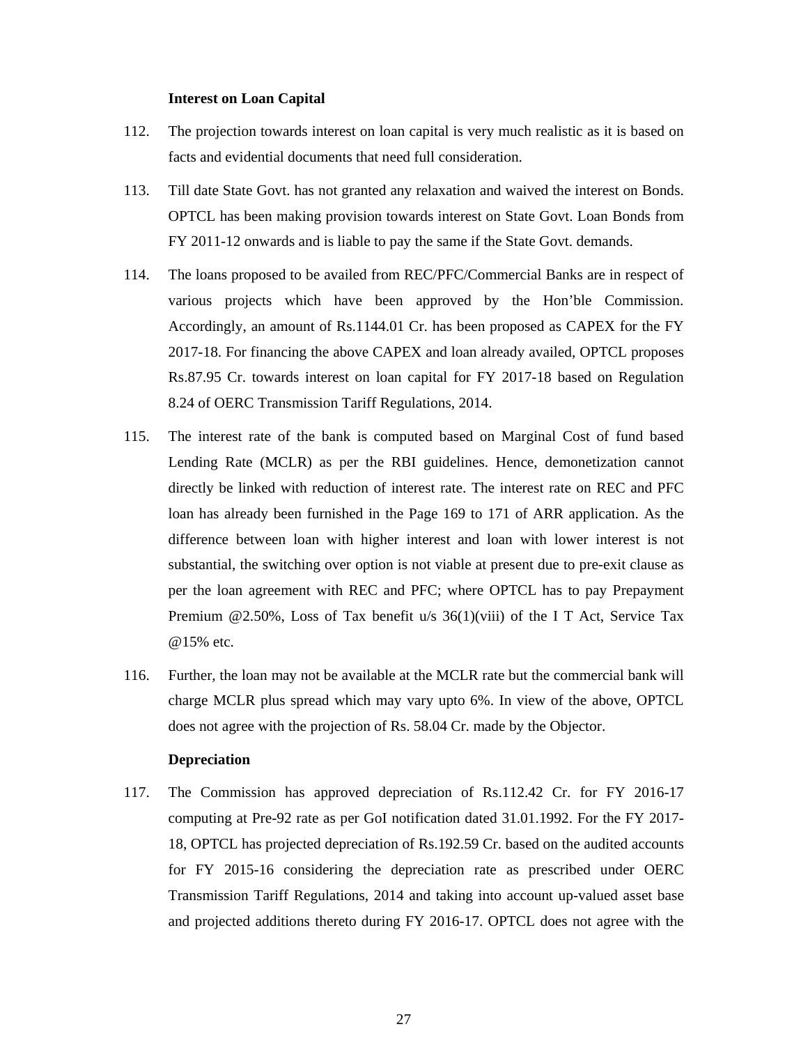**Interest on Loan Capital**

112. The projection towards interest on loan capital is very much realistic as it is based on facts and evidential documents that need full consideration.

113. Till date State Govt. has not granted any relaxation and waived the interest on Bonds. OPTCL has been making provision towards interest on State Govt. Loan Bonds from FY 2011-12 onwards and is liable to pay the same if the State Govt. demands.

114. The loans proposed to be availed from REC/PFC/Commercial Banks are in respect of various projects which have been approved by the Hon'ble Commission. Accordingly, an amount of Rs.1144.01 Cr. has been proposed as CAPEX for the FY 2017-18. For financing the above CAPEX and loan already availed, OPTCL proposes Rs.87.95 Cr. towards interest on loan capital for FY 2017-18 based on Regulation 8.24 of OERC Transmission Tariff Regulations, 2014.

115. The interest rate of the bank is computed based on Marginal Cost of fund based Lending Rate (MCLR) as per the RBI guidelines. Hence, demonetization cannot directly be linked with reduction of interest rate. The interest rate on REC and PFC loan has already been furnished in the Page 169 to 171 of ARR application. As the difference between loan with higher interest and loan with lower interest is not substantial, the switching over option is not viable at present due to pre-exit clause as per the loan agreement with REC and PFC; where OPTCL has to pay Prepayment Premium @2.50%, Loss of Tax benefit u/s 36(1)(viii) of the I T Act, Service Tax @15% etc.

116. Further, the loan may not be available at the MCLR rate but the commercial bank will charge MCLR plus spread which may vary upto 6%. In view of the above, OPTCL does not agree with the projection of Rs. 58.04 Cr. made by the Objector.

**Depreciation**

117. The Commission has approved depreciation of Rs.112.42 Cr. for FY 2016-17 computing at Pre-92 rate as per GoI notification dated 31.01.1992. For the FY 2017-18, OPTCL has projected depreciation of Rs.192.59 Cr. based on the audited accounts for FY 2015-16 considering the depreciation rate as prescribed under OERC Transmission Tariff Regulations, 2014 and taking into account up-valued asset base and projected additions thereto during FY 2016-17. OPTCL does not agree with the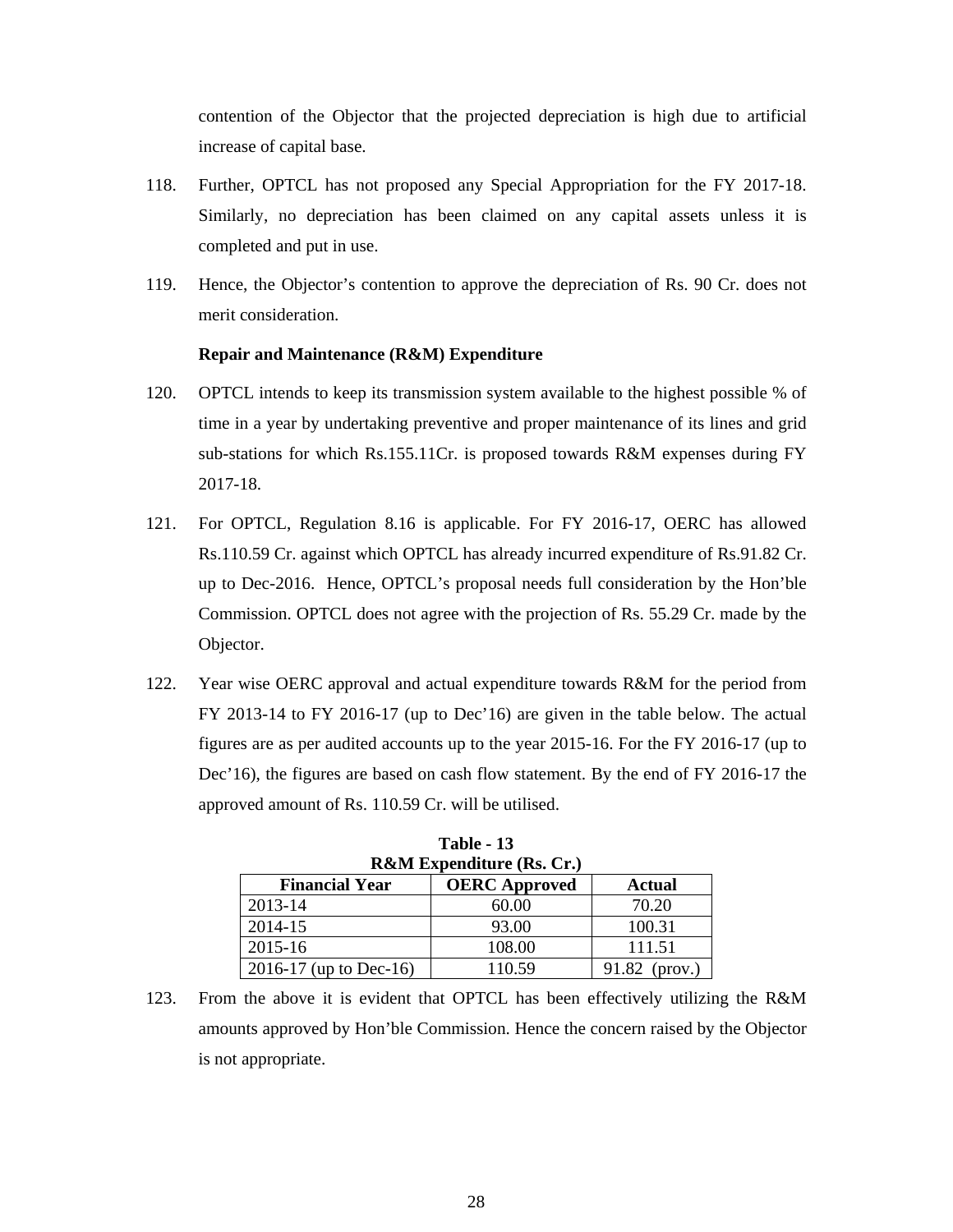contention of the Objector that the projected depreciation is high due to artificial increase of capital base.

118. Further, OPTCL has not proposed any Special Appropriation for the FY 2017-18. Similarly, no depreciation has been claimed on any capital assets unless it is completed and put in use.

119. Hence, the Objector's contention to approve the depreciation of Rs. 90 Cr. does not merit consideration.

**Repair and Maintenance (R&M) Expenditure**

120. OPTCL intends to keep its transmission system available to the highest possible % of time in a year by undertaking preventive and proper maintenance of its lines and grid sub-stations for which Rs.155.11Cr. is proposed towards R&M expenses during FY 2017-18.

121. For OPTCL, Regulation 8.16 is applicable. For FY 2016-17, OERC has allowed Rs.110.59 Cr. against which OPTCL has already incurred expenditure of Rs.91.82 Cr. up to Dec-2016. Hence, OPTCL's proposal needs full consideration by the Hon'ble Commission. OPTCL does not agree with the projection of Rs. 55.29 Cr. made by the Objector.

122. Year wise OERC approval and actual expenditure towards R&M for the period from FY 2013-14 to FY 2016-17 (up to Dec'16) are given in the table below. The actual figures are as per audited accounts up to the year 2015-16. For the FY 2016-17 (up to Dec'16), the figures are based on cash flow statement. By the end of FY 2016-17 the approved amount of Rs. 110.59 Cr. will be utilised.

**Table - 13**
**R&M Expenditure (Rs. Cr.)**

| Financial Year | OERC Approved | Actual |
|---|---|---|
| 2013-14 | 60.00 | 70.20 |
| 2014-15 | 93.00 | 100.31 |
| 2015-16 | 108.00 | 111.51 |
| 2016-17 (up to Dec-16) | 110.59 | 91.82 (prov.) |

123. From the above it is evident that OPTCL has been effectively utilizing the R&M amounts approved by Hon'ble Commission. Hence the concern raised by the Objector is not appropriate.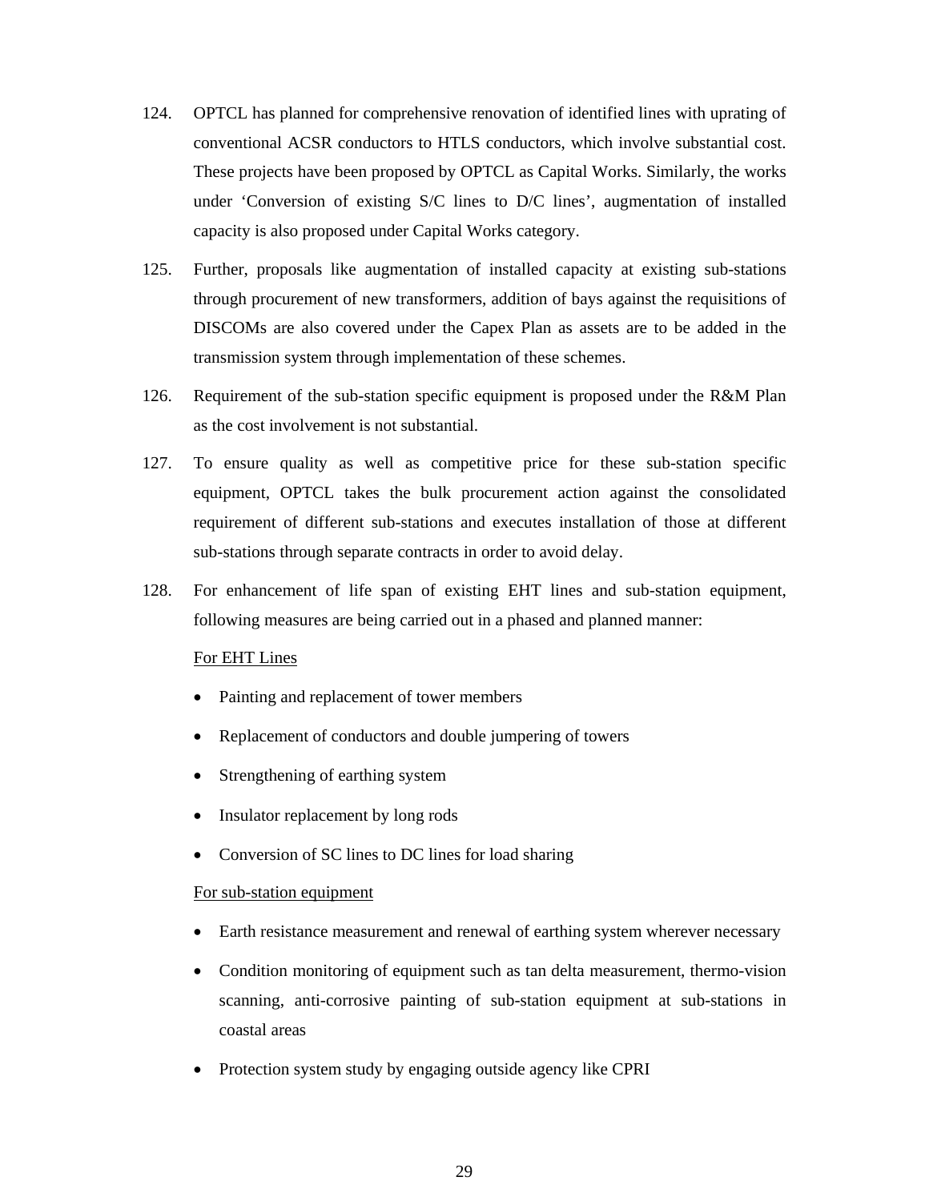124. OPTCL has planned for comprehensive renovation of identified lines with uprating of conventional ACSR conductors to HTLS conductors, which involve substantial cost. These projects have been proposed by OPTCL as Capital Works. Similarly, the works under 'Conversion of existing S/C lines to D/C lines', augmentation of installed capacity is also proposed under Capital Works category.

125. Further, proposals like augmentation of installed capacity at existing sub-stations through procurement of new transformers, addition of bays against the requisitions of DISCOMs are also covered under the Capex Plan as assets are to be added in the transmission system through implementation of these schemes.

126. Requirement of the sub-station specific equipment is proposed under the R&M Plan as the cost involvement is not substantial.

127. To ensure quality as well as competitive price for these sub-station specific equipment, OPTCL takes the bulk procurement action against the consolidated requirement of different sub-stations and executes installation of those at different sub-stations through separate contracts in order to avoid delay.

128. For enhancement of life span of existing EHT lines and sub-station equipment, following measures are being carried out in a phased and planned manner:

<u>For EHT Lines</u>

- Painting and replacement of tower members
- Replacement of conductors and double jumpering of towers
- Strengthening of earthing system
- Insulator replacement by long rods
- Conversion of SC lines to DC lines for load sharing

<u>For sub-station equipment</u>

- Earth resistance measurement and renewal of earthing system wherever necessary
- Condition monitoring of equipment such as tan delta measurement, thermo-vision scanning, anti-corrosive painting of sub-station equipment at sub-stations in coastal areas
- Protection system study by engaging outside agency like CPRI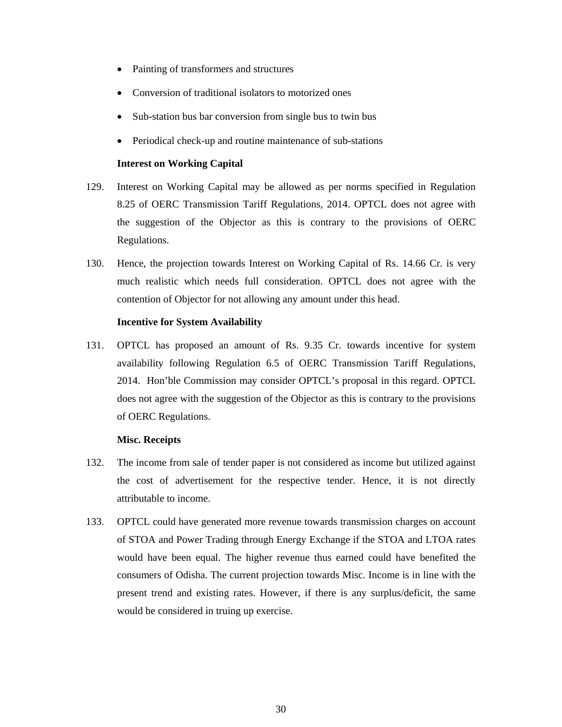- Painting of transformers and structures
- Conversion of traditional isolators to motorized ones
- Sub-station bus bar conversion from single bus to twin bus
- Periodical check-up and routine maintenance of sub-stations

**Interest on Working Capital**

129. Interest on Working Capital may be allowed as per norms specified in Regulation 8.25 of OERC Transmission Tariff Regulations, 2014. OPTCL does not agree with the suggestion of the Objector as this is contrary to the provisions of OERC Regulations.

130. Hence, the projection towards Interest on Working Capital of Rs. 14.66 Cr. is very much realistic which needs full consideration. OPTCL does not agree with the contention of Objector for not allowing any amount under this head.

**Incentive for System Availability**

131. OPTCL has proposed an amount of Rs. 9.35 Cr. towards incentive for system availability following Regulation 6.5 of OERC Transmission Tariff Regulations, 2014. Hon'ble Commission may consider OPTCL's proposal in this regard. OPTCL does not agree with the suggestion of the Objector as this is contrary to the provisions of OERC Regulations.

**Misc. Receipts**

132. The income from sale of tender paper is not considered as income but utilized against the cost of advertisement for the respective tender. Hence, it is not directly attributable to income.

133. OPTCL could have generated more revenue towards transmission charges on account of STOA and Power Trading through Energy Exchange if the STOA and LTOA rates would have been equal. The higher revenue thus earned could have benefited the consumers of Odisha. The current projection towards Misc. Income is in line with the present trend and existing rates. However, if there is any surplus/deficit, the same would be considered in truing up exercise.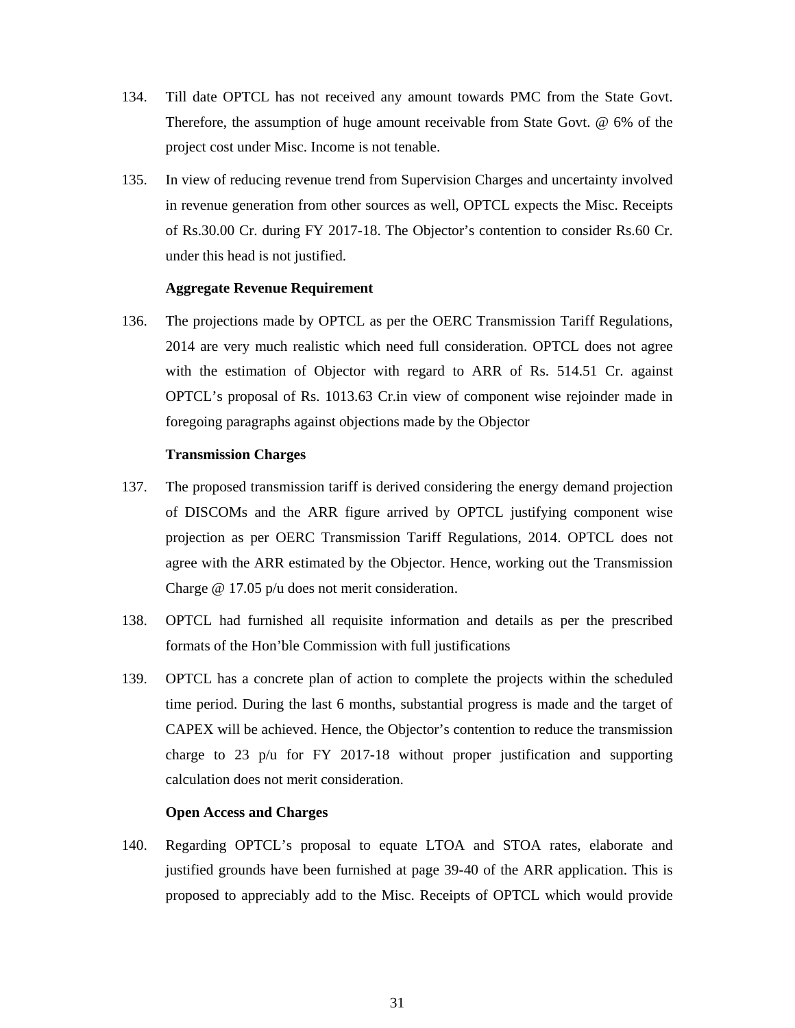134. Till date OPTCL has not received any amount towards PMC from the State Govt. Therefore, the assumption of huge amount receivable from State Govt. @ 6% of the project cost under Misc. Income is not tenable.

135. In view of reducing revenue trend from Supervision Charges and uncertainty involved in revenue generation from other sources as well, OPTCL expects the Misc. Receipts of Rs.30.00 Cr. during FY 2017-18. The Objector's contention to consider Rs.60 Cr. under this head is not justified.

**Aggregate Revenue Requirement**

136. The projections made by OPTCL as per the OERC Transmission Tariff Regulations, 2014 are very much realistic which need full consideration. OPTCL does not agree with the estimation of Objector with regard to ARR of Rs. 514.51 Cr. against OPTCL's proposal of Rs. 1013.63 Cr.in view of component wise rejoinder made in foregoing paragraphs against objections made by the Objector

**Transmission Charges**

137. The proposed transmission tariff is derived considering the energy demand projection of DISCOMs and the ARR figure arrived by OPTCL justifying component wise projection as per OERC Transmission Tariff Regulations, 2014. OPTCL does not agree with the ARR estimated by the Objector. Hence, working out the Transmission Charge @ 17.05 p/u does not merit consideration.

138. OPTCL had furnished all requisite information and details as per the prescribed formats of the Hon'ble Commission with full justifications

139. OPTCL has a concrete plan of action to complete the projects within the scheduled time period. During the last 6 months, substantial progress is made and the target of CAPEX will be achieved. Hence, the Objector's contention to reduce the transmission charge to 23 p/u for FY 2017-18 without proper justification and supporting calculation does not merit consideration.

**Open Access and Charges**

140. Regarding OPTCL's proposal to equate LTOA and STOA rates, elaborate and justified grounds have been furnished at page 39-40 of the ARR application. This is proposed to appreciably add to the Misc. Receipts of OPTCL which would provide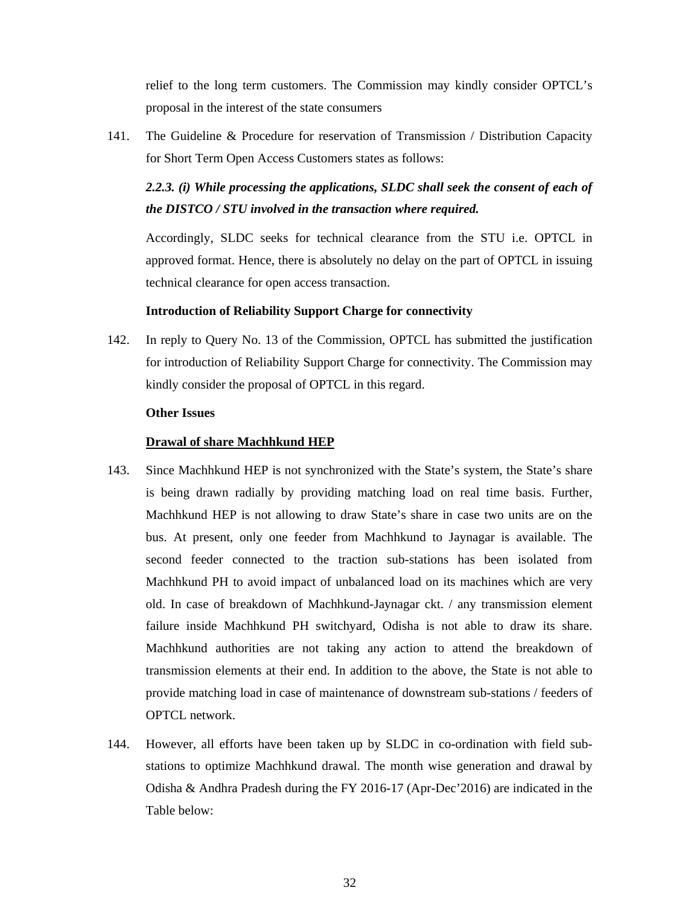relief to the long term customers. The Commission may kindly consider OPTCL's proposal in the interest of the state consumers

141. The Guideline & Procedure for reservation of Transmission / Distribution Capacity for Short Term Open Access Customers states as follows:

***2.2.3. (i) While processing the applications, SLDC shall seek the consent of each of the DISTCO / STU involved in the transaction where required.***

Accordingly, SLDC seeks for technical clearance from the STU i.e. OPTCL in approved format. Hence, there is absolutely no delay on the part of OPTCL in issuing technical clearance for open access transaction.

**Introduction of Reliability Support Charge for connectivity**

142. In reply to Query No. 13 of the Commission, OPTCL has submitted the justification for introduction of Reliability Support Charge for connectivity. The Commission may kindly consider the proposal of OPTCL in this regard.

**Other Issues**

**<u>Drawal of share Machhkund HEP</u>**

143. Since Machhkund HEP is not synchronized with the State's system, the State's share is being drawn radially by providing matching load on real time basis. Further, Machhkund HEP is not allowing to draw State's share in case two units are on the bus. At present, only one feeder from Machhkund to Jaynagar is available. The second feeder connected to the traction sub-stations has been isolated from Machhkund PH to avoid impact of unbalanced load on its machines which are very old. In case of breakdown of Machhkund-Jaynagar ckt. / any transmission element failure inside Machhkund PH switchyard, Odisha is not able to draw its share. Machhkund authorities are not taking any action to attend the breakdown of transmission elements at their end. In addition to the above, the State is not able to provide matching load in case of maintenance of downstream sub-stations / feeders of OPTCL network.

144. However, all efforts have been taken up by SLDC in co-ordination with field sub-stations to optimize Machhkund drawal. The month wise generation and drawal by Odisha & Andhra Pradesh during the FY 2016-17 (Apr-Dec'2016) are indicated in the Table below: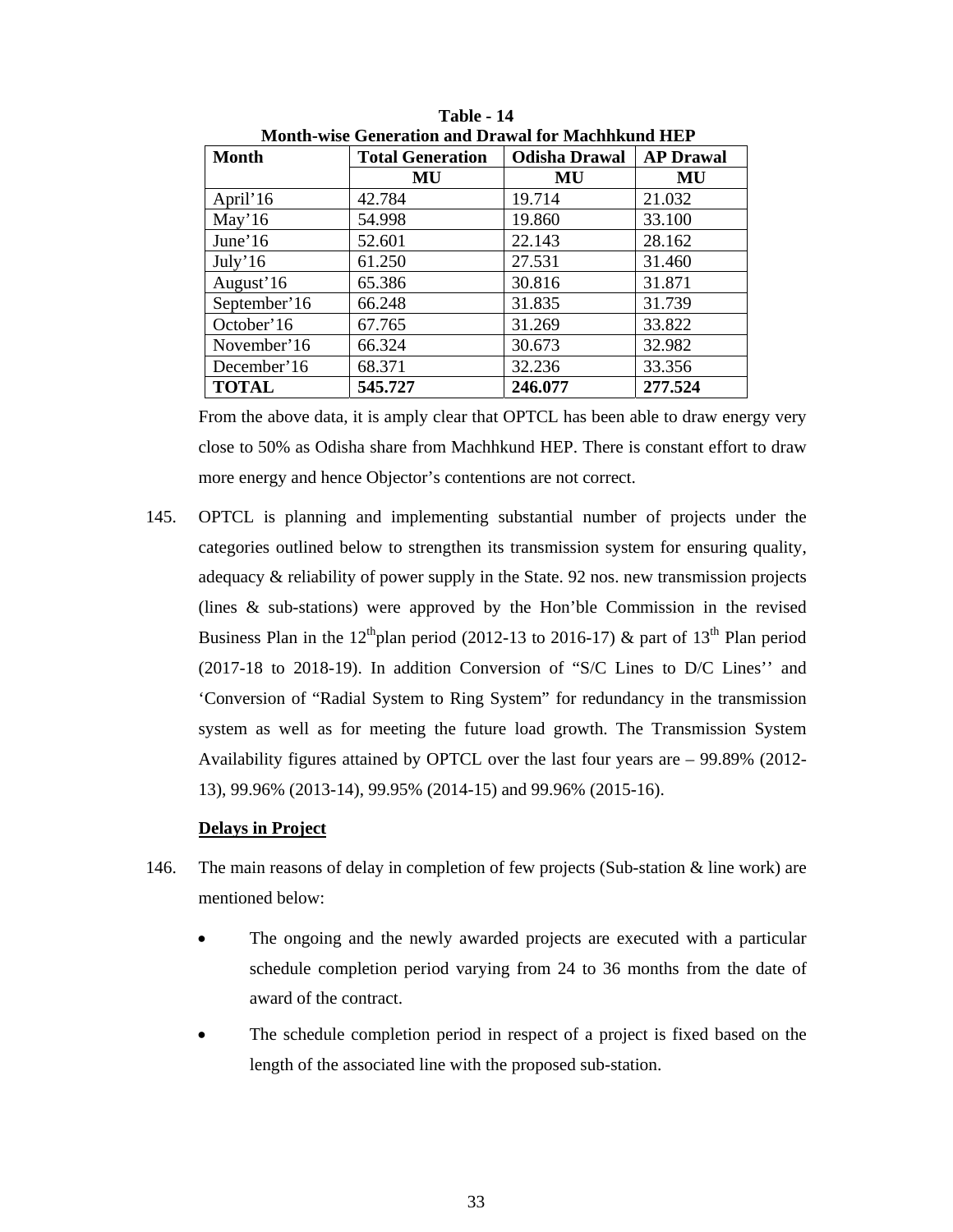**Table - 14**
**Month-wise Generation and Drawal for Machhkund HEP**

| Month | Total Generation | Odisha Drawal | AP Drawal |
|---|---|---|---|
| | MU | MU | MU |
| April'16 | 42.784 | 19.714 | 21.032 |
| May'16 | 54.998 | 19.860 | 33.100 |
| June'16 | 52.601 | 22.143 | 28.162 |
| July'16 | 61.250 | 27.531 | 31.460 |
| August'16 | 65.386 | 30.816 | 31.871 |
| September'16 | 66.248 | 31.835 | 31.739 |
| October'16 | 67.765 | 31.269 | 33.822 |
| November'16 | 66.324 | 30.673 | 32.982 |
| December'16 | 68.371 | 32.236 | 33.356 |
| **TOTAL** | **545.727** | **246.077** | **277.524** |

From the above data, it is amply clear that OPTCL has been able to draw energy very close to 50% as Odisha share from Machhkund HEP. There is constant effort to draw more energy and hence Objector's contentions are not correct.

145. OPTCL is planning and implementing substantial number of projects under the categories outlined below to strengthen its transmission system for ensuring quality, adequacy & reliability of power supply in the State. 92 nos. new transmission projects (lines & sub-stations) were approved by the Hon'ble Commission in the revised Business Plan in the 12thplan period (2012-13 to 2016-17) & part of 13th Plan period (2017-18 to 2018-19). In addition Conversion of "S/C Lines to D/C Lines'' and 'Conversion of "Radial System to Ring System" for redundancy in the transmission system as well as for meeting the future load growth. The Transmission System Availability figures attained by OPTCL over the last four years are – 99.89% (2012-13), 99.96% (2013-14), 99.95% (2014-15) and 99.96% (2015-16).

**Delays in Project**

146. The main reasons of delay in completion of few projects (Sub-station & line work) are mentioned below:

- The ongoing and the newly awarded projects are executed with a particular schedule completion period varying from 24 to 36 months from the date of award of the contract.
- The schedule completion period in respect of a project is fixed based on the length of the associated line with the proposed sub-station.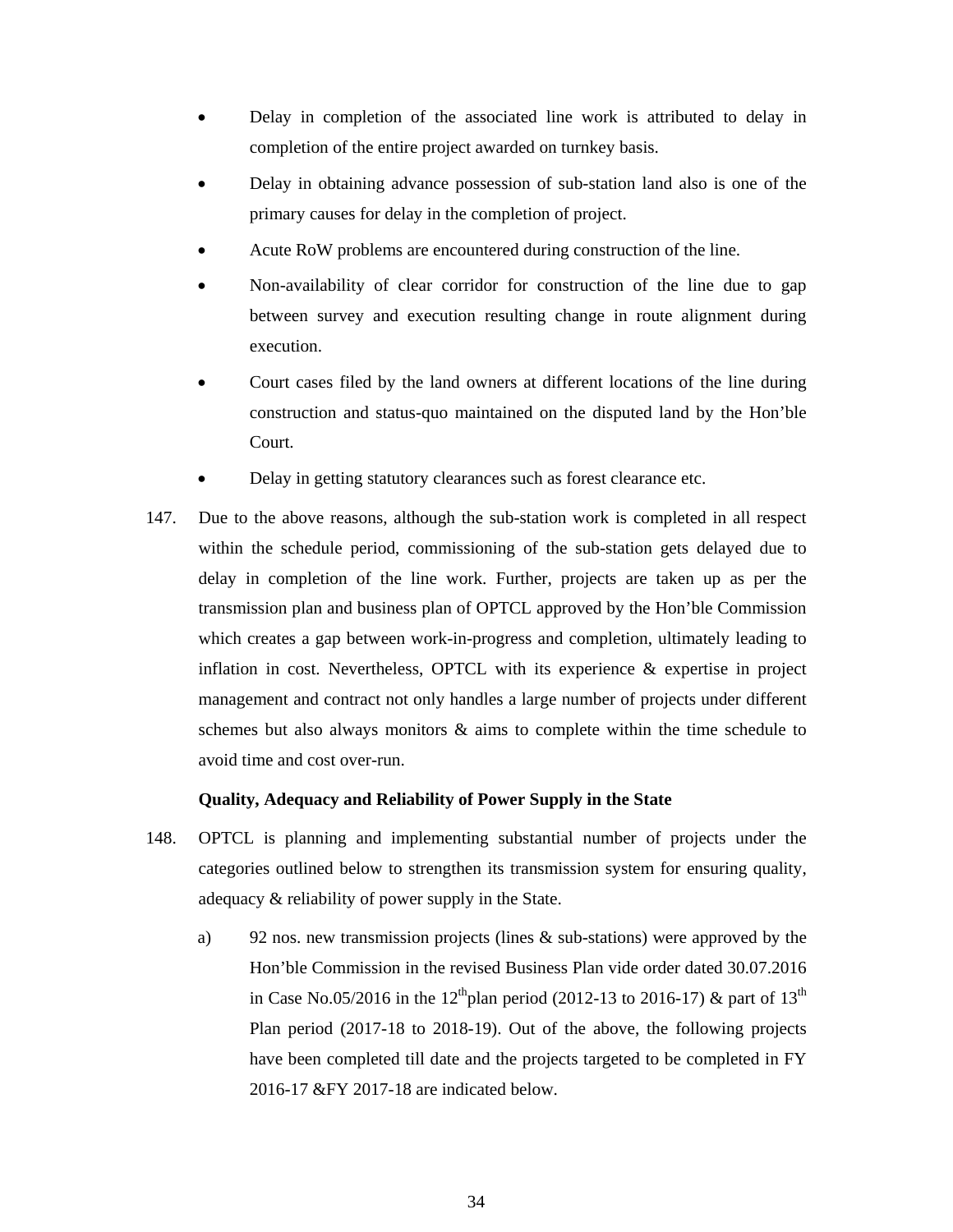- Delay in completion of the associated line work is attributed to delay in completion of the entire project awarded on turnkey basis.
- Delay in obtaining advance possession of sub-station land also is one of the primary causes for delay in the completion of project.
- Acute RoW problems are encountered during construction of the line.
- Non-availability of clear corridor for construction of the line due to gap between survey and execution resulting change in route alignment during execution.
- Court cases filed by the land owners at different locations of the line during construction and status-quo maintained on the disputed land by the Hon'ble Court.
- Delay in getting statutory clearances such as forest clearance etc.

147. Due to the above reasons, although the sub-station work is completed in all respect within the schedule period, commissioning of the sub-station gets delayed due to delay in completion of the line work. Further, projects are taken up as per the transmission plan and business plan of OPTCL approved by the Hon'ble Commission which creates a gap between work-in-progress and completion, ultimately leading to inflation in cost. Nevertheless, OPTCL with its experience & expertise in project management and contract not only handles a large number of projects under different schemes but also always monitors & aims to complete within the time schedule to avoid time and cost over-run.

**Quality, Adequacy and Reliability of Power Supply in the State**

148. OPTCL is planning and implementing substantial number of projects under the categories outlined below to strengthen its transmission system for ensuring quality, adequacy & reliability of power supply in the State.

   a) 92 nos. new transmission projects (lines & sub-stations) were approved by the Hon'ble Commission in the revised Business Plan vide order dated 30.07.2016 in Case No.05/2016 in the 12th plan period (2012-13 to 2016-17) & part of 13th Plan period (2017-18 to 2018-19). Out of the above, the following projects have been completed till date and the projects targeted to be completed in FY 2016-17 &FY 2017-18 are indicated below.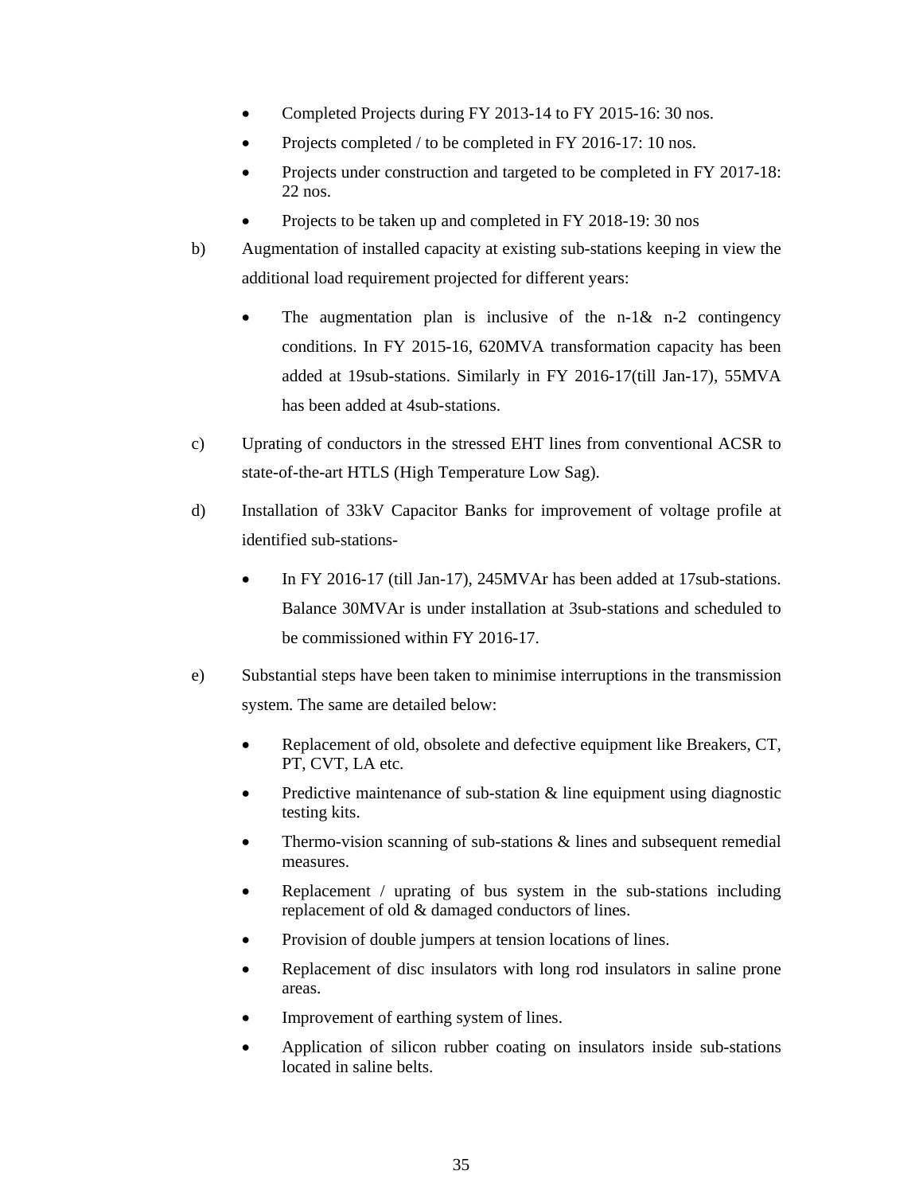- Completed Projects during FY 2013-14 to FY 2015-16: 30 nos.
- Projects completed / to be completed in FY 2016-17: 10 nos.
- Projects under construction and targeted to be completed in FY 2017-18: 22 nos.
- Projects to be taken up and completed in FY 2018-19: 30 nos

b) Augmentation of installed capacity at existing sub-stations keeping in view the additional load requirement projected for different years:

- The augmentation plan is inclusive of the n-1& n-2 contingency conditions. In FY 2015-16, 620MVA transformation capacity has been added at 19sub-stations. Similarly in FY 2016-17(till Jan-17), 55MVA has been added at 4sub-stations.

c) Uprating of conductors in the stressed EHT lines from conventional ACSR to state-of-the-art HTLS (High Temperature Low Sag).

d) Installation of 33kV Capacitor Banks for improvement of voltage profile at identified sub-stations-

- In FY 2016-17 (till Jan-17), 245MVAr has been added at 17sub-stations. Balance 30MVAr is under installation at 3sub-stations and scheduled to be commissioned within FY 2016-17.

e) Substantial steps have been taken to minimise interruptions in the transmission system. The same are detailed below:

- Replacement of old, obsolete and defective equipment like Breakers, CT, PT, CVT, LA etc.
- Predictive maintenance of sub-station & line equipment using diagnostic testing kits.
- Thermo-vision scanning of sub-stations & lines and subsequent remedial measures.
- Replacement / uprating of bus system in the sub-stations including replacement of old & damaged conductors of lines.
- Provision of double jumpers at tension locations of lines.
- Replacement of disc insulators with long rod insulators in saline prone areas.
- Improvement of earthing system of lines.
- Application of silicon rubber coating on insulators inside sub-stations located in saline belts.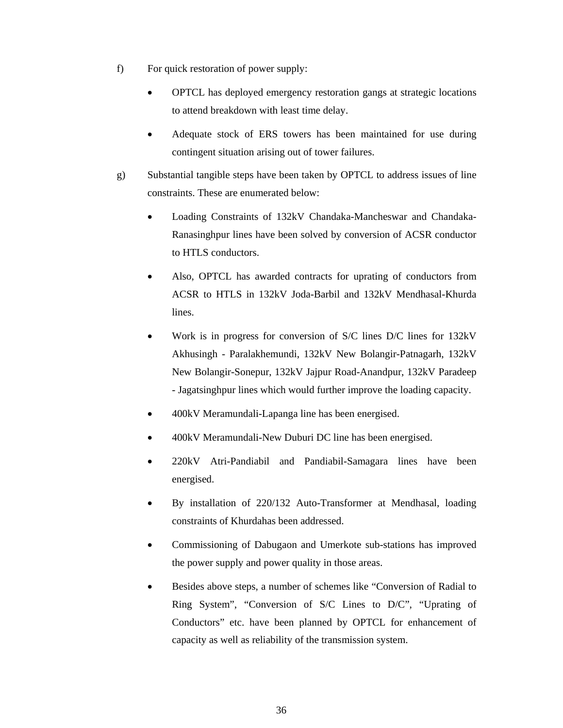f) For quick restoration of power supply:

- OPTCL has deployed emergency restoration gangs at strategic locations to attend breakdown with least time delay.
- Adequate stock of ERS towers has been maintained for use during contingent situation arising out of tower failures.

g) Substantial tangible steps have been taken by OPTCL to address issues of line constraints. These are enumerated below:

- Loading Constraints of 132kV Chandaka-Mancheswar and Chandaka-Ranasinghpur lines have been solved by conversion of ACSR conductor to HTLS conductors.
- Also, OPTCL has awarded contracts for uprating of conductors from ACSR to HTLS in 132kV Joda-Barbil and 132kV Mendhasal-Khurda lines.
- Work is in progress for conversion of S/C lines D/C lines for 132kV Akhusingh - Paralakhemundi, 132kV New Bolangir-Patnagarh, 132kV New Bolangir-Sonepur, 132kV Jajpur Road-Anandpur, 132kV Paradeep - Jagatsinghpur lines which would further improve the loading capacity.
- 400kV Meramundali-Lapanga line has been energised.
- 400kV Meramundali-New Duburi DC line has been energised.
- 220kV Atri-Pandiabil and Pandiabil-Samagara lines have been energised.
- By installation of 220/132 Auto-Transformer at Mendhasal, loading constraints of Khurdahas been addressed.
- Commissioning of Dabugaon and Umerkote sub-stations has improved the power supply and power quality in those areas.
- Besides above steps, a number of schemes like "Conversion of Radial to Ring System", "Conversion of S/C Lines to D/C", "Uprating of Conductors" etc. have been planned by OPTCL for enhancement of capacity as well as reliability of the transmission system.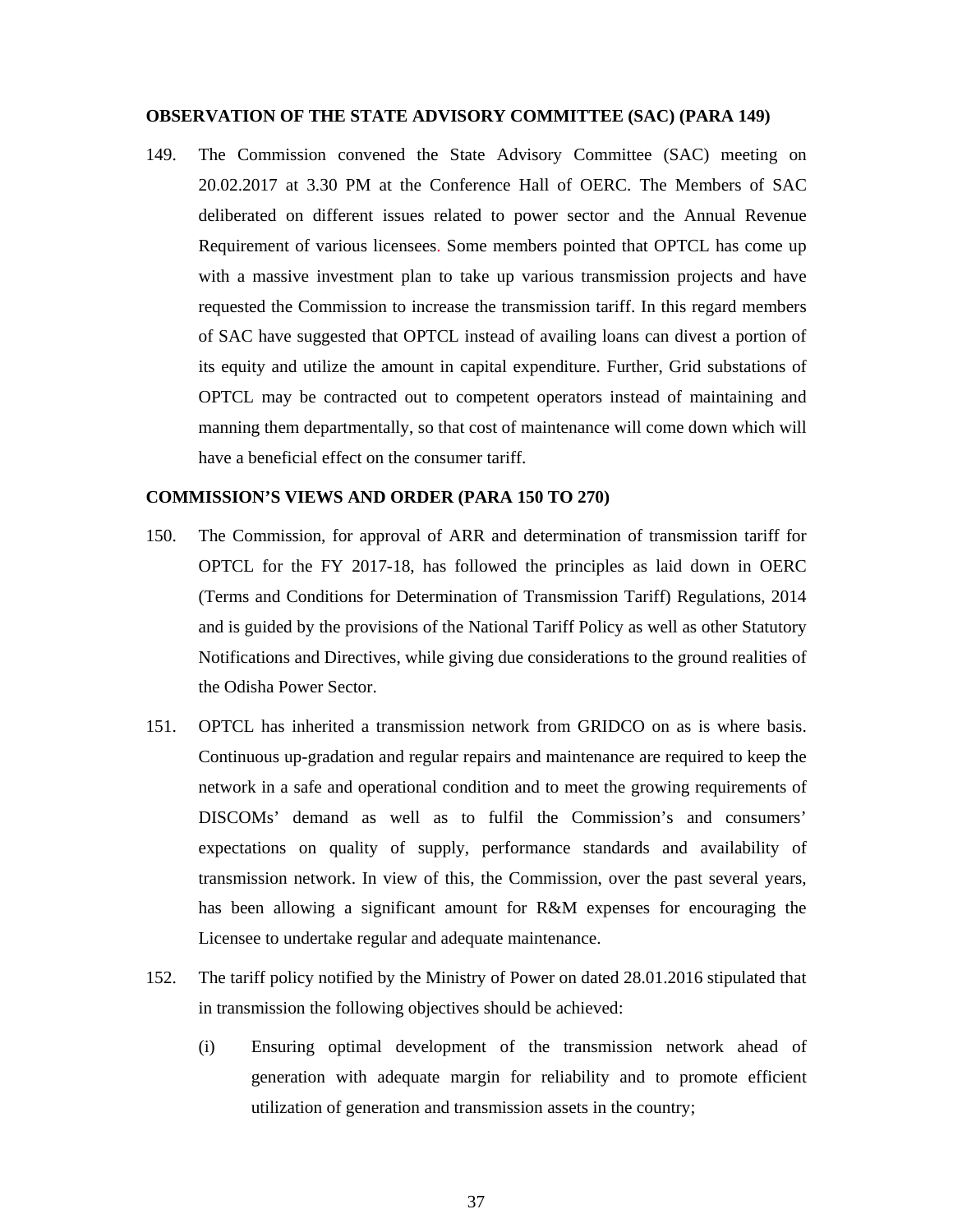**OBSERVATION OF THE STATE ADVISORY COMMITTEE (SAC) (PARA 149)**

149. The Commission convened the State Advisory Committee (SAC) meeting on 20.02.2017 at 3.30 PM at the Conference Hall of OERC. The Members of SAC deliberated on different issues related to power sector and the Annual Revenue Requirement of various licensees. Some members pointed that OPTCL has come up with a massive investment plan to take up various transmission projects and have requested the Commission to increase the transmission tariff. In this regard members of SAC have suggested that OPTCL instead of availing loans can divest a portion of its equity and utilize the amount in capital expenditure. Further, Grid substations of OPTCL may be contracted out to competent operators instead of maintaining and manning them departmentally, so that cost of maintenance will come down which will have a beneficial effect on the consumer tariff.

**COMMISSION'S VIEWS AND ORDER (PARA 150 TO 270)**

150. The Commission, for approval of ARR and determination of transmission tariff for OPTCL for the FY 2017-18, has followed the principles as laid down in OERC (Terms and Conditions for Determination of Transmission Tariff) Regulations, 2014 and is guided by the provisions of the National Tariff Policy as well as other Statutory Notifications and Directives, while giving due considerations to the ground realities of the Odisha Power Sector.

151. OPTCL has inherited a transmission network from GRIDCO on as is where basis. Continuous up-gradation and regular repairs and maintenance are required to keep the network in a safe and operational condition and to meet the growing requirements of DISCOMs' demand as well as to fulfil the Commission's and consumers' expectations on quality of supply, performance standards and availability of transmission network. In view of this, the Commission, over the past several years, has been allowing a significant amount for R&M expenses for encouraging the Licensee to undertake regular and adequate maintenance.

152. The tariff policy notified by the Ministry of Power on dated 28.01.2016 stipulated that in transmission the following objectives should be achieved:

   (i) Ensuring optimal development of the transmission network ahead of generation with adequate margin for reliability and to promote efficient utilization of generation and transmission assets in the country;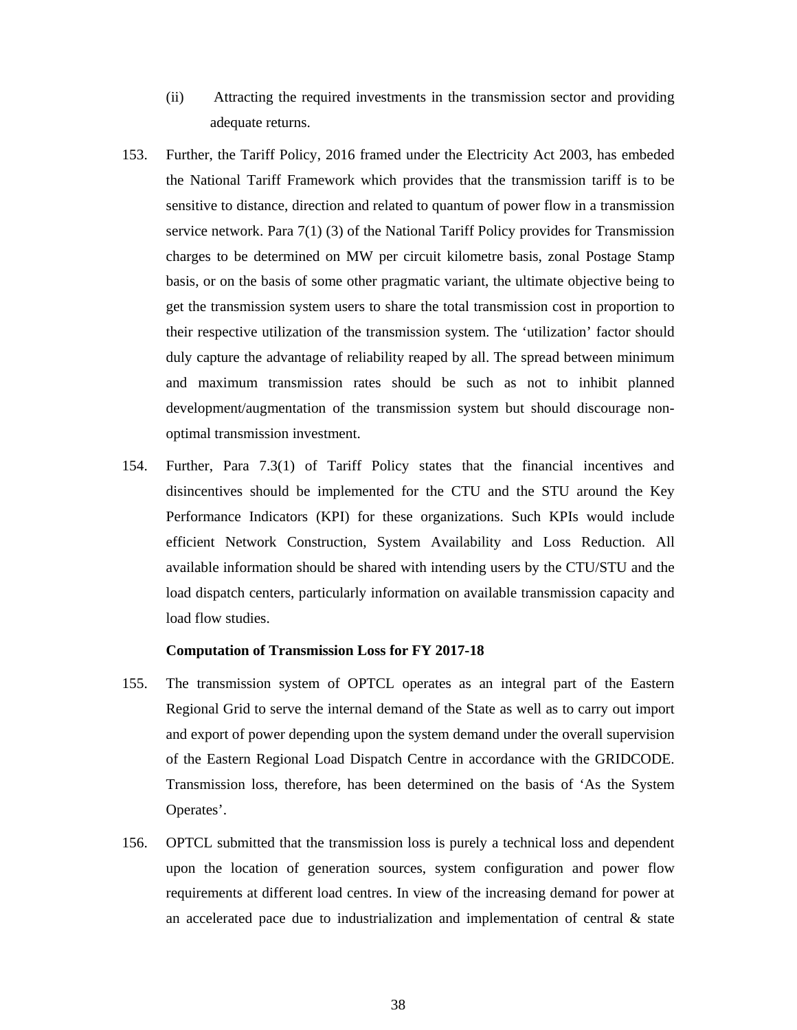(ii) Attracting the required investments in the transmission sector and providing adequate returns.

153. Further, the Tariff Policy, 2016 framed under the Electricity Act 2003, has embeded the National Tariff Framework which provides that the transmission tariff is to be sensitive to distance, direction and related to quantum of power flow in a transmission service network. Para 7(1) (3) of the National Tariff Policy provides for Transmission charges to be determined on MW per circuit kilometre basis, zonal Postage Stamp basis, or on the basis of some other pragmatic variant, the ultimate objective being to get the transmission system users to share the total transmission cost in proportion to their respective utilization of the transmission system. The 'utilization' factor should duly capture the advantage of reliability reaped by all. The spread between minimum and maximum transmission rates should be such as not to inhibit planned development/augmentation of the transmission system but should discourage non-optimal transmission investment.

154. Further, Para 7.3(1) of Tariff Policy states that the financial incentives and disincentives should be implemented for the CTU and the STU around the Key Performance Indicators (KPI) for these organizations. Such KPIs would include efficient Network Construction, System Availability and Loss Reduction. All available information should be shared with intending users by the CTU/STU and the load dispatch centers, particularly information on available transmission capacity and load flow studies.

**Computation of Transmission Loss for FY 2017-18**

155. The transmission system of OPTCL operates as an integral part of the Eastern Regional Grid to serve the internal demand of the State as well as to carry out import and export of power depending upon the system demand under the overall supervision of the Eastern Regional Load Dispatch Centre in accordance with the GRIDCODE. Transmission loss, therefore, has been determined on the basis of 'As the System Operates'.

156. OPTCL submitted that the transmission loss is purely a technical loss and dependent upon the location of generation sources, system configuration and power flow requirements at different load centres. In view of the increasing demand for power at an accelerated pace due to industrialization and implementation of central & state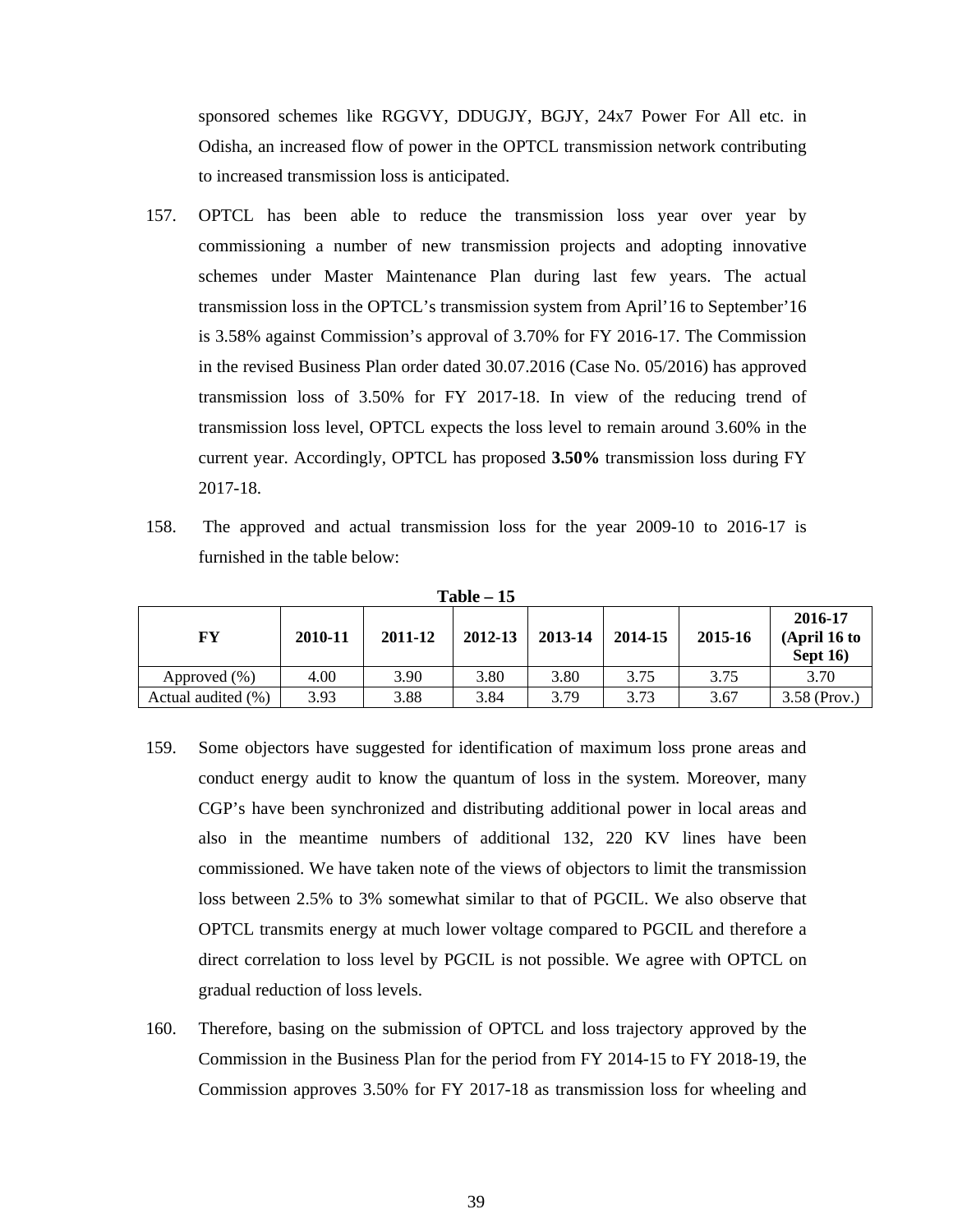sponsored schemes like RGGVY, DDUGJY, BGJY, 24x7 Power For All etc. in Odisha, an increased flow of power in the OPTCL transmission network contributing to increased transmission loss is anticipated.

157. OPTCL has been able to reduce the transmission loss year over year by commissioning a number of new transmission projects and adopting innovative schemes under Master Maintenance Plan during last few years. The actual transmission loss in the OPTCL's transmission system from April'16 to September'16 is 3.58% against Commission's approval of 3.70% for FY 2016-17. The Commission in the revised Business Plan order dated 30.07.2016 (Case No. 05/2016) has approved transmission loss of 3.50% for FY 2017-18. In view of the reducing trend of transmission loss level, OPTCL expects the loss level to remain around 3.60% in the current year. Accordingly, OPTCL has proposed **3.50%** transmission loss during FY 2017-18.

158. The approved and actual transmission loss for the year 2009-10 to 2016-17 is furnished in the table below:

**Table – 15**

| FY | 2010-11 | 2011-12 | 2012-13 | 2013-14 | 2014-15 | 2015-16 | 2016-17 (April 16 to Sept 16) |
|---|---|---|---|---|---|---|---|
| Approved (%) | 4.00 | 3.90 | 3.80 | 3.80 | 3.75 | 3.75 | 3.70 |
| Actual audited (%) | 3.93 | 3.88 | 3.84 | 3.79 | 3.73 | 3.67 | 3.58 (Prov.) |

159. Some objectors have suggested for identification of maximum loss prone areas and conduct energy audit to know the quantum of loss in the system. Moreover, many CGP's have been synchronized and distributing additional power in local areas and also in the meantime numbers of additional 132, 220 KV lines have been commissioned. We have taken note of the views of objectors to limit the transmission loss between 2.5% to 3% somewhat similar to that of PGCIL. We also observe that OPTCL transmits energy at much lower voltage compared to PGCIL and therefore a direct correlation to loss level by PGCIL is not possible. We agree with OPTCL on gradual reduction of loss levels.

160. Therefore, basing on the submission of OPTCL and loss trajectory approved by the Commission in the Business Plan for the period from FY 2014-15 to FY 2018-19, the Commission approves 3.50% for FY 2017-18 as transmission loss for wheeling and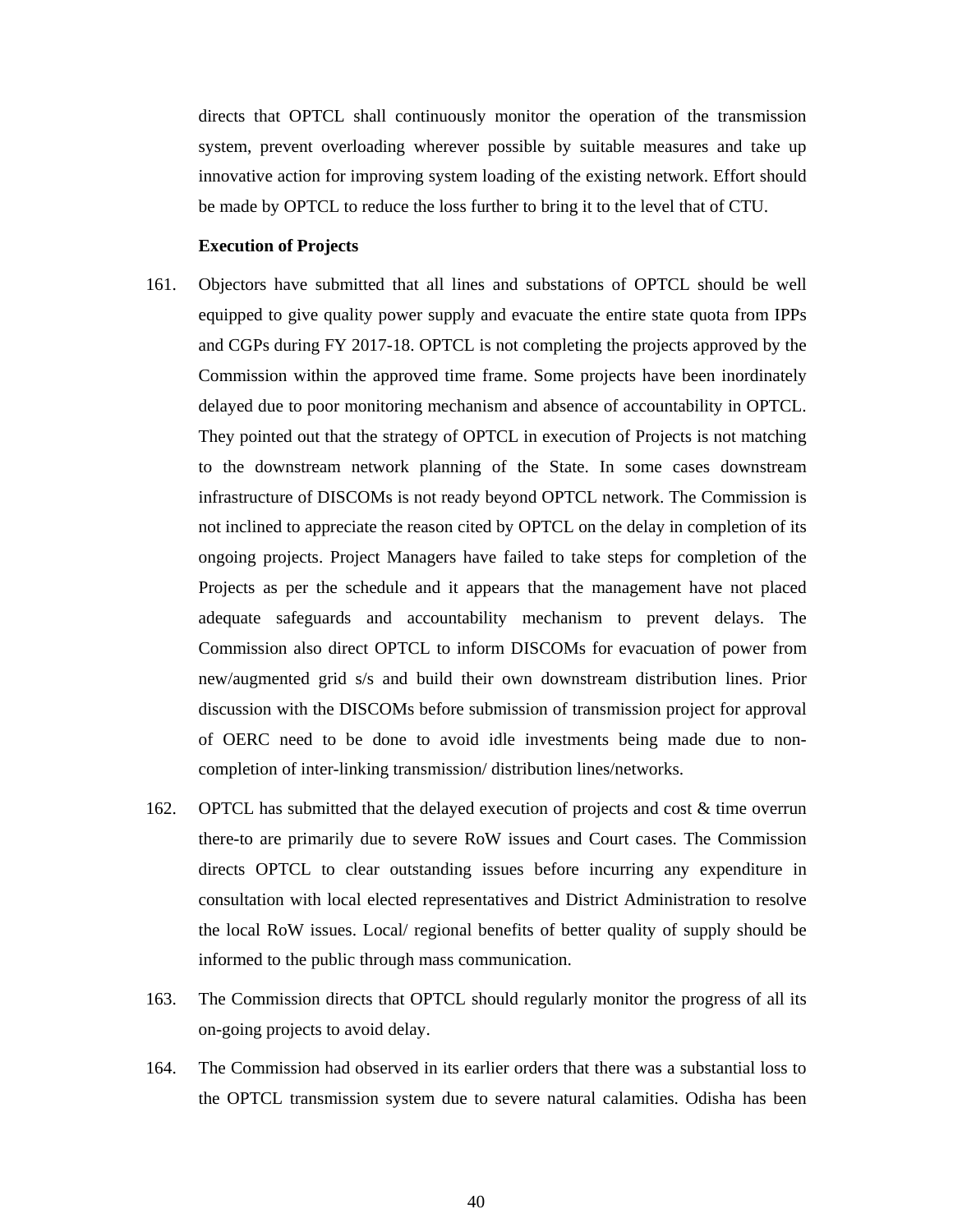directs that OPTCL shall continuously monitor the operation of the transmission system, prevent overloading wherever possible by suitable measures and take up innovative action for improving system loading of the existing network. Effort should be made by OPTCL to reduce the loss further to bring it to the level that of CTU.

**Execution of Projects**

161. Objectors have submitted that all lines and substations of OPTCL should be well equipped to give quality power supply and evacuate the entire state quota from IPPs and CGPs during FY 2017-18. OPTCL is not completing the projects approved by the Commission within the approved time frame. Some projects have been inordinately delayed due to poor monitoring mechanism and absence of accountability in OPTCL. They pointed out that the strategy of OPTCL in execution of Projects is not matching to the downstream network planning of the State. In some cases downstream infrastructure of DISCOMs is not ready beyond OPTCL network. The Commission is not inclined to appreciate the reason cited by OPTCL on the delay in completion of its ongoing projects. Project Managers have failed to take steps for completion of the Projects as per the schedule and it appears that the management have not placed adequate safeguards and accountability mechanism to prevent delays. The Commission also direct OPTCL to inform DISCOMs for evacuation of power from new/augmented grid s/s and build their own downstream distribution lines. Prior discussion with the DISCOMs before submission of transmission project for approval of OERC need to be done to avoid idle investments being made due to non-completion of inter-linking transmission/ distribution lines/networks.

162. OPTCL has submitted that the delayed execution of projects and cost & time overrun there-to are primarily due to severe RoW issues and Court cases. The Commission directs OPTCL to clear outstanding issues before incurring any expenditure in consultation with local elected representatives and District Administration to resolve the local RoW issues. Local/ regional benefits of better quality of supply should be informed to the public through mass communication.

163. The Commission directs that OPTCL should regularly monitor the progress of all its on-going projects to avoid delay.

164. The Commission had observed in its earlier orders that there was a substantial loss to the OPTCL transmission system due to severe natural calamities. Odisha has been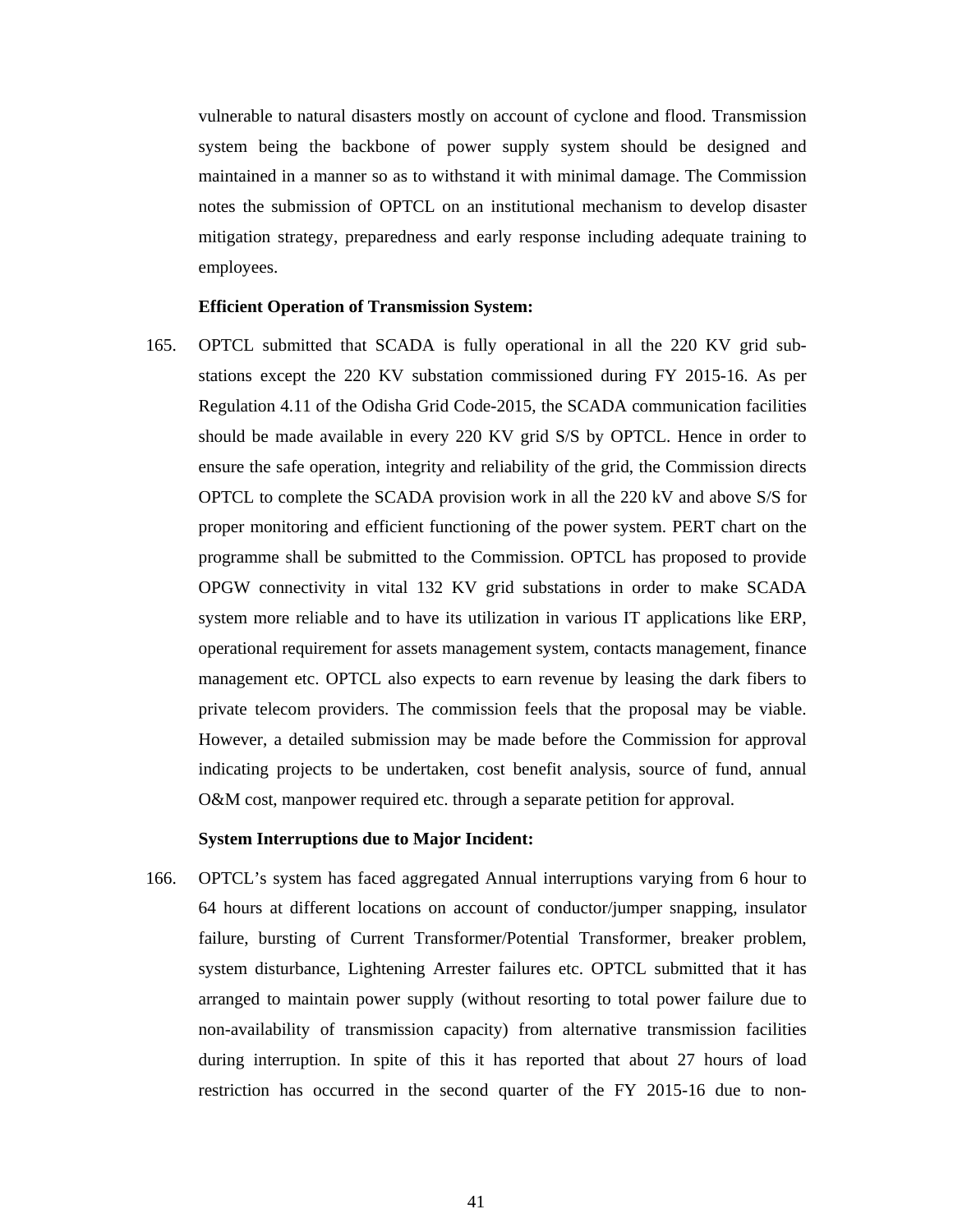vulnerable to natural disasters mostly on account of cyclone and flood. Transmission system being the backbone of power supply system should be designed and maintained in a manner so as to withstand it with minimal damage. The Commission notes the submission of OPTCL on an institutional mechanism to develop disaster mitigation strategy, preparedness and early response including adequate training to employees.

**Efficient Operation of Transmission System:**

165. OPTCL submitted that SCADA is fully operational in all the 220 KV grid sub-stations except the 220 KV substation commissioned during FY 2015-16. As per Regulation 4.11 of the Odisha Grid Code-2015, the SCADA communication facilities should be made available in every 220 KV grid S/S by OPTCL. Hence in order to ensure the safe operation, integrity and reliability of the grid, the Commission directs OPTCL to complete the SCADA provision work in all the 220 kV and above S/S for proper monitoring and efficient functioning of the power system. PERT chart on the programme shall be submitted to the Commission. OPTCL has proposed to provide OPGW connectivity in vital 132 KV grid substations in order to make SCADA system more reliable and to have its utilization in various IT applications like ERP, operational requirement for assets management system, contacts management, finance management etc. OPTCL also expects to earn revenue by leasing the dark fibers to private telecom providers. The commission feels that the proposal may be viable. However, a detailed submission may be made before the Commission for approval indicating projects to be undertaken, cost benefit analysis, source of fund, annual O&M cost, manpower required etc. through a separate petition for approval.

**System Interruptions due to Major Incident:**

166. OPTCL's system has faced aggregated Annual interruptions varying from 6 hour to 64 hours at different locations on account of conductor/jumper snapping, insulator failure, bursting of Current Transformer/Potential Transformer, breaker problem, system disturbance, Lightening Arrester failures etc. OPTCL submitted that it has arranged to maintain power supply (without resorting to total power failure due to non-availability of transmission capacity) from alternative transmission facilities during interruption. In spite of this it has reported that about 27 hours of load restriction has occurred in the second quarter of the FY 2015-16 due to non-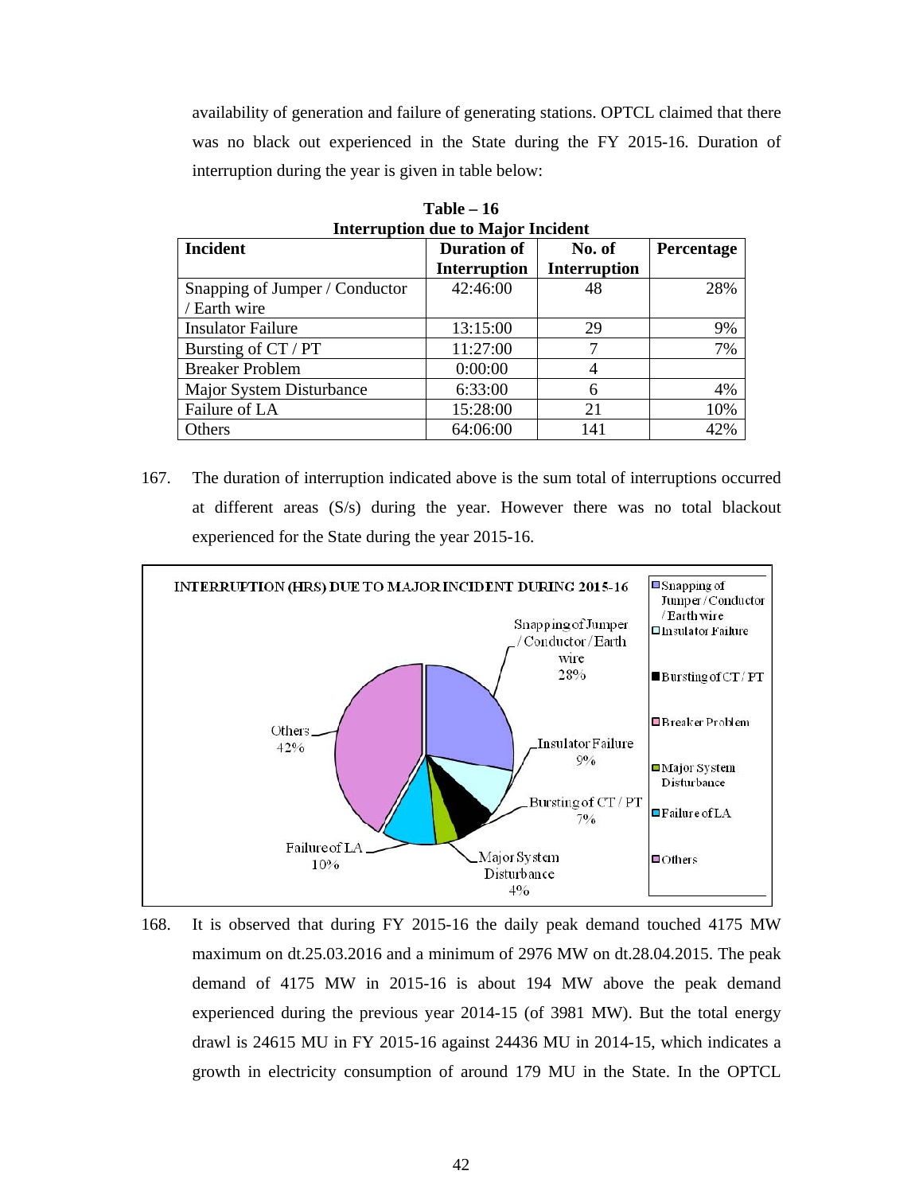availability of generation and failure of generating stations. OPTCL claimed that there was no black out experienced in the State during the FY 2015-16. Duration of interruption during the year is given in table below:

**Table – 16**
**Interruption due to Major Incident**

| Incident | Duration of Interruption | No. of Interruption | Percentage |
|---|---|---|---|
| Snapping of Jumper / Conductor / Earth wire | 42:46:00 | 48 | 28% |
| Insulator Failure | 13:15:00 | 29 | 9% |
| Bursting of CT / PT | 11:27:00 | 7 | 7% |
| Breaker Problem | 0:00:00 | 4 | |
| Major System Disturbance | 6:33:00 | 6 | 4% |
| Failure of LA | 15:28:00 | 21 | 10% |
| Others | 64:06:00 | 141 | 42% |

167. The duration of interruption indicated above is the sum total of interruptions occurred at different areas (S/s) during the year. However there was no total blackout experienced for the State during the year 2015-16.

INTERRUPTION (HRS) DUE TO MAJOR INCIDENT DURING 2015-16

168. It is observed that during FY 2015-16 the daily peak demand touched 4175 MW maximum on dt.25.03.2016 and a minimum of 2976 MW on dt.28.04.2015. The peak demand of 4175 MW in 2015-16 is about 194 MW above the peak demand experienced during the previous year 2014-15 (of 3981 MW). But the total energy drawl is 24615 MU in FY 2015-16 against 24436 MU in 2014-15, which indicates a growth in electricity consumption of around 179 MU in the State. In the OPTCL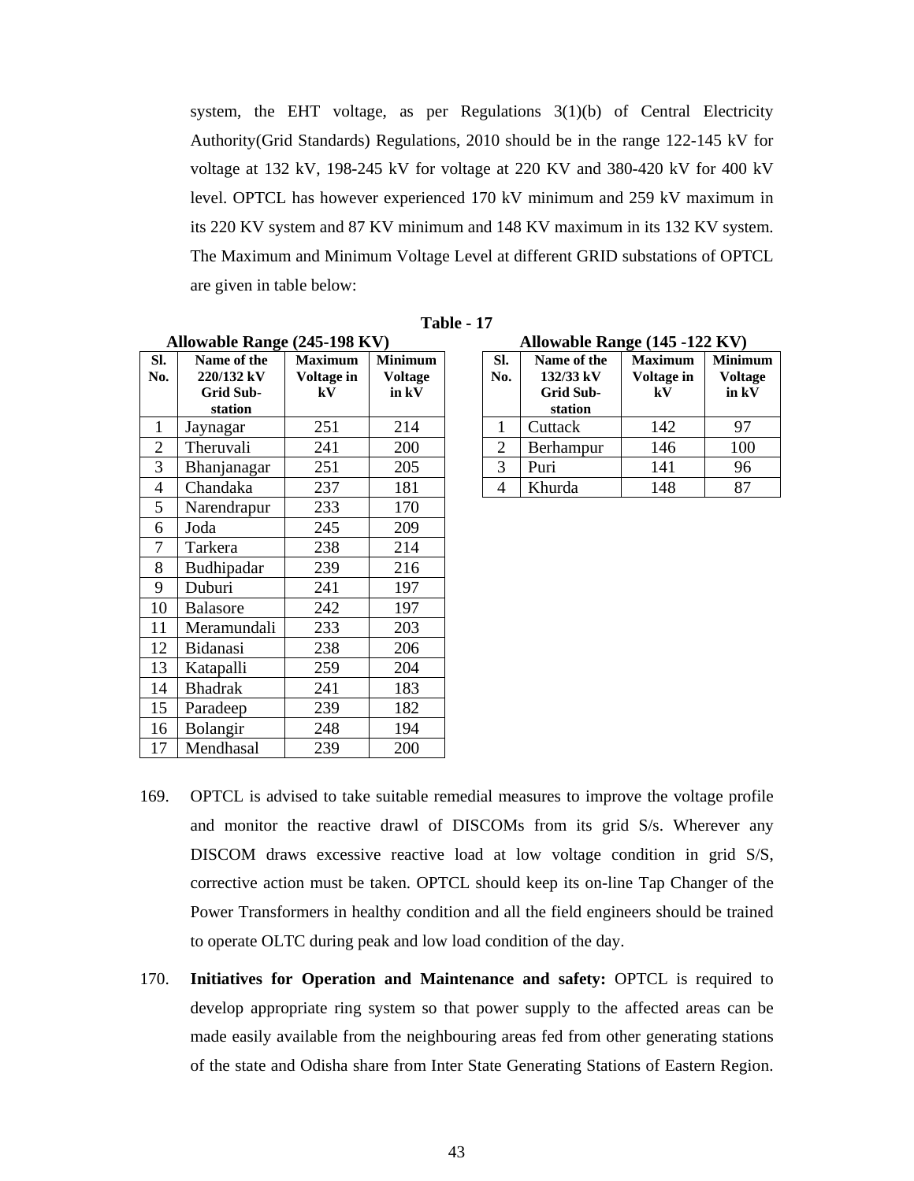system, the EHT voltage, as per Regulations 3(1)(b) of Central Electricity Authority(Grid Standards) Regulations, 2010 should be in the range 122-145 kV for voltage at 132 kV, 198-245 kV for voltage at 220 KV and 380-420 kV for 400 kV level. OPTCL has however experienced 170 kV minimum and 259 kV maximum in its 220 KV system and 87 KV minimum and 148 KV maximum in its 132 KV system. The Maximum and Minimum Voltage Level at different GRID substations of OPTCL are given in table below:

**Table - 17**

**Allowable Range (245-198 KV)**

| Sl. No. | Name of the 220/132 kV Grid Sub-station | Maximum Voltage in kV | Minimum Voltage in kV |
|---|---|---|---|
| 1 | Jaynagar | 251 | 214 |
| 2 | Theruvali | 241 | 200 |
| 3 | Bhanjanagar | 251 | 205 |
| 4 | Chandaka | 237 | 181 |
| 5 | Narendrapur | 233 | 170 |
| 6 | Joda | 245 | 209 |
| 7 | Tarkera | 238 | 214 |
| 8 | Budhipadar | 239 | 216 |
| 9 | Duburi | 241 | 197 |
| 10 | Balasore | 242 | 197 |
| 11 | Meramundali | 233 | 203 |
| 12 | Bidanasi | 238 | 206 |
| 13 | Katapalli | 259 | 204 |
| 14 | Bhadrak | 241 | 183 |
| 15 | Paradeep | 239 | 182 |
| 16 | Bolangir | 248 | 194 |
| 17 | Mendhasal | 239 | 200 |

**Allowable Range (145 -122 KV)**

| Sl. No. | Name of the 132/33 kV Grid Sub-station | Maximum Voltage in kV | Minimum Voltage in kV |
|---|---|---|---|
| 1 | Cuttack | 142 | 97 |
| 2 | Berhampur | 146 | 100 |
| 3 | Puri | 141 | 96 |
| 4 | Khurda | 148 | 87 |

169. OPTCL is advised to take suitable remedial measures to improve the voltage profile and monitor the reactive drawl of DISCOMs from its grid S/s. Wherever any DISCOM draws excessive reactive load at low voltage condition in grid S/S, corrective action must be taken. OPTCL should keep its on-line Tap Changer of the Power Transformers in healthy condition and all the field engineers should be trained to operate OLTC during peak and low load condition of the day.

170. **Initiatives for Operation and Maintenance and safety:** OPTCL is required to develop appropriate ring system so that power supply to the affected areas can be made easily available from the neighbouring areas fed from other generating stations of the state and Odisha share from Inter State Generating Stations of Eastern Region.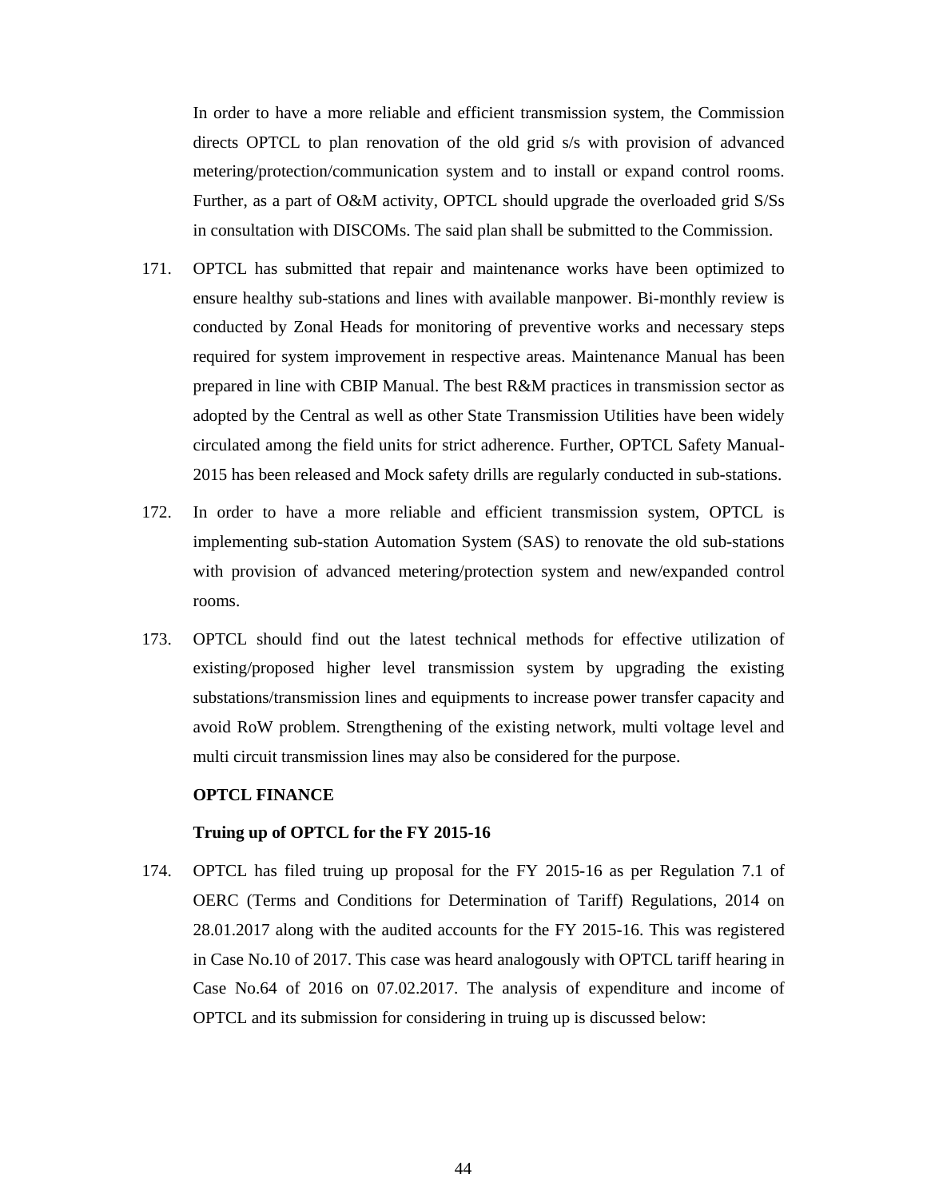In order to have a more reliable and efficient transmission system, the Commission directs OPTCL to plan renovation of the old grid s/s with provision of advanced metering/protection/communication system and to install or expand control rooms. Further, as a part of O&M activity, OPTCL should upgrade the overloaded grid S/Ss in consultation with DISCOMs. The said plan shall be submitted to the Commission.

171. OPTCL has submitted that repair and maintenance works have been optimized to ensure healthy sub-stations and lines with available manpower. Bi-monthly review is conducted by Zonal Heads for monitoring of preventive works and necessary steps required for system improvement in respective areas. Maintenance Manual has been prepared in line with CBIP Manual. The best R&M practices in transmission sector as adopted by the Central as well as other State Transmission Utilities have been widely circulated among the field units for strict adherence. Further, OPTCL Safety Manual-2015 has been released and Mock safety drills are regularly conducted in sub-stations.

172. In order to have a more reliable and efficient transmission system, OPTCL is implementing sub-station Automation System (SAS) to renovate the old sub-stations with provision of advanced metering/protection system and new/expanded control rooms.

173. OPTCL should find out the latest technical methods for effective utilization of existing/proposed higher level transmission system by upgrading the existing substations/transmission lines and equipments to increase power transfer capacity and avoid RoW problem. Strengthening of the existing network, multi voltage level and multi circuit transmission lines may also be considered for the purpose.

**OPTCL FINANCE**

**Truing up of OPTCL for the FY 2015-16**

174. OPTCL has filed truing up proposal for the FY 2015-16 as per Regulation 7.1 of OERC (Terms and Conditions for Determination of Tariff) Regulations, 2014 on 28.01.2017 along with the audited accounts for the FY 2015-16. This was registered in Case No.10 of 2017. This case was heard analogously with OPTCL tariff hearing in Case No.64 of 2016 on 07.02.2017. The analysis of expenditure and income of OPTCL and its submission for considering in truing up is discussed below: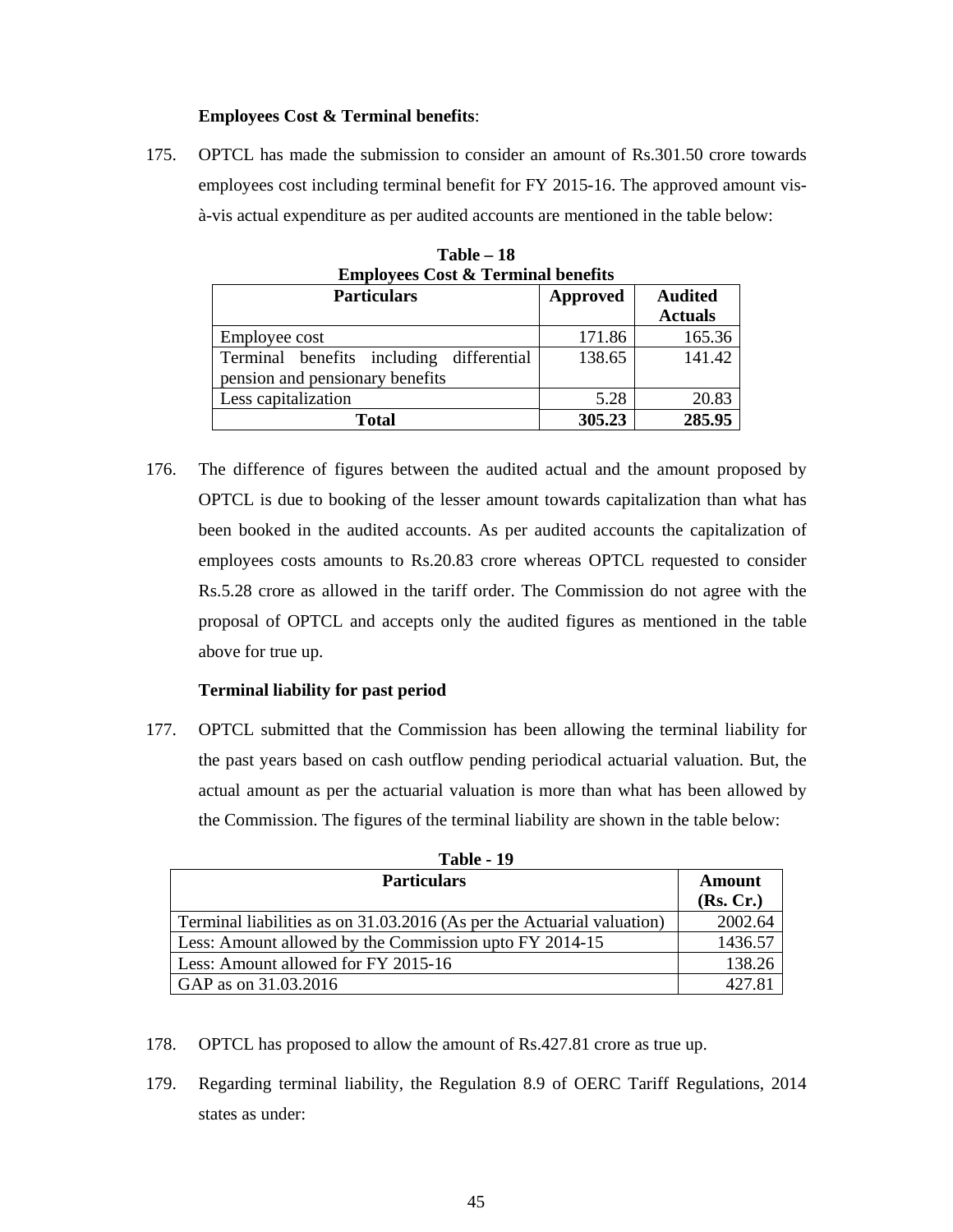**Employees Cost & Terminal benefits**:

175. OPTCL has made the submission to consider an amount of Rs.301.50 crore towards employees cost including terminal benefit for FY 2015-16. The approved amount vis-à-vis actual expenditure as per audited accounts are mentioned in the table below:

**Table – 18**
**Employees Cost & Terminal benefits**

| Particulars | Approved | Audited Actuals |
|---|---|---|
| Employee cost | 171.86 | 165.36 |
| Terminal benefits including differential pension and pensionary benefits | 138.65 | 141.42 |
| Less capitalization | 5.28 | 20.83 |
| **Total** | **305.23** | **285.95** |

176. The difference of figures between the audited actual and the amount proposed by OPTCL is due to booking of the lesser amount towards capitalization than what has been booked in the audited accounts. As per audited accounts the capitalization of employees costs amounts to Rs.20.83 crore whereas OPTCL requested to consider Rs.5.28 crore as allowed in the tariff order. The Commission do not agree with the proposal of OPTCL and accepts only the audited figures as mentioned in the table above for true up.

**Terminal liability for past period**

177. OPTCL submitted that the Commission has been allowing the terminal liability for the past years based on cash outflow pending periodical actuarial valuation. But, the actual amount as per the actuarial valuation is more than what has been allowed by the Commission. The figures of the terminal liability are shown in the table below:

**Table - 19**

| Particulars | Amount (Rs. Cr.) |
|---|---|
| Terminal liabilities as on 31.03.2016 (As per the Actuarial valuation) | 2002.64 |
| Less: Amount allowed by the Commission upto FY 2014-15 | 1436.57 |
| Less: Amount allowed for FY 2015-16 | 138.26 |
| GAP as on 31.03.2016 | 427.81 |

178. OPTCL has proposed to allow the amount of Rs.427.81 crore as true up.

179. Regarding terminal liability, the Regulation 8.9 of OERC Tariff Regulations, 2014 states as under: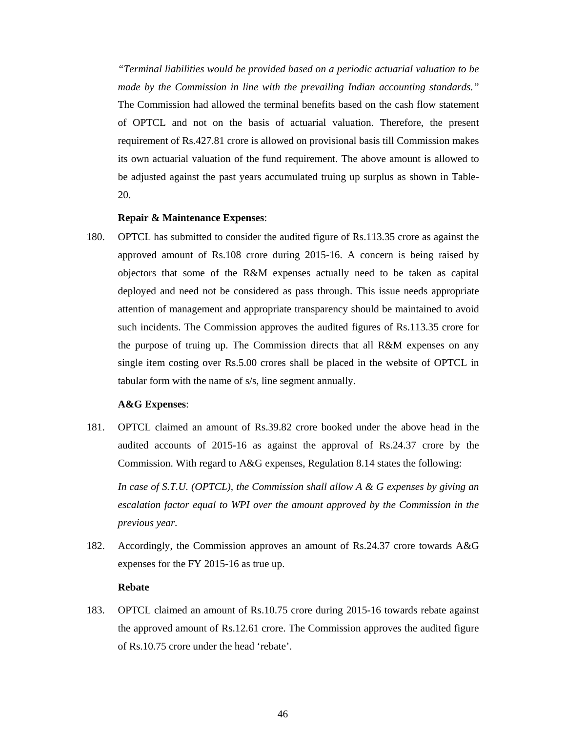*"Terminal liabilities would be provided based on a periodic actuarial valuation to be made by the Commission in line with the prevailing Indian accounting standards."* The Commission had allowed the terminal benefits based on the cash flow statement of OPTCL and not on the basis of actuarial valuation. Therefore, the present requirement of Rs.427.81 crore is allowed on provisional basis till Commission makes its own actuarial valuation of the fund requirement. The above amount is allowed to be adjusted against the past years accumulated truing up surplus as shown in Table-20.

**Repair & Maintenance Expenses**:

180. OPTCL has submitted to consider the audited figure of Rs.113.35 crore as against the approved amount of Rs.108 crore during 2015-16. A concern is being raised by objectors that some of the R&M expenses actually need to be taken as capital deployed and need not be considered as pass through. This issue needs appropriate attention of management and appropriate transparency should be maintained to avoid such incidents. The Commission approves the audited figures of Rs.113.35 crore for the purpose of truing up. The Commission directs that all R&M expenses on any single item costing over Rs.5.00 crores shall be placed in the website of OPTCL in tabular form with the name of s/s, line segment annually.

**A&G Expenses**:

181. OPTCL claimed an amount of Rs.39.82 crore booked under the above head in the audited accounts of 2015-16 as against the approval of Rs.24.37 crore by the Commission. With regard to A&G expenses, Regulation 8.14 states the following:

*In case of S.T.U. (OPTCL), the Commission shall allow A & G expenses by giving an escalation factor equal to WPI over the amount approved by the Commission in the previous year.*

182. Accordingly, the Commission approves an amount of Rs.24.37 crore towards A&G expenses for the FY 2015-16 as true up.

**Rebate**

183. OPTCL claimed an amount of Rs.10.75 crore during 2015-16 towards rebate against the approved amount of Rs.12.61 crore. The Commission approves the audited figure of Rs.10.75 crore under the head 'rebate'.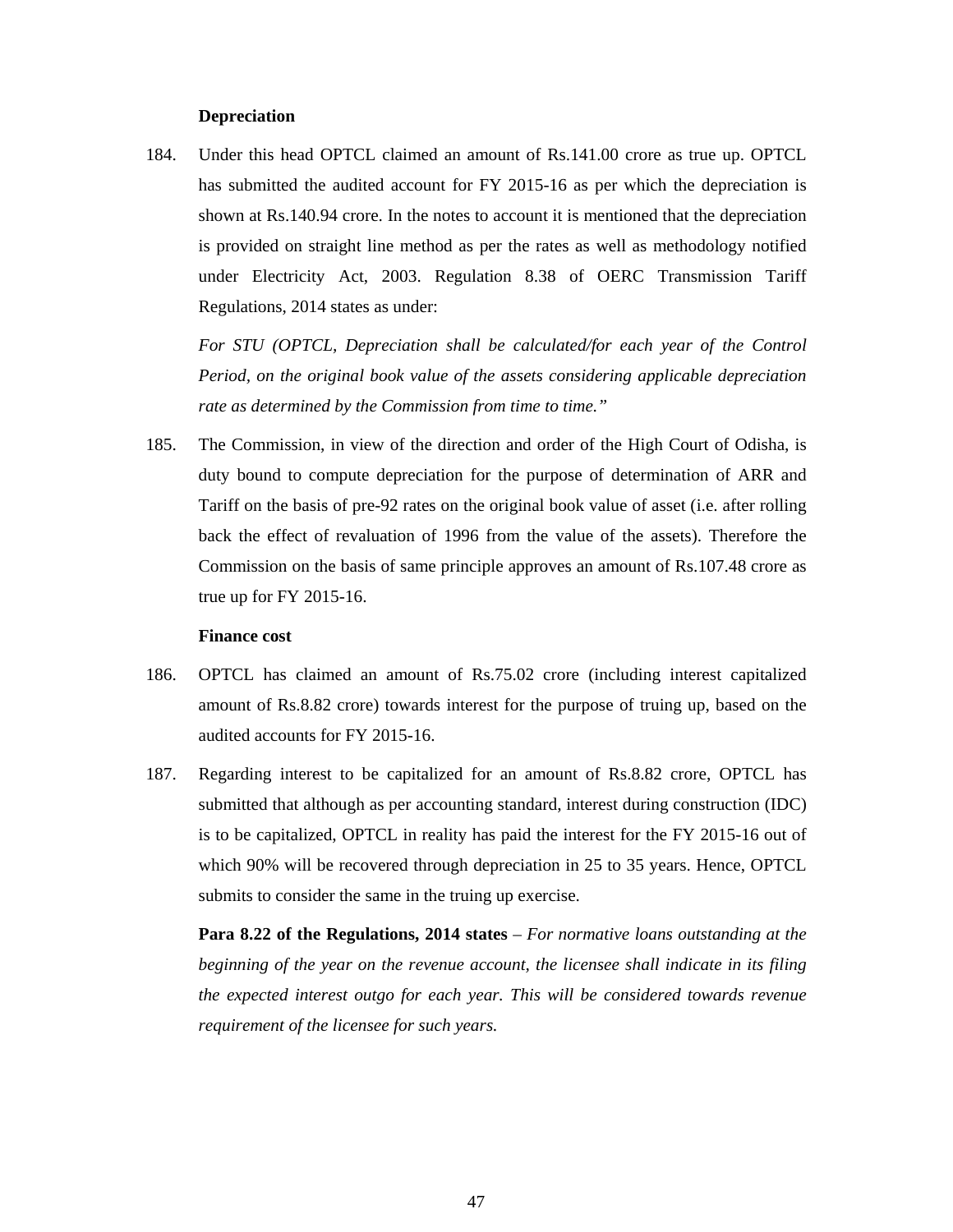**Depreciation**

184. Under this head OPTCL claimed an amount of Rs.141.00 crore as true up. OPTCL has submitted the audited account for FY 2015-16 as per which the depreciation is shown at Rs.140.94 crore. In the notes to account it is mentioned that the depreciation is provided on straight line method as per the rates as well as methodology notified under Electricity Act, 2003. Regulation 8.38 of OERC Transmission Tariff Regulations, 2014 states as under:

*For STU (OPTCL, Depreciation shall be calculated/for each year of the Control Period, on the original book value of the assets considering applicable depreciation rate as determined by the Commission from time to time."*

185. The Commission, in view of the direction and order of the High Court of Odisha, is duty bound to compute depreciation for the purpose of determination of ARR and Tariff on the basis of pre-92 rates on the original book value of asset (i.e. after rolling back the effect of revaluation of 1996 from the value of the assets). Therefore the Commission on the basis of same principle approves an amount of Rs.107.48 crore as true up for FY 2015-16.

**Finance cost**

186. OPTCL has claimed an amount of Rs.75.02 crore (including interest capitalized amount of Rs.8.82 crore) towards interest for the purpose of truing up, based on the audited accounts for FY 2015-16.

187. Regarding interest to be capitalized for an amount of Rs.8.82 crore, OPTCL has submitted that although as per accounting standard, interest during construction (IDC) is to be capitalized, OPTCL in reality has paid the interest for the FY 2015-16 out of which 90% will be recovered through depreciation in 25 to 35 years. Hence, OPTCL submits to consider the same in the truing up exercise.

**Para 8.22 of the Regulations, 2014 states** – *For normative loans outstanding at the beginning of the year on the revenue account, the licensee shall indicate in its filing the expected interest outgo for each year. This will be considered towards revenue requirement of the licensee for such years.*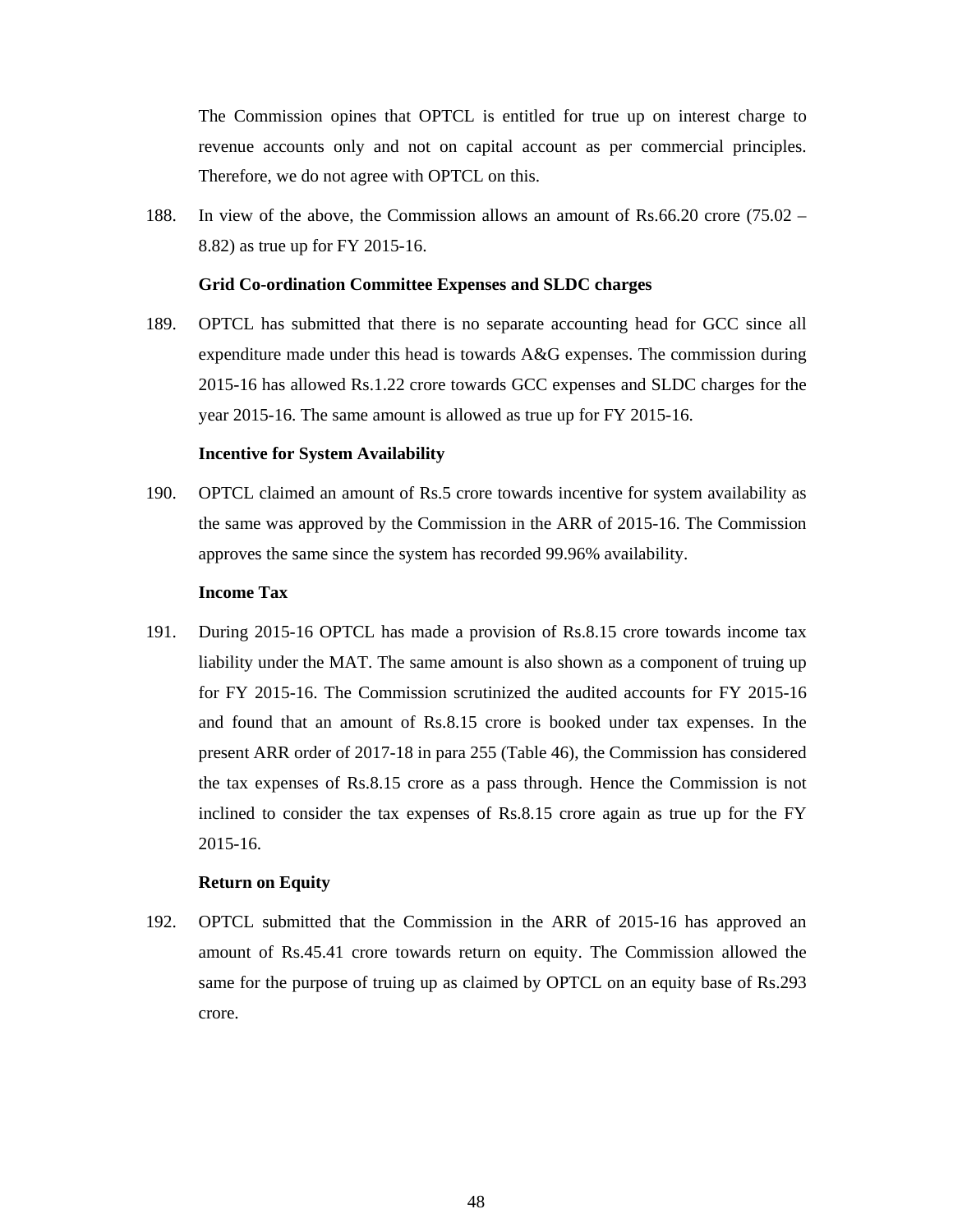The Commission opines that OPTCL is entitled for true up on interest charge to revenue accounts only and not on capital account as per commercial principles. Therefore, we do not agree with OPTCL on this.

188. In view of the above, the Commission allows an amount of Rs.66.20 crore (75.02 – 8.82) as true up for FY 2015-16.

**Grid Co-ordination Committee Expenses and SLDC charges**

189. OPTCL has submitted that there is no separate accounting head for GCC since all expenditure made under this head is towards A&G expenses. The commission during 2015-16 has allowed Rs.1.22 crore towards GCC expenses and SLDC charges for the year 2015-16. The same amount is allowed as true up for FY 2015-16.

**Incentive for System Availability**

190. OPTCL claimed an amount of Rs.5 crore towards incentive for system availability as the same was approved by the Commission in the ARR of 2015-16. The Commission approves the same since the system has recorded 99.96% availability.

**Income Tax**

191. During 2015-16 OPTCL has made a provision of Rs.8.15 crore towards income tax liability under the MAT. The same amount is also shown as a component of truing up for FY 2015-16. The Commission scrutinized the audited accounts for FY 2015-16 and found that an amount of Rs.8.15 crore is booked under tax expenses. In the present ARR order of 2017-18 in para 255 (Table 46), the Commission has considered the tax expenses of Rs.8.15 crore as a pass through. Hence the Commission is not inclined to consider the tax expenses of Rs.8.15 crore again as true up for the FY 2015-16.

**Return on Equity**

192. OPTCL submitted that the Commission in the ARR of 2015-16 has approved an amount of Rs.45.41 crore towards return on equity. The Commission allowed the same for the purpose of truing up as claimed by OPTCL on an equity base of Rs.293 crore.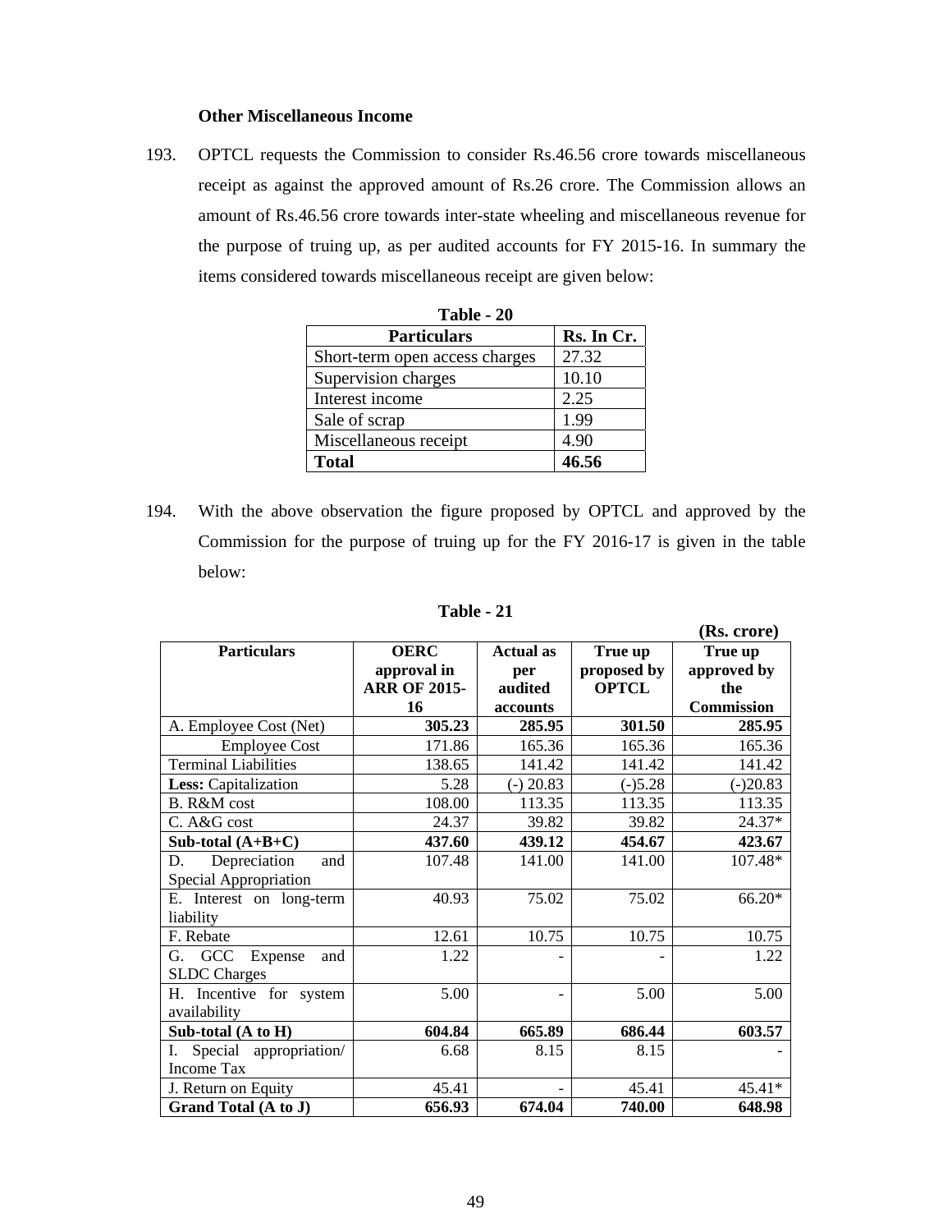**Other Miscellaneous Income**

193. OPTCL requests the Commission to consider Rs.46.56 crore towards miscellaneous receipt as against the approved amount of Rs.26 crore. The Commission allows an amount of Rs.46.56 crore towards inter-state wheeling and miscellaneous revenue for the purpose of truing up, as per audited accounts for FY 2015-16. In summary the items considered towards miscellaneous receipt are given below:

**Table - 20**

| Particulars | Rs. In Cr. |
|---|---|
| Short-term open access charges | 27.32 |
| Supervision charges | 10.10 |
| Interest income | 2.25 |
| Sale of scrap | 1.99 |
| Miscellaneous receipt | 4.90 |
| **Total** | **46.56** |

194. With the above observation the figure proposed by OPTCL and approved by the Commission for the purpose of truing up for the FY 2016-17 is given in the table below:

**Table - 21**

(Rs. crore)

| Particulars | OERC approval in ARR OF 2015-16 | Actual as per audited accounts | True up proposed by OPTCL | True up approved by the Commission |
|---|---|---|---|---|
| A. Employee Cost (Net) | **305.23** | **285.95** | **301.50** | **285.95** |
| Employee Cost | 171.86 | 165.36 | 165.36 | 165.36 |
| Terminal Liabilities | 138.65 | 141.42 | 141.42 | 141.42 |
| **Less:** Capitalization | 5.28 | (-) 20.83 | (-)5.28 | (-)20.83 |
| B. R&M cost | 108.00 | 113.35 | 113.35 | 113.35 |
| C. A&G cost | 24.37 | 39.82 | 39.82 | 24.37* |
| **Sub-total (A+B+C)** | **437.60** | **439.12** | **454.67** | **423.67** |
| D. Depreciation and Special Appropriation | 107.48 | 141.00 | 141.00 | 107.48* |
| E. Interest on long-term liability | 40.93 | 75.02 | 75.02 | 66.20* |
| F. Rebate | 12.61 | 10.75 | 10.75 | 10.75 |
| G. GCC Expense and SLDC Charges | 1.22 | - | - | 1.22 |
| H. Incentive for system availability | 5.00 | - | 5.00 | 5.00 |
| **Sub-total (A to H)** | **604.84** | **665.89** | **686.44** | **603.57** |
| I. Special appropriation/ Income Tax | 6.68 | 8.15 | 8.15 | - |
| J. Return on Equity | 45.41 | - | 45.41 | 45.41* |
| **Grand Total (A to J)** | **656.93** | **674.04** | **740.00** | **648.98** |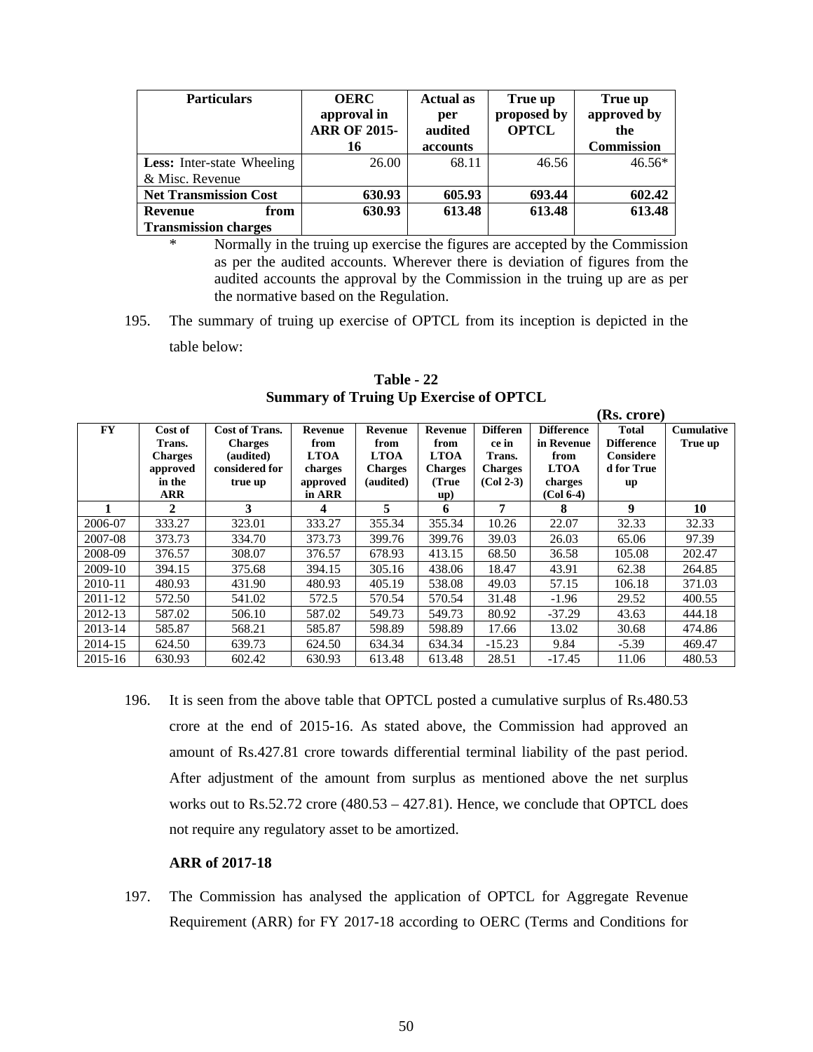| Particulars | OERC approval in ARR OF 2015-16 | Actual as per audited accounts | True up proposed by OPTCL | True up approved by the Commission |
|---|---|---|---|---|
| **Less:** Inter-state Wheeling & Misc. Revenue | 26.00 | 68.11 | 46.56 | 46.56* |
| **Net Transmission Cost** | **630.93** | **605.93** | **693.44** | **602.42** |
| **Revenue from Transmission charges** | **630.93** | **613.48** | **613.48** | **613.48** |

\* Normally in the truing up exercise the figures are accepted by the Commission as per the audited accounts. Wherever there is deviation of figures from the audited accounts the approval by the Commission in the truing up are as per the normative based on the Regulation.

195. The summary of truing up exercise of OPTCL from its inception is depicted in the table below:

**Table - 22**
**Summary of Truing Up Exercise of OPTCL**

**(Rs. crore)**

| FY | Cost of Trans. Charges approved in the ARR | Cost of Trans. Charges (audited) considered for true up | Revenue from LTOA charges approved in ARR | Revenue from LTOA Charges (audited) | Revenue from LTOA Charges (True up) | Difference in Trans. Charges (Col 2-3) | Difference in Revenue from LTOA charges (Col 6-4) | Total Difference Considered for True up | Cumulative True up |
|---|---|---|---|---|---|---|---|---|---|
| **1** | **2** | **3** | **4** | **5** | **6** | **7** | **8** | **9** | **10** |
| 2006-07 | 333.27 | 323.01 | 333.27 | 355.34 | 355.34 | 10.26 | 22.07 | 32.33 | 32.33 |
| 2007-08 | 373.73 | 334.70 | 373.73 | 399.76 | 399.76 | 39.03 | 26.03 | 65.06 | 97.39 |
| 2008-09 | 376.57 | 308.07 | 376.57 | 678.93 | 413.15 | 68.50 | 36.58 | 105.08 | 202.47 |
| 2009-10 | 394.15 | 375.68 | 394.15 | 305.16 | 438.06 | 18.47 | 43.91 | 62.38 | 264.85 |
| 2010-11 | 480.93 | 431.90 | 480.93 | 405.19 | 538.08 | 49.03 | 57.15 | 106.18 | 371.03 |
| 2011-12 | 572.50 | 541.02 | 572.5 | 570.54 | 570.54 | 31.48 | -1.96 | 29.52 | 400.55 |
| 2012-13 | 587.02 | 506.10 | 587.02 | 549.73 | 549.73 | 80.92 | -37.29 | 43.63 | 444.18 |
| 2013-14 | 585.87 | 568.21 | 585.87 | 598.89 | 598.89 | 17.66 | 13.02 | 30.68 | 474.86 |
| 2014-15 | 624.50 | 639.73 | 624.50 | 634.34 | 634.34 | -15.23 | 9.84 | -5.39 | 469.47 |
| 2015-16 | 630.93 | 602.42 | 630.93 | 613.48 | 613.48 | 28.51 | -17.45 | 11.06 | 480.53 |

196. It is seen from the above table that OPTCL posted a cumulative surplus of Rs.480.53 crore at the end of 2015-16. As stated above, the Commission had approved an amount of Rs.427.81 crore towards differential terminal liability of the past period. After adjustment of the amount from surplus as mentioned above the net surplus works out to Rs.52.72 crore (480.53 – 427.81). Hence, we conclude that OPTCL does not require any regulatory asset to be amortized.

**ARR of 2017-18**

197. The Commission has analysed the application of OPTCL for Aggregate Revenue Requirement (ARR) for FY 2017-18 according to OERC (Terms and Conditions for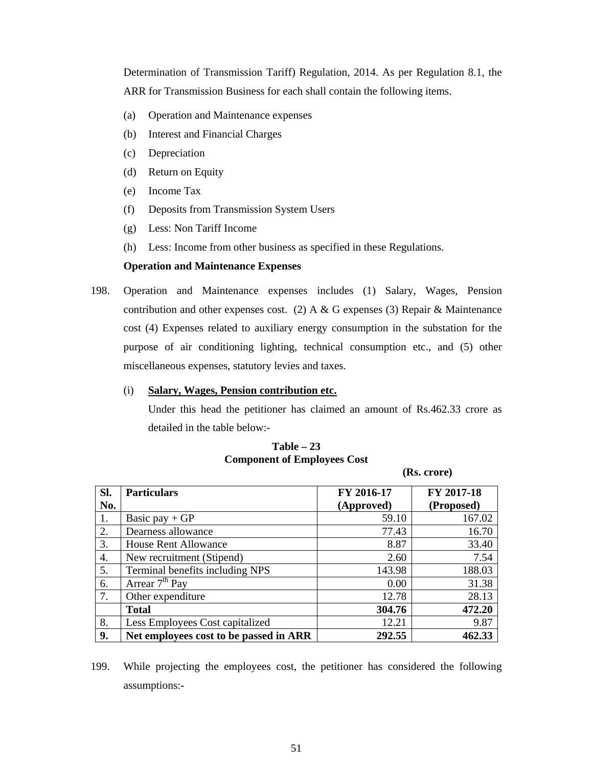Determination of Transmission Tariff) Regulation, 2014. As per Regulation 8.1, the ARR for Transmission Business for each shall contain the following items.

(a) Operation and Maintenance expenses

(b) Interest and Financial Charges

(c) Depreciation

(d) Return on Equity

(e) Income Tax

(f) Deposits from Transmission System Users

(g) Less: Non Tariff Income

(h) Less: Income from other business as specified in these Regulations.

**Operation and Maintenance Expenses**

198. Operation and Maintenance expenses includes (1) Salary, Wages, Pension contribution and other expenses cost. (2) A & G expenses (3) Repair & Maintenance cost (4) Expenses related to auxiliary energy consumption in the substation for the purpose of air conditioning lighting, technical consumption etc., and (5) other miscellaneous expenses, statutory levies and taxes.

(i) **Salary, Wages, Pension contribution etc.**

Under this head the petitioner has claimed an amount of Rs.462.33 crore as detailed in the table below:-

**Table – 23**
**Component of Employees Cost**

**(Rs. crore)**

| Sl. No. | Particulars | FY 2016-17 (Approved) | FY 2017-18 (Proposed) |
|---|---|---|---|
| 1. | Basic pay + GP | 59.10 | 167.02 |
| 2. | Dearness allowance | 77.43 | 16.70 |
| 3. | House Rent Allowance | 8.87 | 33.40 |
| 4. | New recruitment (Stipend) | 2.60 | 7.54 |
| 5. | Terminal benefits including NPS | 143.98 | 188.03 |
| 6. | Arrear 7th Pay | 0.00 | 31.38 |
| 7. | Other expenditure | 12.78 | 28.13 |
| | **Total** | **304.76** | **472.20** |
| 8. | Less Employees Cost capitalized | 12.21 | 9.87 |
| **9.** | **Net employees cost to be passed in ARR** | **292.55** | **462.33** |

199. While projecting the employees cost, the petitioner has considered the following assumptions:-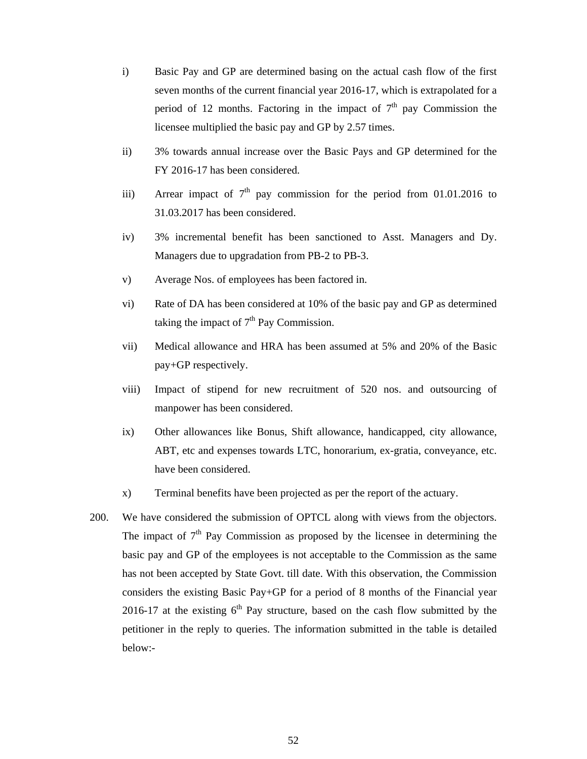i) Basic Pay and GP are determined basing on the actual cash flow of the first seven months of the current financial year 2016-17, which is extrapolated for a period of 12 months. Factoring in the impact of 7th pay Commission the licensee multiplied the basic pay and GP by 2.57 times.

ii) 3% towards annual increase over the Basic Pays and GP determined for the FY 2016-17 has been considered.

iii) Arrear impact of 7th pay commission for the period from 01.01.2016 to 31.03.2017 has been considered.

iv) 3% incremental benefit has been sanctioned to Asst. Managers and Dy. Managers due to upgradation from PB-2 to PB-3.

v) Average Nos. of employees has been factored in.

vi) Rate of DA has been considered at 10% of the basic pay and GP as determined taking the impact of 7th Pay Commission.

vii) Medical allowance and HRA has been assumed at 5% and 20% of the Basic pay+GP respectively.

viii) Impact of stipend for new recruitment of 520 nos. and outsourcing of manpower has been considered.

ix) Other allowances like Bonus, Shift allowance, handicapped, city allowance, ABT, etc and expenses towards LTC, honorarium, ex-gratia, conveyance, etc. have been considered.

x) Terminal benefits have been projected as per the report of the actuary.

200. We have considered the submission of OPTCL along with views from the objectors. The impact of 7th Pay Commission as proposed by the licensee in determining the basic pay and GP of the employees is not acceptable to the Commission as the same has not been accepted by State Govt. till date. With this observation, the Commission considers the existing Basic Pay+GP for a period of 8 months of the Financial year 2016-17 at the existing 6th Pay structure, based on the cash flow submitted by the petitioner in the reply to queries. The information submitted in the table is detailed below:-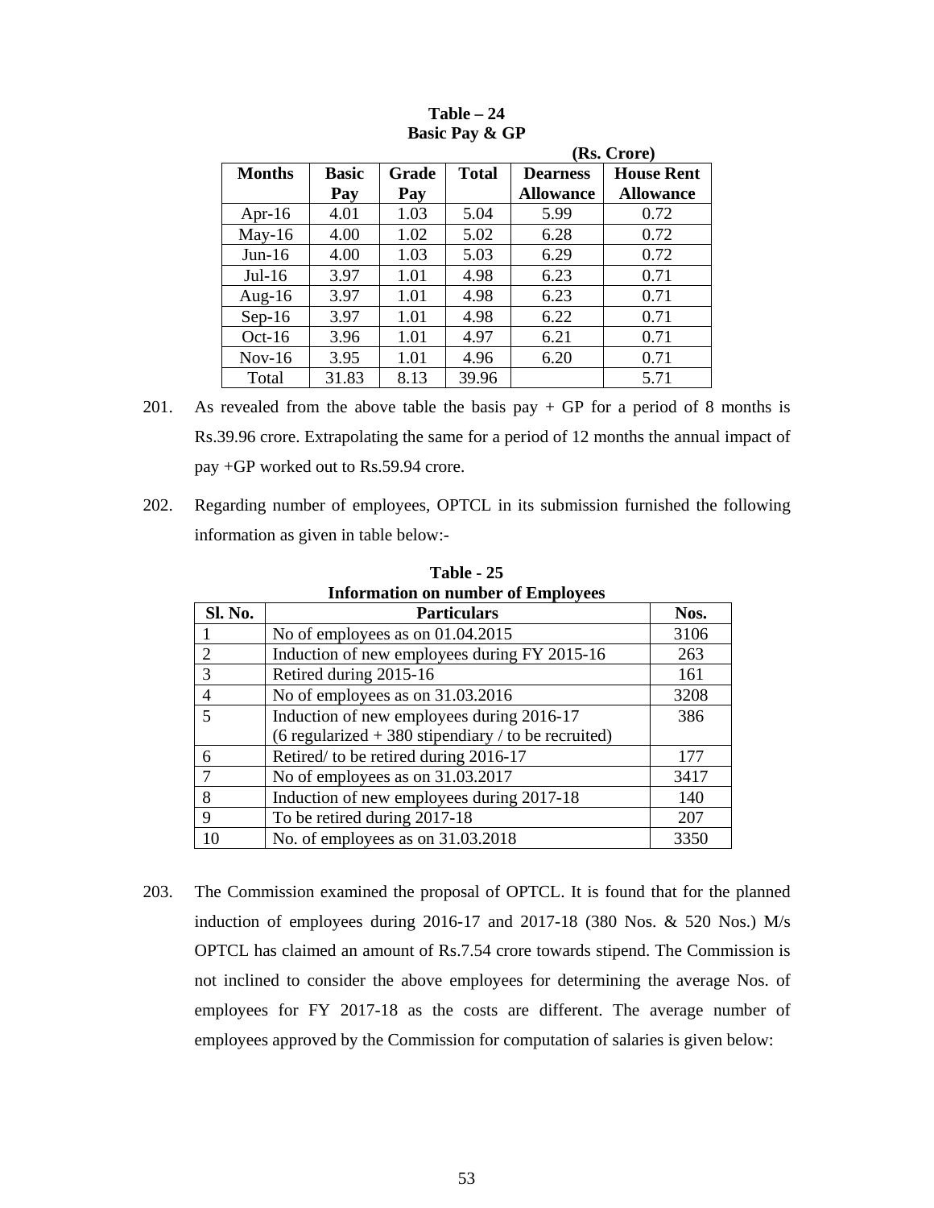**Table – 24**
**Basic Pay & GP**

(Rs. Crore)

| Months | Basic Pay | Grade Pay | Total | Dearness Allowance | House Rent Allowance |
|---|---|---|---|---|---|
| Apr-16 | 4.01 | 1.03 | 5.04 | 5.99 | 0.72 |
| May-16 | 4.00 | 1.02 | 5.02 | 6.28 | 0.72 |
| Jun-16 | 4.00 | 1.03 | 5.03 | 6.29 | 0.72 |
| Jul-16 | 3.97 | 1.01 | 4.98 | 6.23 | 0.71 |
| Aug-16 | 3.97 | 1.01 | 4.98 | 6.23 | 0.71 |
| Sep-16 | 3.97 | 1.01 | 4.98 | 6.22 | 0.71 |
| Oct-16 | 3.96 | 1.01 | 4.97 | 6.21 | 0.71 |
| Nov-16 | 3.95 | 1.01 | 4.96 | 6.20 | 0.71 |
| Total | 31.83 | 8.13 | 39.96 | | 5.71 |

201. As revealed from the above table the basis pay + GP for a period of 8 months is Rs.39.96 crore. Extrapolating the same for a period of 12 months the annual impact of pay +GP worked out to Rs.59.94 crore.

202. Regarding number of employees, OPTCL in its submission furnished the following information as given in table below:-

**Table - 25**
**Information on number of Employees**

| Sl. No. | Particulars | Nos. |
|---|---|---|
| 1 | No of employees as on 01.04.2015 | 3106 |
| 2 | Induction of new employees during FY 2015-16 | 263 |
| 3 | Retired during 2015-16 | 161 |
| 4 | No of employees as on 31.03.2016 | 3208 |
| 5 | Induction of new employees during 2016-17 (6 regularized + 380 stipendiary / to be recruited) | 386 |
| 6 | Retired/ to be retired during 2016-17 | 177 |
| 7 | No of employees as on 31.03.2017 | 3417 |
| 8 | Induction of new employees during 2017-18 | 140 |
| 9 | To be retired during 2017-18 | 207 |
| 10 | No. of employees as on 31.03.2018 | 3350 |

203. The Commission examined the proposal of OPTCL. It is found that for the planned induction of employees during 2016-17 and 2017-18 (380 Nos. & 520 Nos.) M/s OPTCL has claimed an amount of Rs.7.54 crore towards stipend. The Commission is not inclined to consider the above employees for determining the average Nos. of employees for FY 2017-18 as the costs are different. The average number of employees approved by the Commission for computation of salaries is given below: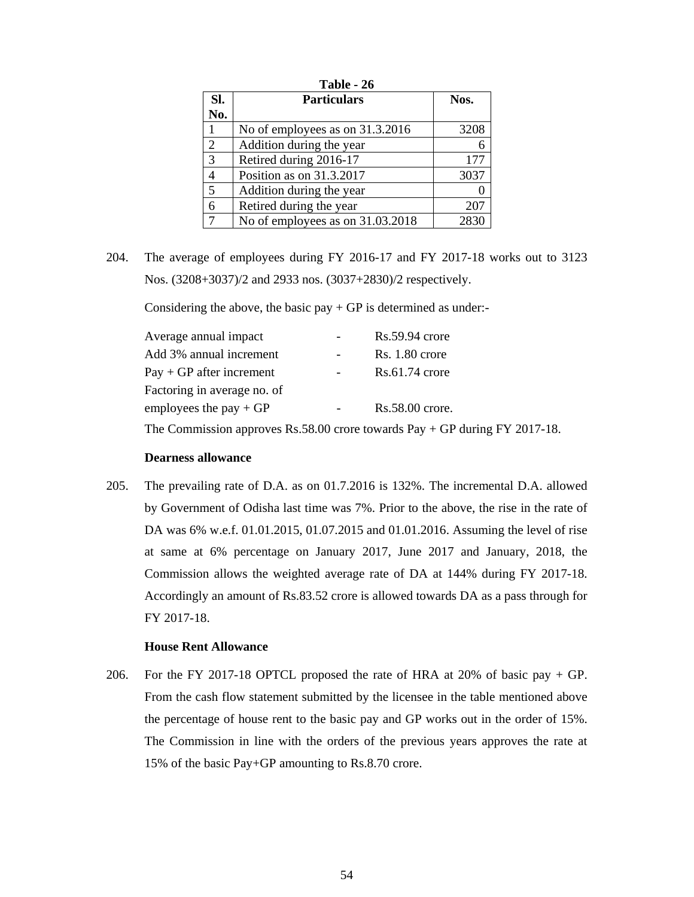**Table - 26**

| Sl. No. | Particulars | Nos. |
|---|---|---|
| 1 | No of employees as on 31.3.2016 | 3208 |
| 2 | Addition during the year | 6 |
| 3 | Retired during 2016-17 | 177 |
| 4 | Position as on 31.3.2017 | 3037 |
| 5 | Addition during the year | 0 |
| 6 | Retired during the year | 207 |
| 7 | No of employees as on 31.03.2018 | 2830 |

204. The average of employees during FY 2016-17 and FY 2017-18 works out to 3123 Nos. (3208+3037)/2 and 2933 nos. (3037+2830)/2 respectively.

Considering the above, the basic pay + GP is determined as under:-

| | | |
|---|---|---|
| Average annual impact | - | Rs.59.94 crore |
| Add 3% annual increment | - | Rs. 1.80 crore |
| Pay + GP after increment | - | Rs.61.74 crore |
| Factoring in average no. of employees the pay + GP | - | Rs.58.00 crore. |

The Commission approves Rs.58.00 crore towards Pay + GP during FY 2017-18.

**Dearness allowance**

205. The prevailing rate of D.A. as on 01.7.2016 is 132%. The incremental D.A. allowed by Government of Odisha last time was 7%. Prior to the above, the rise in the rate of DA was 6% w.e.f. 01.01.2015, 01.07.2015 and 01.01.2016. Assuming the level of rise at same at 6% percentage on January 2017, June 2017 and January, 2018, the Commission allows the weighted average rate of DA at 144% during FY 2017-18. Accordingly an amount of Rs.83.52 crore is allowed towards DA as a pass through for FY 2017-18.

**House Rent Allowance**

206. For the FY 2017-18 OPTCL proposed the rate of HRA at 20% of basic pay + GP. From the cash flow statement submitted by the licensee in the table mentioned above the percentage of house rent to the basic pay and GP works out in the order of 15%. The Commission in line with the orders of the previous years approves the rate at 15% of the basic Pay+GP amounting to Rs.8.70 crore.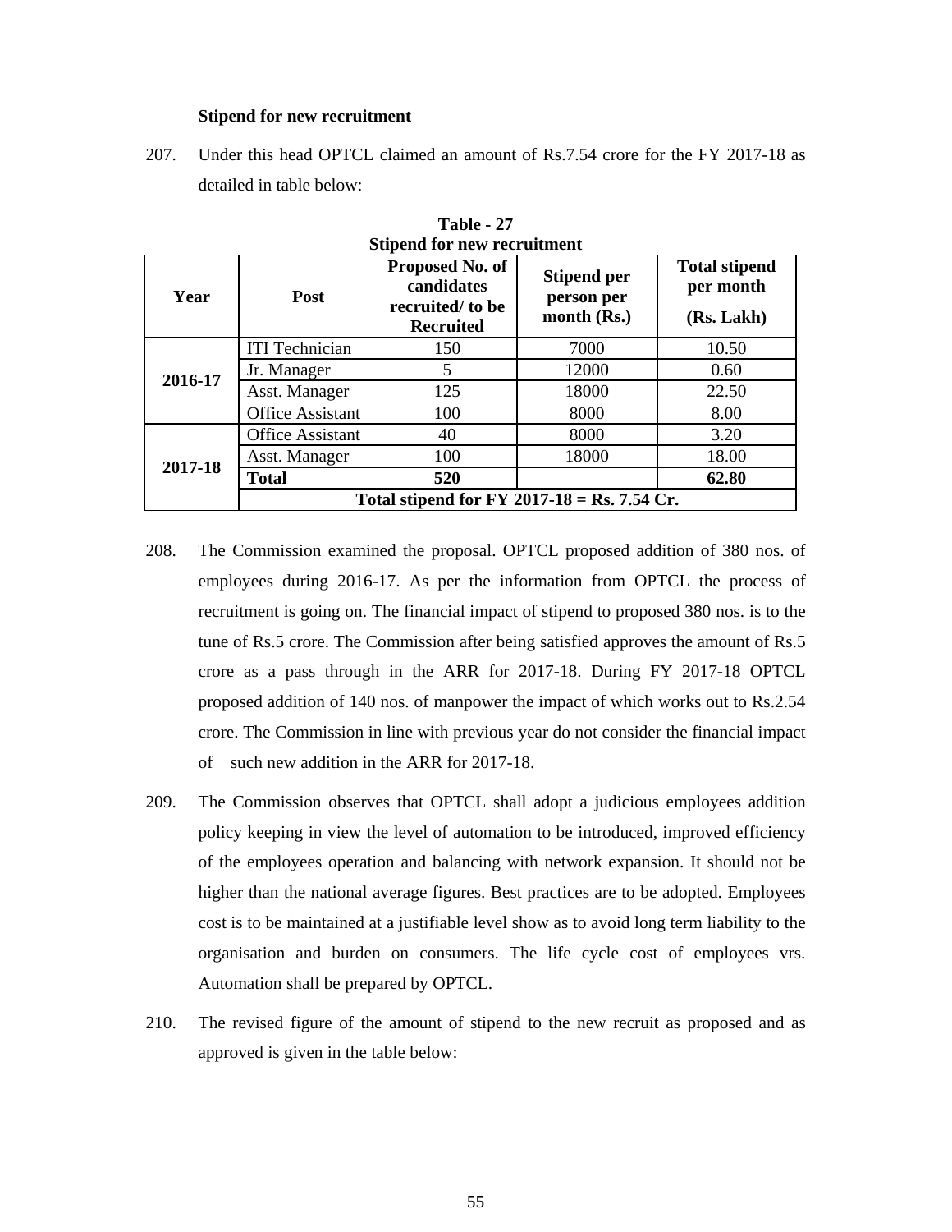**Stipend for new recruitment**

207. Under this head OPTCL claimed an amount of Rs.7.54 crore for the FY 2017-18 as detailed in table below:

**Table - 27**
**Stipend for new recruitment**

| Year | Post | Proposed No. of candidates recruited/ to be Recruited | Stipend per person per month (Rs.) | Total stipend per month (Rs. Lakh) |
|---|---|---|---|---|
| 2016-17 | ITI Technician | 150 | 7000 | 10.50 |
| | Jr. Manager | 5 | 12000 | 0.60 |
| | Asst. Manager | 125 | 18000 | 22.50 |
| | Office Assistant | 100 | 8000 | 8.00 |
| 2017-18 | Office Assistant | 40 | 8000 | 3.20 |
| | Asst. Manager | 100 | 18000 | 18.00 |
| | **Total** | **520** | | **62.80** |
| | **Total stipend for FY 2017-18 = Rs. 7.54 Cr.** | | | |

208. The Commission examined the proposal. OPTCL proposed addition of 380 nos. of employees during 2016-17. As per the information from OPTCL the process of recruitment is going on. The financial impact of stipend to proposed 380 nos. is to the tune of Rs.5 crore. The Commission after being satisfied approves the amount of Rs.5 crore as a pass through in the ARR for 2017-18. During FY 2017-18 OPTCL proposed addition of 140 nos. of manpower the impact of which works out to Rs.2.54 crore. The Commission in line with previous year do not consider the financial impact of such new addition in the ARR for 2017-18.

209. The Commission observes that OPTCL shall adopt a judicious employees addition policy keeping in view the level of automation to be introduced, improved efficiency of the employees operation and balancing with network expansion. It should not be higher than the national average figures. Best practices are to be adopted. Employees cost is to be maintained at a justifiable level show as to avoid long term liability to the organisation and burden on consumers. The life cycle cost of employees vrs. Automation shall be prepared by OPTCL.

210. The revised figure of the amount of stipend to the new recruit as proposed and as approved is given in the table below: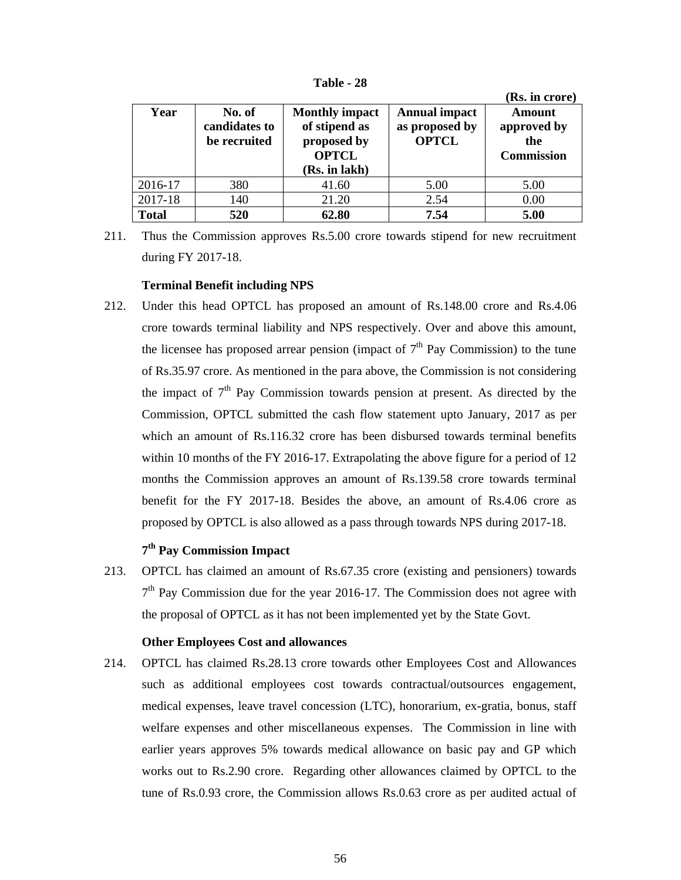**Table - 28**

**(Rs. in crore)**

| Year | No. of candidates to be recruited | Monthly impact of stipend as proposed by OPTCL (Rs. in lakh) | Annual impact as proposed by OPTCL | Amount approved by the Commission |
|---|---|---|---|---|
| 2016-17 | 380 | 41.60 | 5.00 | 5.00 |
| 2017-18 | 140 | 21.20 | 2.54 | 0.00 |
| **Total** | **520** | **62.80** | **7.54** | **5.00** |

211. Thus the Commission approves Rs.5.00 crore towards stipend for new recruitment during FY 2017-18.

**Terminal Benefit including NPS**

212. Under this head OPTCL has proposed an amount of Rs.148.00 crore and Rs.4.06 crore towards terminal liability and NPS respectively. Over and above this amount, the licensee has proposed arrear pension (impact of 7th Pay Commission) to the tune of Rs.35.97 crore. As mentioned in the para above, the Commission is not considering the impact of 7th Pay Commission towards pension at present. As directed by the Commission, OPTCL submitted the cash flow statement upto January, 2017 as per which an amount of Rs.116.32 crore has been disbursed towards terminal benefits within 10 months of the FY 2016-17. Extrapolating the above figure for a period of 12 months the Commission approves an amount of Rs.139.58 crore towards terminal benefit for the FY 2017-18. Besides the above, an amount of Rs.4.06 crore as proposed by OPTCL is also allowed as a pass through towards NPS during 2017-18.

**7th Pay Commission Impact**

213. OPTCL has claimed an amount of Rs.67.35 crore (existing and pensioners) towards 7th Pay Commission due for the year 2016-17. The Commission does not agree with the proposal of OPTCL as it has not been implemented yet by the State Govt.

**Other Employees Cost and allowances**

214. OPTCL has claimed Rs.28.13 crore towards other Employees Cost and Allowances such as additional employees cost towards contractual/outsources engagement, medical expenses, leave travel concession (LTC), honorarium, ex-gratia, bonus, staff welfare expenses and other miscellaneous expenses. The Commission in line with earlier years approves 5% towards medical allowance on basic pay and GP which works out to Rs.2.90 crore. Regarding other allowances claimed by OPTCL to the tune of Rs.0.93 crore, the Commission allows Rs.0.63 crore as per audited actual of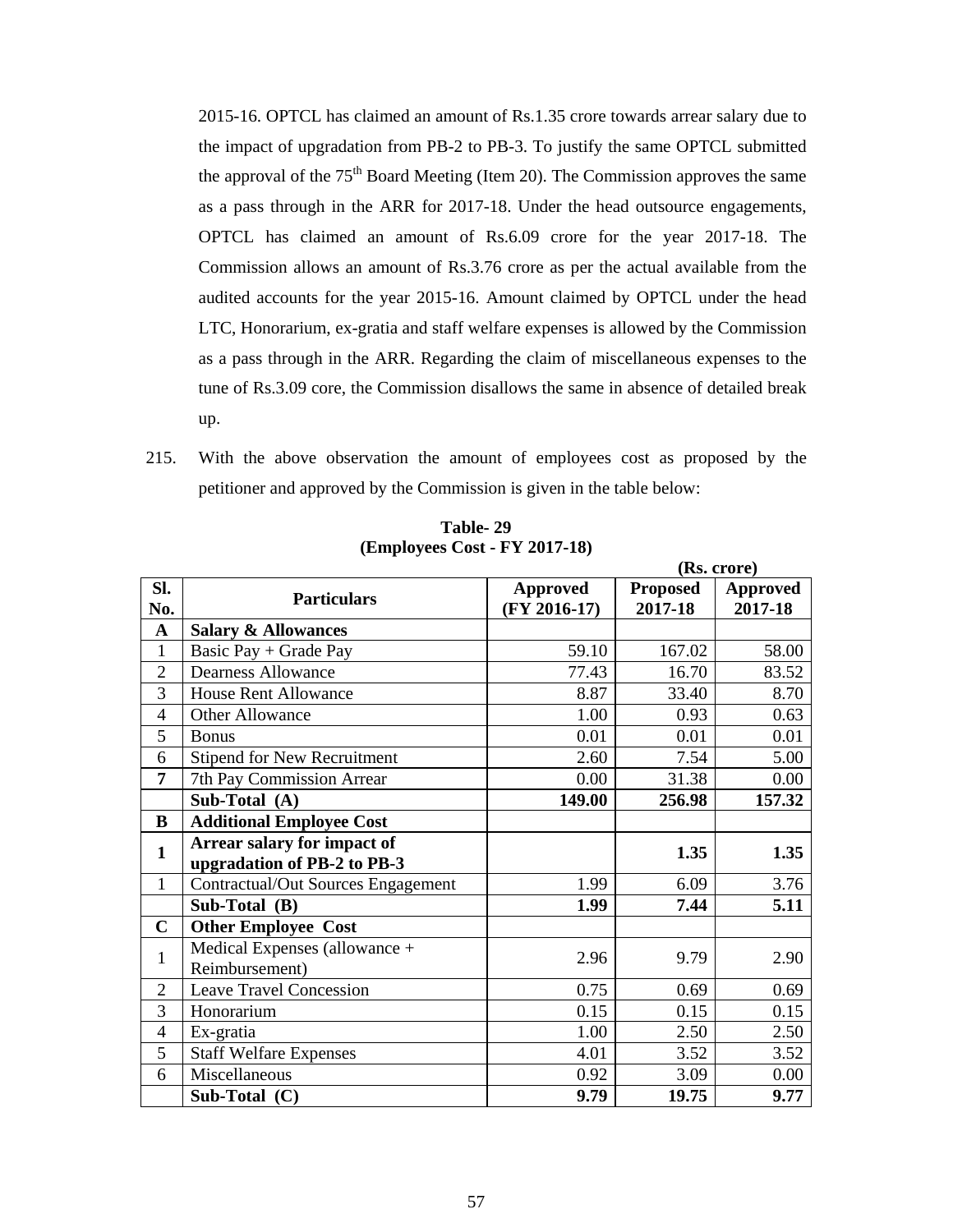2015-16. OPTCL has claimed an amount of Rs.1.35 crore towards arrear salary due to the impact of upgradation from PB-2 to PB-3. To justify the same OPTCL submitted the approval of the 75th Board Meeting (Item 20). The Commission approves the same as a pass through in the ARR for 2017-18. Under the head outsource engagements, OPTCL has claimed an amount of Rs.6.09 crore for the year 2017-18. The Commission allows an amount of Rs.3.76 crore as per the actual available from the audited accounts for the year 2015-16. Amount claimed by OPTCL under the head LTC, Honorarium, ex-gratia and staff welfare expenses is allowed by the Commission as a pass through in the ARR. Regarding the claim of miscellaneous expenses to the tune of Rs.3.09 core, the Commission disallows the same in absence of detailed break up.

215. With the above observation the amount of employees cost as proposed by the petitioner and approved by the Commission is given in the table below:

**Table- 29**
**(Employees Cost - FY 2017-18)**

**(Rs. crore)**

| Sl. No. | Particulars | Approved (FY 2016-17) | Proposed 2017-18 | Approved 2017-18 |
|---|---|---|---|---|
| **A** | **Salary & Allowances** | | | |
| 1 | Basic Pay + Grade Pay | 59.10 | 167.02 | 58.00 |
| 2 | Dearness Allowance | 77.43 | 16.70 | 83.52 |
| 3 | House Rent Allowance | 8.87 | 33.40 | 8.70 |
| 4 | Other Allowance | 1.00 | 0.93 | 0.63 |
| 5 | Bonus | 0.01 | 0.01 | 0.01 |
| 6 | Stipend for New Recruitment | 2.60 | 7.54 | 5.00 |
| **7** | 7th Pay Commission Arrear | 0.00 | 31.38 | 0.00 |
| | **Sub-Total (A)** | **149.00** | **256.98** | **157.32** |
| **B** | **Additional Employee Cost** | | | |
| **1** | **Arrear salary for impact of upgradation of PB-2 to PB-3** | | **1.35** | **1.35** |
| 1 | Contractual/Out Sources Engagement | 1.99 | 6.09 | 3.76 |
| | **Sub-Total (B)** | **1.99** | **7.44** | **5.11** |
| **C** | **Other Employee Cost** | | | |
| 1 | Medical Expenses (allowance + Reimbursement) | 2.96 | 9.79 | 2.90 |
| 2 | Leave Travel Concession | 0.75 | 0.69 | 0.69 |
| 3 | Honorarium | 0.15 | 0.15 | 0.15 |
| 4 | Ex-gratia | 1.00 | 2.50 | 2.50 |
| 5 | Staff Welfare Expenses | 4.01 | 3.52 | 3.52 |
| 6 | Miscellaneous | 0.92 | 3.09 | 0.00 |
| | **Sub-Total (C)** | **9.79** | **19.75** | **9.77** |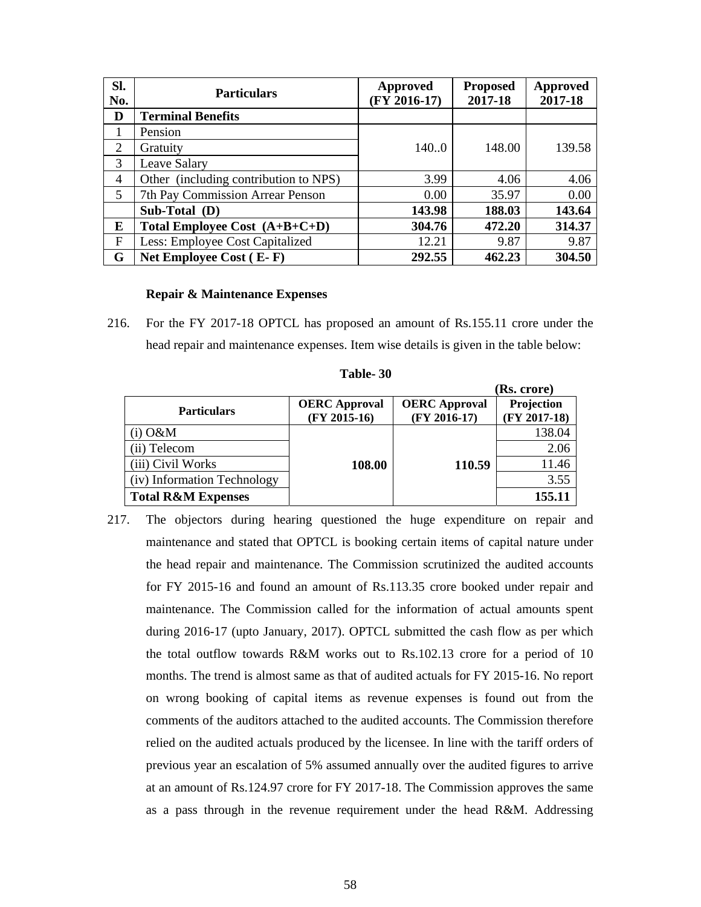| Sl. No. | Particulars | Approved (FY 2016-17) | Proposed 2017-18 | Approved 2017-18 |
|---|---|---|---|---|
| **D** | **Terminal Benefits** | | | |
| 1 | Pension | 140..0 | 148.00 | 139.58 |
| 2 | Gratuity | | | |
| 3 | Leave Salary | | | |
| 4 | Other (including contribution to NPS) | 3.99 | 4.06 | 4.06 |
| 5 | 7th Pay Commission Arrear Penson | 0.00 | 35.97 | 0.00 |
| | **Sub-Total (D)** | **143.98** | **188.03** | **143.64** |
| **E** | **Total Employee Cost (A+B+C+D)** | **304.76** | **472.20** | **314.37** |
| F | Less: Employee Cost Capitalized | 12.21 | 9.87 | 9.87 |
| **G** | **Net Employee Cost ( E- F)** | **292.55** | **462.23** | **304.50** |

**Repair & Maintenance Expenses**

216. For the FY 2017-18 OPTCL has proposed an amount of Rs.155.11 crore under the head repair and maintenance expenses. Item wise details is given in the table below:

**Table- 30**

**(Rs. crore)**

| Particulars | OERC Approval (FY 2015-16) | OERC Approval (FY 2016-17) | Projection (FY 2017-18) |
|---|---|---|---|
| (i) O&M | **108.00** | **110.59** | 138.04 |
| (ii) Telecom | | | 2.06 |
| (iii) Civil Works | | | 11.46 |
| (iv) Information Technology | | | 3.55 |
| **Total R&M Expenses** | | | **155.11** |

217. The objectors during hearing questioned the huge expenditure on repair and maintenance and stated that OPTCL is booking certain items of capital nature under the head repair and maintenance. The Commission scrutinized the audited accounts for FY 2015-16 and found an amount of Rs.113.35 crore booked under repair and maintenance. The Commission called for the information of actual amounts spent during 2016-17 (upto January, 2017). OPTCL submitted the cash flow as per which the total outflow towards R&M works out to Rs.102.13 crore for a period of 10 months. The trend is almost same as that of audited actuals for FY 2015-16. No report on wrong booking of capital items as revenue expenses is found out from the comments of the auditors attached to the audited accounts. The Commission therefore relied on the audited actuals produced by the licensee. In line with the tariff orders of previous year an escalation of 5% assumed annually over the audited figures to arrive at an amount of Rs.124.97 crore for FY 2017-18. The Commission approves the same as a pass through in the revenue requirement under the head R&M. Addressing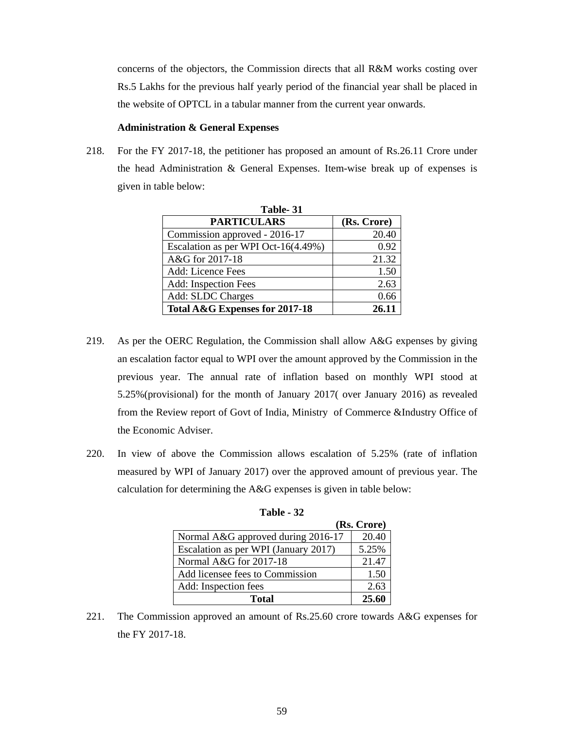concerns of the objectors, the Commission directs that all R&M works costing over Rs.5 Lakhs for the previous half yearly period of the financial year shall be placed in the website of OPTCL in a tabular manner from the current year onwards.

**Administration & General Expenses**

218. For the FY 2017-18, the petitioner has proposed an amount of Rs.26.11 Crore under the head Administration & General Expenses. Item-wise break up of expenses is given in table below:

**Table- 31**

| PARTICULARS | (Rs. Crore) |
|---|---|
| Commission approved - 2016-17 | 20.40 |
| Escalation as per WPI Oct-16(4.49%) | 0.92 |
| A&G for 2017-18 | 21.32 |
| Add: Licence Fees | 1.50 |
| Add: Inspection Fees | 2.63 |
| Add: SLDC Charges | 0.66 |
| **Total A&G Expenses for 2017-18** | **26.11** |

219. As per the OERC Regulation, the Commission shall allow A&G expenses by giving an escalation factor equal to WPI over the amount approved by the Commission in the previous year. The annual rate of inflation based on monthly WPI stood at 5.25%(provisional) for the month of January 2017( over January 2016) as revealed from the Review report of Govt of India, Ministry of Commerce &Industry Office of the Economic Adviser.

220. In view of above the Commission allows escalation of 5.25% (rate of inflation measured by WPI of January 2017) over the approved amount of previous year. The calculation for determining the A&G expenses is given in table below:

**Table - 32**

| | (Rs. Crore) |
|---|---|
| Normal A&G approved during 2016-17 | 20.40 |
| Escalation as per WPI (January 2017) | 5.25% |
| Normal A&G for 2017-18 | 21.47 |
| Add licensee fees to Commission | 1.50 |
| Add: Inspection fees | 2.63 |
| **Total** | **25.60** |

221. The Commission approved an amount of Rs.25.60 crore towards A&G expenses for the FY 2017-18.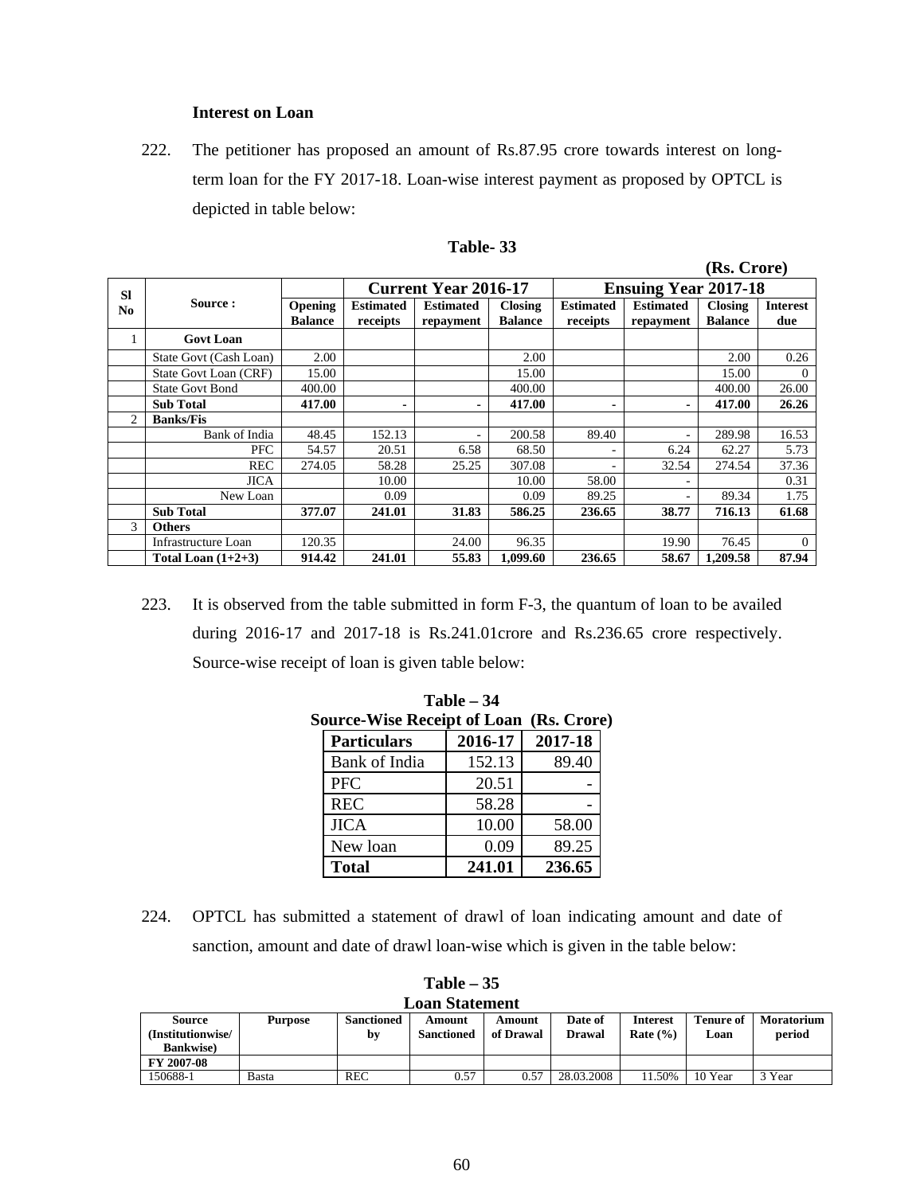### Interest on Loan

222. The petitioner has proposed an amount of Rs.87.95 crore towards interest on long-term loan for the FY 2017-18. Loan-wise interest payment as proposed by OPTCL is depicted in table below:

**Table- 33**

**(Rs. Crore)**

| Sl No | Source : | | Current Year 2016-17 | | | Ensuing Year 2017-18 | | | |
|---|---|---|---|---|---|---|---|---|---|
| | | Opening Balance | Estimated receipts | Estimated repayment | Closing Balance | Estimated receipts | Estimated repayment | Closing Balance | Interest due |
| 1 | **Govt Loan** | | | | | | | | |
| | State Govt (Cash Loan) | 2.00 | | | 2.00 | | | 2.00 | 0.26 |
| | State Govt Loan (CRF) | 15.00 | | | 15.00 | | | 15.00 | 0 |
| | State Govt Bond | 400.00 | | | 400.00 | | | 400.00 | 26.00 |
| | **Sub Total** | **417.00** | **-** | **-** | **417.00** | **-** | **-** | **417.00** | **26.26** |
| 2 | **Banks/Fis** | | | | | | | | |
| | Bank of India | 48.45 | 152.13 | - | 200.58 | 89.40 | - | 289.98 | 16.53 |
| | PFC | 54.57 | 20.51 | 6.58 | 68.50 | - | 6.24 | 62.27 | 5.73 |
| | REC | 274.05 | 58.28 | 25.25 | 307.08 | - | 32.54 | 274.54 | 37.36 |
| | JICA | | 10.00 | | 10.00 | 58.00 | - | | 0.31 |
| | New Loan | | 0.09 | | 0.09 | 89.25 | - | 89.34 | 1.75 |
| | **Sub Total** | **377.07** | **241.01** | **31.83** | **586.25** | **236.65** | **38.77** | **716.13** | **61.68** |
| 3 | **Others** | | | | | | | | |
| | Infrastructure Loan | 120.35 | | 24.00 | 96.35 | | 19.90 | 76.45 | 0 |
| | **Total Loan (1+2+3)** | **914.42** | **241.01** | **55.83** | **1,099.60** | **236.65** | **58.67** | **1,209.58** | **87.94** |

223. It is observed from the table submitted in form F-3, the quantum of loan to be availed during 2016-17 and 2017-18 is Rs.241.01crore and Rs.236.65 crore respectively. Source-wise receipt of loan is given table below:

**Table – 34**
**Source-Wise Receipt of Loan (Rs. Crore)**

| Particulars | 2016-17 | 2017-18 |
|---|---|---|
| Bank of India | 152.13 | 89.40 |
| PFC | 20.51 | - |
| REC | 58.28 | - |
| JICA | 10.00 | 58.00 |
| New loan | 0.09 | 89.25 |
| **Total** | **241.01** | **236.65** |

224. OPTCL has submitted a statement of drawl of loan indicating amount and date of sanction, amount and date of drawl loan-wise which is given in the table below:

**Table – 35**
**Loan Statement**

| Source (Institutionwise/ Bankwise) | Purpose | Sanctioned by | Amount Sanctioned | Amount of Drawal | Date of Drawal | Interest Rate (%) | Tenure of Loan | Moratorium period |
|---|---|---|---|---|---|---|---|---|
| **FY 2007-08** | | | | | | | | |
| 150688-1 | Basta | REC | 0.57 | 0.57 | 28.03.2008 | 11.50% | 10 Year | 3 Year |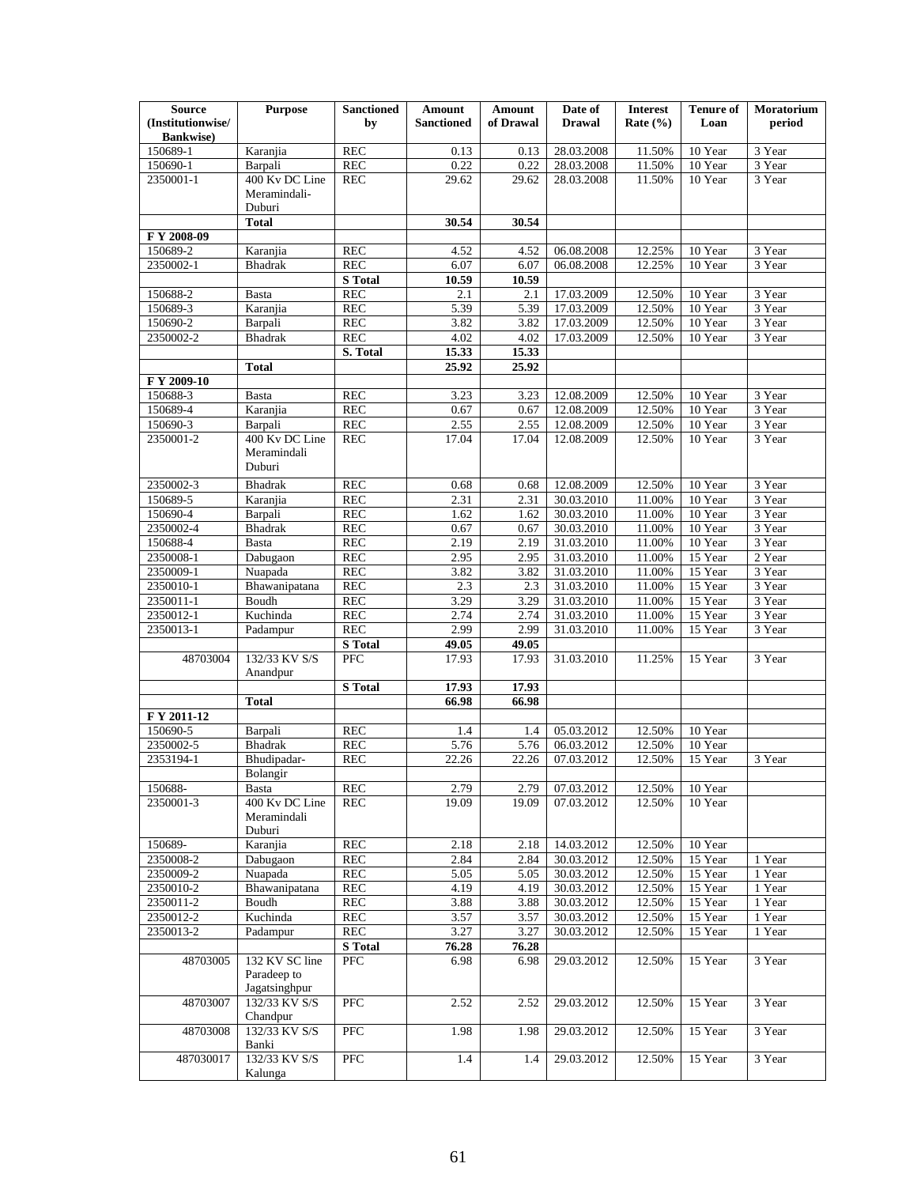| Source (Institutionwise/ Bankwise) | Purpose | Sanctioned by | Amount Sanctioned | Amount of Drawal | Date of Drawal | Interest Rate (%) | Tenure of Loan | Moratorium period |
|---|---|---|---|---|---|---|---|---|
| 150689-1 | Karanjia | REC | 0.13 | 0.13 | 28.03.2008 | 11.50% | 10 Year | 3 Year |
| 150690-1 | Barpali | REC | 0.22 | 0.22 | 28.03.2008 | 11.50% | 10 Year | 3 Year |
| 2350001-1 | 400 Kv DC Line Meramindali-Duburi | REC | 29.62 | 29.62 | 28.03.2008 | 11.50% | 10 Year | 3 Year |
| | **Total** | | **30.54** | **30.54** | | | | |
| **F Y 2008-09** | | | | | | | | |
| 150689-2 | Karanjia | REC | 4.52 | 4.52 | 06.08.2008 | 12.25% | 10 Year | 3 Year |
| 2350002-1 | Bhadrak | REC | 6.07 | 6.07 | 06.08.2008 | 12.25% | 10 Year | 3 Year |
| | | **S Total** | **10.59** | **10.59** | | | | |
| 150688-2 | Basta | REC | 2.1 | 2.1 | 17.03.2009 | 12.50% | 10 Year | 3 Year |
| 150689-3 | Karanjia | REC | 5.39 | 5.39 | 17.03.2009 | 12.50% | 10 Year | 3 Year |
| 150690-2 | Barpali | REC | 3.82 | 3.82 | 17.03.2009 | 12.50% | 10 Year | 3 Year |
| 2350002-2 | Bhadrak | REC | 4.02 | 4.02 | 17.03.2009 | 12.50% | 10 Year | 3 Year |
| | | **S. Total** | **15.33** | **15.33** | | | | |
| | **Total** | | **25.92** | **25.92** | | | | |
| **F Y 2009-10** | | | | | | | | |
| 150688-3 | Basta | REC | 3.23 | 3.23 | 12.08.2009 | 12.50% | 10 Year | 3 Year |
| 150689-4 | Karanjia | REC | 0.67 | 0.67 | 12.08.2009 | 12.50% | 10 Year | 3 Year |
| 150690-3 | Barpali | REC | 2.55 | 2.55 | 12.08.2009 | 12.50% | 10 Year | 3 Year |
| 2350001-2 | 400 Kv DC Line Meramindali Duburi | REC | 17.04 | 17.04 | 12.08.2009 | 12.50% | 10 Year | 3 Year |
| 2350002-3 | Bhadrak | REC | 0.68 | 0.68 | 12.08.2009 | 12.50% | 10 Year | 3 Year |
| 150689-5 | Karanjia | REC | 2.31 | 2.31 | 30.03.2010 | 11.00% | 10 Year | 3 Year |
| 150690-4 | Barpali | REC | 1.62 | 1.62 | 30.03.2010 | 11.00% | 10 Year | 3 Year |
| 2350002-4 | Bhadrak | REC | 0.67 | 0.67 | 30.03.2010 | 11.00% | 10 Year | 3 Year |
| 150688-4 | Basta | REC | 2.19 | 2.19 | 31.03.2010 | 11.00% | 10 Year | 3 Year |
| 2350008-1 | Dabugaon | REC | 2.95 | 2.95 | 31.03.2010 | 11.00% | 15 Year | 2 Year |
| 2350009-1 | Nuapada | REC | 3.82 | 3.82 | 31.03.2010 | 11.00% | 15 Year | 3 Year |
| 2350010-1 | Bhawanipatana | REC | 2.3 | 2.3 | 31.03.2010 | 11.00% | 15 Year | 3 Year |
| 2350011-1 | Boudh | REC | 3.29 | 3.29 | 31.03.2010 | 11.00% | 15 Year | 3 Year |
| 2350012-1 | Kuchinda | REC | 2.74 | 2.74 | 31.03.2010 | 11.00% | 15 Year | 3 Year |
| 2350013-1 | Padampur | REC | 2.99 | 2.99 | 31.03.2010 | 11.00% | 15 Year | 3 Year |
| | | **S Total** | **49.05** | **49.05** | | | | |
| 48703004 | 132/33 KV S/S Anandpur | PFC | 17.93 | 17.93 | 31.03.2010 | 11.25% | 15 Year | 3 Year |
| | | **S Total** | **17.93** | **17.93** | | | | |
| | **Total** | | **66.98** | **66.98** | | | | |
| **F Y 2011-12** | | | | | | | | |
| 150690-5 | Barpali | REC | 1.4 | 1.4 | 05.03.2012 | 12.50% | 10 Year | |
| 2350002-5 | Bhadrak | REC | 5.76 | 5.76 | 06.03.2012 | 12.50% | 10 Year | |
| 2353194-1 | Bhudipadar-Bolangir | REC | 22.26 | 22.26 | 07.03.2012 | 12.50% | 15 Year | 3 Year |
| 150688- | Basta | REC | 2.79 | 2.79 | 07.03.2012 | 12.50% | 10 Year | |
| 2350001-3 | 400 Kv DC Line Meramindali Duburi | REC | 19.09 | 19.09 | 07.03.2012 | 12.50% | 10 Year | |
| 150689- | Karanjia | REC | 2.18 | 2.18 | 14.03.2012 | 12.50% | 10 Year | |
| 2350008-2 | Dabugaon | REC | 2.84 | 2.84 | 30.03.2012 | 12.50% | 15 Year | 1 Year |
| 2350009-2 | Nuapada | REC | 5.05 | 5.05 | 30.03.2012 | 12.50% | 15 Year | 1 Year |
| 2350010-2 | Bhawanipatana | REC | 4.19 | 4.19 | 30.03.2012 | 12.50% | 15 Year | 1 Year |
| 2350011-2 | Boudh | REC | 3.88 | 3.88 | 30.03.2012 | 12.50% | 15 Year | 1 Year |
| 2350012-2 | Kuchinda | REC | 3.57 | 3.57 | 30.03.2012 | 12.50% | 15 Year | 1 Year |
| 2350013-2 | Padampur | REC | 3.27 | 3.27 | 30.03.2012 | 12.50% | 15 Year | 1 Year |
| | | **S Total** | **76.28** | **76.28** | | | | |
| 48703005 | 132 KV SC line Paradeep to Jagatsinghpur | PFC | 6.98 | 6.98 | 29.03.2012 | 12.50% | 15 Year | 3 Year |
| 48703007 | 132/33 KV S/S Chandpur | PFC | 2.52 | 2.52 | 29.03.2012 | 12.50% | 15 Year | 3 Year |
| 48703008 | 132/33 KV S/S Banki | PFC | 1.98 | 1.98 | 29.03.2012 | 12.50% | 15 Year | 3 Year |
| 487030017 | 132/33 KV S/S Kalunga | PFC | 1.4 | 1.4 | 29.03.2012 | 12.50% | 15 Year | 3 Year |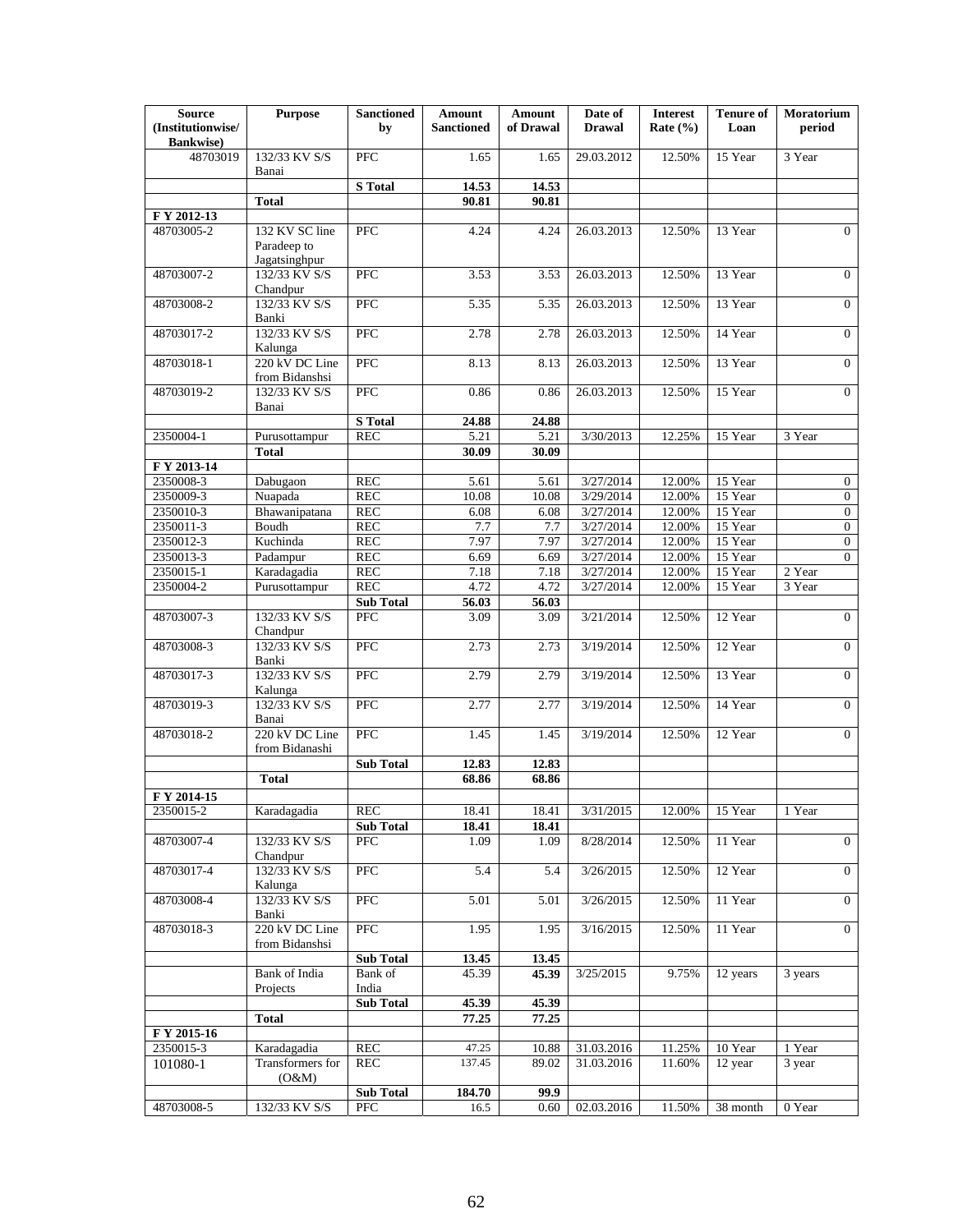| Source (Institutionwise/ Bankwise) | Purpose | Sanctioned by | Amount Sanctioned | Amount of Drawal | Date of Drawal | Interest Rate (%) | Tenure of Loan | Moratorium period |
|---|---|---|---|---|---|---|---|---|
| 48703019 | 132/33 KV S/S Banai | PFC | 1.65 | 1.65 | 29.03.2012 | 12.50% | 15 Year | 3 Year |
| | | **S Total** | **14.53** | **14.53** | | | | |
| | **Total** | | **90.81** | **90.81** | | | | |
| **F Y 2012-13** | | | | | | | | |
| 48703005-2 | 132 KV SC line Paradeep to Jagatsinghpur | PFC | 4.24 | 4.24 | 26.03.2013 | 12.50% | 13 Year | 0 |
| 48703007-2 | 132/33 KV S/S Chandpur | PFC | 3.53 | 3.53 | 26.03.2013 | 12.50% | 13 Year | 0 |
| 48703008-2 | 132/33 KV S/S Banki | PFC | 5.35 | 5.35 | 26.03.2013 | 12.50% | 13 Year | 0 |
| 48703017-2 | 132/33 KV S/S Kalunga | PFC | 2.78 | 2.78 | 26.03.2013 | 12.50% | 14 Year | 0 |
| 48703018-1 | 220 kV DC Line from Bidanshsi | PFC | 8.13 | 8.13 | 26.03.2013 | 12.50% | 13 Year | 0 |
| 48703019-2 | 132/33 KV S/S Banai | PFC | 0.86 | 0.86 | 26.03.2013 | 12.50% | 15 Year | 0 |
| | | **S Total** | **24.88** | **24.88** | | | | |
| 2350004-1 | Purusottampur | REC | 5.21 | 5.21 | 3/30/2013 | 12.25% | 15 Year | 3 Year |
| | **Total** | | **30.09** | **30.09** | | | | |
| **F Y 2013-14** | | | | | | | | |
| 2350008-3 | Dabugaon | REC | 5.61 | 5.61 | 3/27/2014 | 12.00% | 15 Year | 0 |
| 2350009-3 | Nuapada | REC | 10.08 | 10.08 | 3/29/2014 | 12.00% | 15 Year | 0 |
| 2350010-3 | Bhawanipatana | REC | 6.08 | 6.08 | 3/27/2014 | 12.00% | 15 Year | 0 |
| 2350011-3 | Boudh | REC | 7.7 | 7.7 | 3/27/2014 | 12.00% | 15 Year | 0 |
| 2350012-3 | Kuchinda | REC | 7.97 | 7.97 | 3/27/2014 | 12.00% | 15 Year | 0 |
| 2350013-3 | Padampur | REC | 6.69 | 6.69 | 3/27/2014 | 12.00% | 15 Year | 0 |
| 2350015-1 | Karadagadia | REC | 7.18 | 7.18 | 3/27/2014 | 12.00% | 15 Year | 2 Year |
| 2350004-2 | Purusottampur | REC | 4.72 | 4.72 | 3/27/2014 | 12.00% | 15 Year | 3 Year |
| | | **Sub Total** | **56.03** | **56.03** | | | | |
| 48703007-3 | 132/33 KV S/S Chandpur | PFC | 3.09 | 3.09 | 3/21/2014 | 12.50% | 12 Year | 0 |
| 48703008-3 | 132/33 KV S/S Banki | PFC | 2.73 | 2.73 | 3/19/2014 | 12.50% | 12 Year | 0 |
| 48703017-3 | 132/33 KV S/S Kalunga | PFC | 2.79 | 2.79 | 3/19/2014 | 12.50% | 13 Year | 0 |
| 48703019-3 | 132/33 KV S/S Banai | PFC | 2.77 | 2.77 | 3/19/2014 | 12.50% | 14 Year | 0 |
| 48703018-2 | 220 kV DC Line from Bidanashi | PFC | 1.45 | 1.45 | 3/19/2014 | 12.50% | 12 Year | 0 |
| | | **Sub Total** | **12.83** | **12.83** | | | | |
| | **Total** | | **68.86** | **68.86** | | | | |
| **F Y 2014-15** | | | | | | | | |
| 2350015-2 | Karadagadia | REC | 18.41 | 18.41 | 3/31/2015 | 12.00% | 15 Year | 1 Year |
| | | **Sub Total** | **18.41** | **18.41** | | | | |
| 48703007-4 | 132/33 KV S/S Chandpur | PFC | 1.09 | 1.09 | 8/28/2014 | 12.50% | 11 Year | 0 |
| 48703017-4 | 132/33 KV S/S Kalunga | PFC | 5.4 | 5.4 | 3/26/2015 | 12.50% | 12 Year | 0 |
| 48703008-4 | 132/33 KV S/S Banki | PFC | 5.01 | 5.01 | 3/26/2015 | 12.50% | 11 Year | 0 |
| 48703018-3 | 220 kV DC Line from Bidanshsi | PFC | 1.95 | 1.95 | 3/16/2015 | 12.50% | 11 Year | 0 |
| | | **Sub Total** | **13.45** | **13.45** | | | | |
| | Bank of India Projects | Bank of India | 45.39 | **45.39** | 3/25/2015 | 9.75% | 12 years | 3 years |
| | | **Sub Total** | **45.39** | **45.39** | | | | |
| | **Total** | | **77.25** | **77.25** | | | | |
| **F Y 2015-16** | | | | | | | | |
| 2350015-3 | Karadagadia | REC | 47.25 | 10.88 | 31.03.2016 | 11.25% | 10 Year | 1 Year |
| 101080-1 | Transformers for (O&M) | REC | 137.45 | 89.02 | 31.03.2016 | 11.60% | 12 year | 3 year |
| | | **Sub Total** | **184.70** | **99.9** | | | | |
| 48703008-5 | 132/33 KV S/S | PFC | 16.5 | 0.60 | 02.03.2016 | 11.50% | 38 month | 0 Year |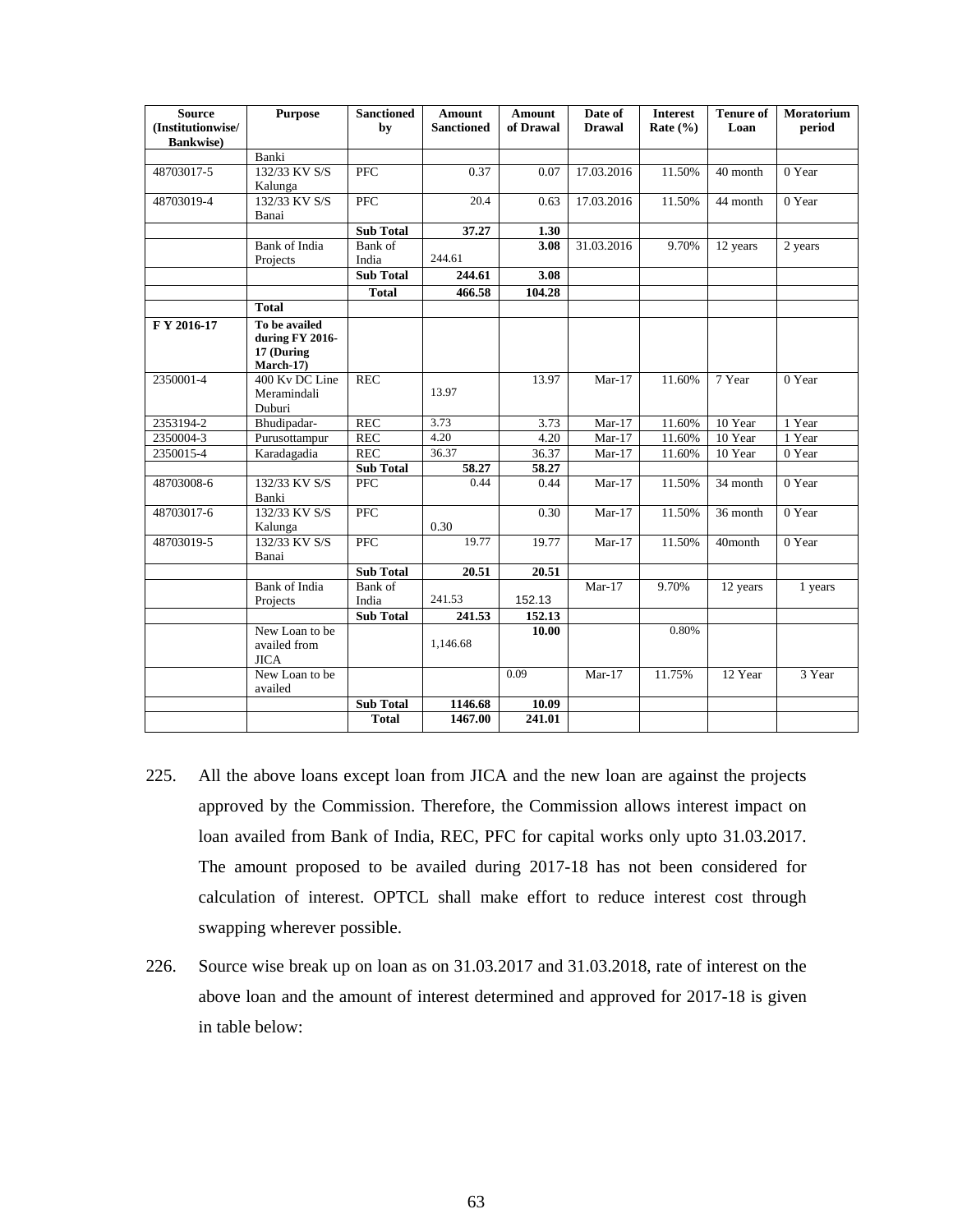| Source (Institutionwise/ Bankwise) | Purpose | Sanctioned by | Amount Sanctioned | Amount of Drawal | Date of Drawal | Interest Rate (%) | Tenure of Loan | Moratorium period |
|---|---|---|---|---|---|---|---|---|
| | Banki | | | | | | | |
| 48703017-5 | 132/33 KV S/S Kalunga | PFC | 0.37 | 0.07 | 17.03.2016 | 11.50% | 40 month | 0 Year |
| 48703019-4 | 132/33 KV S/S Banai | PFC | 20.4 | 0.63 | 17.03.2016 | 11.50% | 44 month | 0 Year |
| | | **Sub Total** | **37.27** | **1.30** | | | | |
| | Bank of India Projects | Bank of India | 244.61 | **3.08** | 31.03.2016 | 9.70% | 12 years | 2 years |
| | | **Sub Total** | **244.61** | **3.08** | | | | |
| | | **Total** | **466.58** | **104.28** | | | | |
| | **Total** | | | | | | | |
| **F Y 2016-17** | **To be availed during FY 2016-17 (During March-17)** | | | | | | | |
| 2350001-4 | 400 Kv DC Line Meramindali Duburi | REC | 13.97 | 13.97 | Mar-17 | 11.60% | 7 Year | 0 Year |
| 2353194-2 | Bhudipadar- | REC | 3.73 | 3.73 | Mar-17 | 11.60% | 10 Year | 1 Year |
| 2350004-3 | Purusottampur | REC | 4.20 | 4.20 | Mar-17 | 11.60% | 10 Year | 1 Year |
| 2350015-4 | Karadagadia | REC | 36.37 | 36.37 | Mar-17 | 11.60% | 10 Year | 0 Year |
| | | **Sub Total** | **58.27** | **58.27** | | | | |
| 48703008-6 | 132/33 KV S/S Banki | PFC | 0.44 | 0.44 | Mar-17 | 11.50% | 34 month | 0 Year |
| 48703017-6 | 132/33 KV S/S Kalunga | PFC | 0.30 | 0.30 | Mar-17 | 11.50% | 36 month | 0 Year |
| 48703019-5 | 132/33 KV S/S Banai | PFC | 19.77 | 19.77 | Mar-17 | 11.50% | 40month | 0 Year |
| | | **Sub Total** | **20.51** | **20.51** | | | | |
| | Bank of India Projects | Bank of India | 241.53 | 152.13 | Mar-17 | 9.70% | 12 years | 1 years |
| | | **Sub Total** | **241.53** | **152.13** | | | | |
| | New Loan to be availed from JICA | | 1,146.68 | **10.00** | | 0.80% | | |
| | New Loan to be availed | | | 0.09 | Mar-17 | 11.75% | 12 Year | 3 Year |
| | | **Sub Total** | **1146.68** | **10.09** | | | | |
| | | **Total** | **1467.00** | **241.01** | | | | |

225. All the above loans except loan from JICA and the new loan are against the projects approved by the Commission. Therefore, the Commission allows interest impact on loan availed from Bank of India, REC, PFC for capital works only upto 31.03.2017. The amount proposed to be availed during 2017-18 has not been considered for calculation of interest. OPTCL shall make effort to reduce interest cost through swapping wherever possible.

226. Source wise break up on loan as on 31.03.2017 and 31.03.2018, rate of interest on the above loan and the amount of interest determined and approved for 2017-18 is given in table below: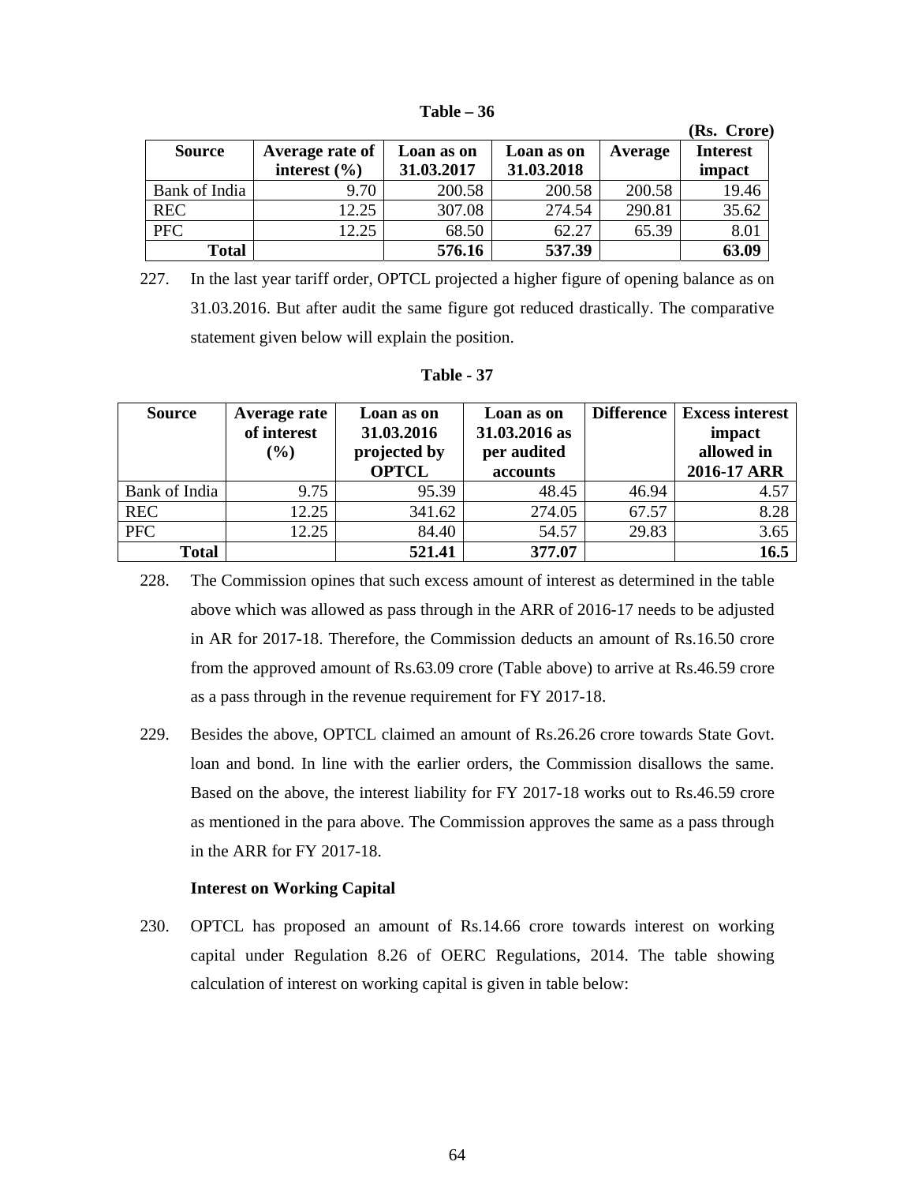**Table – 36**

(Rs. Crore)

| Source | Average rate of interest (%) | Loan as on 31.03.2017 | Loan as on 31.03.2018 | Average | Interest impact |
|---|---|---|---|---|---|
| Bank of India | 9.70 | 200.58 | 200.58 | 200.58 | 19.46 |
| REC | 12.25 | 307.08 | 274.54 | 290.81 | 35.62 |
| PFC | 12.25 | 68.50 | 62.27 | 65.39 | 8.01 |
| **Total** | | **576.16** | **537.39** | | **63.09** |

227. In the last year tariff order, OPTCL projected a higher figure of opening balance as on 31.03.2016. But after audit the same figure got reduced drastically. The comparative statement given below will explain the position.

**Table - 37**

| Source | Average rate of interest (%) | Loan as on 31.03.2016 projected by OPTCL | Loan as on 31.03.2016 as per audited accounts | Difference | Excess interest impact allowed in 2016-17 ARR |
|---|---|---|---|---|---|
| Bank of India | 9.75 | 95.39 | 48.45 | 46.94 | 4.57 |
| REC | 12.25 | 341.62 | 274.05 | 67.57 | 8.28 |
| PFC | 12.25 | 84.40 | 54.57 | 29.83 | 3.65 |
| **Total** | | **521.41** | **377.07** | | **16.5** |

228. The Commission opines that such excess amount of interest as determined in the table above which was allowed as pass through in the ARR of 2016-17 needs to be adjusted in AR for 2017-18. Therefore, the Commission deducts an amount of Rs.16.50 crore from the approved amount of Rs.63.09 crore (Table above) to arrive at Rs.46.59 crore as a pass through in the revenue requirement for FY 2017-18.

229. Besides the above, OPTCL claimed an amount of Rs.26.26 crore towards State Govt. loan and bond. In line with the earlier orders, the Commission disallows the same. Based on the above, the interest liability for FY 2017-18 works out to Rs.46.59 crore as mentioned in the para above. The Commission approves the same as a pass through in the ARR for FY 2017-18.

**Interest on Working Capital**

230. OPTCL has proposed an amount of Rs.14.66 crore towards interest on working capital under Regulation 8.26 of OERC Regulations, 2014. The table showing calculation of interest on working capital is given in table below: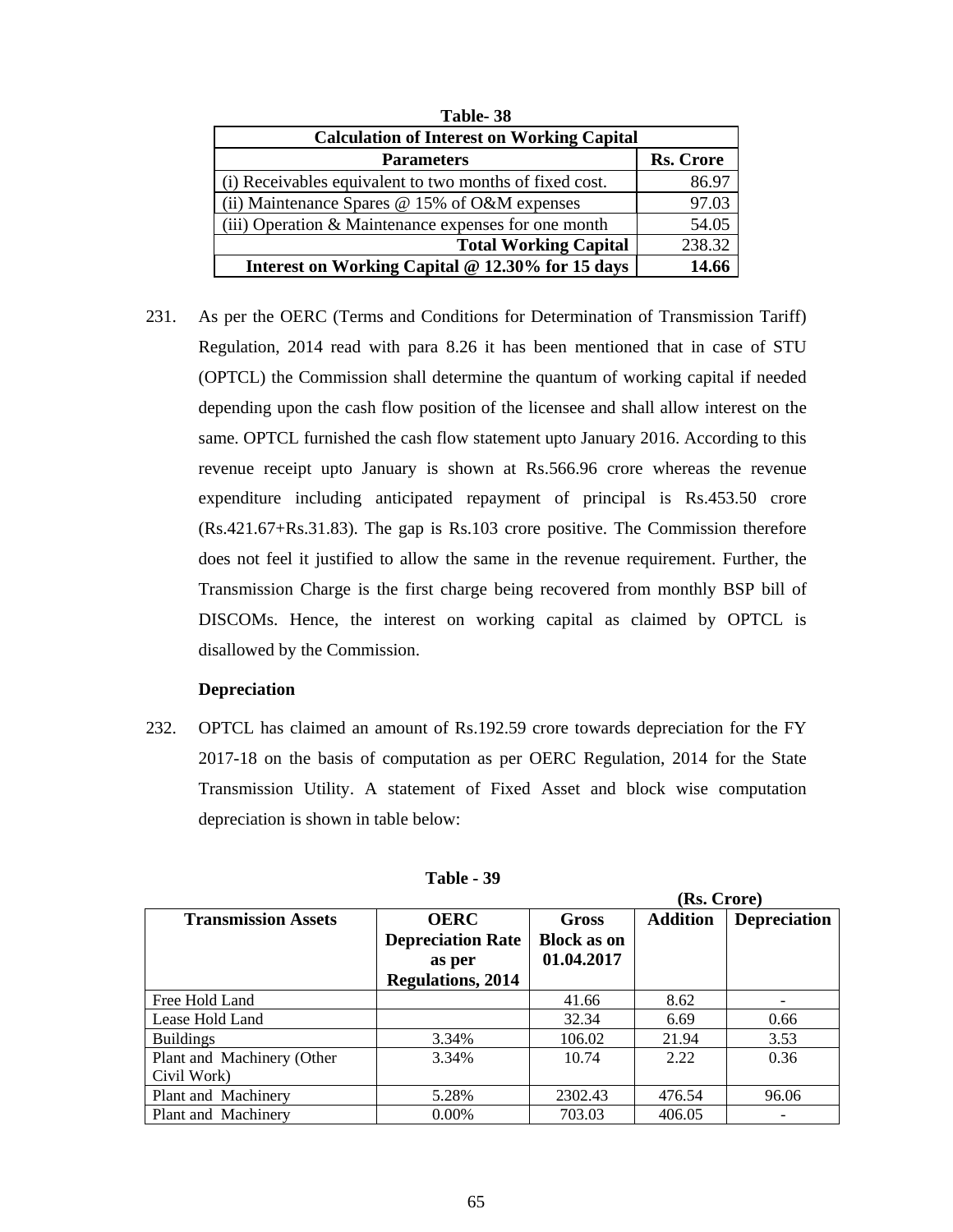**Table- 38**

| Calculation of Interest on Working Capital | |
|---|---|
| **Parameters** | **Rs. Crore** |
| (i) Receivables equivalent to two months of fixed cost. | 86.97 |
| (ii) Maintenance Spares @ 15% of O&M expenses | 97.03 |
| (iii) Operation & Maintenance expenses for one month | 54.05 |
| **Total Working Capital** | 238.32 |
| **Interest on Working Capital @ 12.30% for 15 days** | **14.66** |

231. As per the OERC (Terms and Conditions for Determination of Transmission Tariff) Regulation, 2014 read with para 8.26 it has been mentioned that in case of STU (OPTCL) the Commission shall determine the quantum of working capital if needed depending upon the cash flow position of the licensee and shall allow interest on the same. OPTCL furnished the cash flow statement upto January 2016. According to this revenue receipt upto January is shown at Rs.566.96 crore whereas the revenue expenditure including anticipated repayment of principal is Rs.453.50 crore (Rs.421.67+Rs.31.83). The gap is Rs.103 crore positive. The Commission therefore does not feel it justified to allow the same in the revenue requirement. Further, the Transmission Charge is the first charge being recovered from monthly BSP bill of DISCOMs. Hence, the interest on working capital as claimed by OPTCL is disallowed by the Commission.

**Depreciation**

232. OPTCL has claimed an amount of Rs.192.59 crore towards depreciation for the FY 2017-18 on the basis of computation as per OERC Regulation, 2014 for the State Transmission Utility. A statement of Fixed Asset and block wise computation depreciation is shown in table below:

**Table - 39**

**(Rs. Crore)**

| Transmission Assets | OERC Depreciation Rate as per Regulations, 2014 | Gross Block as on 01.04.2017 | Addition | Depreciation |
|---|---|---|---|---|
| Free Hold Land | | 41.66 | 8.62 | - |
| Lease Hold Land | | 32.34 | 6.69 | 0.66 |
| Buildings | 3.34% | 106.02 | 21.94 | 3.53 |
| Plant and Machinery (Other Civil Work) | 3.34% | 10.74 | 2.22 | 0.36 |
| Plant and Machinery | 5.28% | 2302.43 | 476.54 | 96.06 |
| Plant and Machinery | 0.00% | 703.03 | 406.05 | - |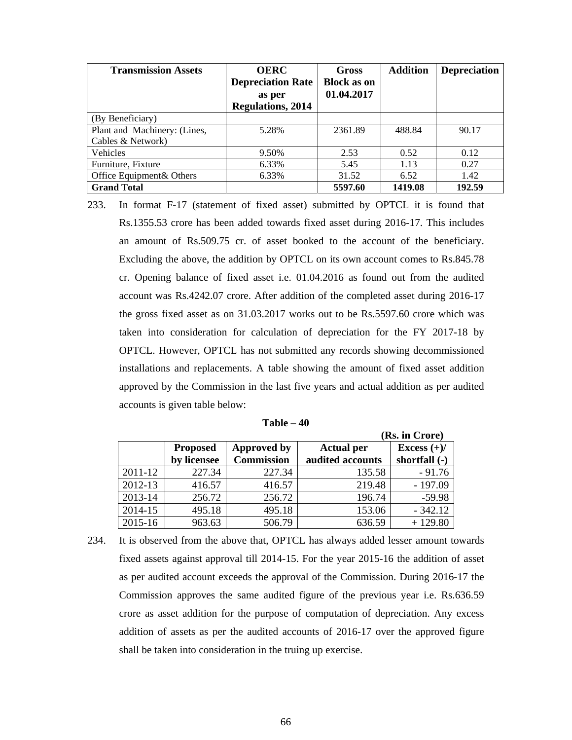| Transmission Assets | OERC Depreciation Rate as per Regulations, 2014 | Gross Block as on 01.04.2017 | Addition | Depreciation |
|---|---|---|---|---|
| (By Beneficiary) | | | | |
| Plant and Machinery: (Lines, Cables & Network) | 5.28% | 2361.89 | 488.84 | 90.17 |
| Vehicles | 9.50% | 2.53 | 0.52 | 0.12 |
| Furniture, Fixture | 6.33% | 5.45 | 1.13 | 0.27 |
| Office Equipment& Others | 6.33% | 31.52 | 6.52 | 1.42 |
| **Grand Total** | | **5597.60** | **1419.08** | **192.59** |

233. In format F-17 (statement of fixed asset) submitted by OPTCL it is found that Rs.1355.53 crore has been added towards fixed asset during 2016-17. This includes an amount of Rs.509.75 cr. of asset booked to the account of the beneficiary. Excluding the above, the addition by OPTCL on its own account comes to Rs.845.78 cr. Opening balance of fixed asset i.e. 01.04.2016 as found out from the audited account was Rs.4242.07 crore. After addition of the completed asset during 2016-17 the gross fixed asset as on 31.03.2017 works out to be Rs.5597.60 crore which was taken into consideration for calculation of depreciation for the FY 2017-18 by OPTCL. However, OPTCL has not submitted any records showing decommissioned installations and replacements. A table showing the amount of fixed asset addition approved by the Commission in the last five years and actual addition as per audited accounts is given table below:

**Table – 40**

**(Rs. in Crore)**

| | Proposed by licensee | Approved by Commission | Actual per audited accounts | Excess (+)/ shortfall (-) |
|---|---|---|---|---|
| 2011-12 | 227.34 | 227.34 | 135.58 | - 91.76 |
| 2012-13 | 416.57 | 416.57 | 219.48 | - 197.09 |
| 2013-14 | 256.72 | 256.72 | 196.74 | -59.98 |
| 2014-15 | 495.18 | 495.18 | 153.06 | - 342.12 |
| 2015-16 | 963.63 | 506.79 | 636.59 | + 129.80 |

234. It is observed from the above that, OPTCL has always added lesser amount towards fixed assets against approval till 2014-15. For the year 2015-16 the addition of asset as per audited account exceeds the approval of the Commission. During 2016-17 the Commission approves the same audited figure of the previous year i.e. Rs.636.59 crore as asset addition for the purpose of computation of depreciation. Any excess addition of assets as per the audited accounts of 2016-17 over the approved figure shall be taken into consideration in the truing up exercise.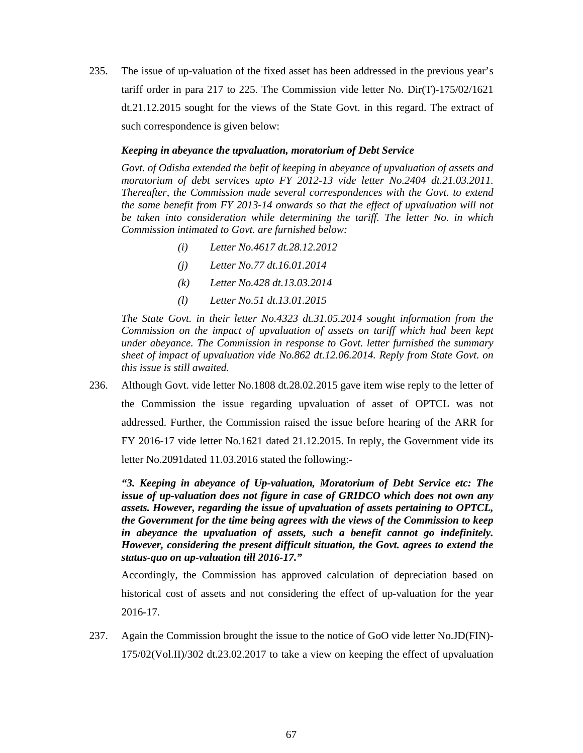235. The issue of up-valuation of the fixed asset has been addressed in the previous year's tariff order in para 217 to 225. The Commission vide letter No. Dir(T)-175/02/1621 dt.21.12.2015 sought for the views of the State Govt. in this regard. The extract of such correspondence is given below:

***Keeping in abeyance the upvaluation, moratorium of Debt Service***

*Govt. of Odisha extended the befit of keeping in abeyance of upvaluation of assets and moratorium of debt services upto FY 2012-13 vide letter No.2404 dt.21.03.2011. Thereafter, the Commission made several correspondences with the Govt. to extend the same benefit from FY 2013-14 onwards so that the effect of upvaluation will not be taken into consideration while determining the tariff. The letter No. in which Commission intimated to Govt. are furnished below:*

- *(i) Letter No.4617 dt.28.12.2012*
- *(j) Letter No.77 dt.16.01.2014*
- *(k) Letter No.428 dt.13.03.2014*
- *(l) Letter No.51 dt.13.01.2015*

*The State Govt. in their letter No.4323 dt.31.05.2014 sought information from the Commission on the impact of upvaluation of assets on tariff which had been kept under abeyance. The Commission in response to Govt. letter furnished the summary sheet of impact of upvaluation vide No.862 dt.12.06.2014. Reply from State Govt. on this issue is still awaited.*

236. Although Govt. vide letter No.1808 dt.28.02.2015 gave item wise reply to the letter of the Commission the issue regarding upvaluation of asset of OPTCL was not addressed. Further, the Commission raised the issue before hearing of the ARR for FY 2016-17 vide letter No.1621 dated 21.12.2015. In reply, the Government vide its letter No.2091dated 11.03.2016 stated the following:-

***"3. Keeping in abeyance of Up-valuation, Moratorium of Debt Service etc: The issue of up-valuation does not figure in case of GRIDCO which does not own any assets. However, regarding the issue of upvaluation of assets pertaining to OPTCL, the Government for the time being agrees with the views of the Commission to keep in abeyance the upvaluation of assets, such a benefit cannot go indefinitely. However, considering the present difficult situation, the Govt. agrees to extend the status-quo on up-valuation till 2016-17."***

Accordingly, the Commission has approved calculation of depreciation based on historical cost of assets and not considering the effect of up-valuation for the year 2016-17.

237. Again the Commission brought the issue to the notice of GoO vide letter No.JD(FIN)-175/02(Vol.II)/302 dt.23.02.2017 to take a view on keeping the effect of upvaluation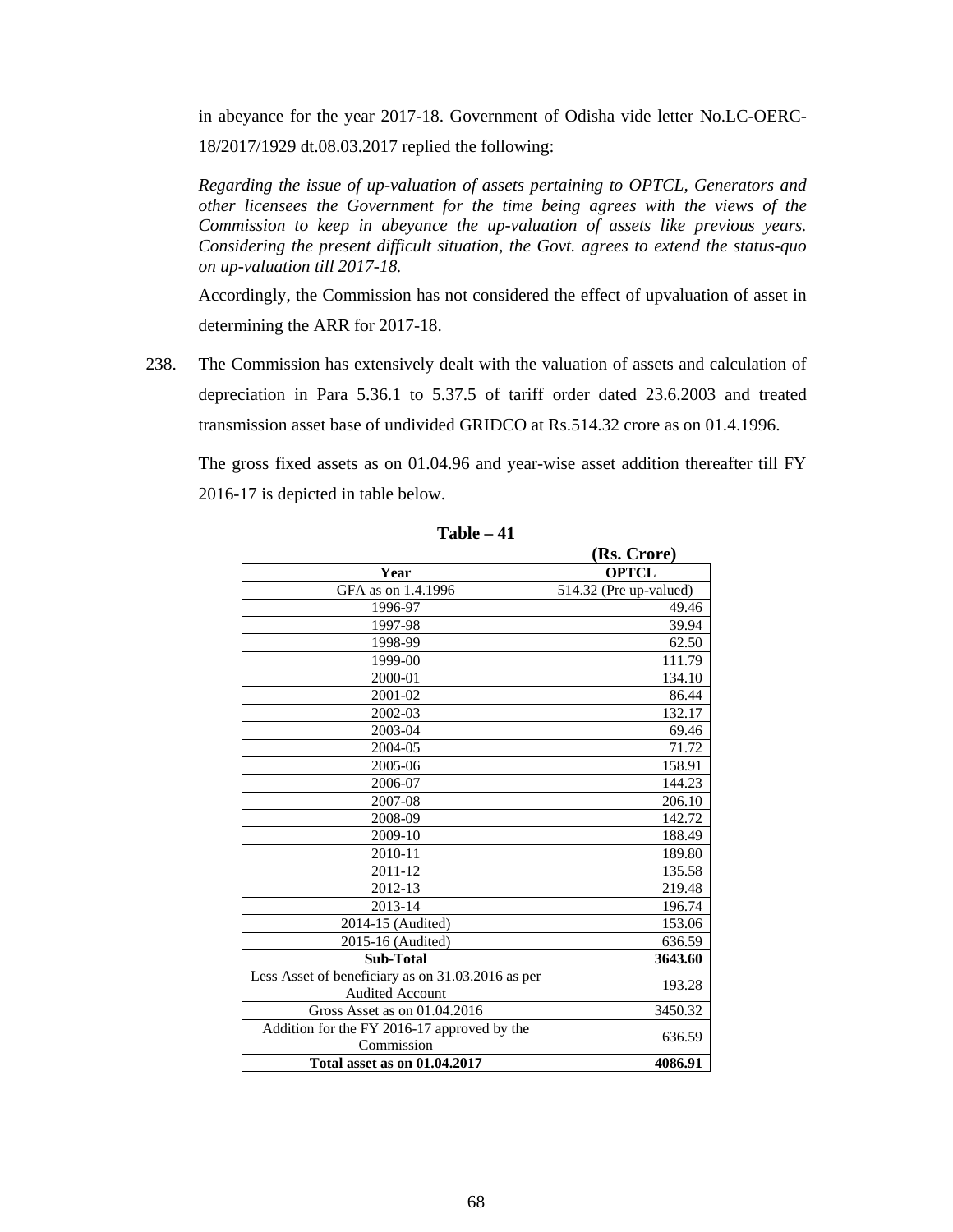in abeyance for the year 2017-18. Government of Odisha vide letter No.LC-OERC-18/2017/1929 dt.08.03.2017 replied the following:

*Regarding the issue of up-valuation of assets pertaining to OPTCL, Generators and other licensees the Government for the time being agrees with the views of the Commission to keep in abeyance the up-valuation of assets like previous years. Considering the present difficult situation, the Govt. agrees to extend the status-quo on up-valuation till 2017-18.*

Accordingly, the Commission has not considered the effect of upvaluation of asset in determining the ARR for 2017-18.

238. The Commission has extensively dealt with the valuation of assets and calculation of depreciation in Para 5.36.1 to 5.37.5 of tariff order dated 23.6.2003 and treated transmission asset base of undivided GRIDCO at Rs.514.32 crore as on 01.4.1996.

The gross fixed assets as on 01.04.96 and year-wise asset addition thereafter till FY 2016-17 is depicted in table below.

**Table – 41**

**(Rs. Crore)**

| Year | OPTCL |
|---|---|
| GFA as on 1.4.1996 | 514.32 (Pre up-valued) |
| 1996-97 | 49.46 |
| 1997-98 | 39.94 |
| 1998-99 | 62.50 |
| 1999-00 | 111.79 |
| 2000-01 | 134.10 |
| 2001-02 | 86.44 |
| 2002-03 | 132.17 |
| 2003-04 | 69.46 |
| 2004-05 | 71.72 |
| 2005-06 | 158.91 |
| 2006-07 | 144.23 |
| 2007-08 | 206.10 |
| 2008-09 | 142.72 |
| 2009-10 | 188.49 |
| 2010-11 | 189.80 |
| 2011-12 | 135.58 |
| 2012-13 | 219.48 |
| 2013-14 | 196.74 |
| 2014-15 (Audited) | 153.06 |
| 2015-16 (Audited) | 636.59 |
| **Sub-Total** | **3643.60** |
| Less Asset of beneficiary as on 31.03.2016 as per Audited Account | 193.28 |
| Gross Asset as on 01.04.2016 | 3450.32 |
| Addition for the FY 2016-17 approved by the Commission | 636.59 |
| **Total asset as on 01.04.2017** | **4086.91** |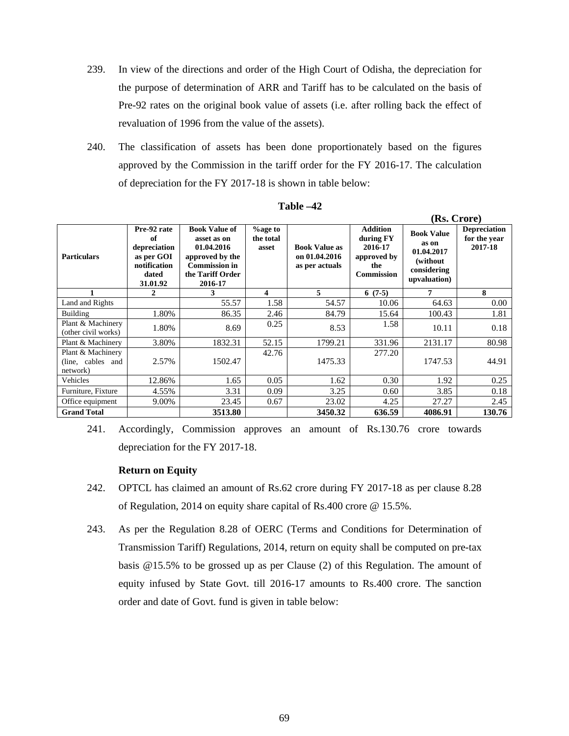239. In view of the directions and order of the High Court of Odisha, the depreciation for the purpose of determination of ARR and Tariff has to be calculated on the basis of Pre-92 rates on the original book value of assets (i.e. after rolling back the effect of revaluation of 1996 from the value of the assets).

240. The classification of assets has been done proportionately based on the figures approved by the Commission in the tariff order for the FY 2016-17. The calculation of depreciation for the FY 2017-18 is shown in table below:

**Table –42**

**(Rs. Crore)**

| Particulars | Pre-92 rate of depreciation as per GOI notification dated 31.01.92 | Book Value of asset as on 01.04.2016 approved by the Commission in the Tariff Order 2016-17 | %age to the total asset | Book Value as on 01.04.2016 as per actuals | Addition during FY 2016-17 approved by the Commission | Book Value as on 01.04.2017 (without considering upvaluation) | Depreciation for the year 2017-18 |
|---|---|---|---|---|---|---|---|
| 1 | 2 | 3 | 4 | 5 | 6 (7-5) | 7 | 8 |
| Land and Rights | | 55.57 | 1.58 | 54.57 | 10.06 | 64.63 | 0.00 |
| Building | 1.80% | 86.35 | 2.46 | 84.79 | 15.64 | 100.43 | 1.81 |
| Plant & Machinery (other civil works) | 1.80% | 8.69 | 0.25 | 8.53 | 1.58 | 10.11 | 0.18 |
| Plant & Machinery | 3.80% | 1832.31 | 52.15 | 1799.21 | 331.96 | 2131.17 | 80.98 |
| Plant & Machinery (line, cables and network) | 2.57% | 1502.47 | 42.76 | 1475.33 | 277.20 | 1747.53 | 44.91 |
| Vehicles | 12.86% | 1.65 | 0.05 | 1.62 | 0.30 | 1.92 | 0.25 |
| Furniture, Fixture | 4.55% | 3.31 | 0.09 | 3.25 | 0.60 | 3.85 | 0.18 |
| Office equipment | 9.00% | 23.45 | 0.67 | 23.02 | 4.25 | 27.27 | 2.45 |
| **Grand Total** | | **3513.80** | | **3450.32** | **636.59** | **4086.91** | **130.76** |

241. Accordingly, Commission approves an amount of Rs.130.76 crore towards depreciation for the FY 2017-18.

**Return on Equity**

242. OPTCL has claimed an amount of Rs.62 crore during FY 2017-18 as per clause 8.28 of Regulation, 2014 on equity share capital of Rs.400 crore @ 15.5%.

243. As per the Regulation 8.28 of OERC (Terms and Conditions for Determination of Transmission Tariff) Regulations, 2014, return on equity shall be computed on pre-tax basis @15.5% to be grossed up as per Clause (2) of this Regulation. The amount of equity infused by State Govt. till 2016-17 amounts to Rs.400 crore. The sanction order and date of Govt. fund is given in table below: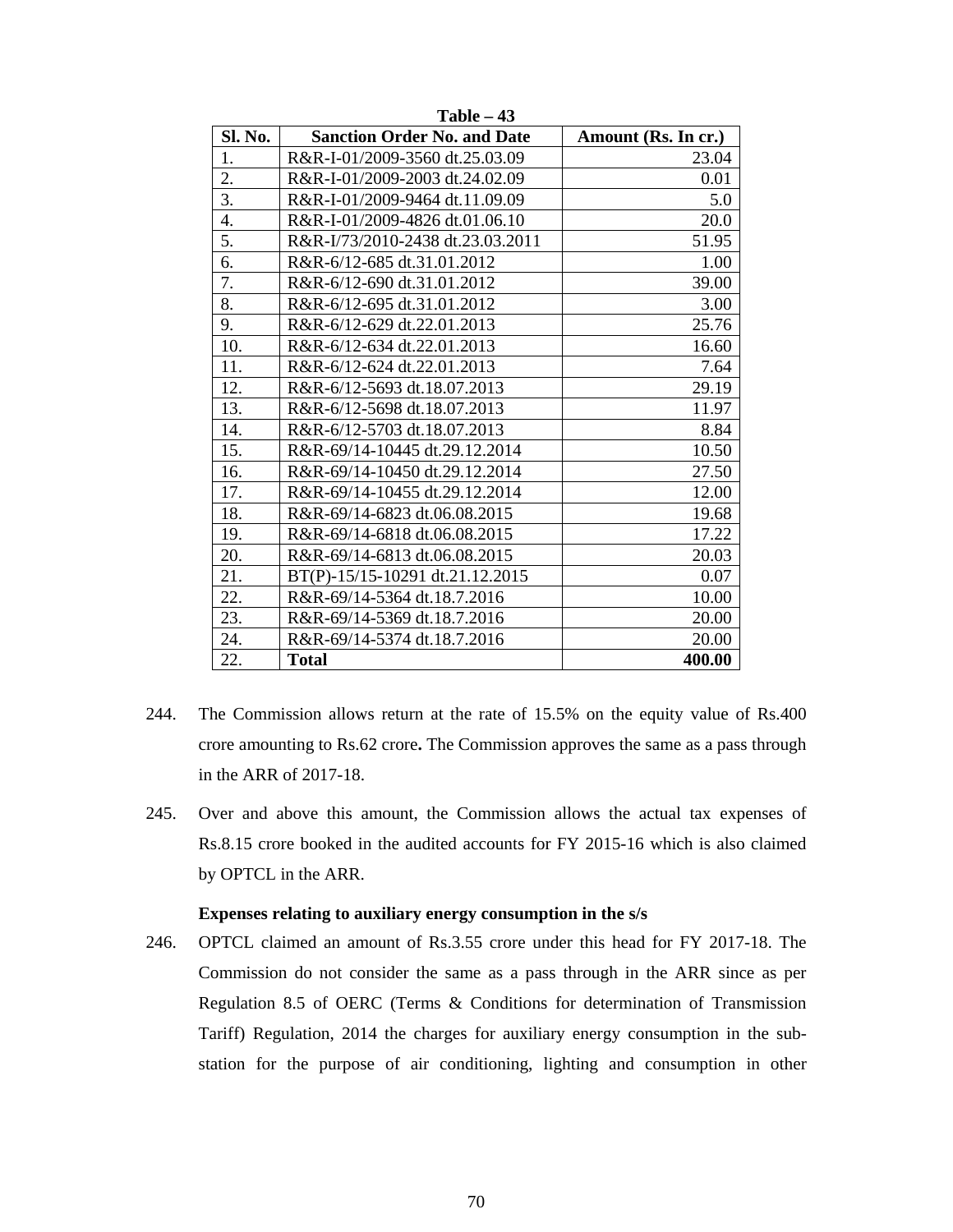**Table – 43**

| Sl. No. | Sanction Order No. and Date | Amount (Rs. In cr.) |
|---|---|---|
| 1. | R&R-I-01/2009-3560 dt.25.03.09 | 23.04 |
| 2. | R&R-I-01/2009-2003 dt.24.02.09 | 0.01 |
| 3. | R&R-I-01/2009-9464 dt.11.09.09 | 5.0 |
| 4. | R&R-I-01/2009-4826 dt.01.06.10 | 20.0 |
| 5. | R&R-I/73/2010-2438 dt.23.03.2011 | 51.95 |
| 6. | R&R-6/12-685 dt.31.01.2012 | 1.00 |
| 7. | R&R-6/12-690 dt.31.01.2012 | 39.00 |
| 8. | R&R-6/12-695 dt.31.01.2012 | 3.00 |
| 9. | R&R-6/12-629 dt.22.01.2013 | 25.76 |
| 10. | R&R-6/12-634 dt.22.01.2013 | 16.60 |
| 11. | R&R-6/12-624 dt.22.01.2013 | 7.64 |
| 12. | R&R-6/12-5693 dt.18.07.2013 | 29.19 |
| 13. | R&R-6/12-5698 dt.18.07.2013 | 11.97 |
| 14. | R&R-6/12-5703 dt.18.07.2013 | 8.84 |
| 15. | R&R-69/14-10445 dt.29.12.2014 | 10.50 |
| 16. | R&R-69/14-10450 dt.29.12.2014 | 27.50 |
| 17. | R&R-69/14-10455 dt.29.12.2014 | 12.00 |
| 18. | R&R-69/14-6823 dt.06.08.2015 | 19.68 |
| 19. | R&R-69/14-6818 dt.06.08.2015 | 17.22 |
| 20. | R&R-69/14-6813 dt.06.08.2015 | 20.03 |
| 21. | BT(P)-15/15-10291 dt.21.12.2015 | 0.07 |
| 22. | R&R-69/14-5364 dt.18.7.2016 | 10.00 |
| 23. | R&R-69/14-5369 dt.18.7.2016 | 20.00 |
| 24. | R&R-69/14-5374 dt.18.7.2016 | 20.00 |
| 22. | **Total** | **400.00** |

244. The Commission allows return at the rate of 15.5% on the equity value of Rs.400 crore amounting to Rs.62 crore**.** The Commission approves the same as a pass through in the ARR of 2017-18.

245. Over and above this amount, the Commission allows the actual tax expenses of Rs.8.15 crore booked in the audited accounts for FY 2015-16 which is also claimed by OPTCL in the ARR.

**Expenses relating to auxiliary energy consumption in the s/s**

246. OPTCL claimed an amount of Rs.3.55 crore under this head for FY 2017-18. The Commission do not consider the same as a pass through in the ARR since as per Regulation 8.5 of OERC (Terms & Conditions for determination of Transmission Tariff) Regulation, 2014 the charges for auxiliary energy consumption in the sub-station for the purpose of air conditioning, lighting and consumption in other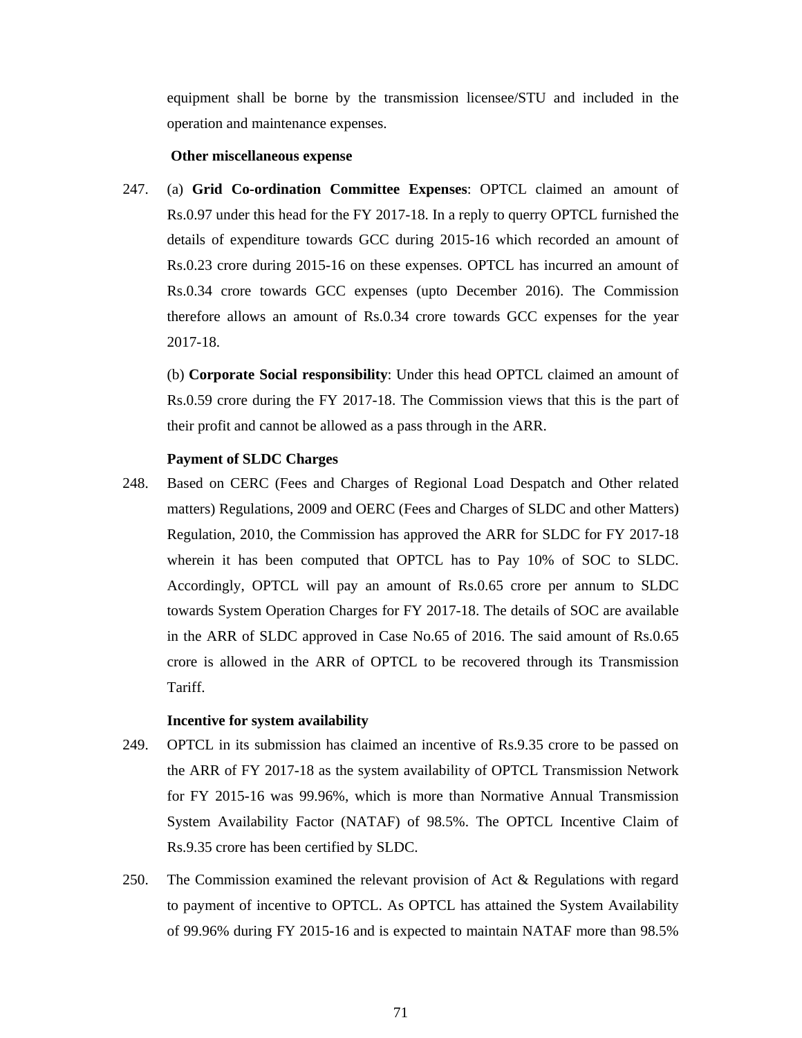equipment shall be borne by the transmission licensee/STU and included in the operation and maintenance expenses.

**Other miscellaneous expense**

247. (a) **Grid Co-ordination Committee Expenses**: OPTCL claimed an amount of Rs.0.97 under this head for the FY 2017-18. In a reply to querry OPTCL furnished the details of expenditure towards GCC during 2015-16 which recorded an amount of Rs.0.23 crore during 2015-16 on these expenses. OPTCL has incurred an amount of Rs.0.34 crore towards GCC expenses (upto December 2016). The Commission therefore allows an amount of Rs.0.34 crore towards GCC expenses for the year 2017-18.

(b) **Corporate Social responsibility**: Under this head OPTCL claimed an amount of Rs.0.59 crore during the FY 2017-18. The Commission views that this is the part of their profit and cannot be allowed as a pass through in the ARR.

**Payment of SLDC Charges**

248. Based on CERC (Fees and Charges of Regional Load Despatch and Other related matters) Regulations, 2009 and OERC (Fees and Charges of SLDC and other Matters) Regulation, 2010, the Commission has approved the ARR for SLDC for FY 2017-18 wherein it has been computed that OPTCL has to Pay 10% of SOC to SLDC. Accordingly, OPTCL will pay an amount of Rs.0.65 crore per annum to SLDC towards System Operation Charges for FY 2017-18. The details of SOC are available in the ARR of SLDC approved in Case No.65 of 2016. The said amount of Rs.0.65 crore is allowed in the ARR of OPTCL to be recovered through its Transmission Tariff.

**Incentive for system availability**

249. OPTCL in its submission has claimed an incentive of Rs.9.35 crore to be passed on the ARR of FY 2017-18 as the system availability of OPTCL Transmission Network for FY 2015-16 was 99.96%, which is more than Normative Annual Transmission System Availability Factor (NATAF) of 98.5%. The OPTCL Incentive Claim of Rs.9.35 crore has been certified by SLDC.

250. The Commission examined the relevant provision of Act & Regulations with regard to payment of incentive to OPTCL. As OPTCL has attained the System Availability of 99.96% during FY 2015-16 and is expected to maintain NATAF more than 98.5%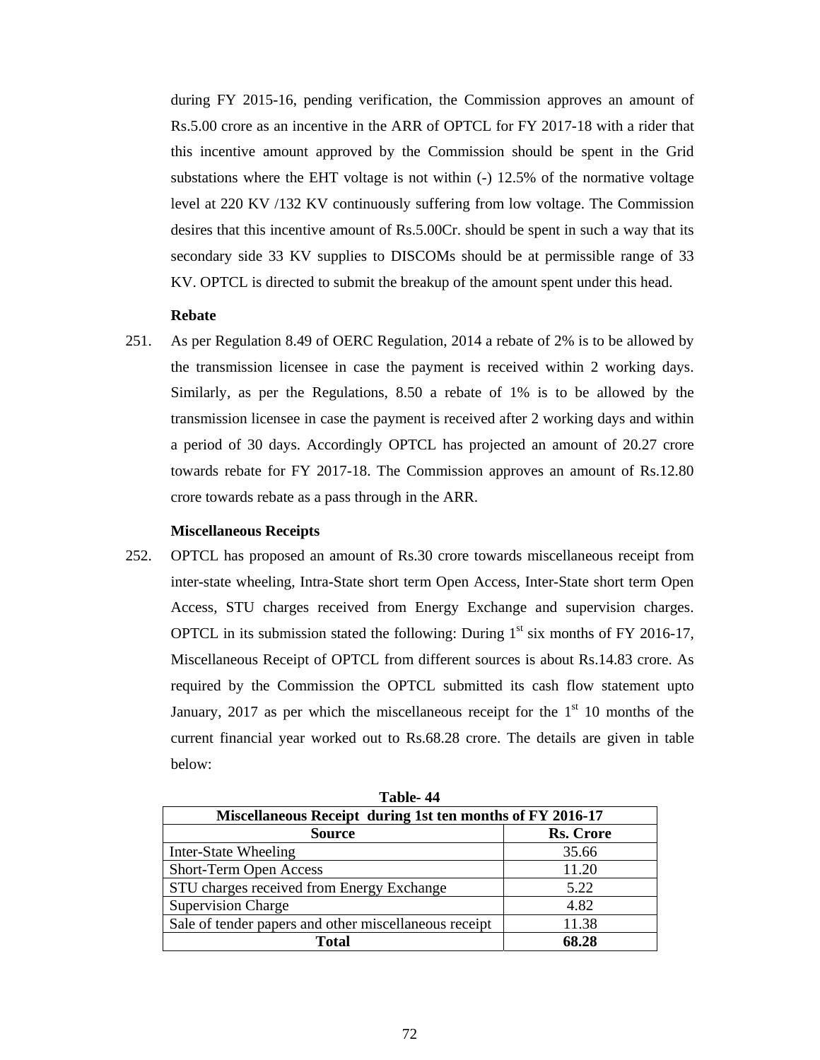during FY 2015-16, pending verification, the Commission approves an amount of Rs.5.00 crore as an incentive in the ARR of OPTCL for FY 2017-18 with a rider that this incentive amount approved by the Commission should be spent in the Grid substations where the EHT voltage is not within (-) 12.5% of the normative voltage level at 220 KV /132 KV continuously suffering from low voltage. The Commission desires that this incentive amount of Rs.5.00Cr. should be spent in such a way that its secondary side 33 KV supplies to DISCOMs should be at permissible range of 33 KV. OPTCL is directed to submit the breakup of the amount spent under this head.

**Rebate**

251. As per Regulation 8.49 of OERC Regulation, 2014 a rebate of 2% is to be allowed by the transmission licensee in case the payment is received within 2 working days. Similarly, as per the Regulations, 8.50 a rebate of 1% is to be allowed by the transmission licensee in case the payment is received after 2 working days and within a period of 30 days. Accordingly OPTCL has projected an amount of 20.27 crore towards rebate for FY 2017-18. The Commission approves an amount of Rs.12.80 crore towards rebate as a pass through in the ARR.

**Miscellaneous Receipts**

252. OPTCL has proposed an amount of Rs.30 crore towards miscellaneous receipt from inter-state wheeling, Intra-State short term Open Access, Inter-State short term Open Access, STU charges received from Energy Exchange and supervision charges. OPTCL in its submission stated the following: During 1st six months of FY 2016-17, Miscellaneous Receipt of OPTCL from different sources is about Rs.14.83 crore. As required by the Commission the OPTCL submitted its cash flow statement upto January, 2017 as per which the miscellaneous receipt for the 1st 10 months of the current financial year worked out to Rs.68.28 crore. The details are given in table below:

**Table- 44**

| Miscellaneous Receipt during 1st ten months of FY 2016-17 | |
|---|---|
| **Source** | **Rs. Crore** |
| Inter-State Wheeling | 35.66 |
| Short-Term Open Access | 11.20 |
| STU charges received from Energy Exchange | 5.22 |
| Supervision Charge | 4.82 |
| Sale of tender papers and other miscellaneous receipt | 11.38 |
| **Total** | **68.28** |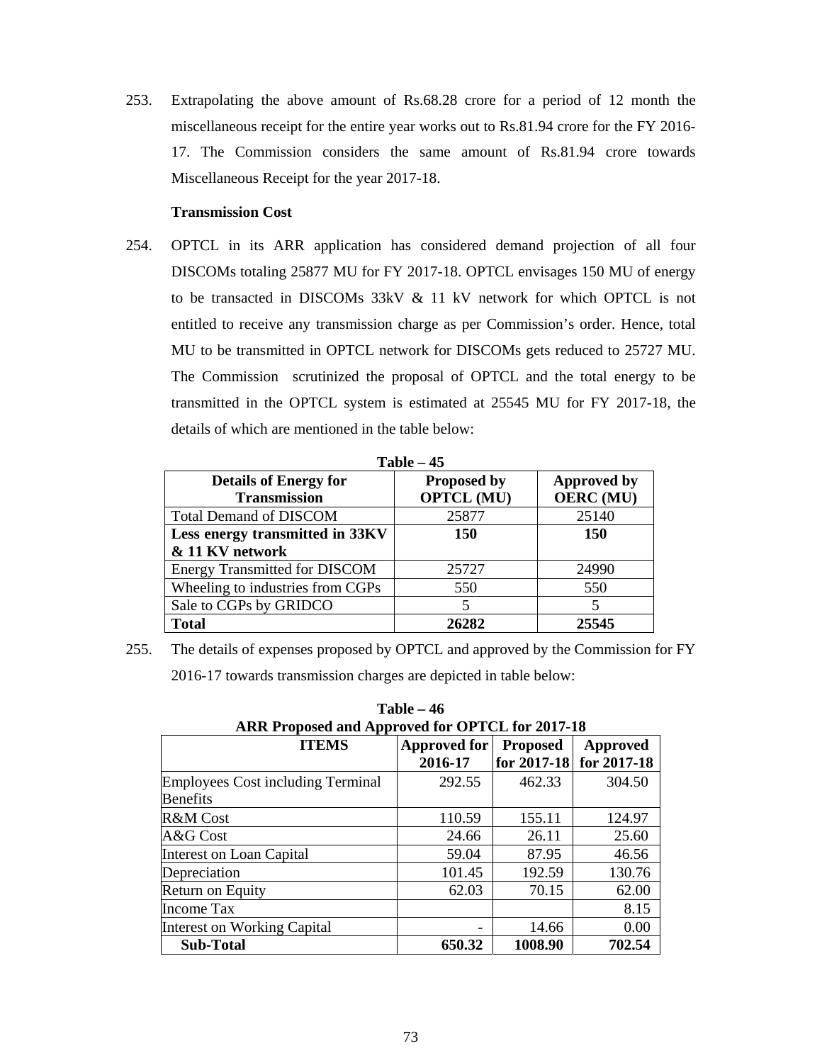253. Extrapolating the above amount of Rs.68.28 crore for a period of 12 month the miscellaneous receipt for the entire year works out to Rs.81.94 crore for the FY 2016-17. The Commission considers the same amount of Rs.81.94 crore towards Miscellaneous Receipt for the year 2017-18.

**Transmission Cost**

254. OPTCL in its ARR application has considered demand projection of all four DISCOMs totaling 25877 MU for FY 2017-18. OPTCL envisages 150 MU of energy to be transacted in DISCOMs 33kV & 11 kV network for which OPTCL is not entitled to receive any transmission charge as per Commission's order. Hence, total MU to be transmitted in OPTCL network for DISCOMs gets reduced to 25727 MU. The Commission scrutinized the proposal of OPTCL and the total energy to be transmitted in the OPTCL system is estimated at 25545 MU for FY 2017-18, the details of which are mentioned in the table below:

**Table – 45**

| Details of Energy for Transmission | Proposed by OPTCL (MU) | Approved by OERC (MU) |
|---|---|---|
| Total Demand of DISCOM | 25877 | 25140 |
| **Less energy transmitted in 33KV & 11 KV network** | **150** | **150** |
| Energy Transmitted for DISCOM | 25727 | 24990 |
| Wheeling to industries from CGPs | 550 | 550 |
| Sale to CGPs by GRIDCO | 5 | 5 |
| **Total** | **26282** | **25545** |

255. The details of expenses proposed by OPTCL and approved by the Commission for FY 2016-17 towards transmission charges are depicted in table below:

**Table – 46**
**ARR Proposed and Approved for OPTCL for 2017-18**

| ITEMS | Approved for 2016-17 | Proposed for 2017-18 | Approved for 2017-18 |
|---|---|---|---|
| Employees Cost including Terminal Benefits | 292.55 | 462.33 | 304.50 |
| R&M Cost | 110.59 | 155.11 | 124.97 |
| A&G Cost | 24.66 | 26.11 | 25.60 |
| Interest on Loan Capital | 59.04 | 87.95 | 46.56 |
| Depreciation | 101.45 | 192.59 | 130.76 |
| Return on Equity | 62.03 | 70.15 | 62.00 |
| Income Tax | | | 8.15 |
| Interest on Working Capital | - | 14.66 | 0.00 |
| **Sub-Total** | **650.32** | **1008.90** | **702.54** |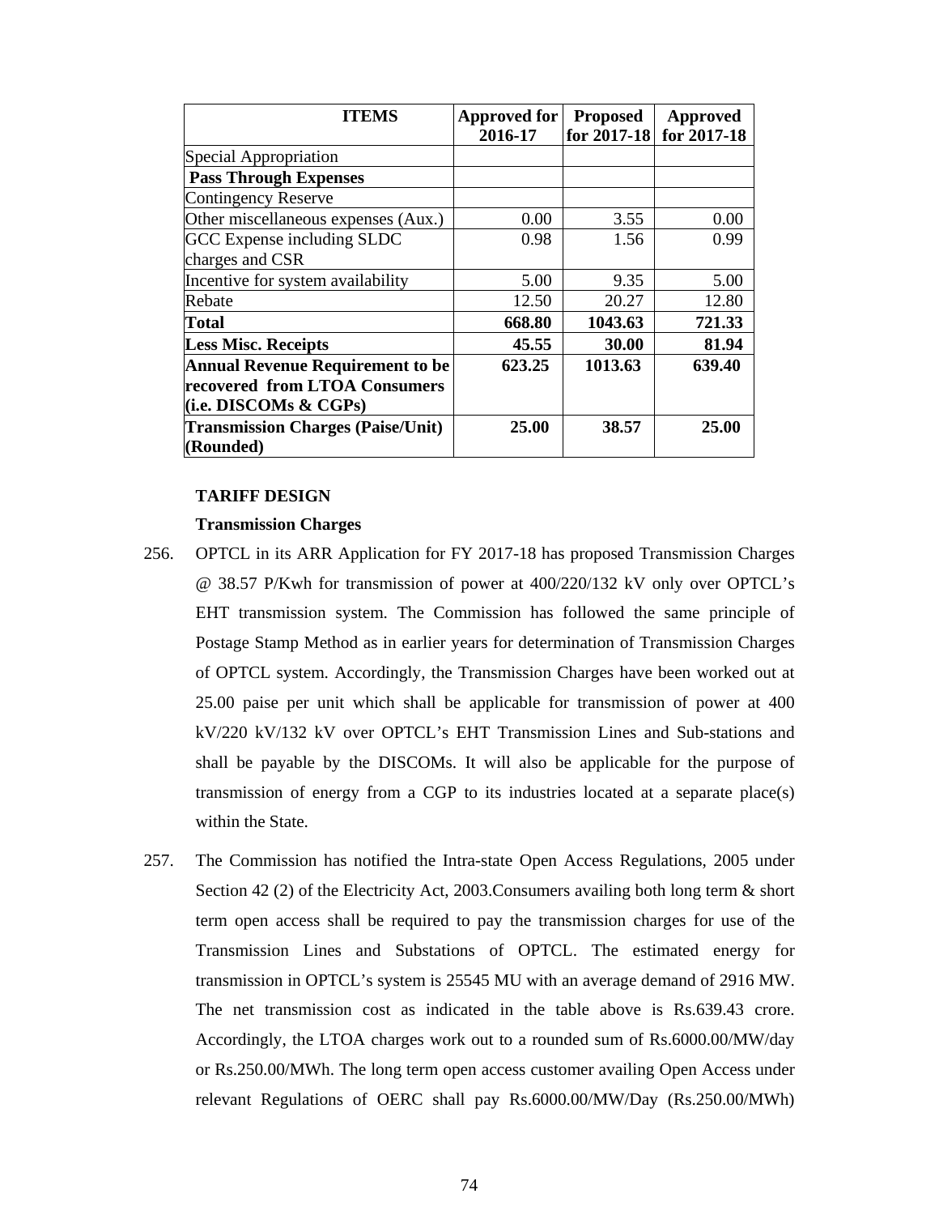| ITEMS | Approved for 2016-17 | Proposed for 2017-18 | Approved for 2017-18 |
|---|---|---|---|
| Special Appropriation | | | |
| **Pass Through Expenses** | | | |
| Contingency Reserve | | | |
| Other miscellaneous expenses (Aux.) | 0.00 | 3.55 | 0.00 |
| GCC Expense including SLDC charges and CSR | 0.98 | 1.56 | 0.99 |
| Incentive for system availability | 5.00 | 9.35 | 5.00 |
| Rebate | 12.50 | 20.27 | 12.80 |
| **Total** | **668.80** | **1043.63** | **721.33** |
| **Less Misc. Receipts** | **45.55** | **30.00** | **81.94** |
| **Annual Revenue Requirement to be recovered from LTOA Consumers (i.e. DISCOMs & CGPs)** | **623.25** | **1013.63** | **639.40** |
| **Transmission Charges (Paise/Unit) (Rounded)** | **25.00** | **38.57** | **25.00** |

**TARIFF DESIGN**

**Transmission Charges**

256. OPTCL in its ARR Application for FY 2017-18 has proposed Transmission Charges @ 38.57 P/Kwh for transmission of power at 400/220/132 kV only over OPTCL's EHT transmission system. The Commission has followed the same principle of Postage Stamp Method as in earlier years for determination of Transmission Charges of OPTCL system. Accordingly, the Transmission Charges have been worked out at 25.00 paise per unit which shall be applicable for transmission of power at 400 kV/220 kV/132 kV over OPTCL's EHT Transmission Lines and Sub-stations and shall be payable by the DISCOMs. It will also be applicable for the purpose of transmission of energy from a CGP to its industries located at a separate place(s) within the State.

257. The Commission has notified the Intra-state Open Access Regulations, 2005 under Section 42 (2) of the Electricity Act, 2003.Consumers availing both long term & short term open access shall be required to pay the transmission charges for use of the Transmission Lines and Substations of OPTCL. The estimated energy for transmission in OPTCL's system is 25545 MU with an average demand of 2916 MW. The net transmission cost as indicated in the table above is Rs.639.43 crore. Accordingly, the LTOA charges work out to a rounded sum of Rs.6000.00/MW/day or Rs.250.00/MWh. The long term open access customer availing Open Access under relevant Regulations of OERC shall pay Rs.6000.00/MW/Day (Rs.250.00/MWh)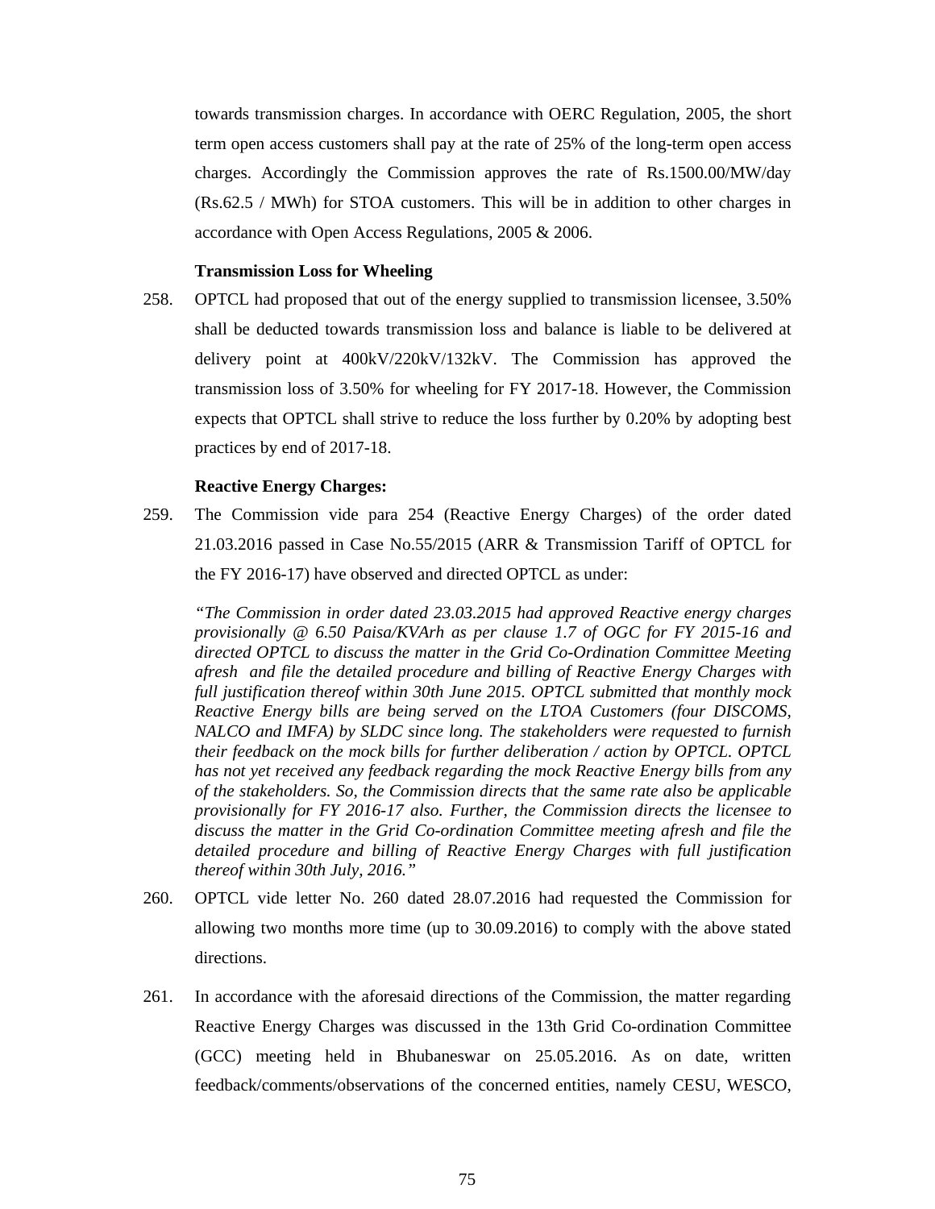towards transmission charges. In accordance with OERC Regulation, 2005, the short term open access customers shall pay at the rate of 25% of the long-term open access charges. Accordingly the Commission approves the rate of Rs.1500.00/MW/day (Rs.62.5 / MWh) for STOA customers. This will be in addition to other charges in accordance with Open Access Regulations, 2005 & 2006.

**Transmission Loss for Wheeling**

258. OPTCL had proposed that out of the energy supplied to transmission licensee, 3.50% shall be deducted towards transmission loss and balance is liable to be delivered at delivery point at 400kV/220kV/132kV. The Commission has approved the transmission loss of 3.50% for wheeling for FY 2017-18. However, the Commission expects that OPTCL shall strive to reduce the loss further by 0.20% by adopting best practices by end of 2017-18.

**Reactive Energy Charges:**

259. The Commission vide para 254 (Reactive Energy Charges) of the order dated 21.03.2016 passed in Case No.55/2015 (ARR & Transmission Tariff of OPTCL for the FY 2016-17) have observed and directed OPTCL as under:

*"The Commission in order dated 23.03.2015 had approved Reactive energy charges provisionally @ 6.50 Paisa/KVArh as per clause 1.7 of OGC for FY 2015-16 and directed OPTCL to discuss the matter in the Grid Co-Ordination Committee Meeting afresh and file the detailed procedure and billing of Reactive Energy Charges with full justification thereof within 30th June 2015. OPTCL submitted that monthly mock Reactive Energy bills are being served on the LTOA Customers (four DISCOMS, NALCO and IMFA) by SLDC since long. The stakeholders were requested to furnish their feedback on the mock bills for further deliberation / action by OPTCL. OPTCL has not yet received any feedback regarding the mock Reactive Energy bills from any of the stakeholders. So, the Commission directs that the same rate also be applicable provisionally for FY 2016-17 also. Further, the Commission directs the licensee to discuss the matter in the Grid Co-ordination Committee meeting afresh and file the detailed procedure and billing of Reactive Energy Charges with full justification thereof within 30th July, 2016."*

260. OPTCL vide letter No. 260 dated 28.07.2016 had requested the Commission for allowing two months more time (up to 30.09.2016) to comply with the above stated directions.

261. In accordance with the aforesaid directions of the Commission, the matter regarding Reactive Energy Charges was discussed in the 13th Grid Co-ordination Committee (GCC) meeting held in Bhubaneswar on 25.05.2016. As on date, written feedback/comments/observations of the concerned entities, namely CESU, WESCO,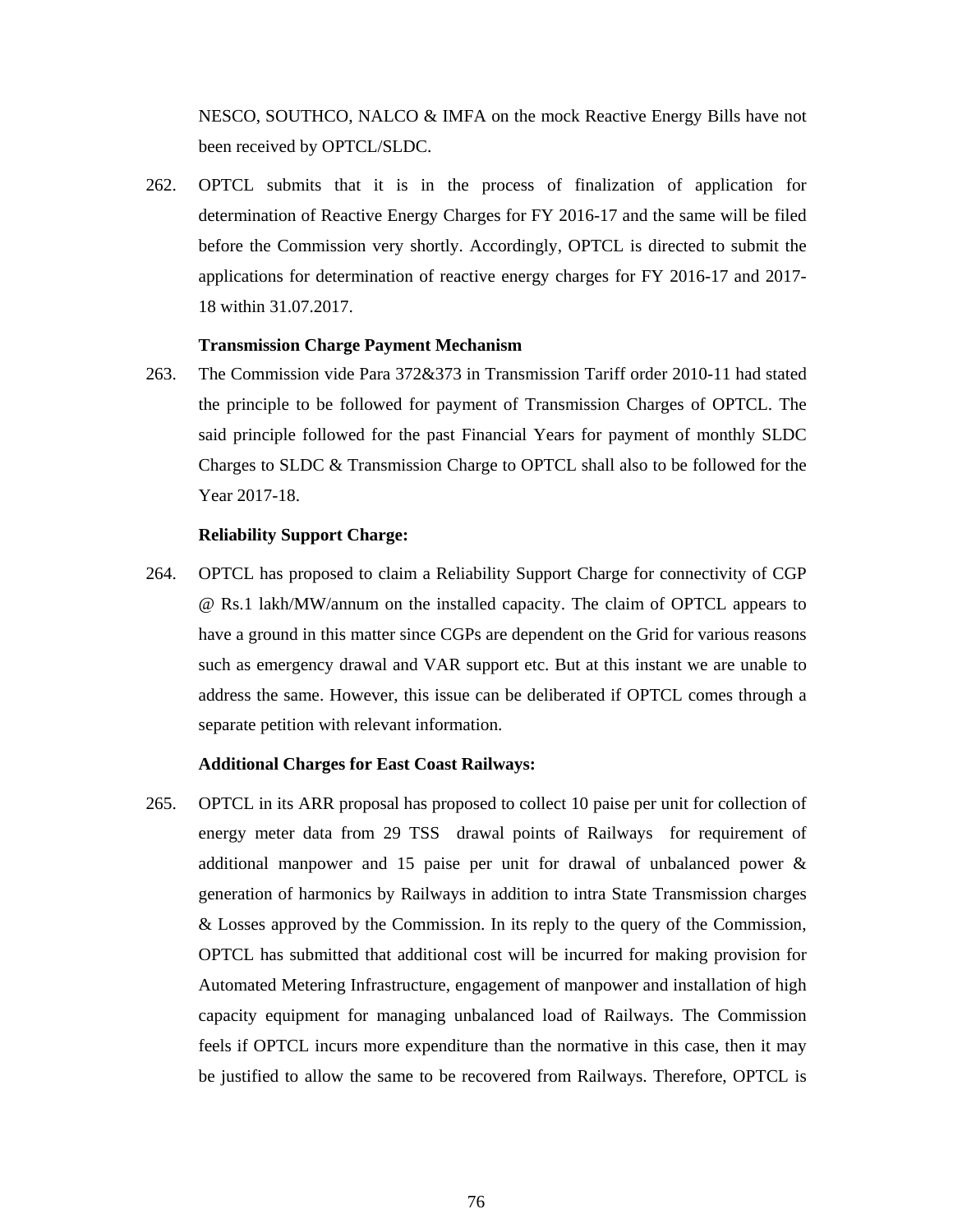NESCO, SOUTHCO, NALCO & IMFA on the mock Reactive Energy Bills have not been received by OPTCL/SLDC.

262. OPTCL submits that it is in the process of finalization of application for determination of Reactive Energy Charges for FY 2016-17 and the same will be filed before the Commission very shortly. Accordingly, OPTCL is directed to submit the applications for determination of reactive energy charges for FY 2016-17 and 2017-18 within 31.07.2017.

**Transmission Charge Payment Mechanism**

263. The Commission vide Para 372&373 in Transmission Tariff order 2010-11 had stated the principle to be followed for payment of Transmission Charges of OPTCL. The said principle followed for the past Financial Years for payment of monthly SLDC Charges to SLDC & Transmission Charge to OPTCL shall also to be followed for the Year 2017-18.

**Reliability Support Charge:**

264. OPTCL has proposed to claim a Reliability Support Charge for connectivity of CGP @ Rs.1 lakh/MW/annum on the installed capacity. The claim of OPTCL appears to have a ground in this matter since CGPs are dependent on the Grid for various reasons such as emergency drawal and VAR support etc. But at this instant we are unable to address the same. However, this issue can be deliberated if OPTCL comes through a separate petition with relevant information.

**Additional Charges for East Coast Railways:**

265. OPTCL in its ARR proposal has proposed to collect 10 paise per unit for collection of energy meter data from 29 TSS drawal points of Railways for requirement of additional manpower and 15 paise per unit for drawal of unbalanced power & generation of harmonics by Railways in addition to intra State Transmission charges & Losses approved by the Commission. In its reply to the query of the Commission, OPTCL has submitted that additional cost will be incurred for making provision for Automated Metering Infrastructure, engagement of manpower and installation of high capacity equipment for managing unbalanced load of Railways. The Commission feels if OPTCL incurs more expenditure than the normative in this case, then it may be justified to allow the same to be recovered from Railways. Therefore, OPTCL is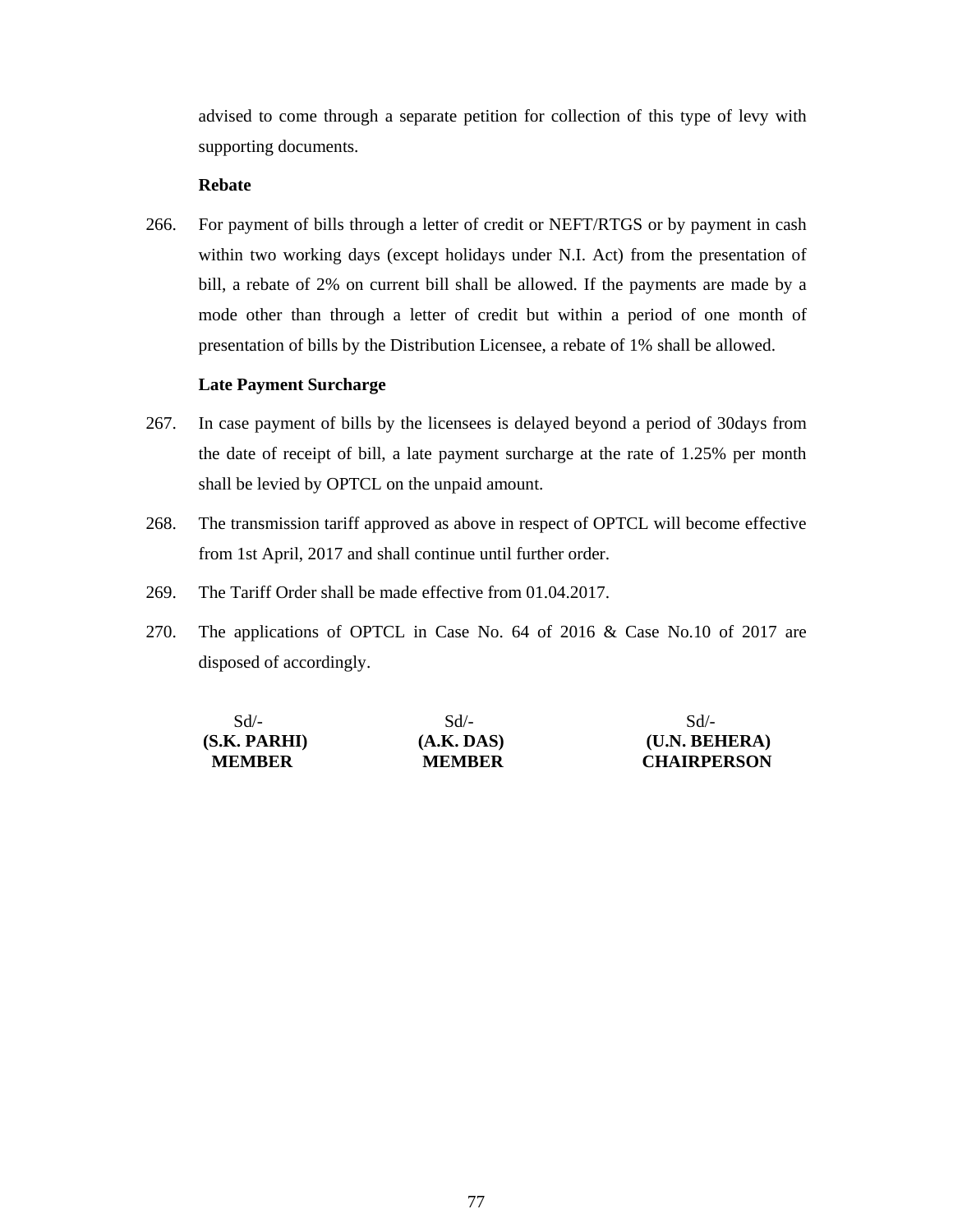advised to come through a separate petition for collection of this type of levy with supporting documents.

**Rebate**

266. For payment of bills through a letter of credit or NEFT/RTGS or by payment in cash within two working days (except holidays under N.I. Act) from the presentation of bill, a rebate of 2% on current bill shall be allowed. If the payments are made by a mode other than through a letter of credit but within a period of one month of presentation of bills by the Distribution Licensee, a rebate of 1% shall be allowed.

**Late Payment Surcharge**

267. In case payment of bills by the licensees is delayed beyond a period of 30days from the date of receipt of bill, a late payment surcharge at the rate of 1.25% per month shall be levied by OPTCL on the unpaid amount.

268. The transmission tariff approved as above in respect of OPTCL will become effective from 1st April, 2017 and shall continue until further order.

269. The Tariff Order shall be made effective from 01.04.2017.

270. The applications of OPTCL in Case No. 64 of 2016 & Case No.10 of 2017 are disposed of accordingly.

| Sd/- | Sd/- | Sd/- |
|---|---|---|
| **(S.K. PARHI)** | **(A.K. DAS)** | **(U.N. BEHERA)** |
| **MEMBER** | **MEMBER** | **CHAIRPERSON** |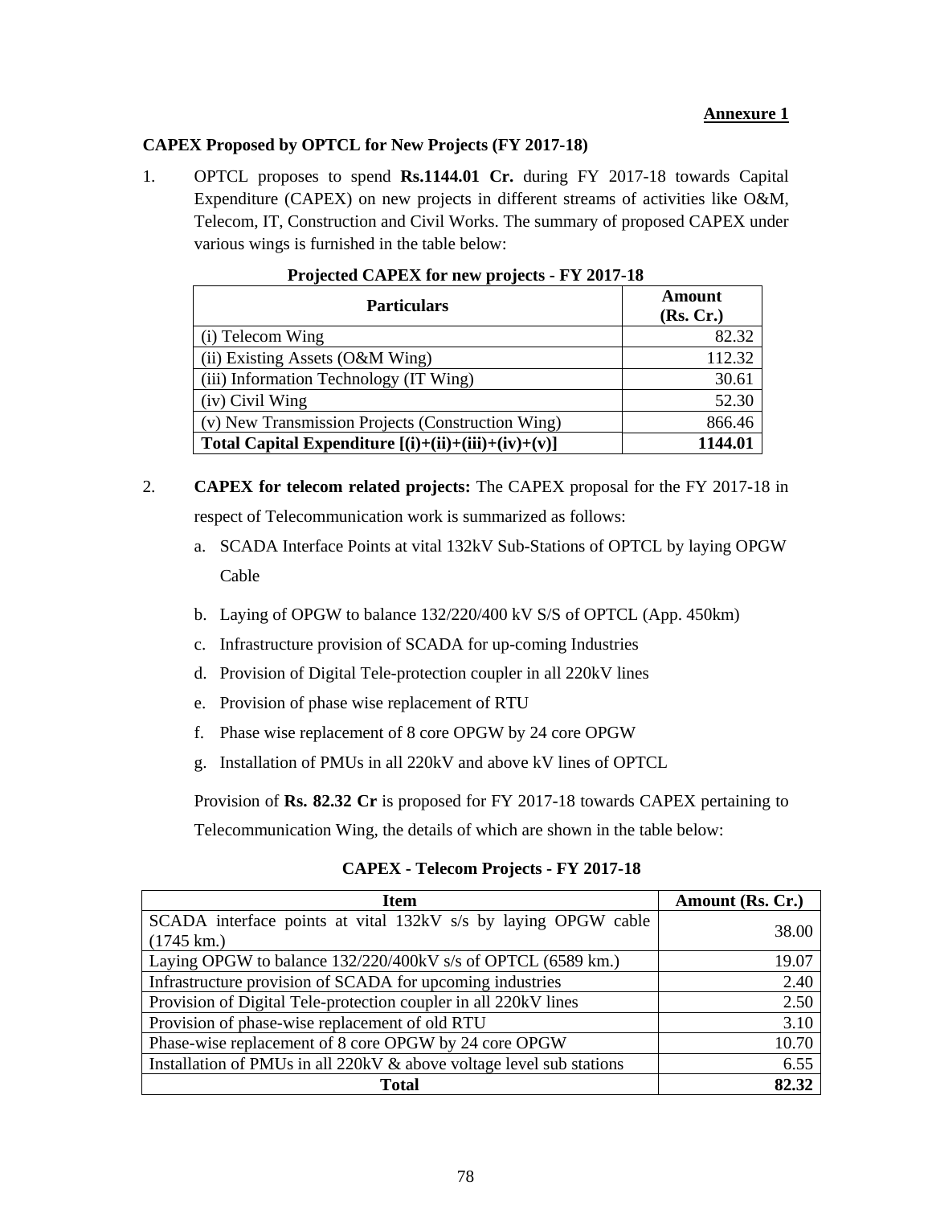**Annexure 1**

**CAPEX Proposed by OPTCL for New Projects (FY 2017-18)**

1. OPTCL proposes to spend **Rs.1144.01 Cr.** during FY 2017-18 towards Capital Expenditure (CAPEX) on new projects in different streams of activities like O&M, Telecom, IT, Construction and Civil Works. The summary of proposed CAPEX under various wings is furnished in the table below:

**Projected CAPEX for new projects - FY 2017-18**

| Particulars | Amount (Rs. Cr.) |
|---|---|
| (i) Telecom Wing | 82.32 |
| (ii) Existing Assets (O&M Wing) | 112.32 |
| (iii) Information Technology (IT Wing) | 30.61 |
| (iv) Civil Wing | 52.30 |
| (v) New Transmission Projects (Construction Wing) | 866.46 |
| **Total Capital Expenditure [(i)+(ii)+(iii)+(iv)+(v)]** | **1144.01** |

2. **CAPEX for telecom related projects:** The CAPEX proposal for the FY 2017-18 in respect of Telecommunication work is summarized as follows:

   a. SCADA Interface Points at vital 132kV Sub-Stations of OPTCL by laying OPGW Cable
   b. Laying of OPGW to balance 132/220/400 kV S/S of OPTCL (App. 450km)
   c. Infrastructure provision of SCADA for up-coming Industries
   d. Provision of Digital Tele-protection coupler in all 220kV lines
   e. Provision of phase wise replacement of RTU
   f. Phase wise replacement of 8 core OPGW by 24 core OPGW
   g. Installation of PMUs in all 220kV and above kV lines of OPTCL

   Provision of **Rs. 82.32 Cr** is proposed for FY 2017-18 towards CAPEX pertaining to Telecommunication Wing, the details of which are shown in the table below:

**CAPEX - Telecom Projects - FY 2017-18**

| Item | Amount (Rs. Cr.) |
|---|---|
| SCADA interface points at vital 132kV s/s by laying OPGW cable (1745 km.) | 38.00 |
| Laying OPGW to balance 132/220/400kV s/s of OPTCL (6589 km.) | 19.07 |
| Infrastructure provision of SCADA for upcoming industries | 2.40 |
| Provision of Digital Tele-protection coupler in all 220kV lines | 2.50 |
| Provision of phase-wise replacement of old RTU | 3.10 |
| Phase-wise replacement of 8 core OPGW by 24 core OPGW | 10.70 |
| Installation of PMUs in all 220kV & above voltage level sub stations | 6.55 |
| **Total** | **82.32** |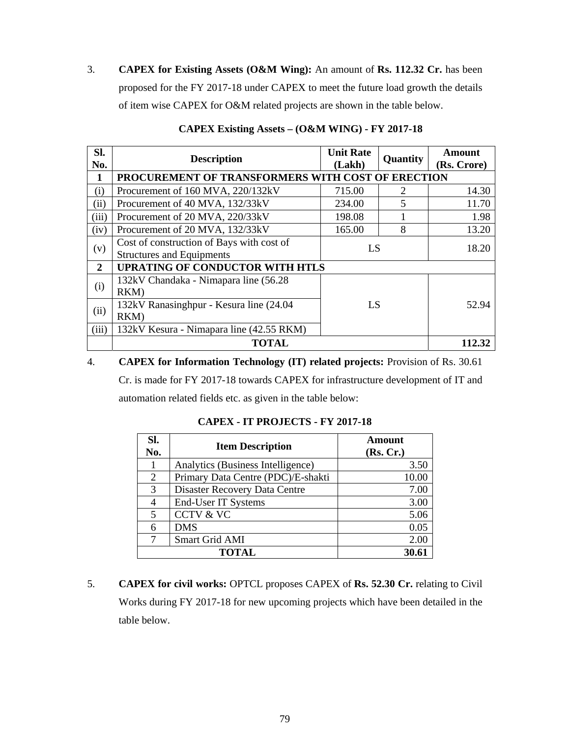3. **CAPEX for Existing Assets (O&M Wing):** An amount of **Rs. 112.32 Cr.** has been proposed for the FY 2017-18 under CAPEX to meet the future load growth the details of item wise CAPEX for O&M related projects are shown in the table below.

**CAPEX Existing Assets – (O&M WING) - FY 2017-18**

| Sl. No. | Description | Unit Rate (Lakh) | Quantity | Amount (Rs. Crore) |
|---|---|---|---|---|
| **1** | **PROCUREMENT OF TRANSFORMERS WITH COST OF ERECTION** | | | |
| (i) | Procurement of 160 MVA, 220/132kV | 715.00 | 2 | 14.30 |
| (ii) | Procurement of 40 MVA, 132/33kV | 234.00 | 5 | 11.70 |
| (iii) | Procurement of 20 MVA, 220/33kV | 198.08 | 1 | 1.98 |
| (iv) | Procurement of 20 MVA, 132/33kV | 165.00 | 8 | 13.20 |
| (v) | Cost of construction of Bays with cost of Structures and Equipments | LS | | 18.20 |
| **2** | **UPRATING OF CONDUCTOR WITH HTLS** | | | |
| (i) | 132kV Chandaka - Nimapara line (56.28 RKM) | LS | | 52.94 |
| (ii) | 132kV Ranasinghpur - Kesura line (24.04 RKM) | | | |
| (iii) | 132kV Kesura - Nimapara line (42.55 RKM) | | | |
| | **TOTAL** | | | **112.32** |

4. **CAPEX for Information Technology (IT) related projects:** Provision of Rs. 30.61 Cr. is made for FY 2017-18 towards CAPEX for infrastructure development of IT and automation related fields etc. as given in the table below:

**CAPEX - IT PROJECTS - FY 2017-18**

| Sl. No. | Item Description | Amount (Rs. Cr.) |
|---|---|---|
| 1 | Analytics (Business Intelligence) | 3.50 |
| 2 | Primary Data Centre (PDC)/E-shakti | 10.00 |
| 3 | Disaster Recovery Data Centre | 7.00 |
| 4 | End-User IT Systems | 3.00 |
| 5 | CCTV & VC | 5.06 |
| 6 | DMS | 0.05 |
| 7 | Smart Grid AMI | 2.00 |
| **TOTAL** | | **30.61** |

5. **CAPEX for civil works:** OPTCL proposes CAPEX of **Rs. 52.30 Cr.** relating to Civil Works during FY 2017-18 for new upcoming projects which have been detailed in the table below.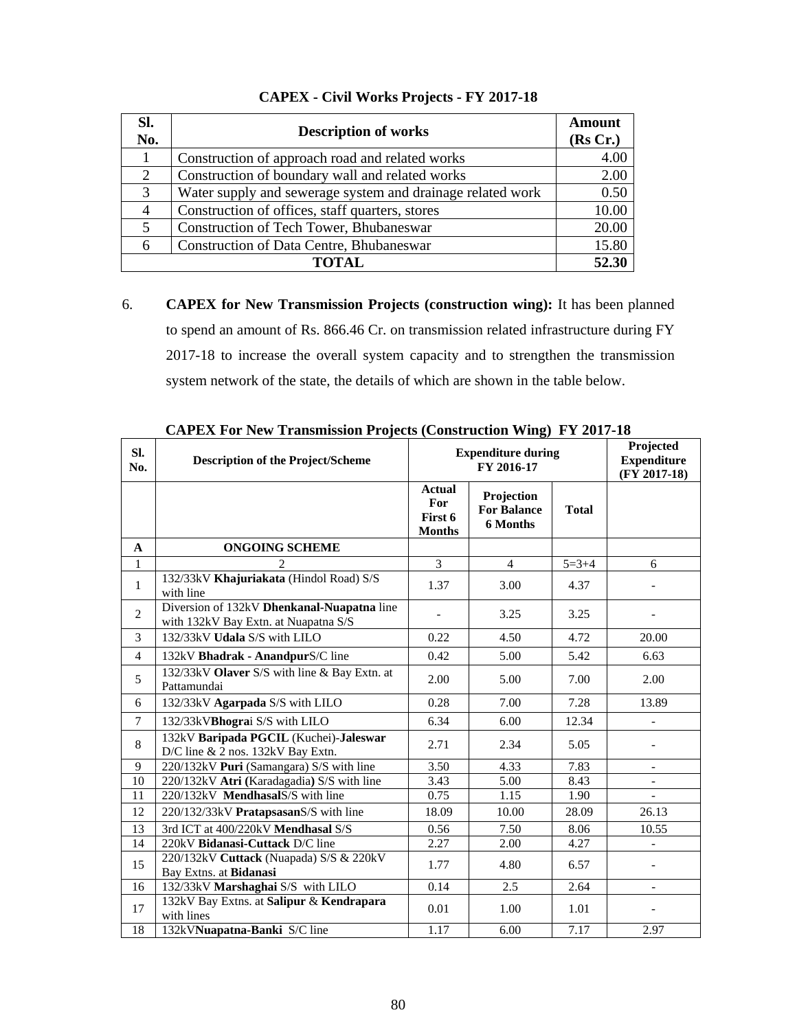**CAPEX - Civil Works Projects - FY 2017-18**

| Sl. No. | Description of works | Amount (Rs Cr.) |
|---|---|---|
| 1 | Construction of approach road and related works | 4.00 |
| 2 | Construction of boundary wall and related works | 2.00 |
| 3 | Water supply and sewerage system and drainage related work | 0.50 |
| 4 | Construction of offices, staff quarters, stores | 10.00 |
| 5 | Construction of Tech Tower, Bhubaneswar | 20.00 |
| 6 | Construction of Data Centre, Bhubaneswar | 15.80 |
| **TOTAL** | | **52.30** |

6. **CAPEX for New Transmission Projects (construction wing):** It has been planned to spend an amount of Rs. 866.46 Cr. on transmission related infrastructure during FY 2017-18 to increase the overall system capacity and to strengthen the transmission system network of the state, the details of which are shown in the table below.

**CAPEX For New Transmission Projects (Construction Wing) FY 2017-18**

| Sl. No. | Description of the Project/Scheme | Expenditure during FY 2016-17 | | | Projected Expenditure (FY 2017-18) |
|---|---|---|---|---|---|
| | | Actual For First 6 Months | Projection For Balance 6 Months | Total | |
| **A** | **ONGOING SCHEME** | | | | |
| 1 | 2 | 3 | 4 | 5=3+4 | 6 |
| 1 | 132/33kV **Khajuriakata** (Hindol Road) S/S with line | 1.37 | 3.00 | 4.37 | - |
| 2 | Diversion of 132kV **Dhenkanal-Nuapatna** line with 132kV Bay Extn. at Nuapatna S/S | - | 3.25 | 3.25 | - |
| 3 | 132/33kV **Udala** S/S with LILO | 0.22 | 4.50 | 4.72 | 20.00 |
| 4 | 132kV **Bhadrak - Anandpur**S/C line | 0.42 | 5.00 | 5.42 | 6.63 |
| 5 | 132/33kV **Olaver** S/S with line & Bay Extn. at Pattamundai | 2.00 | 5.00 | 7.00 | 2.00 |
| 6 | 132/33kV **Agarpada** S/S with LILO | 0.28 | 7.00 | 7.28 | 13.89 |
| 7 | 132/33kV**Bhogra**i S/S with LILO | 6.34 | 6.00 | 12.34 | - |
| 8 | 132kV **Baripada PGCIL** (Kuchei)-**Jaleswar** D/C line & 2 nos. 132kV Bay Extn. | 2.71 | 2.34 | 5.05 | - |
| 9 | 220/132kV **Puri** (Samangara) S/S with line | 3.50 | 4.33 | 7.83 | - |
| 10 | 220/132kV **Atri (**Karadagadia**)** S/S with line | 3.43 | 5.00 | 8.43 | - |
| 11 | 220/132kV **Mendhasal**S/S with line | 0.75 | 1.15 | 1.90 | - |
| 12 | 220/132/33kV **Pratapsasan**S/S with line | 18.09 | 10.00 | 28.09 | 26.13 |
| 13 | 3rd ICT at 400/220kV **Mendhasal** S/S | 0.56 | 7.50 | 8.06 | 10.55 |
| 14 | 220kV **Bidanasi-Cuttack** D/C line | 2.27 | 2.00 | 4.27 | - |
| 15 | 220/132kV **Cuttack** (Nuapada) S/S & 220kV Bay Extns. at **Bidanasi** | 1.77 | 4.80 | 6.57 | - |
| 16 | 132/33kV **Marshaghai** S/S with LILO | 0.14 | 2.5 | 2.64 | - |
| 17 | 132kV Bay Extns. at **Salipur** & **Kendrapara** with lines | 0.01 | 1.00 | 1.01 | - |
| 18 | 132kV**Nuapatna-Banki** S/C line | 1.17 | 6.00 | 7.17 | 2.97 |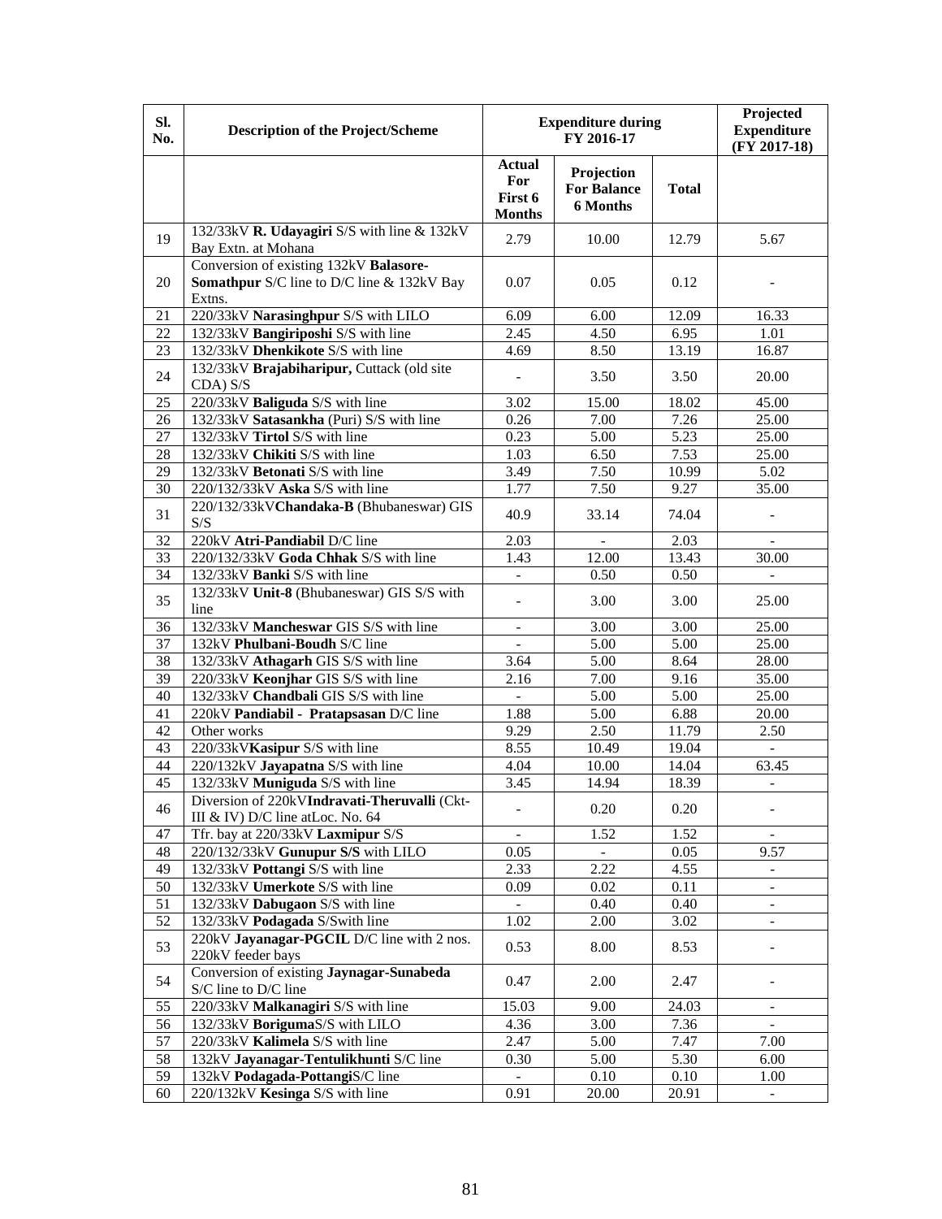| Sl. No. | Description of the Project/Scheme | Expenditure during FY 2016-17 | | | Projected Expenditure (FY 2017-18) |
|---|---|---|---|---|---|
| | | Actual For First 6 Months | Projection For Balance 6 Months | Total | |
| 19 | 132/33kV **R. Udayagiri** S/S with line & 132kV Bay Extn. at Mohana | 2.79 | 10.00 | 12.79 | 5.67 |
| 20 | Conversion of existing 132kV **Balasore-Somathpur** S/C line to D/C line & 132kV Bay Extns. | 0.07 | 0.05 | 0.12 | - |
| 21 | 220/33kV **Narasinghpur** S/S with LILO | 6.09 | 6.00 | 12.09 | 16.33 |
| 22 | 132/33kV **Bangiriposhi** S/S with line | 2.45 | 4.50 | 6.95 | 1.01 |
| 23 | 132/33kV **Dhenkikote** S/S with line | 4.69 | 8.50 | 13.19 | 16.87 |
| 24 | 132/33kV **Brajabiharipur,** Cuttack (old site CDA) S/S | - | 3.50 | 3.50 | 20.00 |
| 25 | 220/33kV **Baliguda** S/S with line | 3.02 | 15.00 | 18.02 | 45.00 |
| 26 | 132/33kV **Satasankha** (Puri) S/S with line | 0.26 | 7.00 | 7.26 | 25.00 |
| 27 | 132/33kV **Tirtol** S/S with line | 0.23 | 5.00 | 5.23 | 25.00 |
| 28 | 132/33kV **Chikiti** S/S with line | 1.03 | 6.50 | 7.53 | 25.00 |
| 29 | 132/33kV **Betonati** S/S with line | 3.49 | 7.50 | 10.99 | 5.02 |
| 30 | 220/132/33kV **Aska** S/S with line | 1.77 | 7.50 | 9.27 | 35.00 |
| 31 | 220/132/33kV**Chandaka-B** (Bhubaneswar) GIS S/S | 40.9 | 33.14 | 74.04 | - |
| 32 | 220kV **Atri-Pandiabil** D/C line | 2.03 | - | 2.03 | - |
| 33 | 220/132/33kV **Goda Chhak** S/S with line | 1.43 | 12.00 | 13.43 | 30.00 |
| 34 | 132/33kV **Banki** S/S with line | - | 0.50 | 0.50 | - |
| 35 | 132/33kV **Unit-8** (Bhubaneswar) GIS S/S with line | - | 3.00 | 3.00 | 25.00 |
| 36 | 132/33kV **Mancheswar** GIS S/S with line | - | 3.00 | 3.00 | 25.00 |
| 37 | 132kV **Phulbani-Boudh** S/C line | - | 5.00 | 5.00 | 25.00 |
| 38 | 132/33kV **Athagarh** GIS S/S with line | 3.64 | 5.00 | 8.64 | 28.00 |
| 39 | 220/33kV **Keonjhar** GIS S/S with line | 2.16 | 7.00 | 9.16 | 35.00 |
| 40 | 132/33kV **Chandbali** GIS S/S with line | - | 5.00 | 5.00 | 25.00 |
| 41 | 220kV **Pandiabil - Pratapsasan** D/C line | 1.88 | 5.00 | 6.88 | 20.00 |
| 42 | Other works | 9.29 | 2.50 | 11.79 | 2.50 |
| 43 | 220/33kV**Kasipur** S/S with line | 8.55 | 10.49 | 19.04 | - |
| 44 | 220/132kV **Jayapatna** S/S with line | 4.04 | 10.00 | 14.04 | 63.45 |
| 45 | 132/33kV **Muniguda** S/S with line | 3.45 | 14.94 | 18.39 | - |
| 46 | Diversion of 220kV**Indravati-Theruvalli** (Ckt-III & IV) D/C line atLoc. No. 64 | - | 0.20 | 0.20 | - |
| 47 | Tfr. bay at 220/33kV **Laxmipur** S/S | - | 1.52 | 1.52 | - |
| 48 | 220/132/33kV **Gunupur S/S** with LILO | 0.05 | - | 0.05 | 9.57 |
| 49 | 132/33kV **Pottangi** S/S with line | 2.33 | 2.22 | 4.55 | - |
| 50 | 132/33kV **Umerkote** S/S with line | 0.09 | 0.02 | 0.11 | - |
| 51 | 132/33kV **Dabugaon** S/S with line | - | 0.40 | 0.40 | - |
| 52 | 132/33kV **Podagada** S/Swith line | 1.02 | 2.00 | 3.02 | - |
| 53 | 220kV **Jayanagar-PGCIL** D/C line with 2 nos. 220kV feeder bays | 0.53 | 8.00 | 8.53 | - |
| 54 | Conversion of existing **Jaynagar-Sunabeda** S/C line to D/C line | 0.47 | 2.00 | 2.47 | - |
| 55 | 220/33kV **Malkanagiri** S/S with line | 15.03 | 9.00 | 24.03 | - |
| 56 | 132/33kV **Boriguma**S/S with LILO | 4.36 | 3.00 | 7.36 | - |
| 57 | 220/33kV **Kalimela** S/S with line | 2.47 | 5.00 | 7.47 | 7.00 |
| 58 | 132kV **Jayanagar-Tentulikhunti** S/C line | 0.30 | 5.00 | 5.30 | 6.00 |
| 59 | 132kV **Podagada-Pottangi**S/C line | - | 0.10 | 0.10 | 1.00 |
| 60 | 220/132kV **Kesinga** S/S with line | 0.91 | 20.00 | 20.91 | - |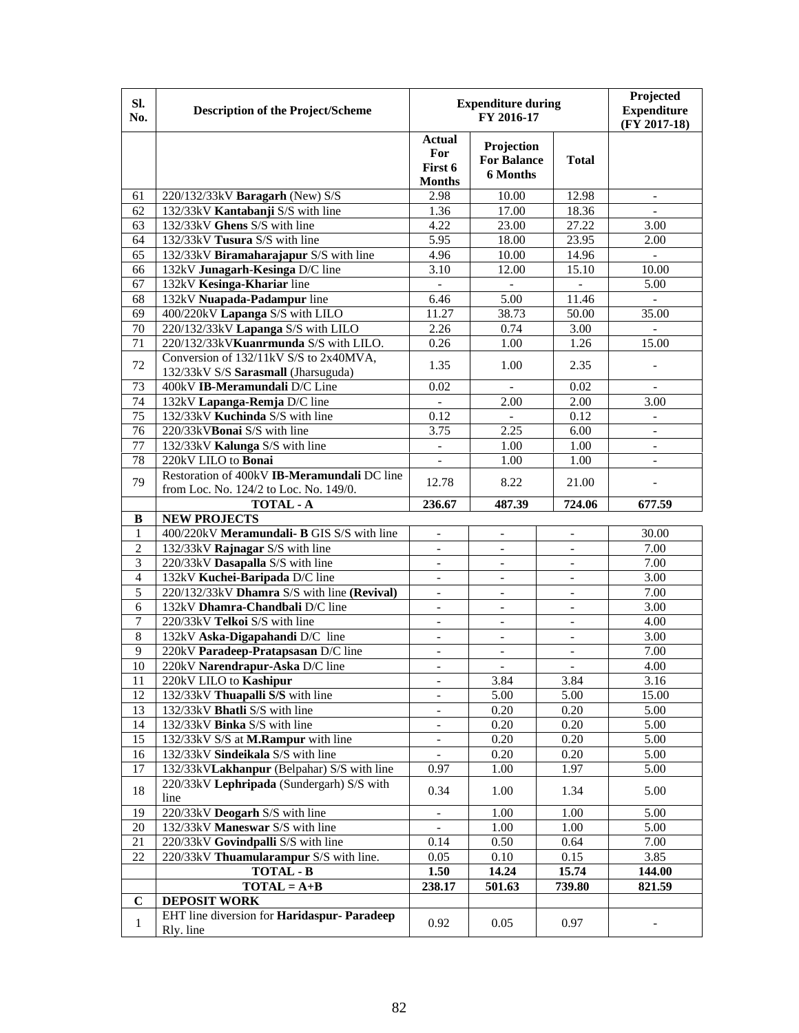| Sl. No. | Description of the Project/Scheme | Expenditure during FY 2016-17 | | | Projected Expenditure (FY 2017-18) |
|---|---|---|---|---|---|
| | | Actual For First 6 Months | Projection For Balance 6 Months | Total | |
| 61 | 220/132/33kV **Baragarh** (New) S/S | 2.98 | 10.00 | 12.98 | - |
| 62 | 132/33kV **Kantabanji** S/S with line | 1.36 | 17.00 | 18.36 | - |
| 63 | 132/33kV **Ghens** S/S with line | 4.22 | 23.00 | 27.22 | 3.00 |
| 64 | 132/33kV **Tusura** S/S with line | 5.95 | 18.00 | 23.95 | 2.00 |
| 65 | 132/33kV **Biramaharajapur** S/S with line | 4.96 | 10.00 | 14.96 | - |
| 66 | 132kV **Junagarh-Kesinga** D/C line | 3.10 | 12.00 | 15.10 | 10.00 |
| 67 | 132kV **Kesinga-Khariar** line | - | - | - | 5.00 |
| 68 | 132kV **Nuapada-Padampur** line | 6.46 | 5.00 | 11.46 | - |
| 69 | 400/220kV **Lapanga** S/S with LILO | 11.27 | 38.73 | 50.00 | 35.00 |
| 70 | 220/132/33kV **Lapanga** S/S with LILO | 2.26 | 0.74 | 3.00 | - |
| 71 | 220/132/33kV**Kuanrmunda** S/S with LILO. | 0.26 | 1.00 | 1.26 | 15.00 |
| 72 | Conversion of 132/11kV S/S to 2x40MVA, 132/33kV S/S **Sarasmall** (Jharsuguda) | 1.35 | 1.00 | 2.35 | - |
| 73 | 400kV **IB-Meramundali** D/C Line | 0.02 | - | 0.02 | - |
| 74 | 132kV **Lapanga-Remja** D/C line | - | 2.00 | 2.00 | 3.00 |
| 75 | 132/33kV **Kuchinda** S/S with line | 0.12 | - | 0.12 | - |
| 76 | 220/33kV**Bonai** S/S with line | 3.75 | 2.25 | 6.00 | - |
| 77 | 132/33kV **Kalunga** S/S with line | - | 1.00 | 1.00 | - |
| 78 | 220kV LILO to **Bonai** | - | 1.00 | 1.00 | - |
| 79 | Restoration of 400kV **IB-Meramundali** DC line from Loc. No. 124/2 to Loc. No. 149/0. | 12.78 | 8.22 | 21.00 | - |
| | **TOTAL - A** | **236.67** | **487.39** | **724.06** | **677.59** |
| **B** | **NEW PROJECTS** | | | | |
| 1 | 400/220kV **Meramundali- B** GIS S/S with line | - | - | - | 30.00 |
| 2 | 132/33kV **Rajnagar** S/S with line | - | - | - | 7.00 |
| 3 | 220/33kV **Dasapalla** S/S with line | - | - | - | 7.00 |
| 4 | 132kV **Kuchei-Baripada** D/C line | - | - | - | 3.00 |
| 5 | 220/132/33kV **Dhamra** S/S with line **(Revival)** | - | - | - | 7.00 |
| 6 | 132kV **Dhamra-Chandbali** D/C line | - | - | - | 3.00 |
| 7 | 220/33kV **Telkoi** S/S with line | - | - | - | 4.00 |
| 8 | 132kV **Aska-Digapahandi** D/C line | - | - | - | 3.00 |
| 9 | 220kV **Paradeep-Pratapsasan** D/C line | - | - | - | 7.00 |
| 10 | 220kV **Narendrapur-Aska** D/C line | - | - | - | 4.00 |
| 11 | 220kV LILO to **Kashipur** | - | 3.84 | 3.84 | 3.16 |
| 12 | 132/33kV **Thuapalli S/S** with line | - | 5.00 | 5.00 | 15.00 |
| 13 | 132/33kV **Bhatli** S/S with line | - | 0.20 | 0.20 | 5.00 |
| 14 | 132/33kV **Binka** S/S with line | - | 0.20 | 0.20 | 5.00 |
| 15 | 132/33kV S/S at **M.Rampur** with line | - | 0.20 | 0.20 | 5.00 |
| 16 | 132/33kV **Sindeikala** S/S with line | - | 0.20 | 0.20 | 5.00 |
| 17 | 132/33kV**Lakhanpur** (Belpahar) S/S with line | 0.97 | 1.00 | 1.97 | 5.00 |
| 18 | 220/33kV **Lephripada** (Sundergarh) S/S with line | 0.34 | 1.00 | 1.34 | 5.00 |
| 19 | 220/33kV **Deogarh** S/S with line | - | 1.00 | 1.00 | 5.00 |
| 20 | 132/33kV **Maneswar** S/S with line | - | 1.00 | 1.00 | 5.00 |
| 21 | 220/33kV **Govindpalli** S/S with line | 0.14 | 0.50 | 0.64 | 7.00 |
| 22 | 220/33kV **Thuamularampur** S/S with line. | 0.05 | 0.10 | 0.15 | 3.85 |
| | **TOTAL - B** | **1.50** | **14.24** | **15.74** | **144.00** |
| | **TOTAL = A+B** | **238.17** | **501.63** | **739.80** | **821.59** |
| **C** | **DEPOSIT WORK** | | | | |
| 1 | EHT line diversion for **Haridaspur- Paradeep** Rly. line | 0.92 | 0.05 | 0.97 | - |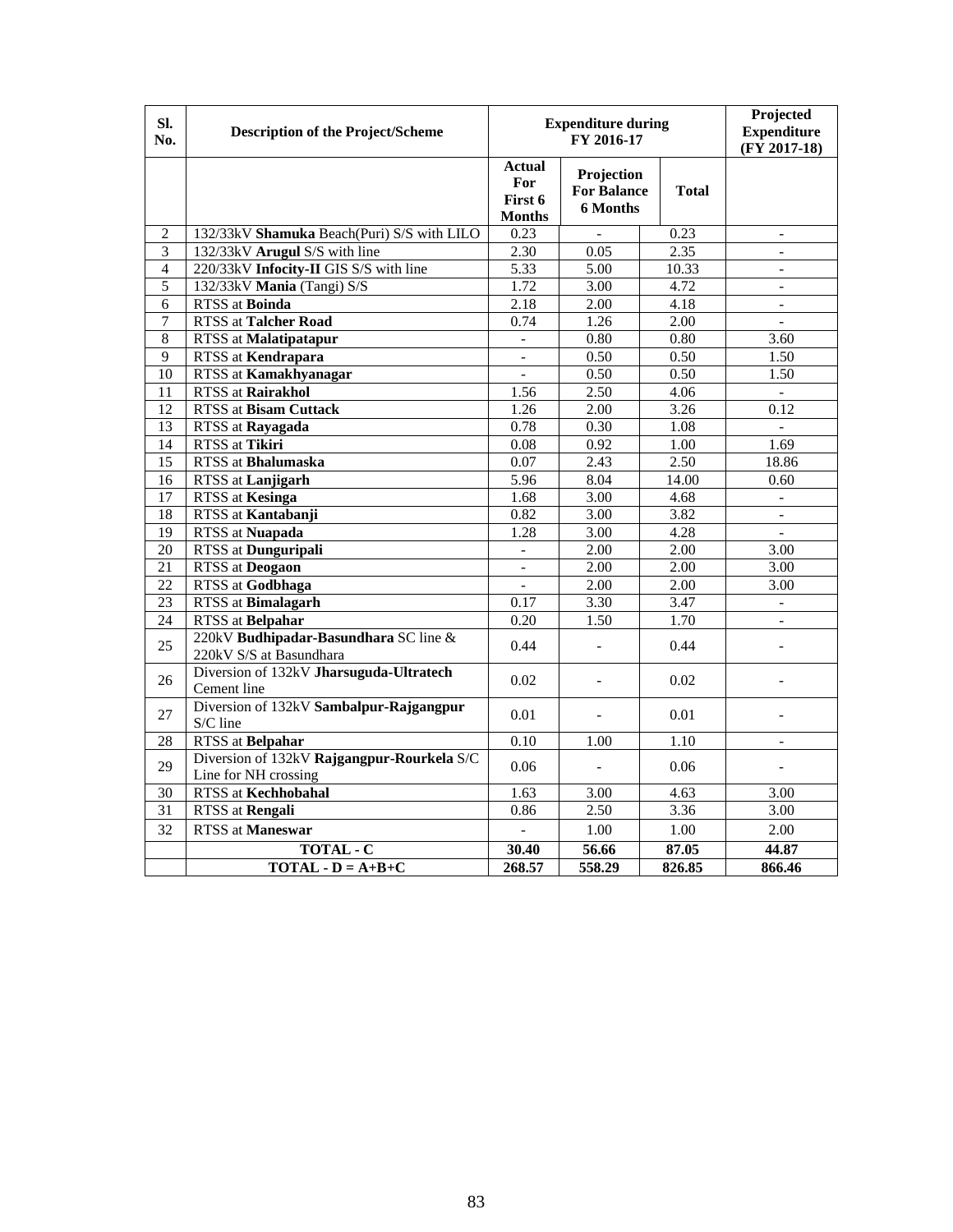| Sl. No. | Description of the Project/Scheme | Expenditure during FY 2016-17 | | | Projected Expenditure (FY 2017-18) |
|---|---|---|---|---|---|
| | | **Actual For First 6 Months** | **Projection For Balance 6 Months** | **Total** | |
| 2 | 132/33kV **Shamuka** Beach(Puri) S/S with LILO | 0.23 | - | 0.23 | - |
| 3 | 132/33kV **Arugul** S/S with line | 2.30 | 0.05 | 2.35 | - |
| 4 | 220/33kV **Infocity-II** GIS S/S with line | 5.33 | 5.00 | 10.33 | - |
| 5 | 132/33kV **Mania** (Tangi) S/S | 1.72 | 3.00 | 4.72 | - |
| 6 | RTSS at **Boinda** | 2.18 | 2.00 | 4.18 | - |
| 7 | RTSS at **Talcher Road** | 0.74 | 1.26 | 2.00 | - |
| 8 | RTSS at **Malatipatapur** | - | 0.80 | 0.80 | 3.60 |
| 9 | RTSS at **Kendrapara** | - | 0.50 | 0.50 | 1.50 |
| 10 | RTSS at **Kamakhyanagar** | - | 0.50 | 0.50 | 1.50 |
| 11 | RTSS at **Rairakhol** | 1.56 | 2.50 | 4.06 | - |
| 12 | RTSS at **Bisam Cuttack** | 1.26 | 2.00 | 3.26 | 0.12 |
| 13 | RTSS at **Rayagada** | 0.78 | 0.30 | 1.08 | - |
| 14 | RTSS at **Tikiri** | 0.08 | 0.92 | 1.00 | 1.69 |
| 15 | RTSS at **Bhalumaska** | 0.07 | 2.43 | 2.50 | 18.86 |
| 16 | RTSS at **Lanjigarh** | 5.96 | 8.04 | 14.00 | 0.60 |
| 17 | RTSS at **Kesinga** | 1.68 | 3.00 | 4.68 | - |
| 18 | RTSS at **Kantabanji** | 0.82 | 3.00 | 3.82 | - |
| 19 | RTSS at **Nuapada** | 1.28 | 3.00 | 4.28 | - |
| 20 | RTSS at **Dunguripali** | - | 2.00 | 2.00 | 3.00 |
| 21 | RTSS at **Deogaon** | - | 2.00 | 2.00 | 3.00 |
| 22 | RTSS at **Godbhaga** | - | 2.00 | 2.00 | 3.00 |
| 23 | RTSS at **Bimalagarh** | 0.17 | 3.30 | 3.47 | - |
| 24 | RTSS at **Belpahar** | 0.20 | 1.50 | 1.70 | - |
| 25 | 220kV **Budhipadar-Basundhara** SC line & 220kV S/S at Basundhara | 0.44 | - | 0.44 | - |
| 26 | Diversion of 132kV **Jharsuguda-Ultratech** Cement line | 0.02 | - | 0.02 | - |
| 27 | Diversion of 132kV **Sambalpur-Rajgangpur** S/C line | 0.01 | - | 0.01 | - |
| 28 | RTSS at **Belpahar** | 0.10 | 1.00 | 1.10 | - |
| 29 | Diversion of 132kV **Rajgangpur-Rourkela** S/C Line for NH crossing | 0.06 | - | 0.06 | - |
| 30 | RTSS at **Kechhobahal** | 1.63 | 3.00 | 4.63 | 3.00 |
| 31 | RTSS at **Rengali** | 0.86 | 2.50 | 3.36 | 3.00 |
| 32 | RTSS at **Maneswar** | - | 1.00 | 1.00 | 2.00 |
| | **TOTAL - C** | **30.40** | **56.66** | **87.05** | **44.87** |
| | **TOTAL - D = A+B+C** | **268.57** | **558.29** | **826.85** | **866.46** |